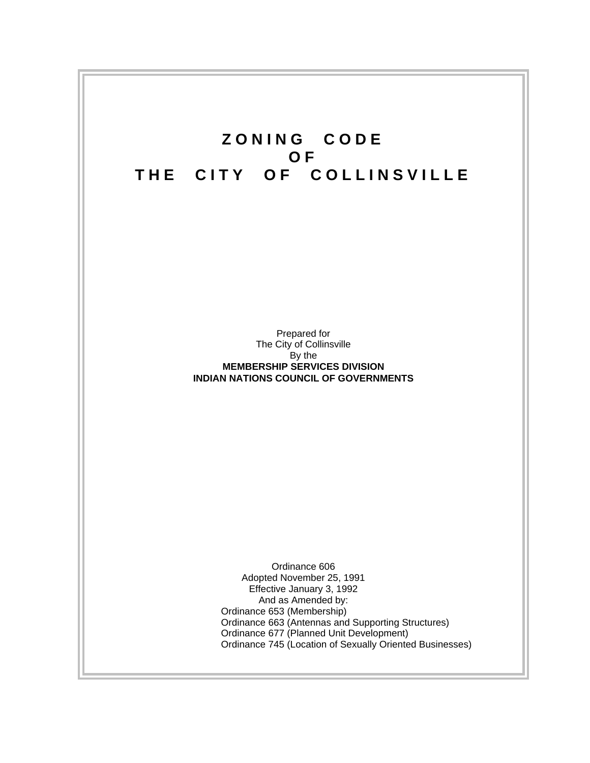# ZONING CODE OF THE CITY OF COLLINSVILLE

Prepared for
The City of Collinsville
By the
**MEMBERSHIP SERVICES DIVISION**
**INDIAN NATIONS COUNCIL OF GOVERNMENTS**

Ordinance 606
Adopted November 25, 1991
Effective January 3, 1992
And as Amended by:
Ordinance 653 (Membership)
Ordinance 663 (Antennas and Supporting Structures)
Ordinance 677 (Planned Unit Development)
Ordinance 745 (Location of Sexually Oriented Businesses)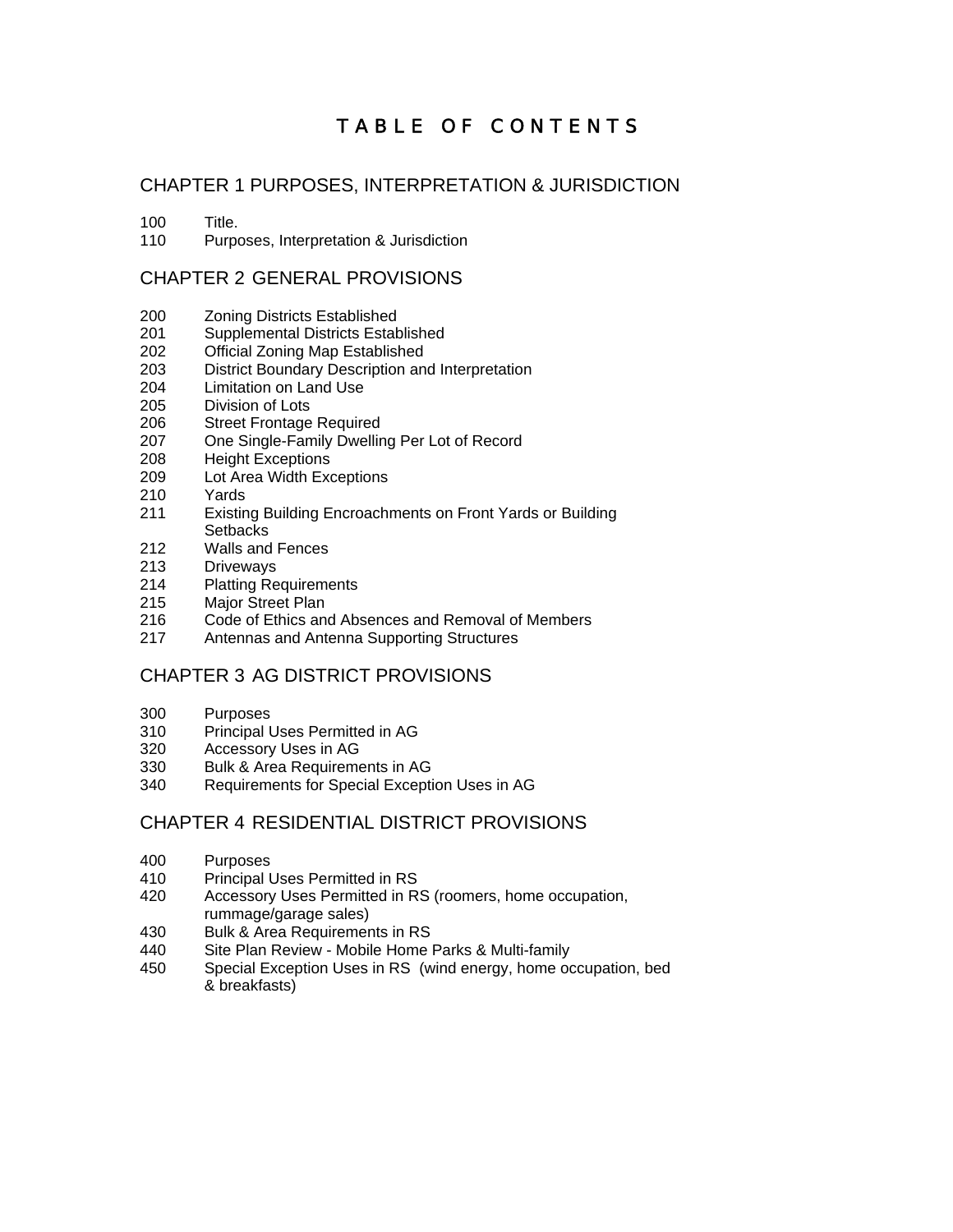# TABLE OF CONTENTS

## CHAPTER 1 PURPOSES, INTERPRETATION & JURISDICTION

100 Title.
110 Purposes, Interpretation & Jurisdiction

## CHAPTER 2 GENERAL PROVISIONS

200 Zoning Districts Established
201 Supplemental Districts Established
202 Official Zoning Map Established
203 District Boundary Description and Interpretation
204 Limitation on Land Use
205 Division of Lots
206 Street Frontage Required
207 One Single-Family Dwelling Per Lot of Record
208 Height Exceptions
209 Lot Area Width Exceptions
210 Yards
211 Existing Building Encroachments on Front Yards or Building Setbacks
212 Walls and Fences
213 Driveways
214 Platting Requirements
215 Major Street Plan
216 Code of Ethics and Absences and Removal of Members
217 Antennas and Antenna Supporting Structures

## CHAPTER 3 AG DISTRICT PROVISIONS

300 Purposes
310 Principal Uses Permitted in AG
320 Accessory Uses in AG
330 Bulk & Area Requirements in AG
340 Requirements for Special Exception Uses in AG

## CHAPTER 4 RESIDENTIAL DISTRICT PROVISIONS

400 Purposes
410 Principal Uses Permitted in RS
420 Accessory Uses Permitted in RS (roomers, home occupation, rummage/garage sales)
430 Bulk & Area Requirements in RS
440 Site Plan Review - Mobile Home Parks & Multi-family
450 Special Exception Uses in RS (wind energy, home occupation, bed & breakfasts)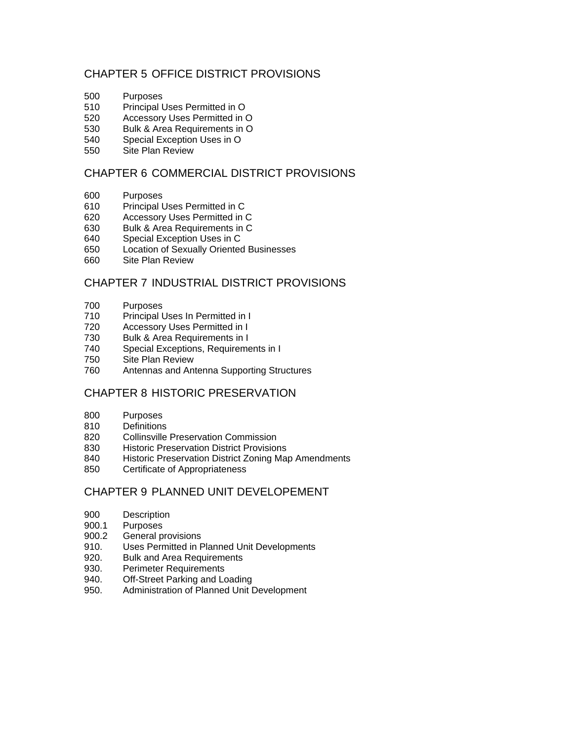## CHAPTER 5 OFFICE DISTRICT PROVISIONS

500 Purposes
510 Principal Uses Permitted in O
520 Accessory Uses Permitted in O
530 Bulk & Area Requirements in O
540 Special Exception Uses in O
550 Site Plan Review

## CHAPTER 6 COMMERCIAL DISTRICT PROVISIONS

600 Purposes
610 Principal Uses Permitted in C
620 Accessory Uses Permitted in C
630 Bulk & Area Requirements in C
640 Special Exception Uses in C
650 Location of Sexually Oriented Businesses
660 Site Plan Review

## CHAPTER 7 INDUSTRIAL DISTRICT PROVISIONS

700 Purposes
710 Principal Uses In Permitted in I
720 Accessory Uses Permitted in I
730 Bulk & Area Requirements in I
740 Special Exceptions, Requirements in I
750 Site Plan Review
760 Antennas and Antenna Supporting Structures

## CHAPTER 8 HISTORIC PRESERVATION

800 Purposes
810 Definitions
820 Collinsville Preservation Commission
830 Historic Preservation District Provisions
840 Historic Preservation District Zoning Map Amendments
850 Certificate of Appropriateness

## CHAPTER 9 PLANNED UNIT DEVELOPEMENT

900 Description
900.1 Purposes
900.2 General provisions
910. Uses Permitted in Planned Unit Developments
920. Bulk and Area Requirements
930. Perimeter Requirements
940. Off-Street Parking and Loading
950. Administration of Planned Unit Development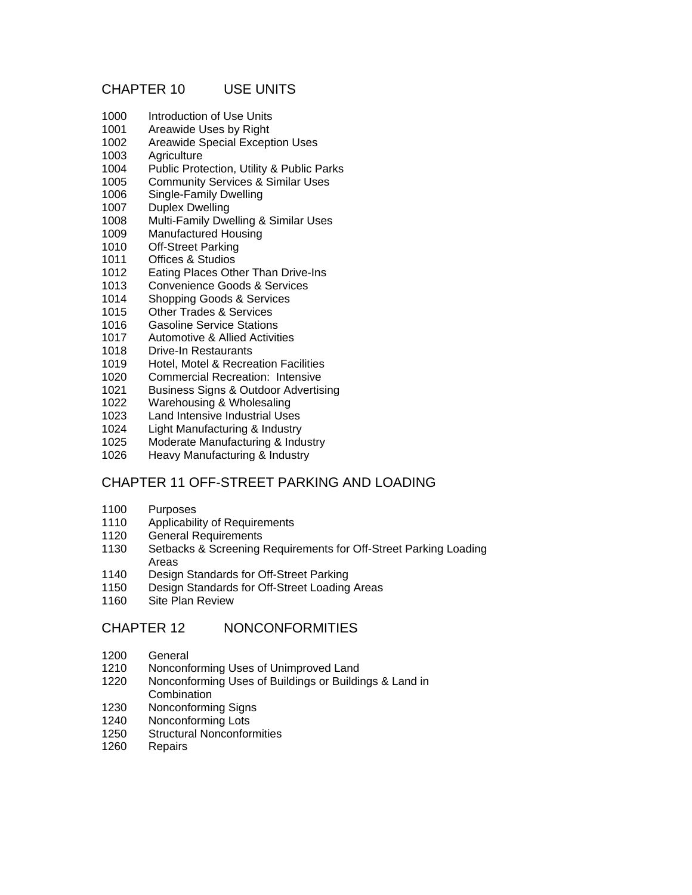## CHAPTER 10 USE UNITS

1000 Introduction of Use Units
1001 Areawide Uses by Right
1002 Areawide Special Exception Uses
1003 Agriculture
1004 Public Protection, Utility & Public Parks
1005 Community Services & Similar Uses
1006 Single-Family Dwelling
1007 Duplex Dwelling
1008 Multi-Family Dwelling & Similar Uses
1009 Manufactured Housing
1010 Off-Street Parking
1011 Offices & Studios
1012 Eating Places Other Than Drive-Ins
1013 Convenience Goods & Services
1014 Shopping Goods & Services
1015 Other Trades & Services
1016 Gasoline Service Stations
1017 Automotive & Allied Activities
1018 Drive-In Restaurants
1019 Hotel, Motel & Recreation Facilities
1020 Commercial Recreation: Intensive
1021 Business Signs & Outdoor Advertising
1022 Warehousing & Wholesaling
1023 Land Intensive Industrial Uses
1024 Light Manufacturing & Industry
1025 Moderate Manufacturing & Industry
1026 Heavy Manufacturing & Industry

## CHAPTER 11 OFF-STREET PARKING AND LOADING

1100 Purposes
1110 Applicability of Requirements
1120 General Requirements
1130 Setbacks & Screening Requirements for Off-Street Parking Loading Areas
1140 Design Standards for Off-Street Parking
1150 Design Standards for Off-Street Loading Areas
1160 Site Plan Review

## CHAPTER 12 NONCONFORMITIES

1200 General
1210 Nonconforming Uses of Unimproved Land
1220 Nonconforming Uses of Buildings or Buildings & Land in Combination
1230 Nonconforming Signs
1240 Nonconforming Lots
1250 Structural Nonconformities
1260 Repairs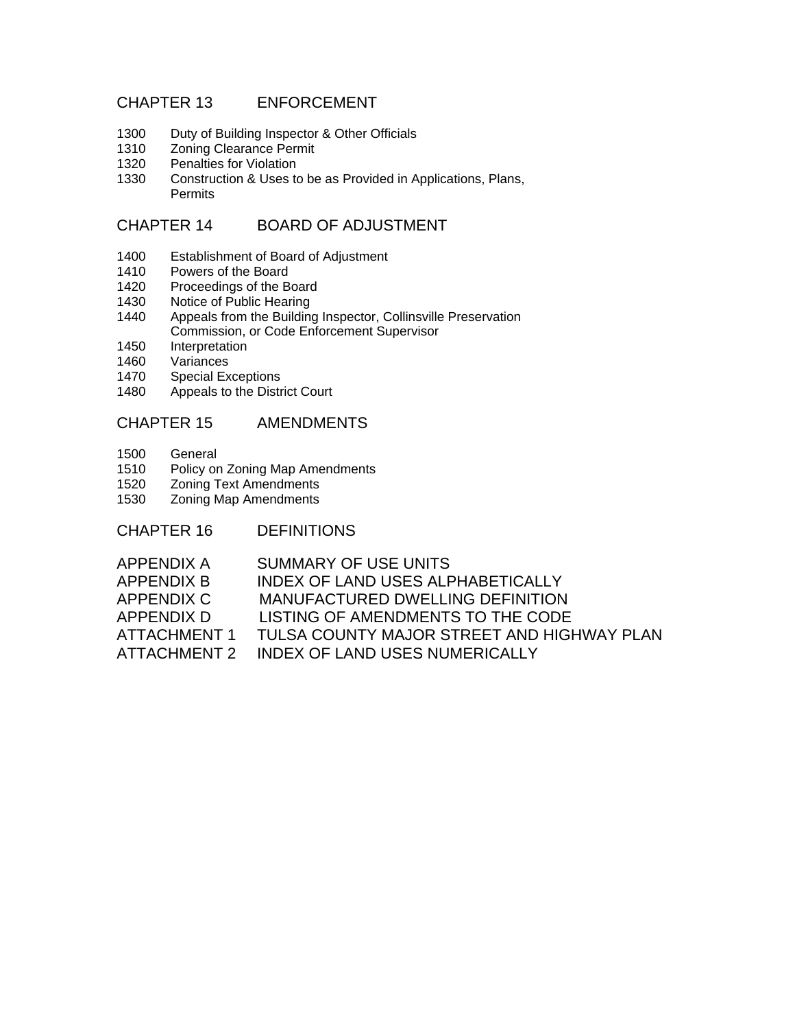## CHAPTER 13 ENFORCEMENT

1300 Duty of Building Inspector & Other Officials
1310 Zoning Clearance Permit
1320 Penalties for Violation
1330 Construction & Uses to be as Provided in Applications, Plans, Permits

## CHAPTER 14 BOARD OF ADJUSTMENT

1400 Establishment of Board of Adjustment
1410 Powers of the Board
1420 Proceedings of the Board
1430 Notice of Public Hearing
1440 Appeals from the Building Inspector, Collinsville Preservation Commission, or Code Enforcement Supervisor
1450 Interpretation
1460 Variances
1470 Special Exceptions
1480 Appeals to the District Court

## CHAPTER 15 AMENDMENTS

1500 General
1510 Policy on Zoning Map Amendments
1520 Zoning Text Amendments
1530 Zoning Map Amendments

## CHAPTER 16 DEFINITIONS

APPENDIX A SUMMARY OF USE UNITS
APPENDIX B INDEX OF LAND USES ALPHABETICALLY
APPENDIX C MANUFACTURED DWELLING DEFINITION
APPENDIX D LISTING OF AMENDMENTS TO THE CODE
ATTACHMENT 1 TULSA COUNTY MAJOR STREET AND HIGHWAY PLAN
ATTACHMENT 2 INDEX OF LAND USES NUMERICALLY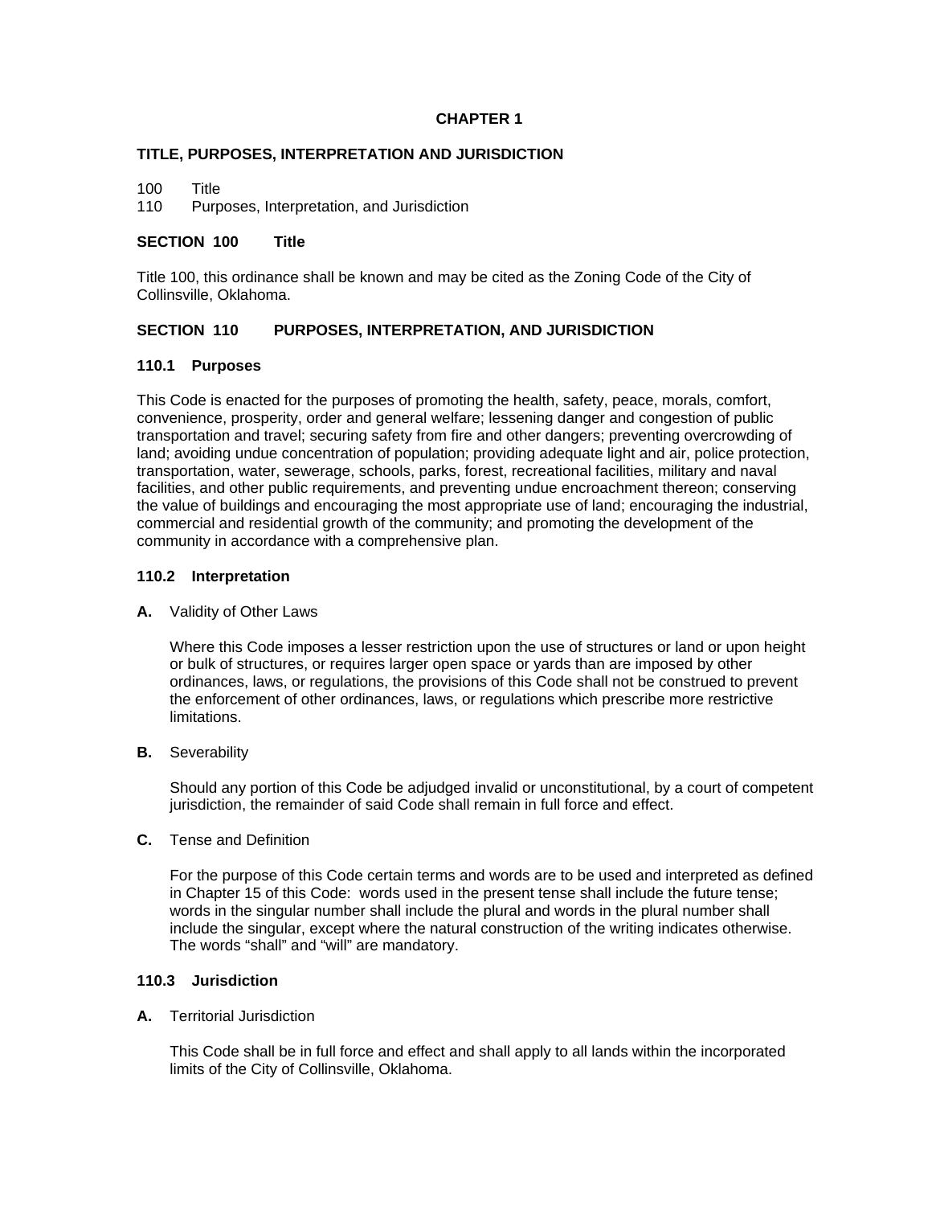# CHAPTER 1

## TITLE, PURPOSES, INTERPRETATION AND JURISDICTION

100 Title
110 Purposes, Interpretation, and Jurisdiction

## SECTION 100 Title

Title 100, this ordinance shall be known and may be cited as the Zoning Code of the City of Collinsville, Oklahoma.

## SECTION 110 PURPOSES, INTERPRETATION, AND JURISDICTION

### 110.1 Purposes

This Code is enacted for the purposes of promoting the health, safety, peace, morals, comfort, convenience, prosperity, order and general welfare; lessening danger and congestion of public transportation and travel; securing safety from fire and other dangers; preventing overcrowding of land; avoiding undue concentration of population; providing adequate light and air, police protection, transportation, water, sewerage, schools, parks, forest, recreational facilities, military and naval facilities, and other public requirements, and preventing undue encroachment thereon; conserving the value of buildings and encouraging the most appropriate use of land; encouraging the industrial, commercial and residential growth of the community; and promoting the development of the community in accordance with a comprehensive plan.

### 110.2 Interpretation

**A.** Validity of Other Laws

Where this Code imposes a lesser restriction upon the use of structures or land or upon height or bulk of structures, or requires larger open space or yards than are imposed by other ordinances, laws, or regulations, the provisions of this Code shall not be construed to prevent the enforcement of other ordinances, laws, or regulations which prescribe more restrictive limitations.

**B.** Severability

Should any portion of this Code be adjudged invalid or unconstitutional, by a court of competent jurisdiction, the remainder of said Code shall remain in full force and effect.

**C.** Tense and Definition

For the purpose of this Code certain terms and words are to be used and interpreted as defined in Chapter 15 of this Code: words used in the present tense shall include the future tense; words in the singular number shall include the plural and words in the plural number shall include the singular, except where the natural construction of the writing indicates otherwise. The words "shall" and "will" are mandatory.

### 110.3 Jurisdiction

**A.** Territorial Jurisdiction

This Code shall be in full force and effect and shall apply to all lands within the incorporated limits of the City of Collinsville, Oklahoma.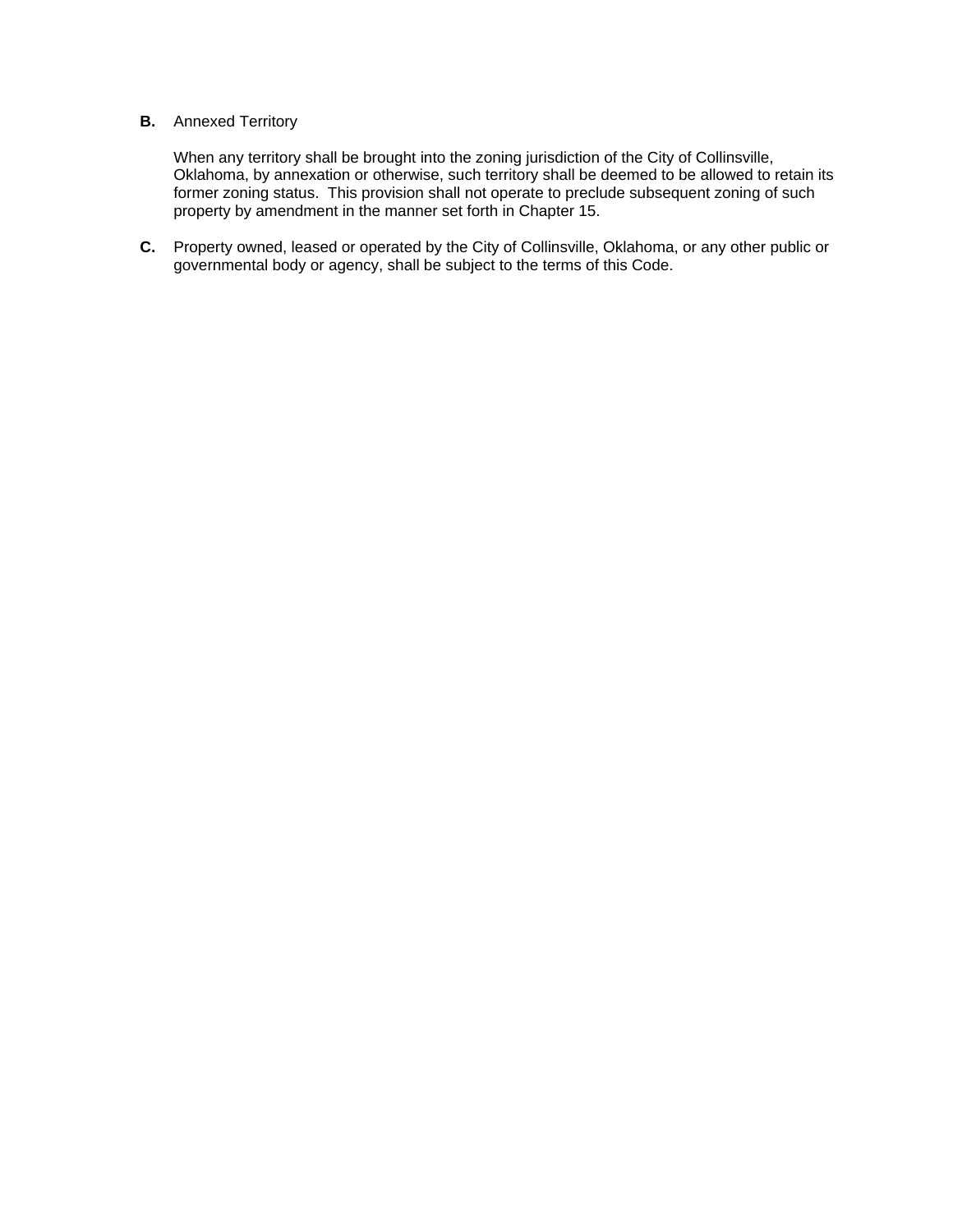**B.** Annexed Territory

When any territory shall be brought into the zoning jurisdiction of the City of Collinsville, Oklahoma, by annexation or otherwise, such territory shall be deemed to be allowed to retain its former zoning status. This provision shall not operate to preclude subsequent zoning of such property by amendment in the manner set forth in Chapter 15.

**C.** Property owned, leased or operated by the City of Collinsville, Oklahoma, or any other public or governmental body or agency, shall be subject to the terms of this Code.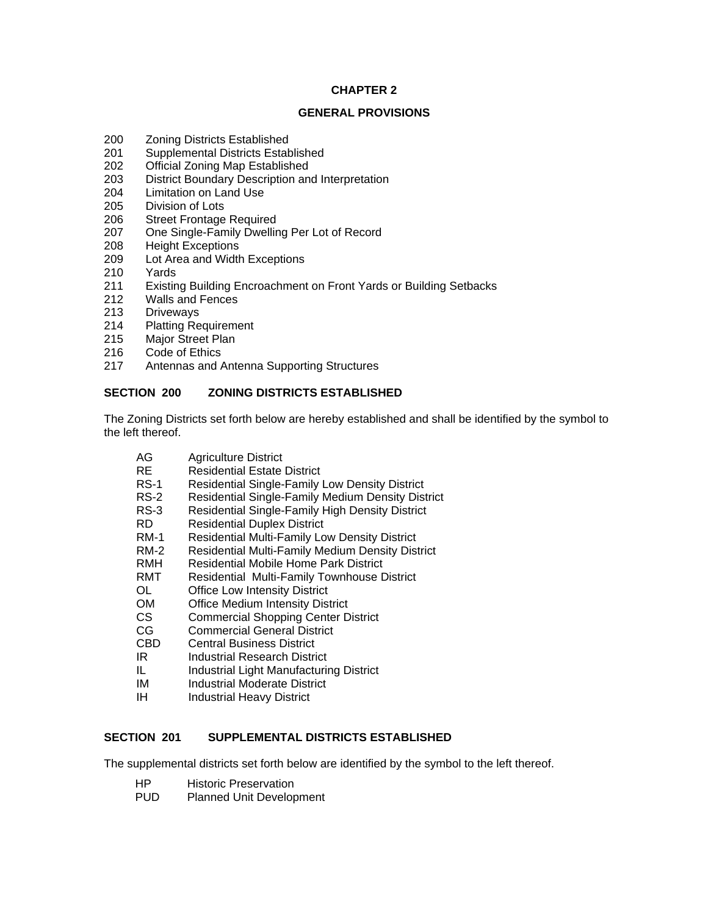# CHAPTER 2

## GENERAL PROVISIONS

200 Zoning Districts Established
201 Supplemental Districts Established
202 Official Zoning Map Established
203 District Boundary Description and Interpretation
204 Limitation on Land Use
205 Division of Lots
206 Street Frontage Required
207 One Single-Family Dwelling Per Lot of Record
208 Height Exceptions
209 Lot Area and Width Exceptions
210 Yards
211 Existing Building Encroachment on Front Yards or Building Setbacks
212 Walls and Fences
213 Driveways
214 Platting Requirement
215 Major Street Plan
216 Code of Ethics
217 Antennas and Antenna Supporting Structures

### SECTION 200 ZONING DISTRICTS ESTABLISHED

The Zoning Districts set forth below are hereby established and shall be identified by the symbol to the left thereof.

AG Agriculture District
RE Residential Estate District
RS-1 Residential Single-Family Low Density District
RS-2 Residential Single-Family Medium Density District
RS-3 Residential Single-Family High Density District
RD Residential Duplex District
RM-1 Residential Multi-Family Low Density District
RM-2 Residential Multi-Family Medium Density District
RMH Residential Mobile Home Park District
RMT Residential Multi-Family Townhouse District
OL Office Low Intensity District
OM Office Medium Intensity District
CS Commercial Shopping Center District
CG Commercial General District
CBD Central Business District
IR Industrial Research District
IL Industrial Light Manufacturing District
IM Industrial Moderate District
IH Industrial Heavy District

### SECTION 201 SUPPLEMENTAL DISTRICTS ESTABLISHED

The supplemental districts set forth below are identified by the symbol to the left thereof.

HP Historic Preservation
PUD Planned Unit Development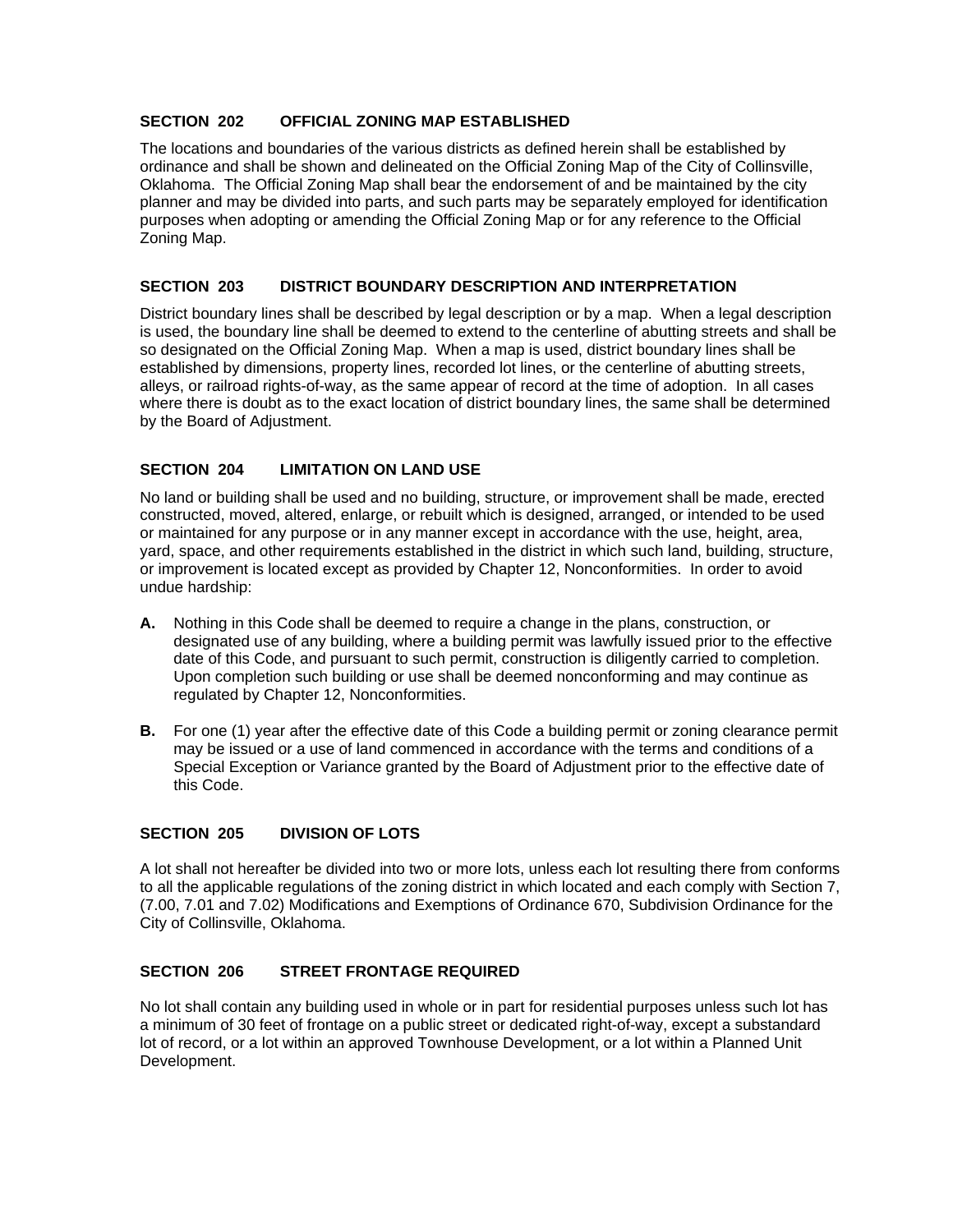## SECTION 202 OFFICIAL ZONING MAP ESTABLISHED

The locations and boundaries of the various districts as defined herein shall be established by ordinance and shall be shown and delineated on the Official Zoning Map of the City of Collinsville, Oklahoma. The Official Zoning Map shall bear the endorsement of and be maintained by the city planner and may be divided into parts, and such parts may be separately employed for identification purposes when adopting or amending the Official Zoning Map or for any reference to the Official Zoning Map.

## SECTION 203 DISTRICT BOUNDARY DESCRIPTION AND INTERPRETATION

District boundary lines shall be described by legal description or by a map. When a legal description is used, the boundary line shall be deemed to extend to the centerline of abutting streets and shall be so designated on the Official Zoning Map. When a map is used, district boundary lines shall be established by dimensions, property lines, recorded lot lines, or the centerline of abutting streets, alleys, or railroad rights-of-way, as the same appear of record at the time of adoption. In all cases where there is doubt as to the exact location of district boundary lines, the same shall be determined by the Board of Adjustment.

## SECTION 204 LIMITATION ON LAND USE

No land or building shall be used and no building, structure, or improvement shall be made, erected constructed, moved, altered, enlarge, or rebuilt which is designed, arranged, or intended to be used or maintained for any purpose or in any manner except in accordance with the use, height, area, yard, space, and other requirements established in the district in which such land, building, structure, or improvement is located except as provided by Chapter 12, Nonconformities. In order to avoid undue hardship:

**A.** Nothing in this Code shall be deemed to require a change in the plans, construction, or designated use of any building, where a building permit was lawfully issued prior to the effective date of this Code, and pursuant to such permit, construction is diligently carried to completion. Upon completion such building or use shall be deemed nonconforming and may continue as regulated by Chapter 12, Nonconformities.

**B.** For one (1) year after the effective date of this Code a building permit or zoning clearance permit may be issued or a use of land commenced in accordance with the terms and conditions of a Special Exception or Variance granted by the Board of Adjustment prior to the effective date of this Code.

## SECTION 205 DIVISION OF LOTS

A lot shall not hereafter be divided into two or more lots, unless each lot resulting there from conforms to all the applicable regulations of the zoning district in which located and each comply with Section 7, (7.00, 7.01 and 7.02) Modifications and Exemptions of Ordinance 670, Subdivision Ordinance for the City of Collinsville, Oklahoma.

## SECTION 206 STREET FRONTAGE REQUIRED

No lot shall contain any building used in whole or in part for residential purposes unless such lot has a minimum of 30 feet of frontage on a public street or dedicated right-of-way, except a substandard lot of record, or a lot within an approved Townhouse Development, or a lot within a Planned Unit Development.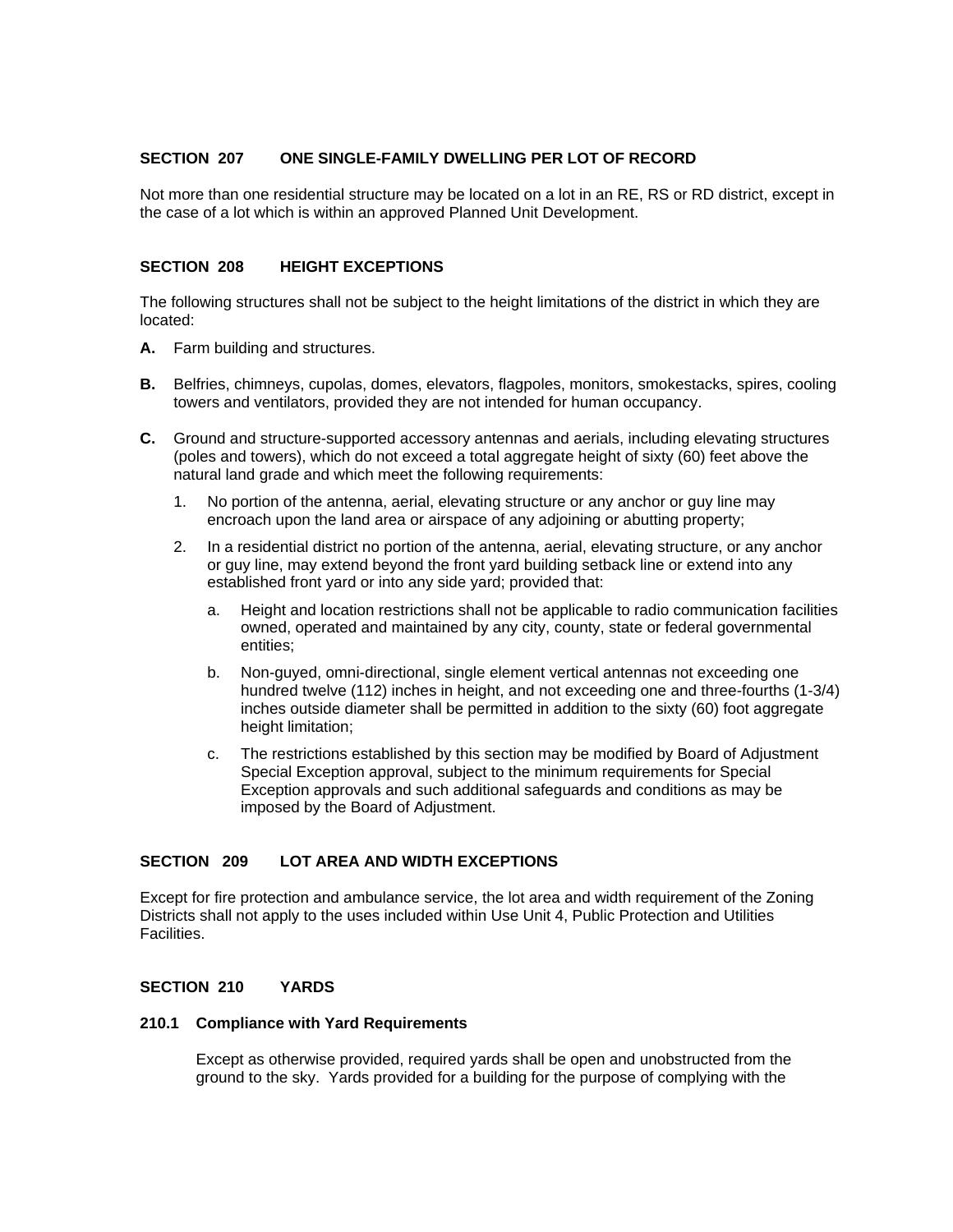### SECTION 207 ONE SINGLE-FAMILY DWELLING PER LOT OF RECORD

Not more than one residential structure may be located on a lot in an RE, RS or RD district, except in the case of a lot which is within an approved Planned Unit Development.

### SECTION 208 HEIGHT EXCEPTIONS

The following structures shall not be subject to the height limitations of the district in which they are located:

**A.** Farm building and structures.

**B.** Belfries, chimneys, cupolas, domes, elevators, flagpoles, monitors, smokestacks, spires, cooling towers and ventilators, provided they are not intended for human occupancy.

**C.** Ground and structure-supported accessory antennas and aerials, including elevating structures (poles and towers), which do not exceed a total aggregate height of sixty (60) feet above the natural land grade and which meet the following requirements:

1. No portion of the antenna, aerial, elevating structure or any anchor or guy line may encroach upon the land area or airspace of any adjoining or abutting property;
2. In a residential district no portion of the antenna, aerial, elevating structure, or any anchor or guy line, may extend beyond the front yard building setback line or extend into any established front yard or into any side yard; provided that:
   a. Height and location restrictions shall not be applicable to radio communication facilities owned, operated and maintained by any city, county, state or federal governmental entities;
   b. Non-guyed, omni-directional, single element vertical antennas not exceeding one hundred twelve (112) inches in height, and not exceeding one and three-fourths (1-3/4) inches outside diameter shall be permitted in addition to the sixty (60) foot aggregate height limitation;
   c. The restrictions established by this section may be modified by Board of Adjustment Special Exception approval, subject to the minimum requirements for Special Exception approvals and such additional safeguards and conditions as may be imposed by the Board of Adjustment.

### SECTION 209 LOT AREA AND WIDTH EXCEPTIONS

Except for fire protection and ambulance service, the lot area and width requirement of the Zoning Districts shall not apply to the uses included within Use Unit 4, Public Protection and Utilities Facilities.

### SECTION 210 YARDS

#### 210.1 Compliance with Yard Requirements

Except as otherwise provided, required yards shall be open and unobstructed from the ground to the sky. Yards provided for a building for the purpose of complying with the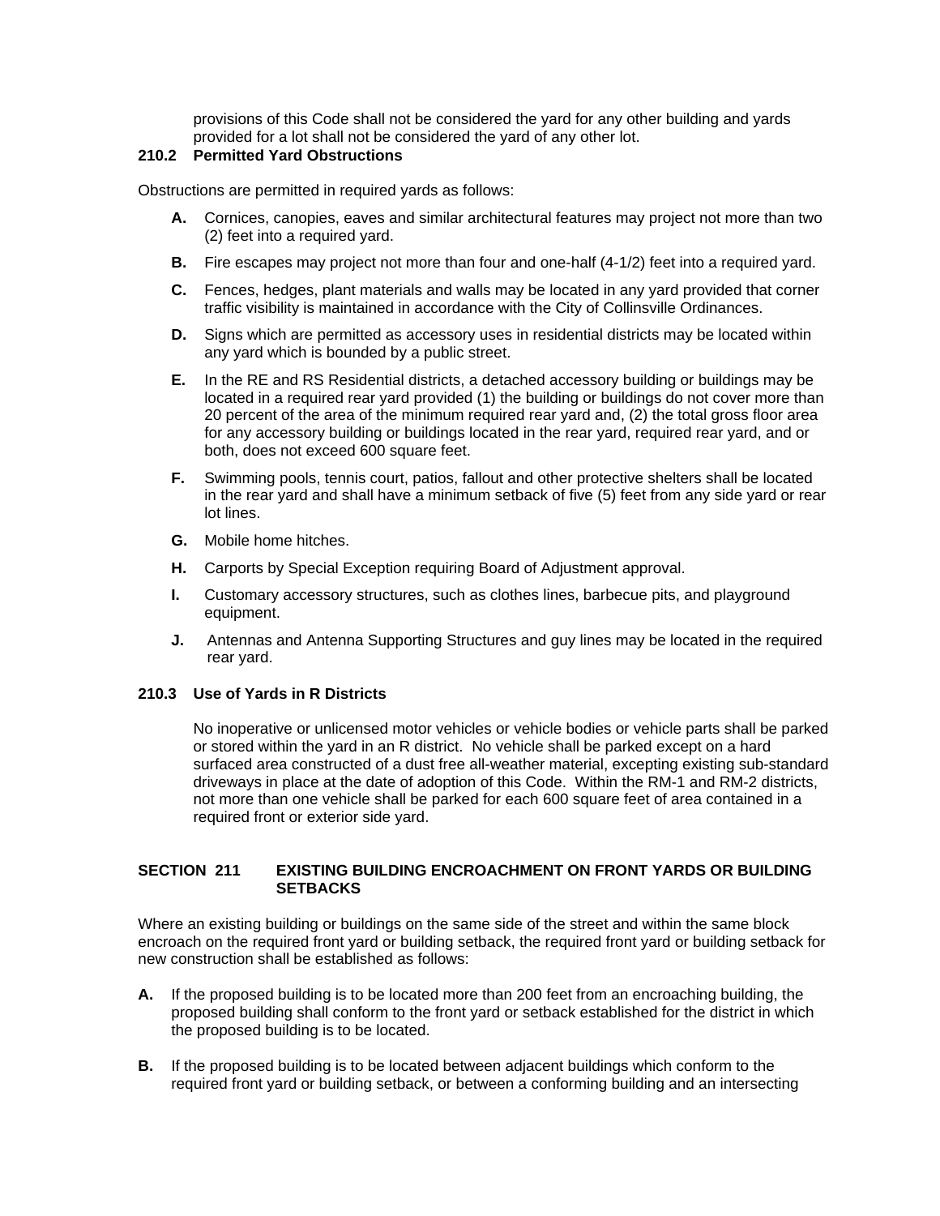provisions of this Code shall not be considered the yard for any other building and yards provided for a lot shall not be considered the yard of any other lot.

### 210.2 Permitted Yard Obstructions

Obstructions are permitted in required yards as follows:

**A.** Cornices, canopies, eaves and similar architectural features may project not more than two (2) feet into a required yard.

**B.** Fire escapes may project not more than four and one-half (4-1/2) feet into a required yard.

**C.** Fences, hedges, plant materials and walls may be located in any yard provided that corner traffic visibility is maintained in accordance with the City of Collinsville Ordinances.

**D.** Signs which are permitted as accessory uses in residential districts may be located within any yard which is bounded by a public street.

**E.** In the RE and RS Residential districts, a detached accessory building or buildings may be located in a required rear yard provided (1) the building or buildings do not cover more than 20 percent of the area of the minimum required rear yard and, (2) the total gross floor area for any accessory building or buildings located in the rear yard, required rear yard, and or both, does not exceed 600 square feet.

**F.** Swimming pools, tennis court, patios, fallout and other protective shelters shall be located in the rear yard and shall have a minimum setback of five (5) feet from any side yard or rear lot lines.

**G.** Mobile home hitches.

**H.** Carports by Special Exception requiring Board of Adjustment approval.

**I.** Customary accessory structures, such as clothes lines, barbecue pits, and playground equipment.

**J.** Antennas and Antenna Supporting Structures and guy lines may be located in the required rear yard.

### 210.3 Use of Yards in R Districts

No inoperative or unlicensed motor vehicles or vehicle bodies or vehicle parts shall be parked or stored within the yard in an R district. No vehicle shall be parked except on a hard surfaced area constructed of a dust free all-weather material, excepting existing sub-standard driveways in place at the date of adoption of this Code. Within the RM-1 and RM-2 districts, not more than one vehicle shall be parked for each 600 square feet of area contained in a required front or exterior side yard.

## SECTION 211 EXISTING BUILDING ENCROACHMENT ON FRONT YARDS OR BUILDING SETBACKS

Where an existing building or buildings on the same side of the street and within the same block encroach on the required front yard or building setback, the required front yard or building setback for new construction shall be established as follows:

**A.** If the proposed building is to be located more than 200 feet from an encroaching building, the proposed building shall conform to the front yard or setback established for the district in which the proposed building is to be located.

**B.** If the proposed building is to be located between adjacent buildings which conform to the required front yard or building setback, or between a conforming building and an intersecting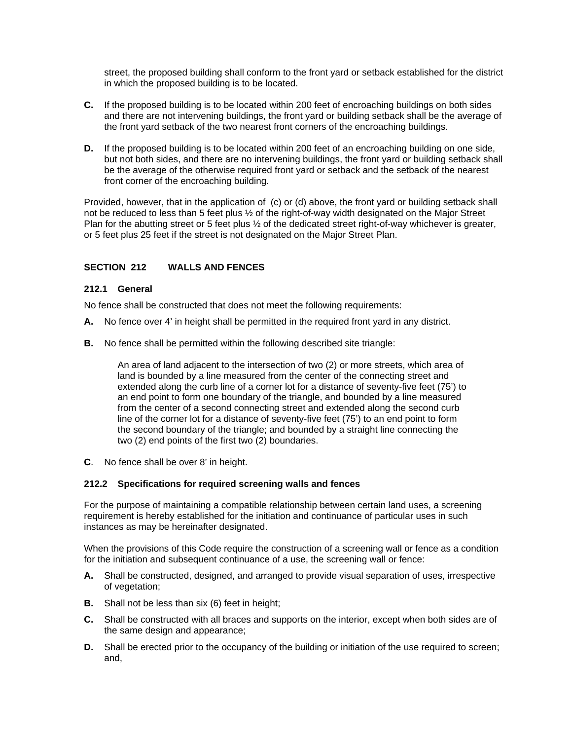street, the proposed building shall conform to the front yard or setback established for the district in which the proposed building is to be located.

**C.** If the proposed building is to be located within 200 feet of encroaching buildings on both sides and there are not intervening buildings, the front yard or building setback shall be the average of the front yard setback of the two nearest front corners of the encroaching buildings.

**D.** If the proposed building is to be located within 200 feet of an encroaching building on one side, but not both sides, and there are no intervening buildings, the front yard or building setback shall be the average of the otherwise required front yard or setback and the setback of the nearest front corner of the encroaching building.

Provided, however, that in the application of (c) or (d) above, the front yard or building setback shall not be reduced to less than 5 feet plus ½ of the right-of-way width designated on the Major Street Plan for the abutting street or 5 feet plus ½ of the dedicated street right-of-way whichever is greater, or 5 feet plus 25 feet if the street is not designated on the Major Street Plan.

## SECTION 212 WALLS AND FENCES

### 212.1 General

No fence shall be constructed that does not meet the following requirements:

**A.** No fence over 4' in height shall be permitted in the required front yard in any district.

**B.** No fence shall be permitted within the following described site triangle:

> An area of land adjacent to the intersection of two (2) or more streets, which area of land is bounded by a line measured from the center of the connecting street and extended along the curb line of a corner lot for a distance of seventy-five feet (75') to an end point to form one boundary of the triangle, and bounded by a line measured from the center of a second connecting street and extended along the second curb line of the corner lot for a distance of seventy-five feet (75') to an end point to form the second boundary of the triangle; and bounded by a straight line connecting the two (2) end points of the first two (2) boundaries.

**C**. No fence shall be over 8' in height.

### 212.2 Specifications for required screening walls and fences

For the purpose of maintaining a compatible relationship between certain land uses, a screening requirement is hereby established for the initiation and continuance of particular uses in such instances as may be hereinafter designated.

When the provisions of this Code require the construction of a screening wall or fence as a condition for the initiation and subsequent continuance of a use, the screening wall or fence:

**A.** Shall be constructed, designed, and arranged to provide visual separation of uses, irrespective of vegetation;

**B.** Shall not be less than six (6) feet in height;

**C.** Shall be constructed with all braces and supports on the interior, except when both sides are of the same design and appearance;

**D.** Shall be erected prior to the occupancy of the building or initiation of the use required to screen; and,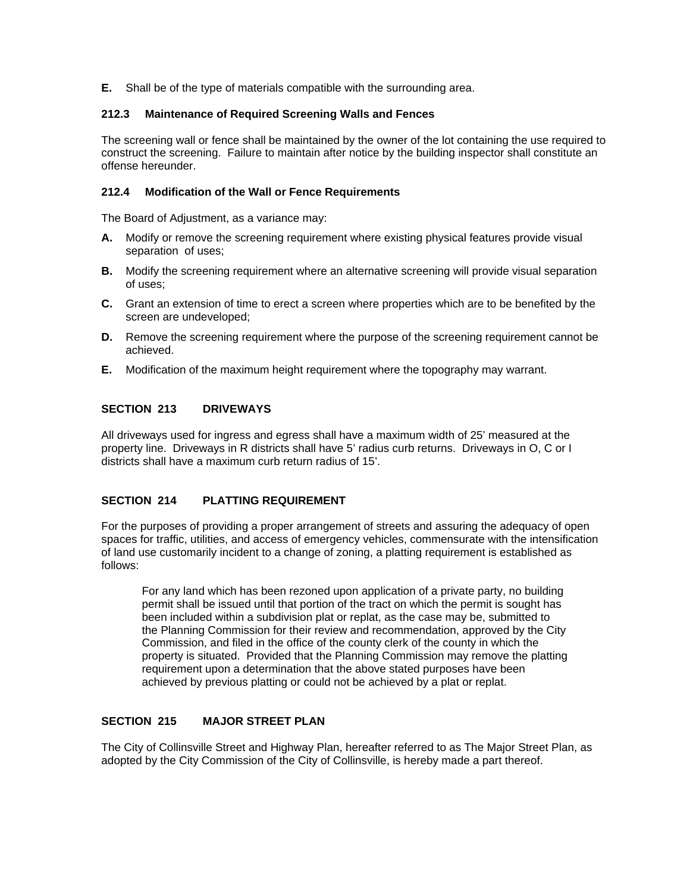**E.** Shall be of the type of materials compatible with the surrounding area.

### 212.3 Maintenance of Required Screening Walls and Fences

The screening wall or fence shall be maintained by the owner of the lot containing the use required to construct the screening. Failure to maintain after notice by the building inspector shall constitute an offense hereunder.

### 212.4 Modification of the Wall or Fence Requirements

The Board of Adjustment, as a variance may:

**A.** Modify or remove the screening requirement where existing physical features provide visual separation of uses;

**B.** Modify the screening requirement where an alternative screening will provide visual separation of uses;

**C.** Grant an extension of time to erect a screen where properties which are to be benefited by the screen are undeveloped;

**D.** Remove the screening requirement where the purpose of the screening requirement cannot be achieved.

**E.** Modification of the maximum height requirement where the topography may warrant.

## SECTION 213 DRIVEWAYS

All driveways used for ingress and egress shall have a maximum width of 25' measured at the property line. Driveways in R districts shall have 5' radius curb returns. Driveways in O, C or I districts shall have a maximum curb return radius of 15'.

## SECTION 214 PLATTING REQUIREMENT

For the purposes of providing a proper arrangement of streets and assuring the adequacy of open spaces for traffic, utilities, and access of emergency vehicles, commensurate with the intensification of land use customarily incident to a change of zoning, a platting requirement is established as follows:

> For any land which has been rezoned upon application of a private party, no building permit shall be issued until that portion of the tract on which the permit is sought has been included within a subdivision plat or replat, as the case may be, submitted to the Planning Commission for their review and recommendation, approved by the City Commission, and filed in the office of the county clerk of the county in which the property is situated. Provided that the Planning Commission may remove the platting requirement upon a determination that the above stated purposes have been achieved by previous platting or could not be achieved by a plat or replat.

## SECTION 215 MAJOR STREET PLAN

The City of Collinsville Street and Highway Plan, hereafter referred to as The Major Street Plan, as adopted by the City Commission of the City of Collinsville, is hereby made a part thereof.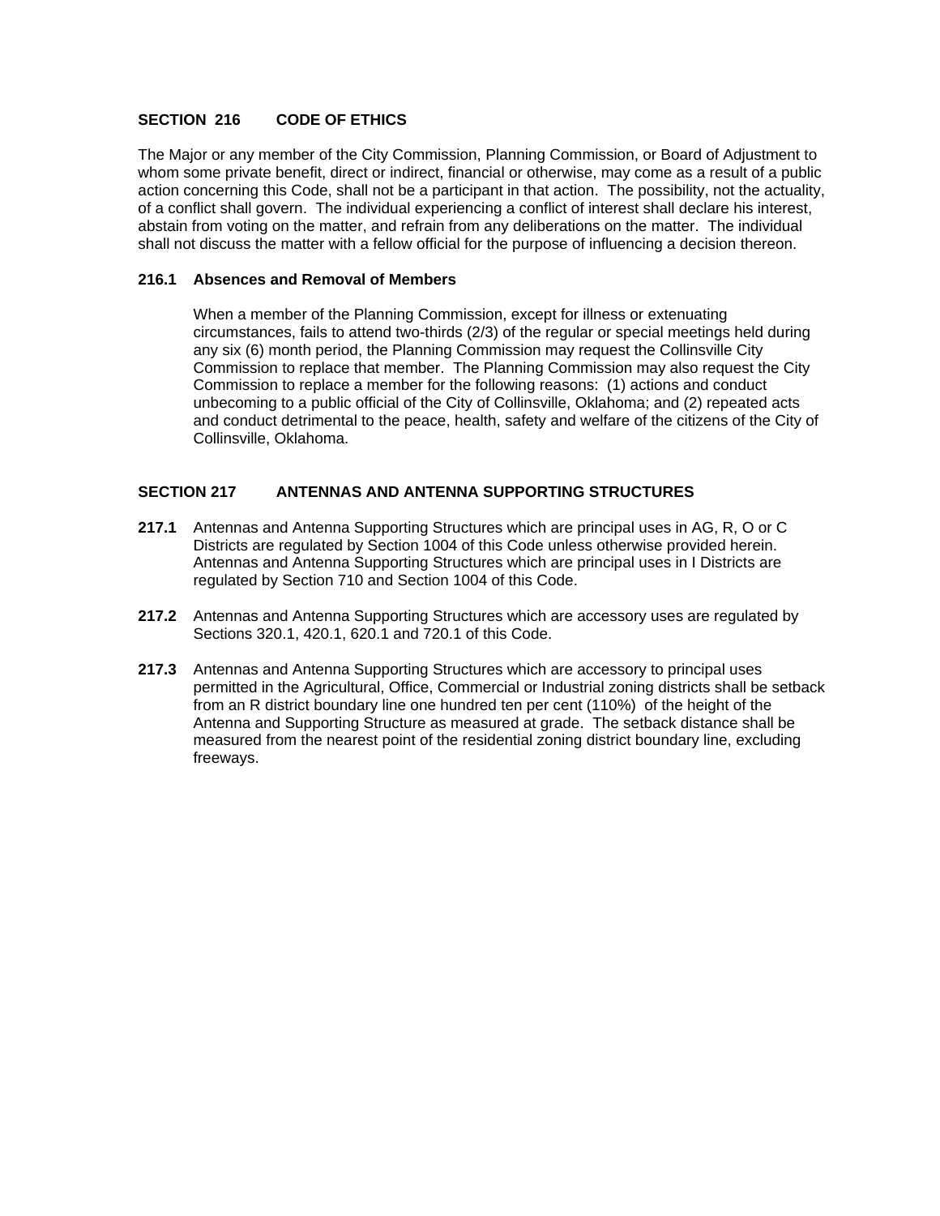## SECTION 216 CODE OF ETHICS

The Major or any member of the City Commission, Planning Commission, or Board of Adjustment to whom some private benefit, direct or indirect, financial or otherwise, may come as a result of a public action concerning this Code, shall not be a participant in that action. The possibility, not the actuality, of a conflict shall govern. The individual experiencing a conflict of interest shall declare his interest, abstain from voting on the matter, and refrain from any deliberations on the matter. The individual shall not discuss the matter with a fellow official for the purpose of influencing a decision thereon.

### 216.1 Absences and Removal of Members

When a member of the Planning Commission, except for illness or extenuating circumstances, fails to attend two-thirds (2/3) of the regular or special meetings held during any six (6) month period, the Planning Commission may request the Collinsville City Commission to replace that member. The Planning Commission may also request the City Commission to replace a member for the following reasons: (1) actions and conduct unbecoming to a public official of the City of Collinsville, Oklahoma; and (2) repeated acts and conduct detrimental to the peace, health, safety and welfare of the citizens of the City of Collinsville, Oklahoma.

## SECTION 217 ANTENNAS AND ANTENNA SUPPORTING STRUCTURES

**217.1** Antennas and Antenna Supporting Structures which are principal uses in AG, R, O or C Districts are regulated by Section 1004 of this Code unless otherwise provided herein. Antennas and Antenna Supporting Structures which are principal uses in I Districts are regulated by Section 710 and Section 1004 of this Code.

**217.2** Antennas and Antenna Supporting Structures which are accessory uses are regulated by Sections 320.1, 420.1, 620.1 and 720.1 of this Code.

**217.3** Antennas and Antenna Supporting Structures which are accessory to principal uses permitted in the Agricultural, Office, Commercial or Industrial zoning districts shall be setback from an R district boundary line one hundred ten per cent (110%) of the height of the Antenna and Supporting Structure as measured at grade. The setback distance shall be measured from the nearest point of the residential zoning district boundary line, excluding freeways.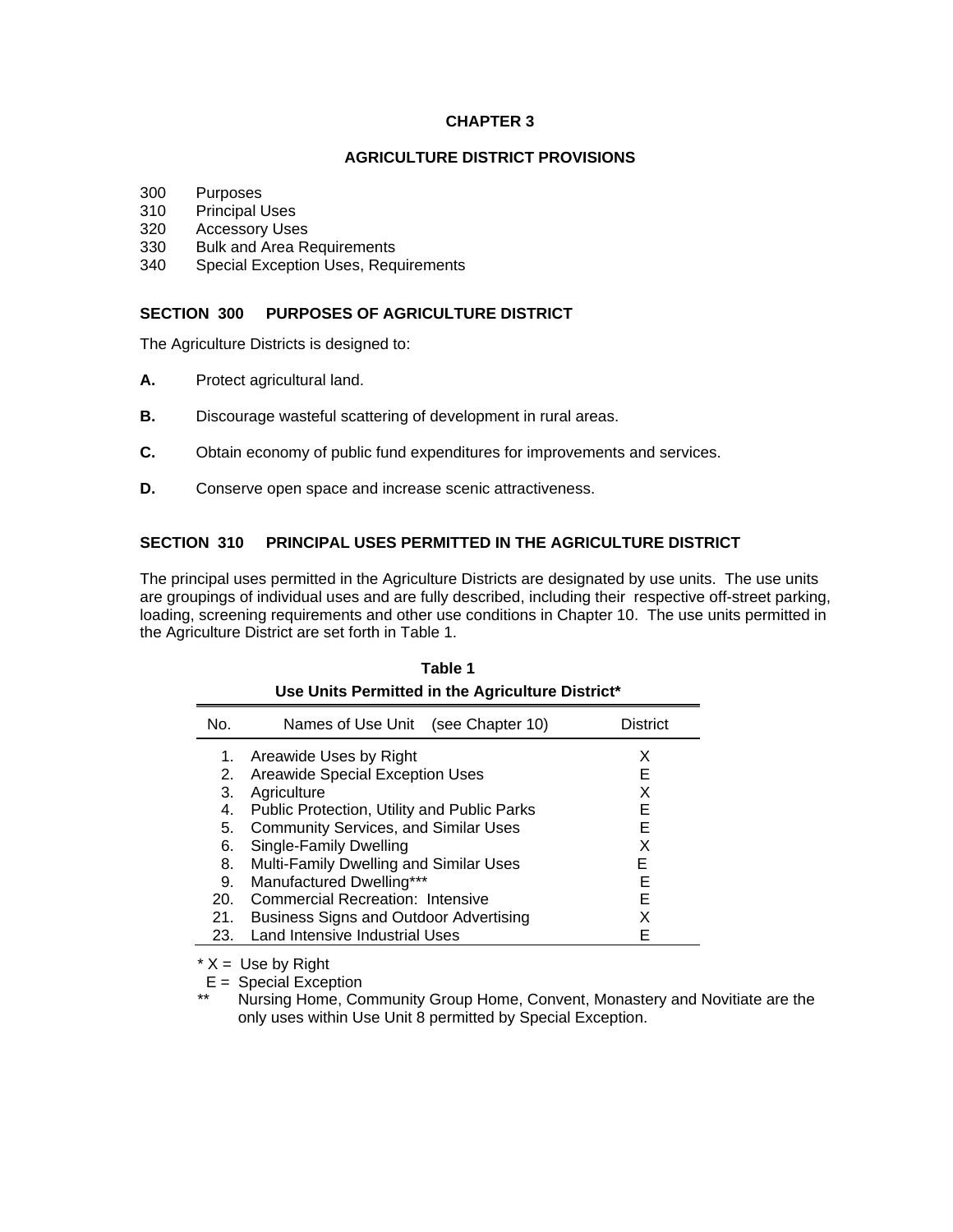# CHAPTER 3

## AGRICULTURE DISTRICT PROVISIONS

300 Purposes
310 Principal Uses
320 Accessory Uses
330 Bulk and Area Requirements
340 Special Exception Uses, Requirements

### SECTION 300 PURPOSES OF AGRICULTURE DISTRICT

The Agriculture Districts is designed to:

**A.** Protect agricultural land.

**B.** Discourage wasteful scattering of development in rural areas.

**C.** Obtain economy of public fund expenditures for improvements and services.

**D.** Conserve open space and increase scenic attractiveness.

### SECTION 310 PRINCIPAL USES PERMITTED IN THE AGRICULTURE DISTRICT

The principal uses permitted in the Agriculture Districts are designated by use units. The use units are groupings of individual uses and are fully described, including their respective off-street parking, loading, screening requirements and other use conditions in Chapter 10. The use units permitted in the Agriculture District are set forth in Table 1.

**Table 1**
**Use Units Permitted in the Agriculture District***

| No. | Names of Use Unit (see Chapter 10) | District |
|---|---|---|
| 1. | Areawide Uses by Right | X |
| 2. | Areawide Special Exception Uses | E |
| 3. | Agriculture | X |
| 4. | Public Protection, Utility and Public Parks | E |
| 5. | Community Services, and Similar Uses | E |
| 6. | Single-Family Dwelling | X |
| 8. | Multi-Family Dwelling and Similar Uses | E |
| 9. | Manufactured Dwelling*** | E |
| 20. | Commercial Recreation: Intensive | E |
| 21. | Business Signs and Outdoor Advertising | X |
| 23. | Land Intensive Industrial Uses | E |

\* X = Use by Right
E = Special Exception
** Nursing Home, Community Group Home, Convent, Monastery and Novitiate are the only uses within Use Unit 8 permitted by Special Exception.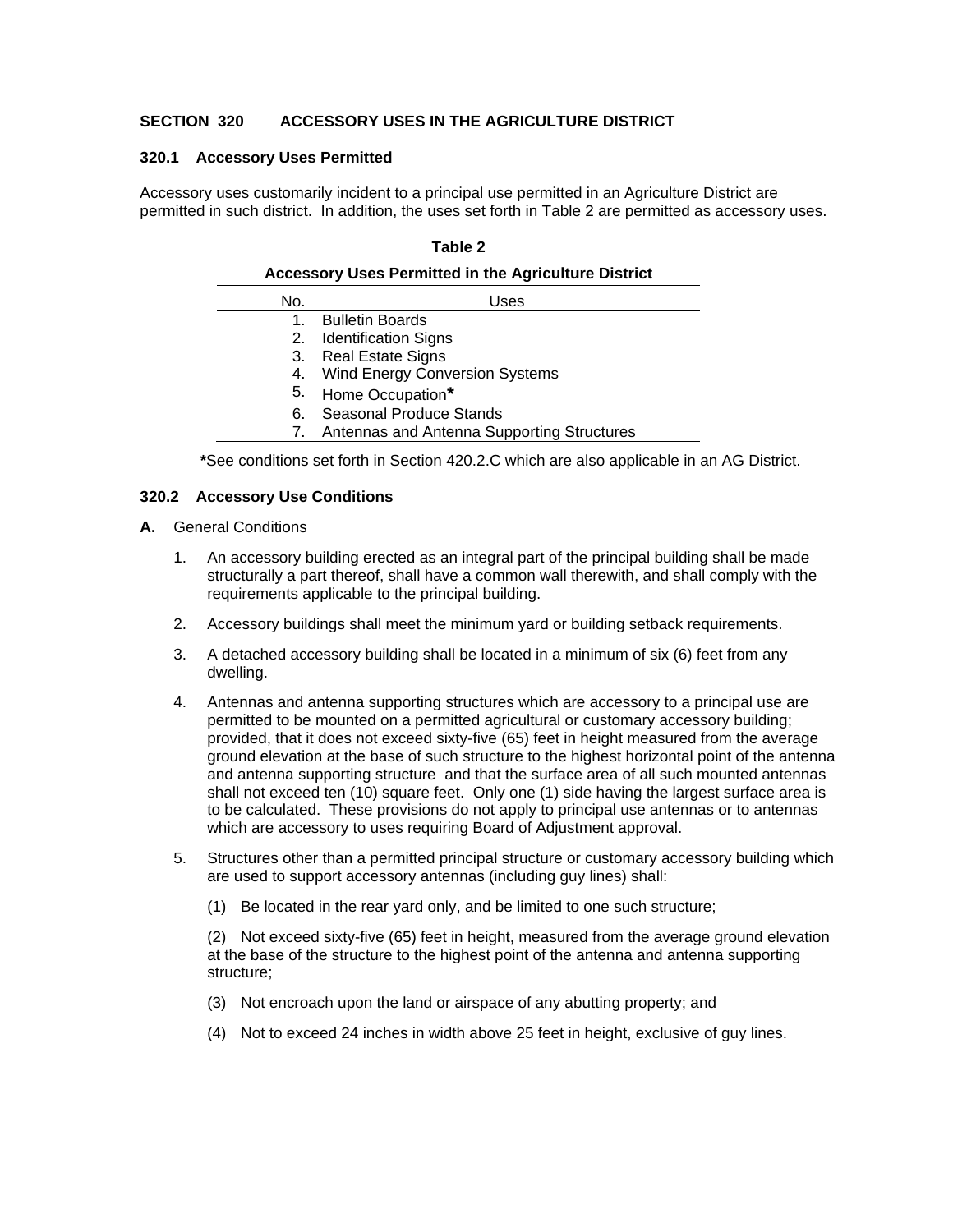## SECTION 320 ACCESSORY USES IN THE AGRICULTURE DISTRICT

### 320.1 Accessory Uses Permitted

Accessory uses customarily incident to a principal use permitted in an Agriculture District are permitted in such district. In addition, the uses set forth in Table 2 are permitted as accessory uses.

**Table 2**

**Accessory Uses Permitted in the Agriculture District**

| No. | Uses |
|---|---|
| 1. | Bulletin Boards |
| 2. | Identification Signs |
| 3. | Real Estate Signs |
| 4. | Wind Energy Conversion Systems |
| 5. | Home Occupation* |
| 6. | Seasonal Produce Stands |
| 7. | Antennas and Antenna Supporting Structures |

*See conditions set forth in Section 420.2.C which are also applicable in an AG District.

### 320.2 Accessory Use Conditions

**A.** General Conditions

1. An accessory building erected as an integral part of the principal building shall be made structurally a part thereof, shall have a common wall therewith, and shall comply with the requirements applicable to the principal building.

2. Accessory buildings shall meet the minimum yard or building setback requirements.

3. A detached accessory building shall be located in a minimum of six (6) feet from any dwelling.

4. Antennas and antenna supporting structures which are accessory to a principal use are permitted to be mounted on a permitted agricultural or customary accessory building; provided, that it does not exceed sixty-five (65) feet in height measured from the average ground elevation at the base of such structure to the highest horizontal point of the antenna and antenna supporting structure and that the surface area of all such mounted antennas shall not exceed ten (10) square feet. Only one (1) side having the largest surface area is to be calculated. These provisions do not apply to principal use antennas or to antennas which are accessory to uses requiring Board of Adjustment approval.

5. Structures other than a permitted principal structure or customary accessory building which are used to support accessory antennas (including guy lines) shall:

   (1) Be located in the rear yard only, and be limited to one such structure;

   (2) Not exceed sixty-five (65) feet in height, measured from the average ground elevation at the base of the structure to the highest point of the antenna and antenna supporting structure;

   (3) Not encroach upon the land or airspace of any abutting property; and

   (4) Not to exceed 24 inches in width above 25 feet in height, exclusive of guy lines.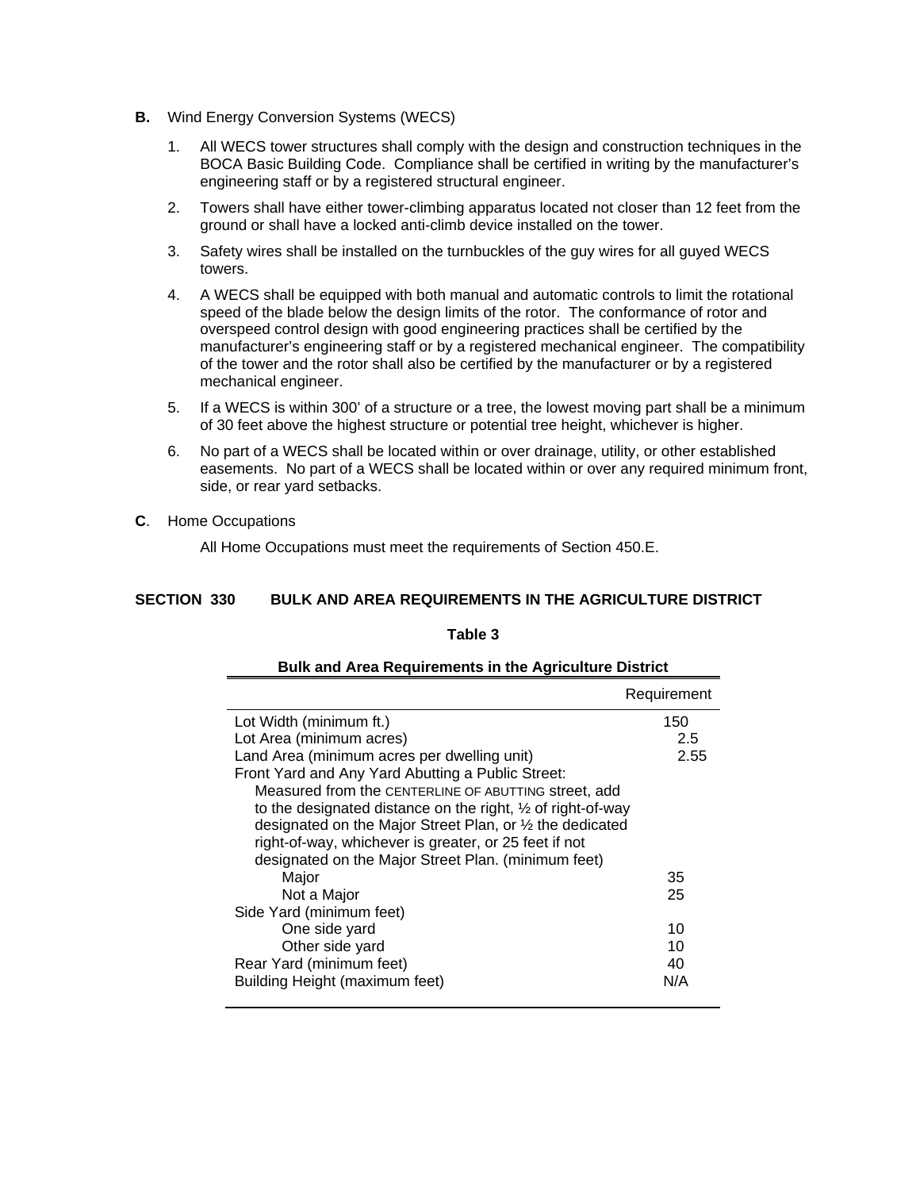**B.** Wind Energy Conversion Systems (WECS)

1. All WECS tower structures shall comply with the design and construction techniques in the BOCA Basic Building Code. Compliance shall be certified in writing by the manufacturer's engineering staff or by a registered structural engineer.
2. Towers shall have either tower-climbing apparatus located not closer than 12 feet from the ground or shall have a locked anti-climb device installed on the tower.
3. Safety wires shall be installed on the turnbuckles of the guy wires for all guyed WECS towers.
4. A WECS shall be equipped with both manual and automatic controls to limit the rotational speed of the blade below the design limits of the rotor. The conformance of rotor and overspeed control design with good engineering practices shall be certified by the manufacturer's engineering staff or by a registered mechanical engineer. The compatibility of the tower and the rotor shall also be certified by the manufacturer or by a registered mechanical engineer.
5. If a WECS is within 300' of a structure or a tree, the lowest moving part shall be a minimum of 30 feet above the highest structure or potential tree height, whichever is higher.
6. No part of a WECS shall be located within or over drainage, utility, or other established easements. No part of a WECS shall be located within or over any required minimum front, side, or rear yard setbacks.

**C**. Home Occupations

All Home Occupations must meet the requirements of Section 450.E.

## SECTION 330 BULK AND AREA REQUIREMENTS IN THE AGRICULTURE DISTRICT

**Table 3**

**Bulk and Area Requirements in the Agriculture District**

| | Requirement |
|---|---|
| Lot Width (minimum ft.) | 150 |
| Lot Area (minimum acres) | 2.5 |
| Land Area (minimum acres per dwelling unit) | 2.55 |
| Front Yard and Any Yard Abutting a Public Street: Measured from the CENTERLINE OF ABUTTING street, add to the designated distance on the right, ½ of right-of-way designated on the Major Street Plan, or ½ the dedicated right-of-way, whichever is greater, or 25 feet if not designated on the Major Street Plan. (minimum feet) | |
| Major | 35 |
| Not a Major | 25 |
| Side Yard (minimum feet) | |
| One side yard | 10 |
| Other side yard | 10 |
| Rear Yard (minimum feet) | 40 |
| Building Height (maximum feet) | N/A |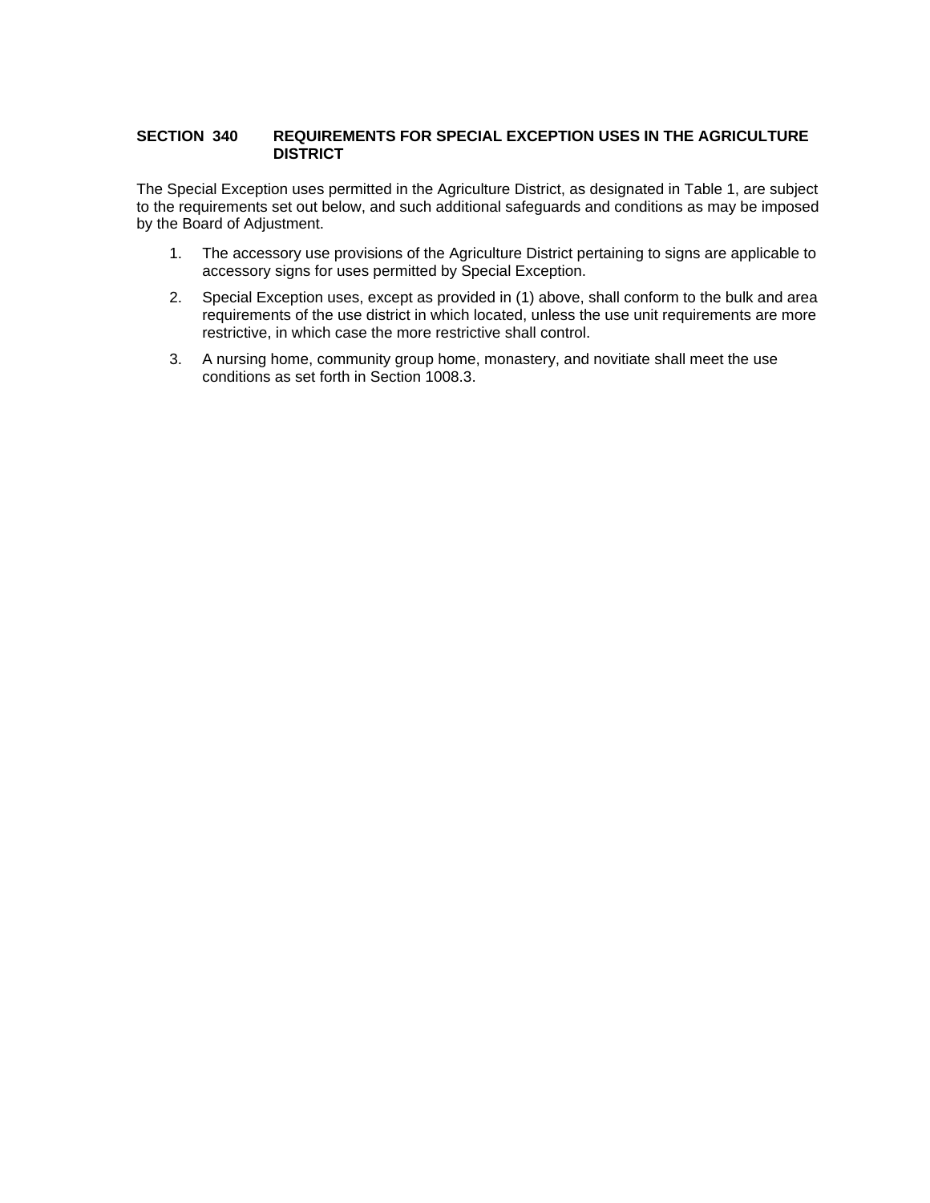## SECTION 340 REQUIREMENTS FOR SPECIAL EXCEPTION USES IN THE AGRICULTURE DISTRICT

The Special Exception uses permitted in the Agriculture District, as designated in Table 1, are subject to the requirements set out below, and such additional safeguards and conditions as may be imposed by the Board of Adjustment.

1. The accessory use provisions of the Agriculture District pertaining to signs are applicable to accessory signs for uses permitted by Special Exception.
2. Special Exception uses, except as provided in (1) above, shall conform to the bulk and area requirements of the use district in which located, unless the use unit requirements are more restrictive, in which case the more restrictive shall control.
3. A nursing home, community group home, monastery, and novitiate shall meet the use conditions as set forth in Section 1008.3.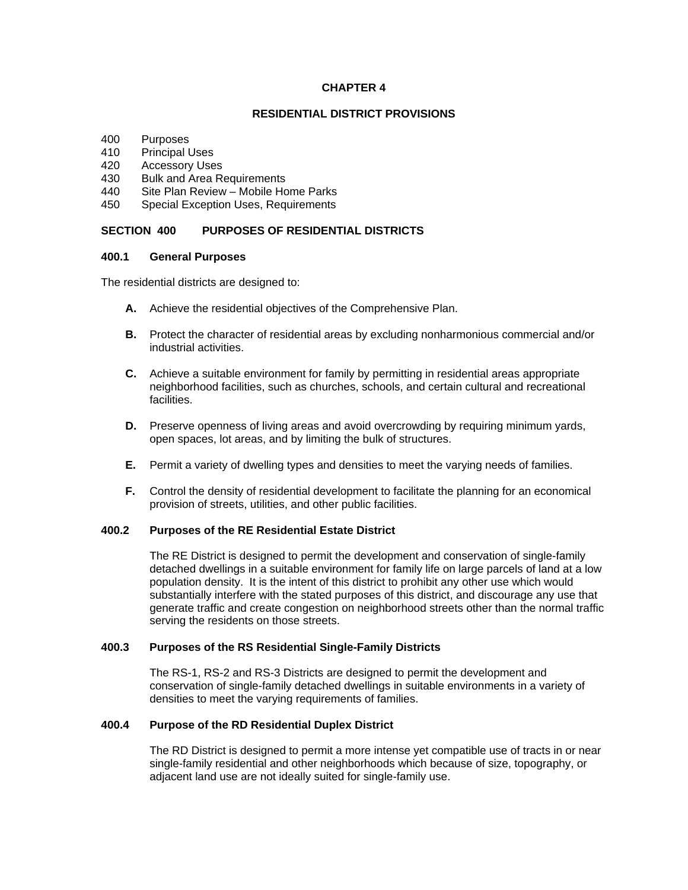# CHAPTER 4

## RESIDENTIAL DISTRICT PROVISIONS

400 Purposes
410 Principal Uses
420 Accessory Uses
430 Bulk and Area Requirements
440 Site Plan Review – Mobile Home Parks
450 Special Exception Uses, Requirements

### SECTION 400 PURPOSES OF RESIDENTIAL DISTRICTS

#### 400.1 General Purposes

The residential districts are designed to:

**A.** Achieve the residential objectives of the Comprehensive Plan.

**B.** Protect the character of residential areas by excluding nonharmonious commercial and/or industrial activities.

**C.** Achieve a suitable environment for family by permitting in residential areas appropriate neighborhood facilities, such as churches, schools, and certain cultural and recreational facilities.

**D.** Preserve openness of living areas and avoid overcrowding by requiring minimum yards, open spaces, lot areas, and by limiting the bulk of structures.

**E.** Permit a variety of dwelling types and densities to meet the varying needs of families.

**F.** Control the density of residential development to facilitate the planning for an economical provision of streets, utilities, and other public facilities.

#### 400.2 Purposes of the RE Residential Estate District

The RE District is designed to permit the development and conservation of single-family detached dwellings in a suitable environment for family life on large parcels of land at a low population density. It is the intent of this district to prohibit any other use which would substantially interfere with the stated purposes of this district, and discourage any use that generate traffic and create congestion on neighborhood streets other than the normal traffic serving the residents on those streets.

#### 400.3 Purposes of the RS Residential Single-Family Districts

The RS-1, RS-2 and RS-3 Districts are designed to permit the development and conservation of single-family detached dwellings in suitable environments in a variety of densities to meet the varying requirements of families.

#### 400.4 Purpose of the RD Residential Duplex District

The RD District is designed to permit a more intense yet compatible use of tracts in or near single-family residential and other neighborhoods which because of size, topography, or adjacent land use are not ideally suited for single-family use.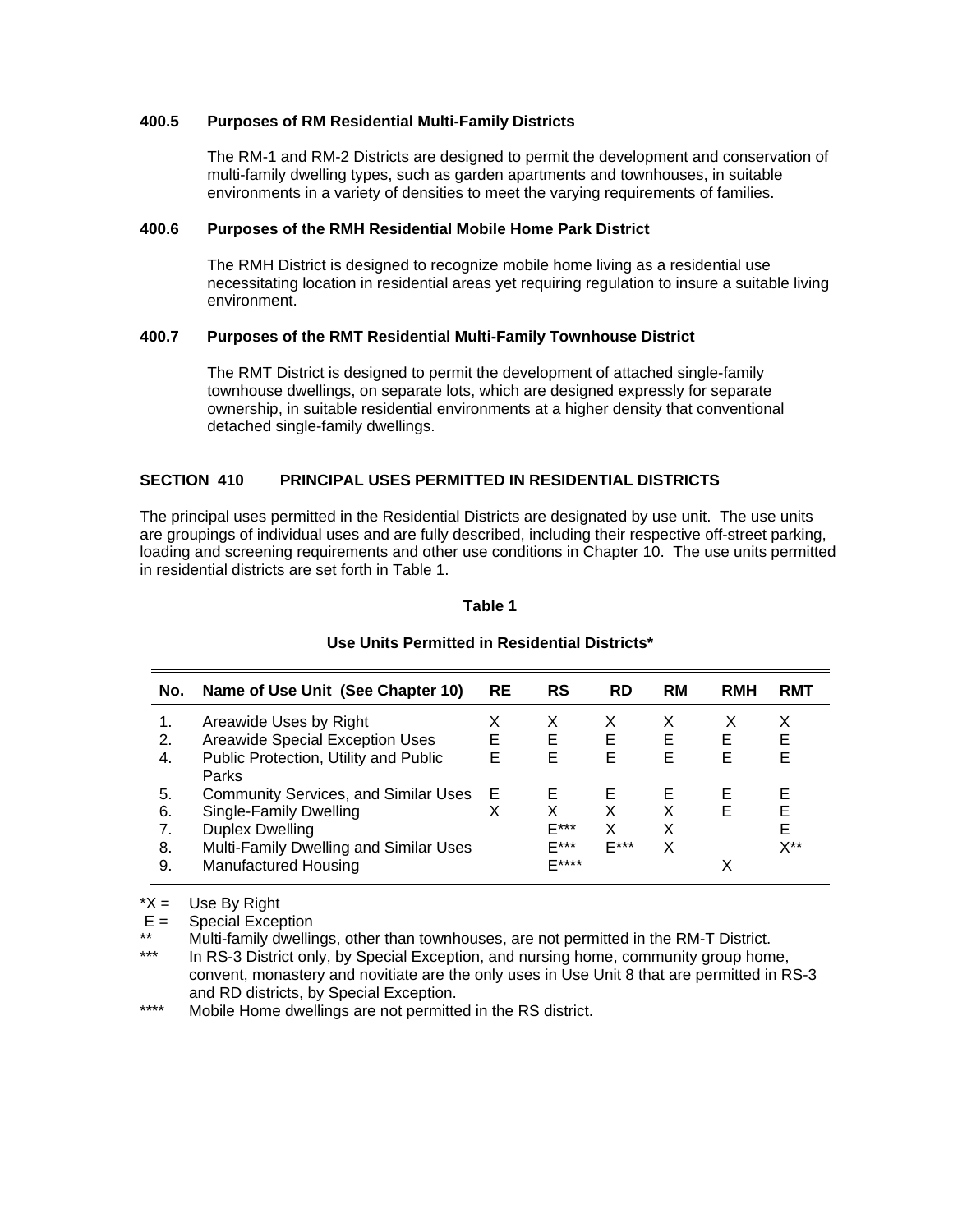### 400.5 Purposes of RM Residential Multi-Family Districts

The RM-1 and RM-2 Districts are designed to permit the development and conservation of multi-family dwelling types, such as garden apartments and townhouses, in suitable environments in a variety of densities to meet the varying requirements of families.

### 400.6 Purposes of the RMH Residential Mobile Home Park District

The RMH District is designed to recognize mobile home living as a residential use necessitating location in residential areas yet requiring regulation to insure a suitable living environment.

### 400.7 Purposes of the RMT Residential Multi-Family Townhouse District

The RMT District is designed to permit the development of attached single-family townhouse dwellings, on separate lots, which are designed expressly for separate ownership, in suitable residential environments at a higher density that conventional detached single-family dwellings.

## SECTION 410 PRINCIPAL USES PERMITTED IN RESIDENTIAL DISTRICTS

The principal uses permitted in the Residential Districts are designated by use unit. The use units are groupings of individual uses and are fully described, including their respective off-street parking, loading and screening requirements and other use conditions in Chapter 10. The use units permitted in residential districts are set forth in Table 1.

**Table 1**

**Use Units Permitted in Residential Districts***

| No. | Name of Use Unit (See Chapter 10) | RE | RS | RD | RM | RMH | RMT |
|---|---|---|---|---|---|---|---|
| 1. | Areawide Uses by Right | X | X | X | X | X | X |
| 2. | Areawide Special Exception Uses | E | E | E | E | E | E |
| 4. | Public Protection, Utility and Public Parks | E | E | E | E | E | E |
| 5. | Community Services, and Similar Uses | E | E | E | E | E | E |
| 6. | Single-Family Dwelling | X | X | X | X | E | E |
| 7. | Duplex Dwelling | | E*** | X | X | | E |
| 8. | Multi-Family Dwelling and Similar Uses | | E*** | E*** | X | | X** |
| 9. | Manufactured Housing | | E**** | | | X | |

*X = Use By Right
E = Special Exception
** Multi-family dwellings, other than townhouses, are not permitted in the RM-T District.
*** In RS-3 District only, by Special Exception, and nursing home, community group home, convent, monastery and novitiate are the only uses in Use Unit 8 that are permitted in RS-3 and RD districts, by Special Exception.
**** Mobile Home dwellings are not permitted in the RS district.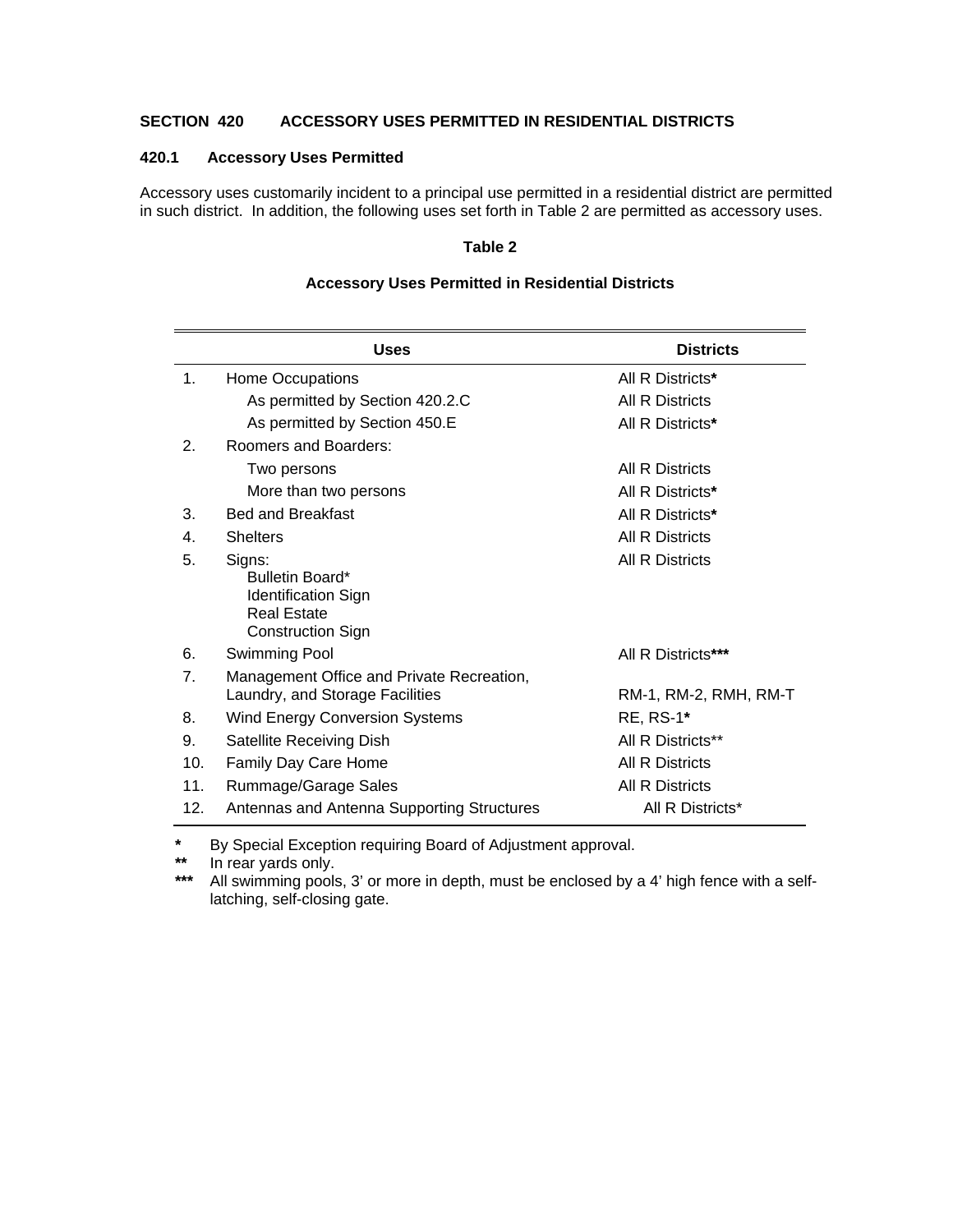## SECTION 420 ACCESSORY USES PERMITTED IN RESIDENTIAL DISTRICTS

### 420.1 Accessory Uses Permitted

Accessory uses customarily incident to a principal use permitted in a residential district are permitted in such district. In addition, the following uses set forth in Table 2 are permitted as accessory uses.

**Table 2**

**Accessory Uses Permitted in Residential Districts**

| | Uses | Districts |
|---|---|---|
| 1. | Home Occupations | All R Districts* |
| | As permitted by Section 420.2.C | All R Districts |
| | As permitted by Section 450.E | All R Districts* |
| 2. | Roomers and Boarders: | |
| | Two persons | All R Districts |
| | More than two persons | All R Districts* |
| 3. | Bed and Breakfast | All R Districts* |
| 4. | Shelters | All R Districts |
| 5. | Signs:<br>Bulletin Board*<br>Identification Sign<br>Real Estate<br>Construction Sign | All R Districts |
| 6. | Swimming Pool | All R Districts*** |
| 7. | Management Office and Private Recreation, Laundry, and Storage Facilities | RM-1, RM-2, RMH, RM-T |
| 8. | Wind Energy Conversion Systems | RE, RS-1* |
| 9. | Satellite Receiving Dish | All R Districts** |
| 10. | Family Day Care Home | All R Districts |
| 11. | Rummage/Garage Sales | All R Districts |
| 12. | Antennas and Antenna Supporting Structures | All R Districts* |

\* By Special Exception requiring Board of Adjustment approval.

\*\* In rear yards only.

\*\*\* All swimming pools, 3' or more in depth, must be enclosed by a 4' high fence with a self-latching, self-closing gate.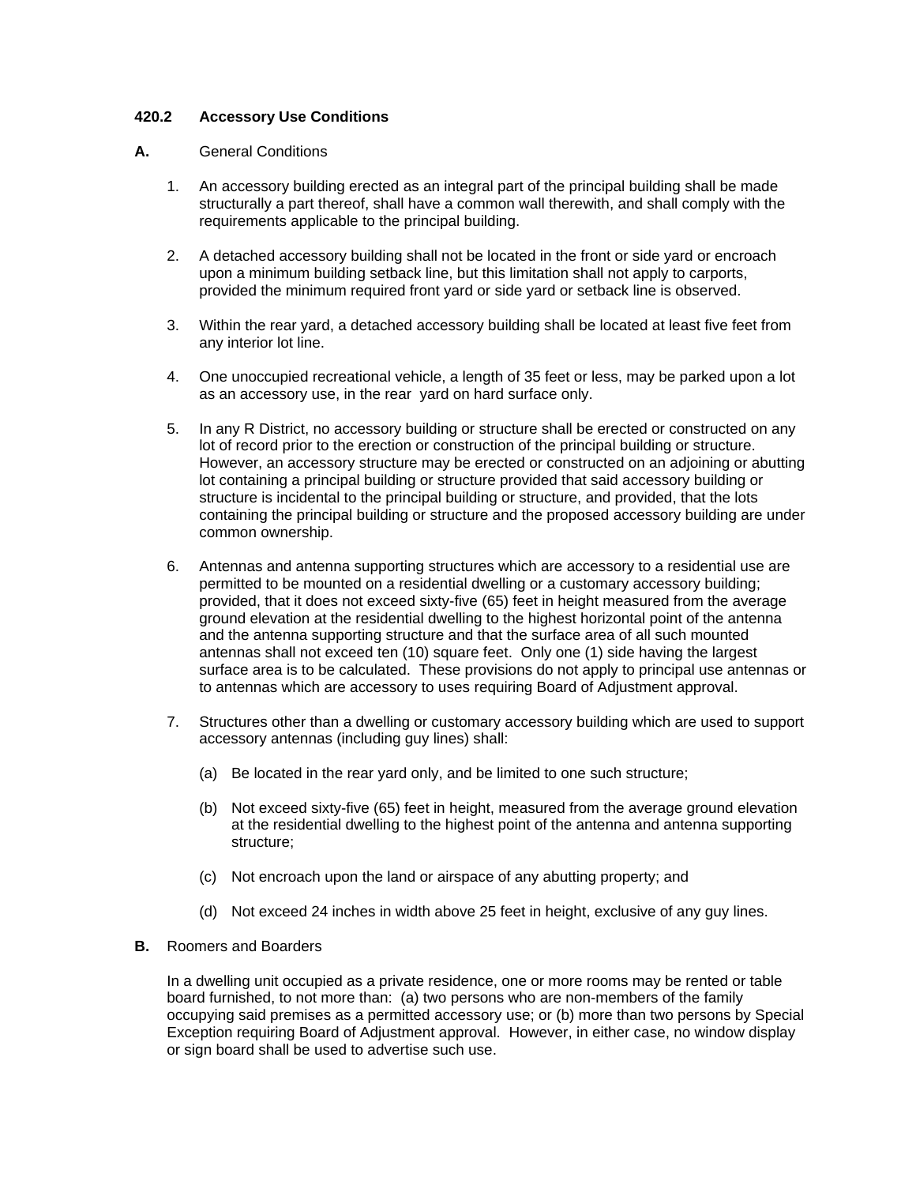### 420.2 Accessory Use Conditions

**A.** General Conditions

1. An accessory building erected as an integral part of the principal building shall be made structurally a part thereof, shall have a common wall therewith, and shall comply with the requirements applicable to the principal building.

2. A detached accessory building shall not be located in the front or side yard or encroach upon a minimum building setback line, but this limitation shall not apply to carports, provided the minimum required front yard or side yard or setback line is observed.

3. Within the rear yard, a detached accessory building shall be located at least five feet from any interior lot line.

4. One unoccupied recreational vehicle, a length of 35 feet or less, may be parked upon a lot as an accessory use, in the rear yard on hard surface only.

5. In any R District, no accessory building or structure shall be erected or constructed on any lot of record prior to the erection or construction of the principal building or structure. However, an accessory structure may be erected or constructed on an adjoining or abutting lot containing a principal building or structure provided that said accessory building or structure is incidental to the principal building or structure, and provided, that the lots containing the principal building or structure and the proposed accessory building are under common ownership.

6. Antennas and antenna supporting structures which are accessory to a residential use are permitted to be mounted on a residential dwelling or a customary accessory building; provided, that it does not exceed sixty-five (65) feet in height measured from the average ground elevation at the residential dwelling to the highest horizontal point of the antenna and the antenna supporting structure and that the surface area of all such mounted antennas shall not exceed ten (10) square feet. Only one (1) side having the largest surface area is to be calculated. These provisions do not apply to principal use antennas or to antennas which are accessory to uses requiring Board of Adjustment approval.

7. Structures other than a dwelling or customary accessory building which are used to support accessory antennas (including guy lines) shall:

   (a) Be located in the rear yard only, and be limited to one such structure;

   (b) Not exceed sixty-five (65) feet in height, measured from the average ground elevation at the residential dwelling to the highest point of the antenna and antenna supporting structure;

   (c) Not encroach upon the land or airspace of any abutting property; and

   (d) Not exceed 24 inches in width above 25 feet in height, exclusive of any guy lines.

**B.** Roomers and Boarders

In a dwelling unit occupied as a private residence, one or more rooms may be rented or table board furnished, to not more than: (a) two persons who are non-members of the family occupying said premises as a permitted accessory use; or (b) more than two persons by Special Exception requiring Board of Adjustment approval. However, in either case, no window display or sign board shall be used to advertise such use.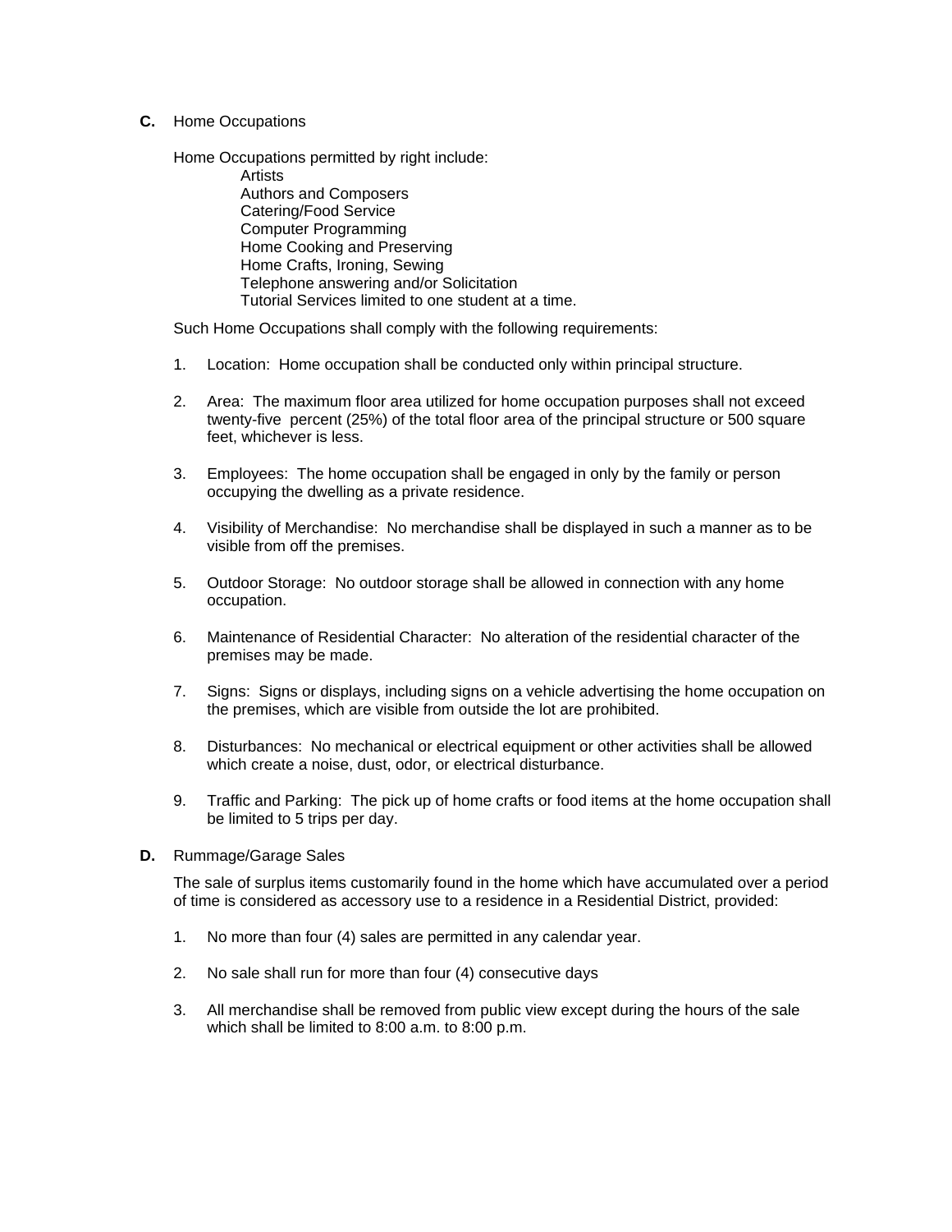**C.** Home Occupations

Home Occupations permitted by right include:

- Artists
- Authors and Composers
- Catering/Food Service
- Computer Programming
- Home Cooking and Preserving
- Home Crafts, Ironing, Sewing
- Telephone answering and/or Solicitation
- Tutorial Services limited to one student at a time.

Such Home Occupations shall comply with the following requirements:

1. Location: Home occupation shall be conducted only within principal structure.

2. Area: The maximum floor area utilized for home occupation purposes shall not exceed twenty-five percent (25%) of the total floor area of the principal structure or 500 square feet, whichever is less.

3. Employees: The home occupation shall be engaged in only by the family or person occupying the dwelling as a private residence.

4. Visibility of Merchandise: No merchandise shall be displayed in such a manner as to be visible from off the premises.

5. Outdoor Storage: No outdoor storage shall be allowed in connection with any home occupation.

6. Maintenance of Residential Character: No alteration of the residential character of the premises may be made.

7. Signs: Signs or displays, including signs on a vehicle advertising the home occupation on the premises, which are visible from outside the lot are prohibited.

8. Disturbances: No mechanical or electrical equipment or other activities shall be allowed which create a noise, dust, odor, or electrical disturbance.

9. Traffic and Parking: The pick up of home crafts or food items at the home occupation shall be limited to 5 trips per day.

**D.** Rummage/Garage Sales

The sale of surplus items customarily found in the home which have accumulated over a period of time is considered as accessory use to a residence in a Residential District, provided:

1. No more than four (4) sales are permitted in any calendar year.

2. No sale shall run for more than four (4) consecutive days

3. All merchandise shall be removed from public view except during the hours of the sale which shall be limited to 8:00 a.m. to 8:00 p.m.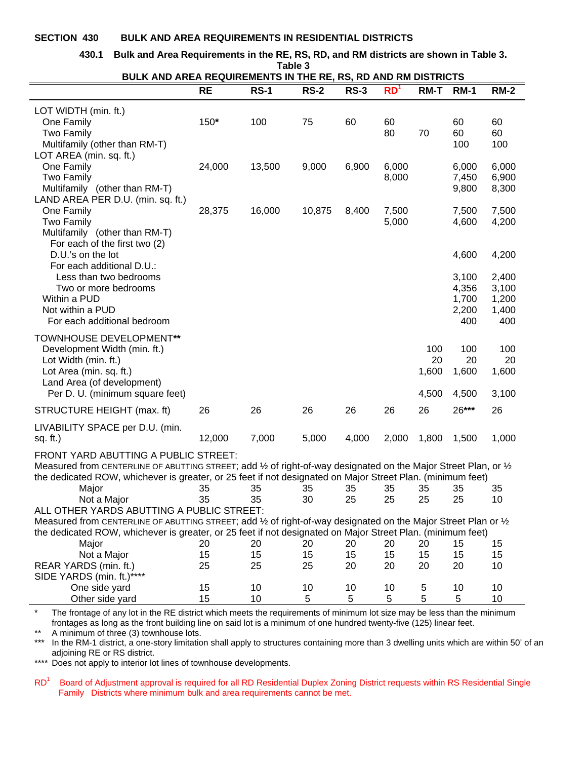## SECTION 430 BULK AND AREA REQUIREMENTS IN RESIDENTIAL DISTRICTS

**430.1 Bulk and Area Requirements in the RE, RS, RD, and RM districts are shown in Table 3.**

**Table 3**
**BULK AND AREA REQUIREMENTS IN THE RE, RS, RD AND RM DISTRICTS**

| | RE | RS-1 | RS-2 | RS-3 | RD[1] | RM-T | RM-1 | RM-2 |
|---|---|---|---|---|---|---|---|---|
| LOT WIDTH (min. ft.) | | | | | | | | |
| One Family | 150* | 100 | 75 | 60 | 60 | | 60 | 60 |
| Two Family | | | | | 80 | 70 | 60 | 60 |
| Multifamily (other than RM-T) | | | | | | | 100 | 100 |
| LOT AREA (min. sq. ft.) | | | | | | | | |
| One Family | 24,000 | 13,500 | 9,000 | 6,900 | 6,000 | | 6,000 | 6,000 |
| Two Family | | | | | 8,000 | | 7,450 | 6,900 |
| Multifamily (other than RM-T) | | | | | | | 9,800 | 8,300 |
| LAND AREA PER D.U. (min. sq. ft.) | | | | | | | | |
| One Family | 28,375 | 16,000 | 10,875 | 8,400 | 7,500 | | 7,500 | 7,500 |
| Two Family | | | | | 5,000 | | 4,600 | 4,200 |
| Multifamily (other than RM-T) | | | | | | | | |
| For each of the first two (2) D.U.'s on the lot | | | | | | | 4,600 | 4,200 |
| For each additional D.U.: | | | | | | | | |
| Less than two bedrooms | | | | | | | 3,100 | 2,400 |
| Two or more bedrooms | | | | | | | 4,356 | 3,100 |
| Within a PUD | | | | | | | 1,700 | 1,200 |
| Not within a PUD | | | | | | | 2,200 | 1,400 |
| For each additional bedroom | | | | | | | 400 | 400 |
| TOWNHOUSE DEVELOPMENT** | | | | | | | | |
| Development Width (min. ft.) | | | | | | 100 | 100 | 100 |
| Lot Width (min. ft.) | | | | | | 20 | 20 | 20 |
| Lot Area (min. sq. ft.) | | | | | | 1,600 | 1,600 | 1,600 |
| Land Area (of development) Per D. U. (minimum square feet) | | | | | | 4,500 | 4,500 | 3,100 |
| STRUCTURE HEIGHT (max. ft) | 26 | 26 | 26 | 26 | 26 | 26 | 26*** | 26 |
| LIVABILITY SPACE per D.U. (min. sq. ft.) | 12,000 | 7,000 | 5,000 | 4,000 | 2,000 | 1,800 | 1,500 | 1,000 |
| FRONT YARD ABUTTING A PUBLIC STREET: Measured from CENTERLINE OF ABUTTING STREET; add ½ of right-of-way designated on the Major Street Plan, or ½ the dedicated ROW, whichever is greater, or 25 feet if not designated on Major Street Plan. (minimum feet) | | | | | | | | |
| Major | 35 | 35 | 35 | 35 | 35 | 35 | 35 | 35 |
| Not a Major | 35 | 35 | 30 | 25 | 25 | 25 | 25 | 10 |
| ALL OTHER YARDS ABUTTING A PUBLIC STREET: Measured from CENTERLINE OF ABUTTING STREET; add ½ of right-of-way designated on the Major Street Plan or ½ the dedicated ROW, whichever is greater, or 25 feet if not designated on Major Street Plan. (minimum feet) | | | | | | | | |
| Major | 20 | 20 | 20 | 20 | 20 | 20 | 15 | 15 |
| Not a Major | 15 | 15 | 15 | 15 | 15 | 15 | 15 | 15 |
| REAR YARDS (min. ft.) | 25 | 25 | 25 | 20 | 20 | 20 | 20 | 10 |
| SIDE YARDS (min. ft.)**** | | | | | | | | |
| One side yard | 15 | 10 | 10 | 10 | 10 | 5 | 10 | 10 |
| Other side yard | 15 | 10 | 5 | 5 | 5 | 5 | 5 | 10 |

\* The frontage of any lot in the RE district which meets the requirements of minimum lot size may be less than the minimum frontages as long as the front building line on said lot is a minimum of one hundred twenty-five (125) linear feet.

\*\* A minimum of three (3) townhouse lots.

\*\*\* In the RM-1 district, a one-story limitation shall apply to structures containing more than 3 dwelling units which are within 50' of an adjoining RE or RS district.

\*\*\*\* Does not apply to interior lot lines of townhouse developments.

RD[1] Board of Adjustment approval is required for all RD Residential Duplex Zoning District requests within RS Residential Single Family Districts where minimum bulk and area requirements cannot be met.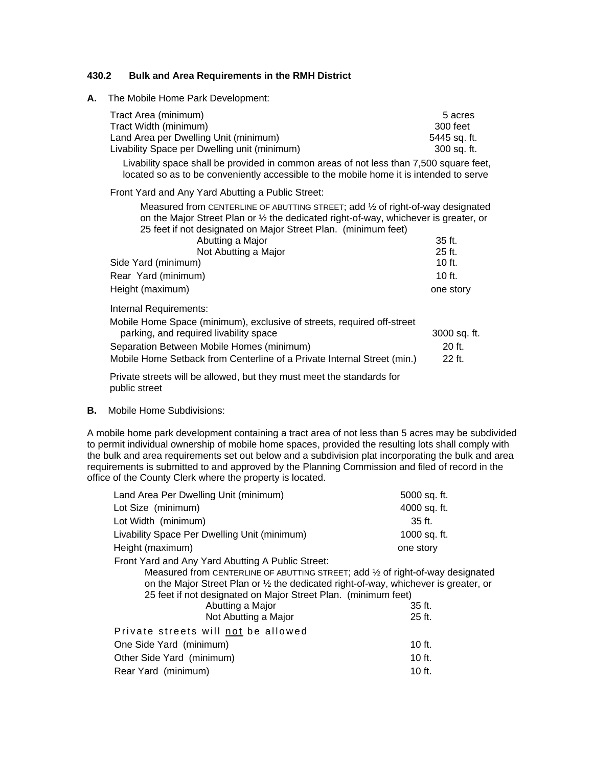### 430.2 Bulk and Area Requirements in the RMH District

**A.** The Mobile Home Park Development:

| | |
|---|---|
| Tract Area (minimum) | 5 acres |
| Tract Width (minimum) | 300 feet |
| Land Area per Dwelling Unit (minimum) | 5445 sq. ft. |
| Livability Space per Dwelling unit (minimum) | 300 sq. ft. |

Livability space shall be provided in common areas of not less than 7,500 square feet, located so as to be conveniently accessible to the mobile home it is intended to serve

Front Yard and Any Yard Abutting a Public Street:

Measured from CENTERLINE OF ABUTTING STREET; add ½ of right-of-way designated on the Major Street Plan or ½ the dedicated right-of-way, whichever is greater, or 25 feet if not designated on Major Street Plan. (minimum feet)

| | |
|---|---|
| Abutting a Major | 35 ft. |
| Not Abutting a Major | 25 ft. |
| Side Yard (minimum) | 10 ft. |
| Rear Yard (minimum) | 10 ft. |
| Height (maximum) | one story |

Internal Requirements:

| | |
|---|---|
| Mobile Home Space (minimum), exclusive of streets, required off-street parking, and required livability space | 3000 sq. ft. |
| Separation Between Mobile Homes (minimum) | 20 ft. |
| Mobile Home Setback from Centerline of a Private Internal Street (min.) | 22 ft. |

Private streets will be allowed, but they must meet the standards for public street

**B.** Mobile Home Subdivisions:

A mobile home park development containing a tract area of not less than 5 acres may be subdivided to permit individual ownership of mobile home spaces, provided the resulting lots shall comply with the bulk and area requirements set out below and a subdivision plat incorporating the bulk and area requirements is submitted to and approved by the Planning Commission and filed of record in the office of the County Clerk where the property is located.

| | |
|---|---|
| Land Area Per Dwelling Unit (minimum) | 5000 sq. ft. |
| Lot Size (minimum) | 4000 sq. ft. |
| Lot Width (minimum) | 35 ft. |
| Livability Space Per Dwelling Unit (minimum) | 1000 sq. ft. |
| Height (maximum) | one story |

Front Yard and Any Yard Abutting A Public Street:

Measured from CENTERLINE OF ABUTTING STREET; add ½ of right-of-way designated on the Major Street Plan or ½ the dedicated right-of-way, whichever is greater, or 25 feet if not designated on Major Street Plan. (minimum feet)

| | |
|---|---|
| Abutting a Major | 35 ft. |
| Not Abutting a Major | 25 ft. |

Private streets will not be allowed

| | |
|---|---|
| One Side Yard (minimum) | 10 ft. |
| Other Side Yard (minimum) | 10 ft. |
| Rear Yard (minimum) | 10 ft. |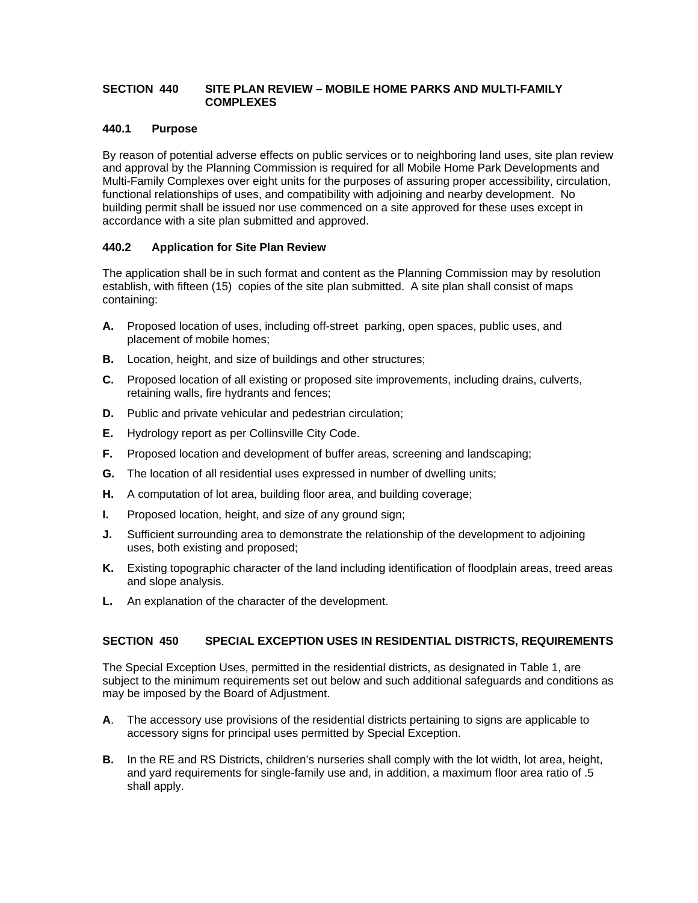## SECTION 440 SITE PLAN REVIEW – MOBILE HOME PARKS AND MULTI-FAMILY COMPLEXES

### 440.1 Purpose

By reason of potential adverse effects on public services or to neighboring land uses, site plan review and approval by the Planning Commission is required for all Mobile Home Park Developments and Multi-Family Complexes over eight units for the purposes of assuring proper accessibility, circulation, functional relationships of uses, and compatibility with adjoining and nearby development. No building permit shall be issued nor use commenced on a site approved for these uses except in accordance with a site plan submitted and approved.

### 440.2 Application for Site Plan Review

The application shall be in such format and content as the Planning Commission may by resolution establish, with fifteen (15) copies of the site plan submitted. A site plan shall consist of maps containing:

**A.** Proposed location of uses, including off-street parking, open spaces, public uses, and placement of mobile homes;

**B.** Location, height, and size of buildings and other structures;

**C.** Proposed location of all existing or proposed site improvements, including drains, culverts, retaining walls, fire hydrants and fences;

**D.** Public and private vehicular and pedestrian circulation;

**E.** Hydrology report as per Collinsville City Code.

**F.** Proposed location and development of buffer areas, screening and landscaping;

**G.** The location of all residential uses expressed in number of dwelling units;

**H.** A computation of lot area, building floor area, and building coverage;

**I.** Proposed location, height, and size of any ground sign;

**J.** Sufficient surrounding area to demonstrate the relationship of the development to adjoining uses, both existing and proposed;

**K.** Existing topographic character of the land including identification of floodplain areas, treed areas and slope analysis.

**L.** An explanation of the character of the development.

## SECTION 450 SPECIAL EXCEPTION USES IN RESIDENTIAL DISTRICTS, REQUIREMENTS

The Special Exception Uses, permitted in the residential districts, as designated in Table 1, are subject to the minimum requirements set out below and such additional safeguards and conditions as may be imposed by the Board of Adjustment.

**A**. The accessory use provisions of the residential districts pertaining to signs are applicable to accessory signs for principal uses permitted by Special Exception.

**B.** In the RE and RS Districts, children's nurseries shall comply with the lot width, lot area, height, and yard requirements for single-family use and, in addition, a maximum floor area ratio of .5 shall apply.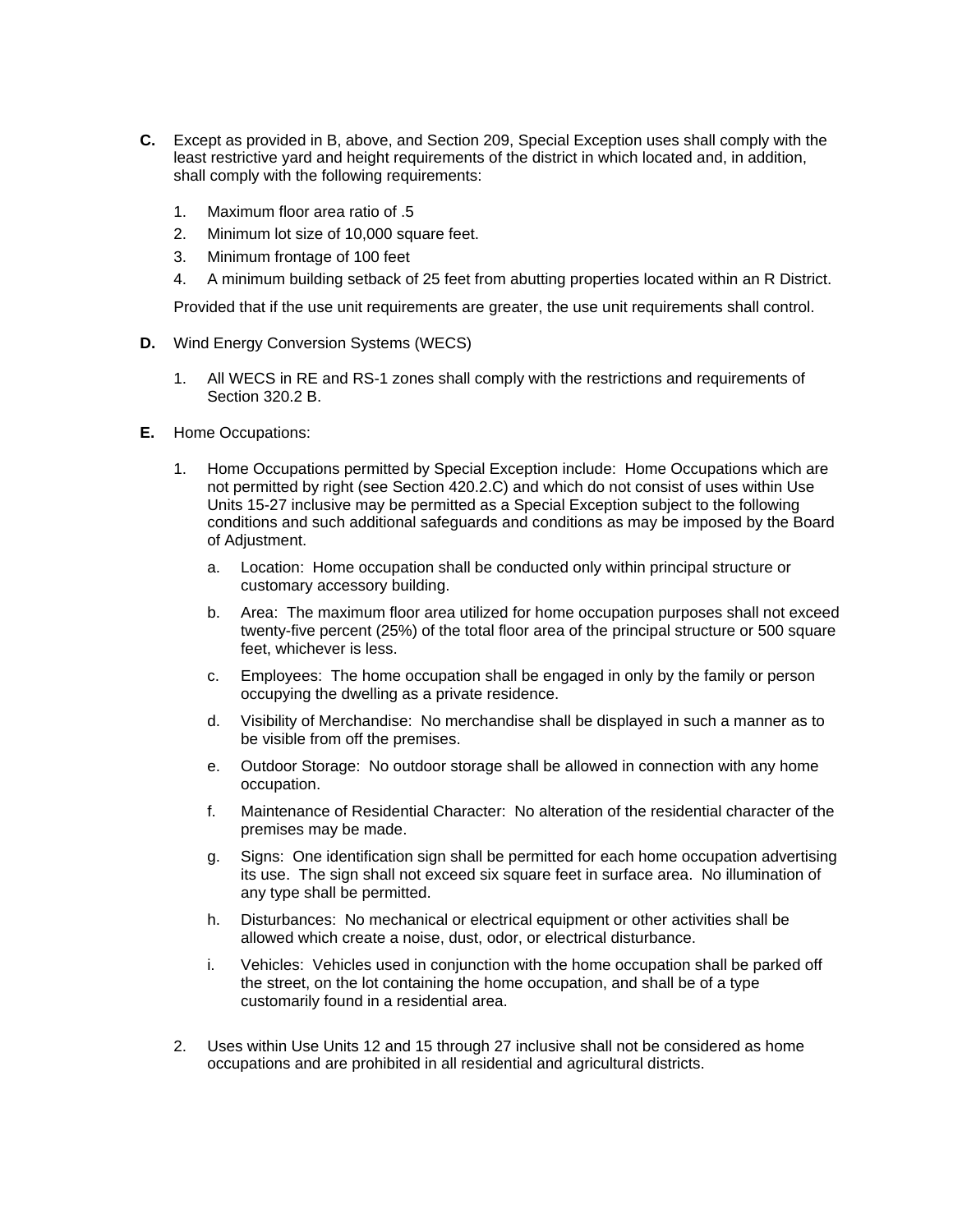**C.** Except as provided in B, above, and Section 209, Special Exception uses shall comply with the least restrictive yard and height requirements of the district in which located and, in addition, shall comply with the following requirements:

1. Maximum floor area ratio of .5
2. Minimum lot size of 10,000 square feet.
3. Minimum frontage of 100 feet
4. A minimum building setback of 25 feet from abutting properties located within an R District.

Provided that if the use unit requirements are greater, the use unit requirements shall control.

**D.** Wind Energy Conversion Systems (WECS)

1. All WECS in RE and RS-1 zones shall comply with the restrictions and requirements of Section 320.2 B.

**E.** Home Occupations:

1. Home Occupations permitted by Special Exception include: Home Occupations which are not permitted by right (see Section 420.2.C) and which do not consist of uses within Use Units 15-27 inclusive may be permitted as a Special Exception subject to the following conditions and such additional safeguards and conditions as may be imposed by the Board of Adjustment.

   a. Location: Home occupation shall be conducted only within principal structure or customary accessory building.

   b. Area: The maximum floor area utilized for home occupation purposes shall not exceed twenty-five percent (25%) of the total floor area of the principal structure or 500 square feet, whichever is less.

   c. Employees: The home occupation shall be engaged in only by the family or person occupying the dwelling as a private residence.

   d. Visibility of Merchandise: No merchandise shall be displayed in such a manner as to be visible from off the premises.

   e. Outdoor Storage: No outdoor storage shall be allowed in connection with any home occupation.

   f. Maintenance of Residential Character: No alteration of the residential character of the premises may be made.

   g. Signs: One identification sign shall be permitted for each home occupation advertising its use. The sign shall not exceed six square feet in surface area. No illumination of any type shall be permitted.

   h. Disturbances: No mechanical or electrical equipment or other activities shall be allowed which create a noise, dust, odor, or electrical disturbance.

   i. Vehicles: Vehicles used in conjunction with the home occupation shall be parked off the street, on the lot containing the home occupation, and shall be of a type customarily found in a residential area.

2. Uses within Use Units 12 and 15 through 27 inclusive shall not be considered as home occupations and are prohibited in all residential and agricultural districts.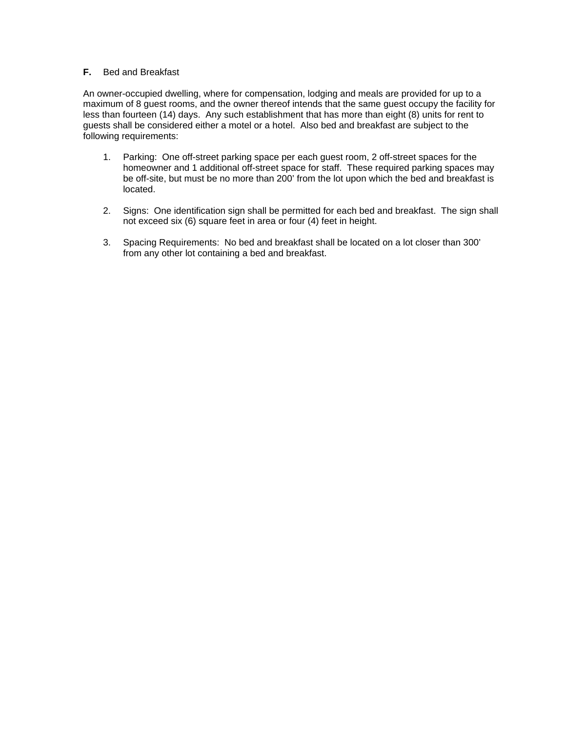**F.** Bed and Breakfast

An owner-occupied dwelling, where for compensation, lodging and meals are provided for up to a maximum of 8 guest rooms, and the owner thereof intends that the same guest occupy the facility for less than fourteen (14) days. Any such establishment that has more than eight (8) units for rent to guests shall be considered either a motel or a hotel. Also bed and breakfast are subject to the following requirements:

1. Parking: One off-street parking space per each guest room, 2 off-street spaces for the homeowner and 1 additional off-street space for staff. These required parking spaces may be off-site, but must be no more than 200' from the lot upon which the bed and breakfast is located.

2. Signs: One identification sign shall be permitted for each bed and breakfast. The sign shall not exceed six (6) square feet in area or four (4) feet in height.

3. Spacing Requirements: No bed and breakfast shall be located on a lot closer than 300' from any other lot containing a bed and breakfast.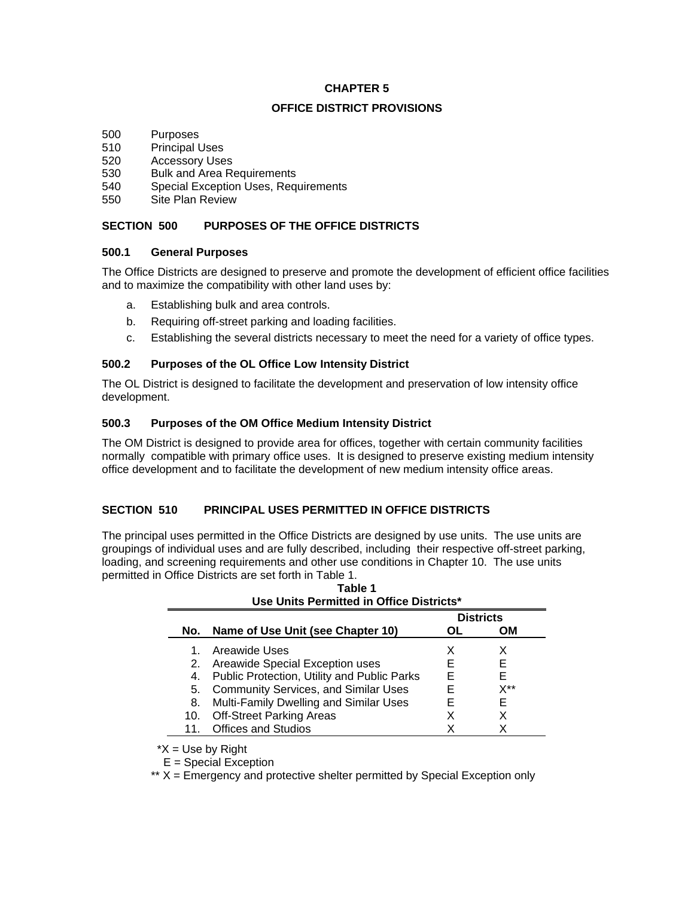# CHAPTER 5

## OFFICE DISTRICT PROVISIONS

500 Purposes
510 Principal Uses
520 Accessory Uses
530 Bulk and Area Requirements
540 Special Exception Uses, Requirements
550 Site Plan Review

### SECTION 500 PURPOSES OF THE OFFICE DISTRICTS

#### 500.1 General Purposes

The Office Districts are designed to preserve and promote the development of efficient office facilities and to maximize the compatibility with other land uses by:

a. Establishing bulk and area controls.

b. Requiring off-street parking and loading facilities.

c. Establishing the several districts necessary to meet the need for a variety of office types.

#### 500.2 Purposes of the OL Office Low Intensity District

The OL District is designed to facilitate the development and preservation of low intensity office development.

#### 500.3 Purposes of the OM Office Medium Intensity District

The OM District is designed to provide area for offices, together with certain community facilities normally compatible with primary office uses. It is designed to preserve existing medium intensity office development and to facilitate the development of new medium intensity office areas.

### SECTION 510 PRINCIPAL USES PERMITTED IN OFFICE DISTRICTS

The principal uses permitted in the Office Districts are designed by use units. The use units are groupings of individual uses and are fully described, including their respective off-street parking, loading, and screening requirements and other use conditions in Chapter 10. The use units permitted in Office Districts are set forth in Table 1.

**Table 1**
**Use Units Permitted in Office Districts***

| | | Districts | |
|---|---|---|---|
| No. | Name of Use Unit (see Chapter 10) | OL | OM |
| 1. | Areawide Uses | X | X |
| 2. | Areawide Special Exception uses | E | E |
| 4. | Public Protection, Utility and Public Parks | E | E |
| 5. | Community Services, and Similar Uses | E | X** |
| 8. | Multi-Family Dwelling and Similar Uses | E | E |
| 10. | Off-Street Parking Areas | X | X |
| 11. | Offices and Studios | X | X |

*X = Use by Right
E = Special Exception
** X = Emergency and protective shelter permitted by Special Exception only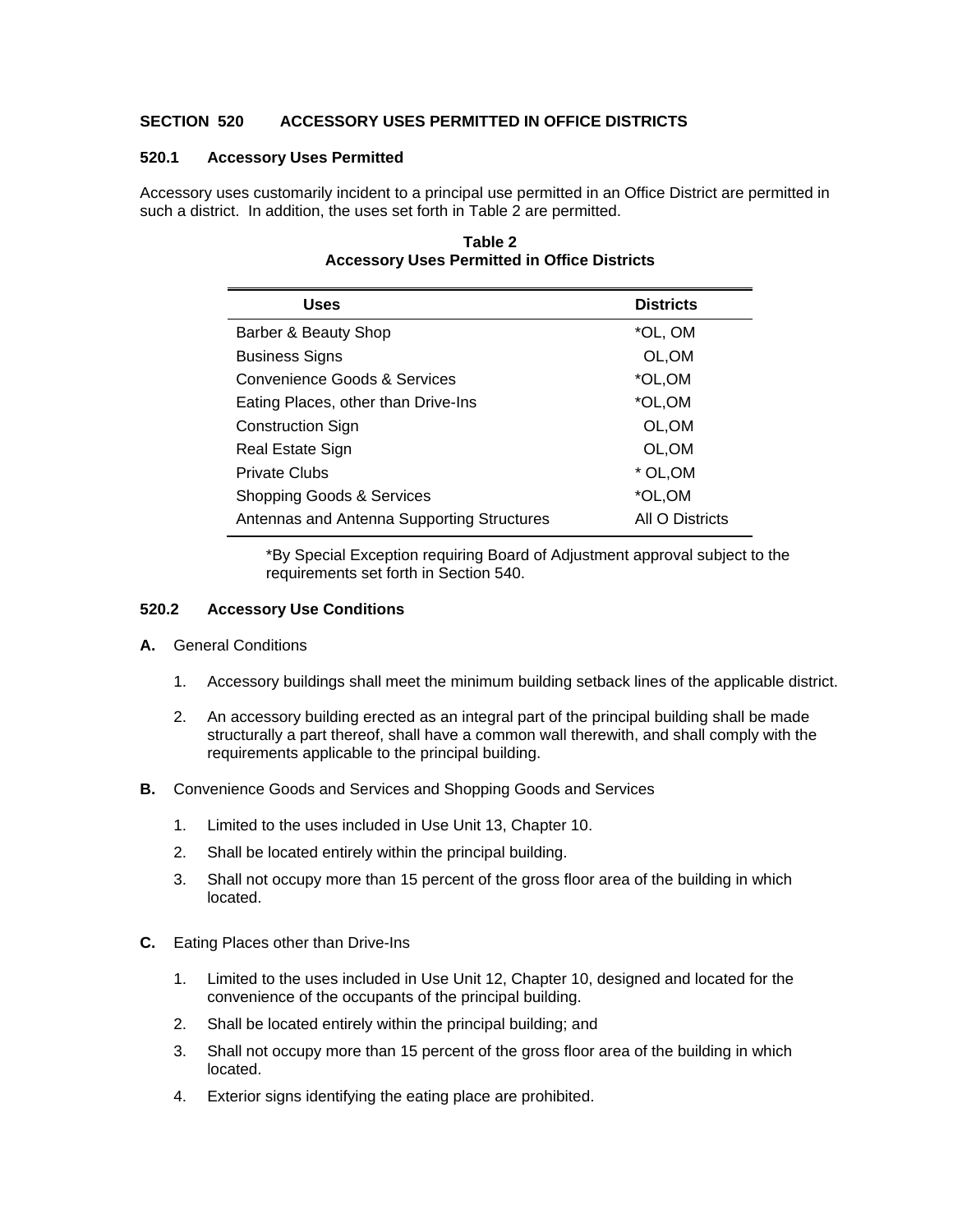## SECTION 520 ACCESSORY USES PERMITTED IN OFFICE DISTRICTS

### 520.1 Accessory Uses Permitted

Accessory uses customarily incident to a principal use permitted in an Office District are permitted in such a district. In addition, the uses set forth in Table 2 are permitted.

**Table 2**
**Accessory Uses Permitted in Office Districts**

| Uses | Districts |
|---|---|
| Barber & Beauty Shop | *OL, OM |
| Business Signs | OL,OM |
| Convenience Goods & Services | *OL,OM |
| Eating Places, other than Drive-Ins | *OL,OM |
| Construction Sign | OL,OM |
| Real Estate Sign | OL,OM |
| Private Clubs | * OL,OM |
| Shopping Goods & Services | *OL,OM |
| Antennas and Antenna Supporting Structures | All O Districts |

*By Special Exception requiring Board of Adjustment approval subject to the requirements set forth in Section 540.

### 520.2 Accessory Use Conditions

**A.** General Conditions

1. Accessory buildings shall meet the minimum building setback lines of the applicable district.
2. An accessory building erected as an integral part of the principal building shall be made structurally a part thereof, shall have a common wall therewith, and shall comply with the requirements applicable to the principal building.

**B.** Convenience Goods and Services and Shopping Goods and Services

1. Limited to the uses included in Use Unit 13, Chapter 10.
2. Shall be located entirely within the principal building.
3. Shall not occupy more than 15 percent of the gross floor area of the building in which located.

**C.** Eating Places other than Drive-Ins

1. Limited to the uses included in Use Unit 12, Chapter 10, designed and located for the convenience of the occupants of the principal building.
2. Shall be located entirely within the principal building; and
3. Shall not occupy more than 15 percent of the gross floor area of the building in which located.
4. Exterior signs identifying the eating place are prohibited.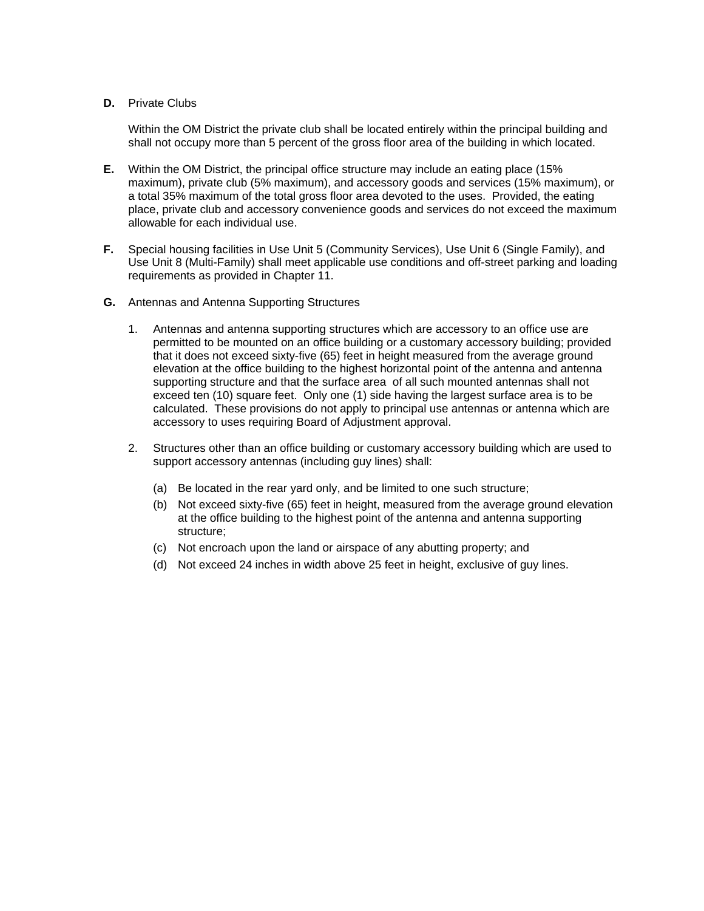**D.** Private Clubs

Within the OM District the private club shall be located entirely within the principal building and shall not occupy more than 5 percent of the gross floor area of the building in which located.

**E.** Within the OM District, the principal office structure may include an eating place (15% maximum), private club (5% maximum), and accessory goods and services (15% maximum), or a total 35% maximum of the total gross floor area devoted to the uses. Provided, the eating place, private club and accessory convenience goods and services do not exceed the maximum allowable for each individual use.

**F.** Special housing facilities in Use Unit 5 (Community Services), Use Unit 6 (Single Family), and Use Unit 8 (Multi-Family) shall meet applicable use conditions and off-street parking and loading requirements as provided in Chapter 11.

**G.** Antennas and Antenna Supporting Structures

1. Antennas and antenna supporting structures which are accessory to an office use are permitted to be mounted on an office building or a customary accessory building; provided that it does not exceed sixty-five (65) feet in height measured from the average ground elevation at the office building to the highest horizontal point of the antenna and antenna supporting structure and that the surface area of all such mounted antennas shall not exceed ten (10) square feet. Only one (1) side having the largest surface area is to be calculated. These provisions do not apply to principal use antennas or antenna which are accessory to uses requiring Board of Adjustment approval.

2. Structures other than an office building or customary accessory building which are used to support accessory antennas (including guy lines) shall:

   (a) Be located in the rear yard only, and be limited to one such structure;

   (b) Not exceed sixty-five (65) feet in height, measured from the average ground elevation at the office building to the highest point of the antenna and antenna supporting structure;

   (c) Not encroach upon the land or airspace of any abutting property; and

   (d) Not exceed 24 inches in width above 25 feet in height, exclusive of guy lines.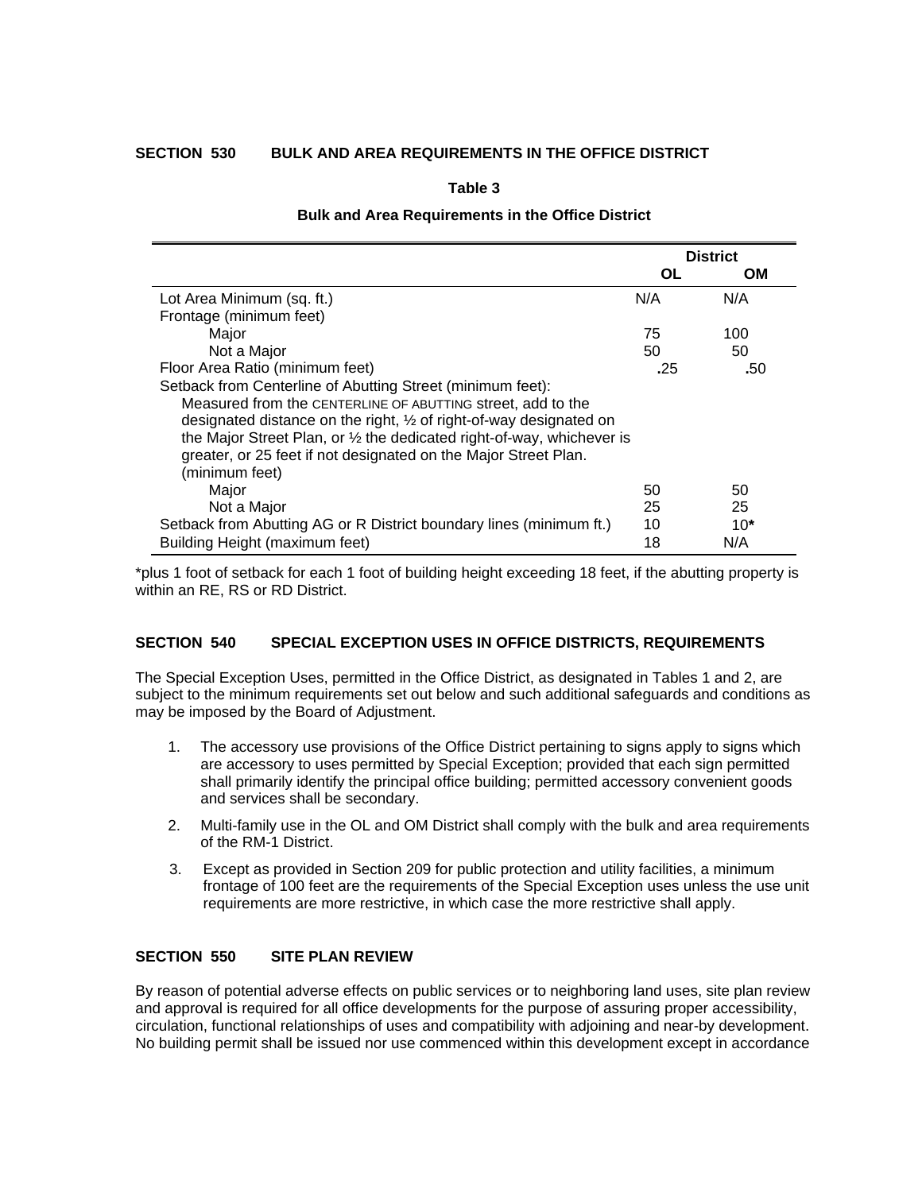### SECTION 530 BULK AND AREA REQUIREMENTS IN THE OFFICE DISTRICT

**Table 3**

**Bulk and Area Requirements in the Office District**

| | **District** | |
|---|---|---|
| | **OL** | **OM** |
| Lot Area Minimum (sq. ft.) | N/A | N/A |
| Frontage (minimum feet) | | |
| Major | 75 | 100 |
| Not a Major | 50 | 50 |
| Floor Area Ratio (minimum feet) | .25 | .50 |
| Setback from Centerline of Abutting Street (minimum feet): Measured from the CENTERLINE OF ABUTTING street, add to the designated distance on the right, ½ of right-of-way designated on the Major Street Plan, or ½ the dedicated right-of-way, whichever is greater, or 25 feet if not designated on the Major Street Plan. (minimum feet) | | |
| Major | 50 | 50 |
| Not a Major | 25 | 25 |
| Setback from Abutting AG or R District boundary lines (minimum ft.) | 10 | 10* |
| Building Height (maximum feet) | 18 | N/A |

*plus 1 foot of setback for each 1 foot of building height exceeding 18 feet, if the abutting property is within an RE, RS or RD District.

### SECTION 540 SPECIAL EXCEPTION USES IN OFFICE DISTRICTS, REQUIREMENTS

The Special Exception Uses, permitted in the Office District, as designated in Tables 1 and 2, are subject to the minimum requirements set out below and such additional safeguards and conditions as may be imposed by the Board of Adjustment.

1. The accessory use provisions of the Office District pertaining to signs apply to signs which are accessory to uses permitted by Special Exception; provided that each sign permitted shall primarily identify the principal office building; permitted accessory convenient goods and services shall be secondary.
2. Multi-family use in the OL and OM District shall comply with the bulk and area requirements of the RM-1 District.
3. Except as provided in Section 209 for public protection and utility facilities, a minimum frontage of 100 feet are the requirements of the Special Exception uses unless the use unit requirements are more restrictive, in which case the more restrictive shall apply.

### SECTION 550 SITE PLAN REVIEW

By reason of potential adverse effects on public services or to neighboring land uses, site plan review and approval is required for all office developments for the purpose of assuring proper accessibility, circulation, functional relationships of uses and compatibility with adjoining and near-by development. No building permit shall be issued nor use commenced within this development except in accordance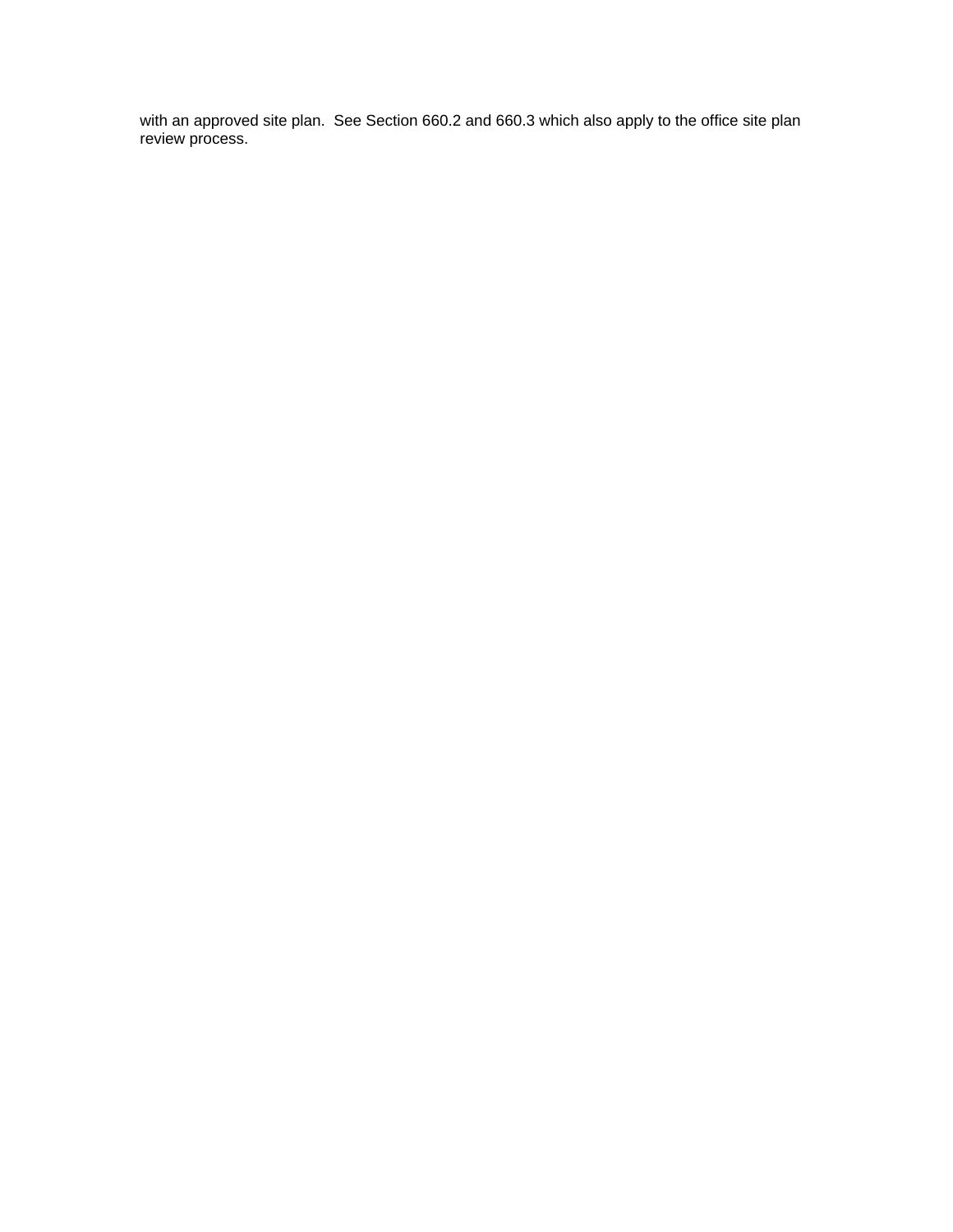with an approved site plan.  See Section 660.2 and 660.3 which also apply to the office site plan review process.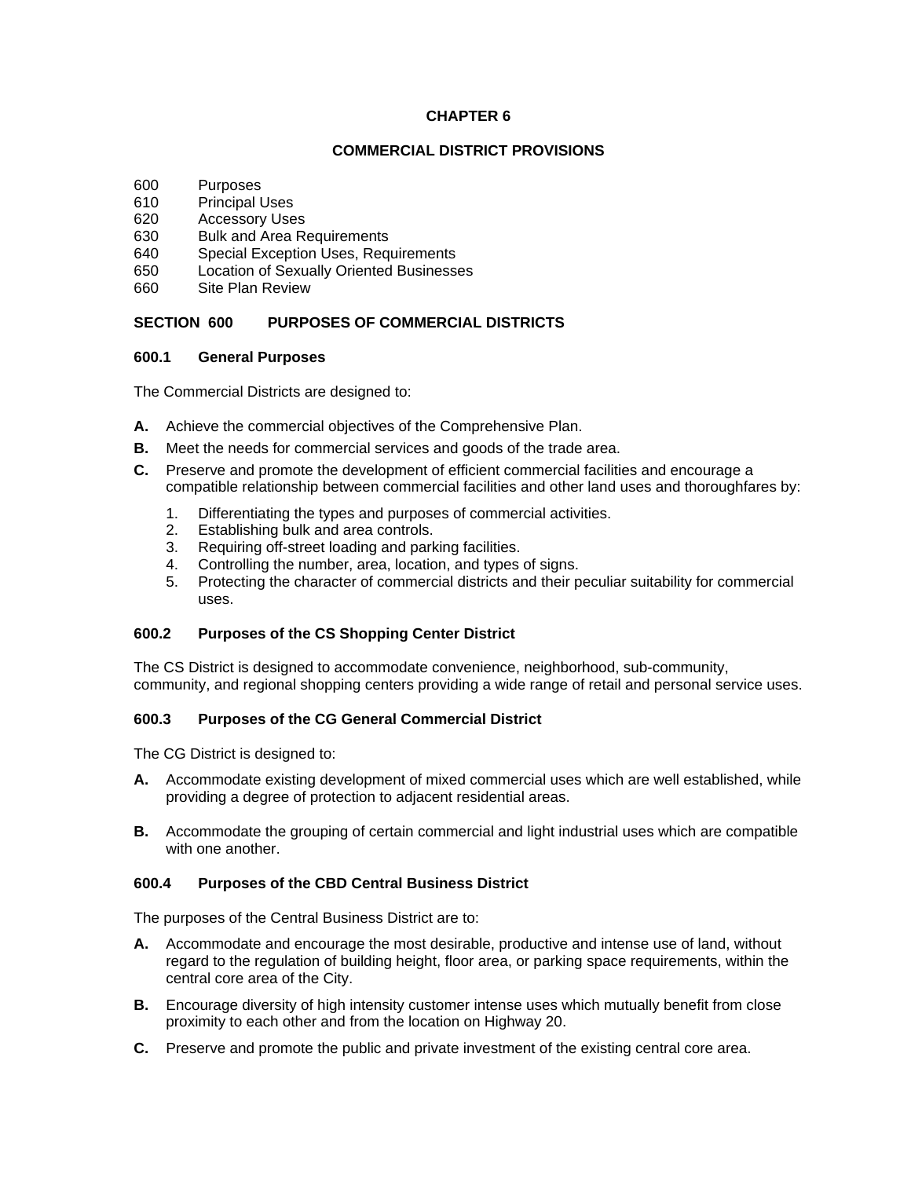# CHAPTER 6

## COMMERCIAL DISTRICT PROVISIONS

600 Purposes
610 Principal Uses
620 Accessory Uses
630 Bulk and Area Requirements
640 Special Exception Uses, Requirements
650 Location of Sexually Oriented Businesses
660 Site Plan Review

### SECTION 600 PURPOSES OF COMMERCIAL DISTRICTS

#### 600.1 General Purposes

The Commercial Districts are designed to:

**A.** Achieve the commercial objectives of the Comprehensive Plan.

**B.** Meet the needs for commercial services and goods of the trade area.

**C.** Preserve and promote the development of efficient commercial facilities and encourage a compatible relationship between commercial facilities and other land uses and thoroughfares by:

1. Differentiating the types and purposes of commercial activities.
2. Establishing bulk and area controls.
3. Requiring off-street loading and parking facilities.
4. Controlling the number, area, location, and types of signs.
5. Protecting the character of commercial districts and their peculiar suitability for commercial uses.

#### 600.2 Purposes of the CS Shopping Center District

The CS District is designed to accommodate convenience, neighborhood, sub-community, community, and regional shopping centers providing a wide range of retail and personal service uses.

#### 600.3 Purposes of the CG General Commercial District

The CG District is designed to:

**A.** Accommodate existing development of mixed commercial uses which are well established, while providing a degree of protection to adjacent residential areas.

**B.** Accommodate the grouping of certain commercial and light industrial uses which are compatible with one another.

#### 600.4 Purposes of the CBD Central Business District

The purposes of the Central Business District are to:

**A.** Accommodate and encourage the most desirable, productive and intense use of land, without regard to the regulation of building height, floor area, or parking space requirements, within the central core area of the City.

**B.** Encourage diversity of high intensity customer intense uses which mutually benefit from close proximity to each other and from the location on Highway 20.

**C.** Preserve and promote the public and private investment of the existing central core area.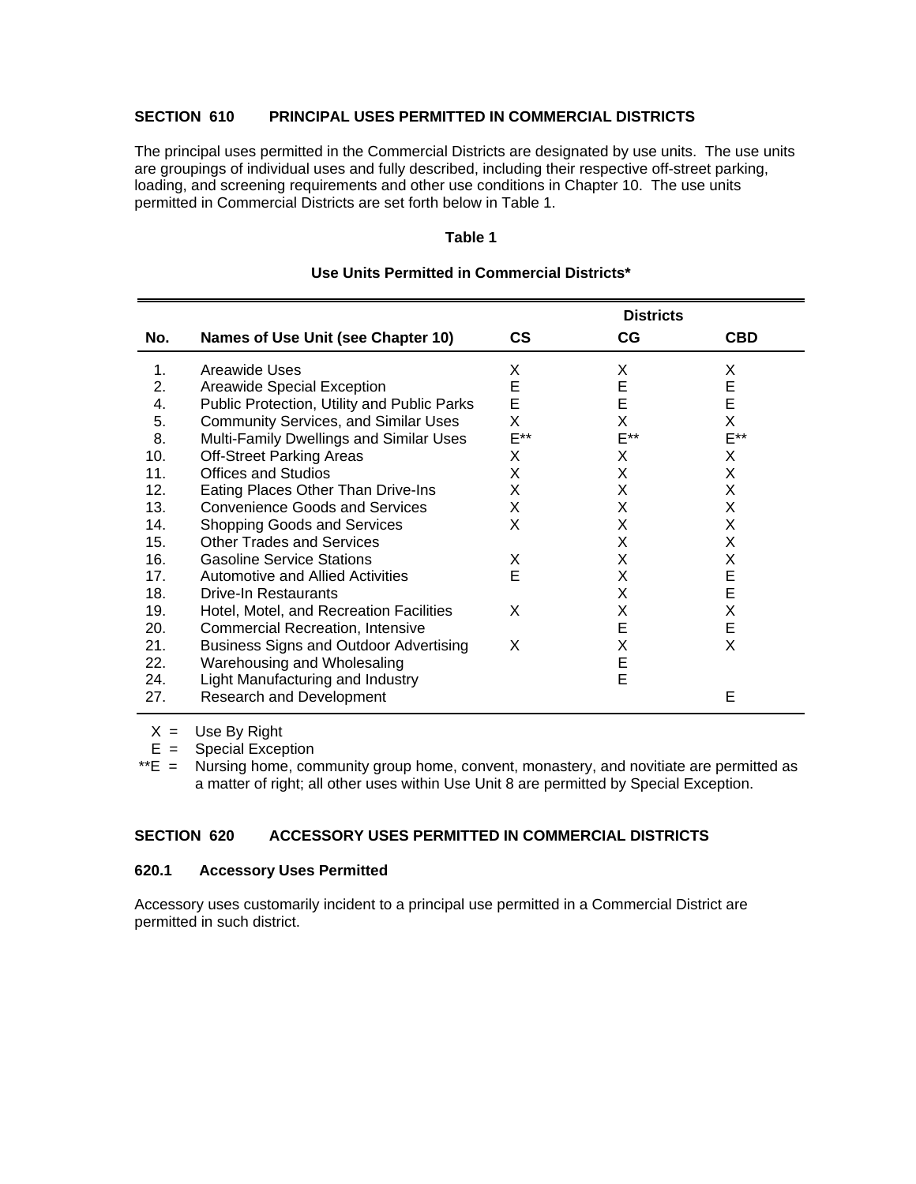### SECTION 610 PRINCIPAL USES PERMITTED IN COMMERCIAL DISTRICTS

The principal uses permitted in the Commercial Districts are designated by use units. The use units are groupings of individual uses and fully described, including their respective off-street parking, loading, and screening requirements and other use conditions in Chapter 10. The use units permitted in Commercial Districts are set forth below in Table 1.

**Table 1**

**Use Units Permitted in Commercial Districts***

| | | Districts | | |
|---|---|---|---|---|
| **No.** | **Names of Use Unit (see Chapter 10)** | **CS** | **CG** | **CBD** |
| 1. | Areawide Uses | X | X | X |
| 2. | Areawide Special Exception | E | E | E |
| 4. | Public Protection, Utility and Public Parks | E | E | E |
| 5. | Community Services, and Similar Uses | X | X | X |
| 8. | Multi-Family Dwellings and Similar Uses | E** | E** | E** |
| 10. | Off-Street Parking Areas | X | X | X |
| 11. | Offices and Studios | X | X | X |
| 12. | Eating Places Other Than Drive-Ins | X | X | X |
| 13. | Convenience Goods and Services | X | X | X |
| 14. | Shopping Goods and Services | X | X | X |
| 15. | Other Trades and Services | | X | X |
| 16. | Gasoline Service Stations | X | X | X |
| 17. | Automotive and Allied Activities | E | X | E |
| 18. | Drive-In Restaurants | | X | E |
| 19. | Hotel, Motel, and Recreation Facilities | X | X | X |
| 20. | Commercial Recreation, Intensive | | E | E |
| 21. | Business Signs and Outdoor Advertising | X | X | X |
| 22. | Warehousing and Wholesaling | | E | |
| 24. | Light Manufacturing and Industry | | E | |
| 27. | Research and Development | | | E |

X = Use By Right

E = Special Exception

**E = Nursing home, community group home, convent, monastery, and novitiate are permitted as a matter of right; all other uses within Use Unit 8 are permitted by Special Exception.

### SECTION 620 ACCESSORY USES PERMITTED IN COMMERCIAL DISTRICTS

#### 620.1 Accessory Uses Permitted

Accessory uses customarily incident to a principal use permitted in a Commercial District are permitted in such district.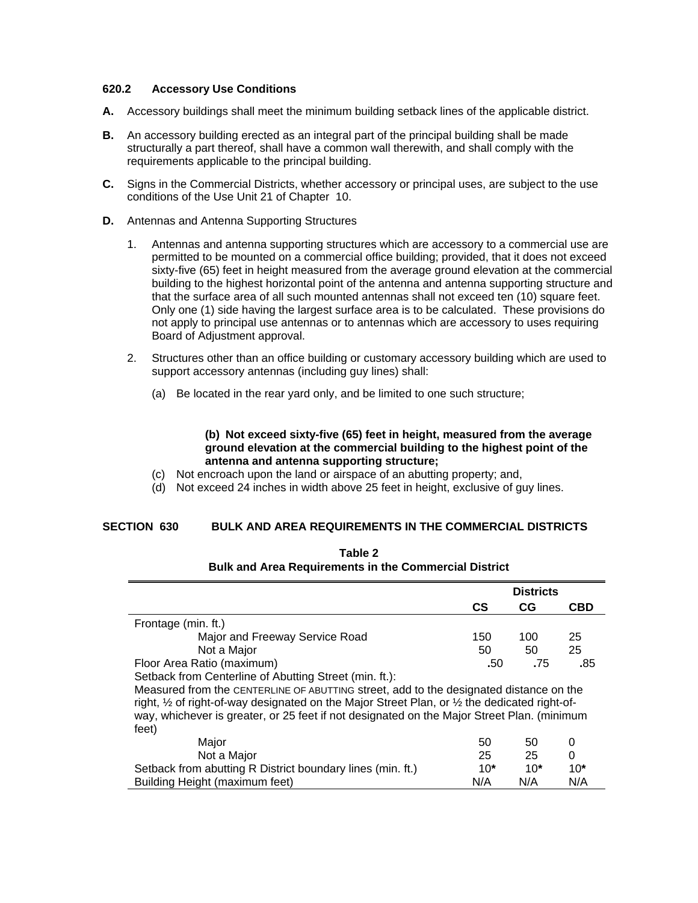### 620.2 Accessory Use Conditions

**A.** Accessory buildings shall meet the minimum building setback lines of the applicable district.

**B.** An accessory building erected as an integral part of the principal building shall be made structurally a part thereof, shall have a common wall therewith, and shall comply with the requirements applicable to the principal building.

**C.** Signs in the Commercial Districts, whether accessory or principal uses, are subject to the use conditions of the Use Unit 21 of Chapter 10.

**D.** Antennas and Antenna Supporting Structures

1. Antennas and antenna supporting structures which are accessory to a commercial use are permitted to be mounted on a commercial office building; provided, that it does not exceed sixty-five (65) feet in height measured from the average ground elevation at the commercial building to the highest horizontal point of the antenna and antenna supporting structure and that the surface area of all such mounted antennas shall not exceed ten (10) square feet. Only one (1) side having the largest surface area is to be calculated. These provisions do not apply to principal use antennas or to antennas which are accessory to uses requiring Board of Adjustment approval.

2. Structures other than an office building or customary accessory building which are used to support accessory antennas (including guy lines) shall:

   (a) Be located in the rear yard only, and be limited to one such structure;

   **(b) Not exceed sixty-five (65) feet in height, measured from the average ground elevation at the commercial building to the highest point of the antenna and antenna supporting structure;**

   (c) Not encroach upon the land or airspace of an abutting property; and,

   (d) Not exceed 24 inches in width above 25 feet in height, exclusive of guy lines.

## SECTION 630 BULK AND AREA REQUIREMENTS IN THE COMMERCIAL DISTRICTS

**Table 2**
**Bulk and Area Requirements in the Commercial District**

| | Districts | | |
|---|---|---|---|
| | **CS** | **CG** | **CBD** |
| Frontage (min. ft.) | | | |
| Major and Freeway Service Road | 150 | 100 | 25 |
| Not a Major | 50 | 50 | 25 |
| Floor Area Ratio (maximum) | .50 | .75 | .85 |
| Setback from Centerline of Abutting Street (min. ft.): Measured from the CENTERLINE OF ABUTTING street, add to the designated distance on the right, ½ of right-of-way designated on the Major Street Plan, or ½ the dedicated right-of-way, whichever is greater, or 25 feet if not designated on the Major Street Plan. (minimum feet) | | | |
| Major | 50 | 50 | 0 |
| Not a Major | 25 | 25 | 0 |
| Setback from abutting R District boundary lines (min. ft.) | 10* | 10* | 10* |
| Building Height (maximum feet) | N/A | N/A | N/A |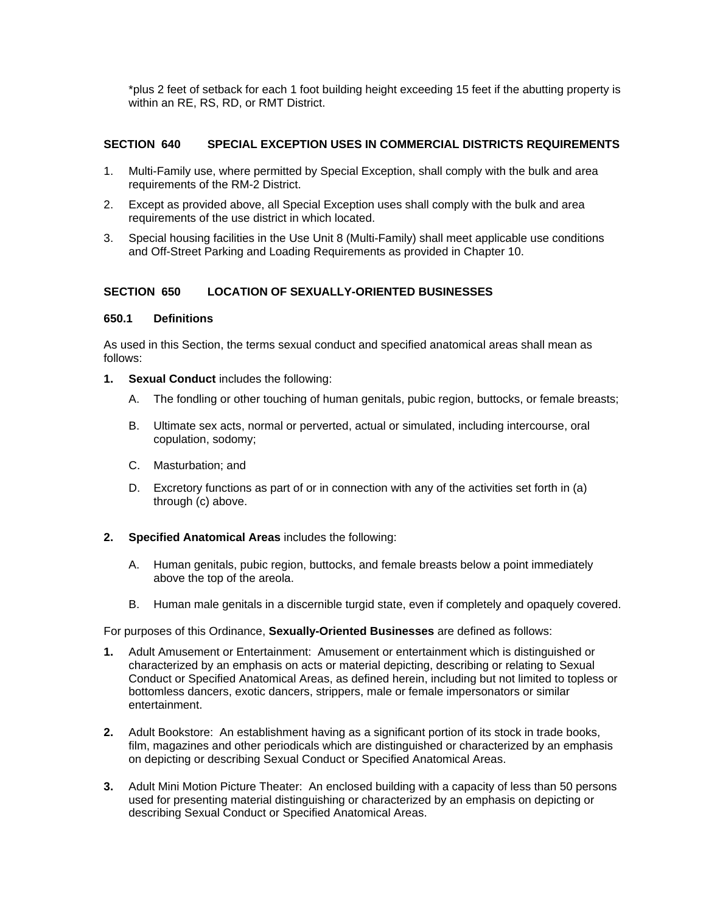*plus 2 feet of setback for each 1 foot building height exceeding 15 feet if the abutting property is within an RE, RS, RD, or RMT District.

## SECTION 640 SPECIAL EXCEPTION USES IN COMMERCIAL DISTRICTS REQUIREMENTS

1. Multi-Family use, where permitted by Special Exception, shall comply with the bulk and area requirements of the RM-2 District.
2. Except as provided above, all Special Exception uses shall comply with the bulk and area requirements of the use district in which located.
3. Special housing facilities in the Use Unit 8 (Multi-Family) shall meet applicable use conditions and Off-Street Parking and Loading Requirements as provided in Chapter 10.

## SECTION 650 LOCATION OF SEXUALLY-ORIENTED BUSINESSES

### 650.1 Definitions

As used in this Section, the terms sexual conduct and specified anatomical areas shall mean as follows:

**1. Sexual Conduct** includes the following:

   A. The fondling or other touching of human genitals, pubic region, buttocks, or female breasts;

   B. Ultimate sex acts, normal or perverted, actual or simulated, including intercourse, oral copulation, sodomy;

   C. Masturbation; and

   D. Excretory functions as part of or in connection with any of the activities set forth in (a) through (c) above.

**2. Specified Anatomical Areas** includes the following:

   A. Human genitals, pubic region, buttocks, and female breasts below a point immediately above the top of the areola.

   B. Human male genitals in a discernible turgid state, even if completely and opaquely covered.

For purposes of this Ordinance, **Sexually-Oriented Businesses** are defined as follows:

**1.** Adult Amusement or Entertainment: Amusement or entertainment which is distinguished or characterized by an emphasis on acts or material depicting, describing or relating to Sexual Conduct or Specified Anatomical Areas, as defined herein, including but not limited to topless or bottomless dancers, exotic dancers, strippers, male or female impersonators or similar entertainment.

**2.** Adult Bookstore: An establishment having as a significant portion of its stock in trade books, film, magazines and other periodicals which are distinguished or characterized by an emphasis on depicting or describing Sexual Conduct or Specified Anatomical Areas.

**3.** Adult Mini Motion Picture Theater: An enclosed building with a capacity of less than 50 persons used for presenting material distinguishing or characterized by an emphasis on depicting or describing Sexual Conduct or Specified Anatomical Areas.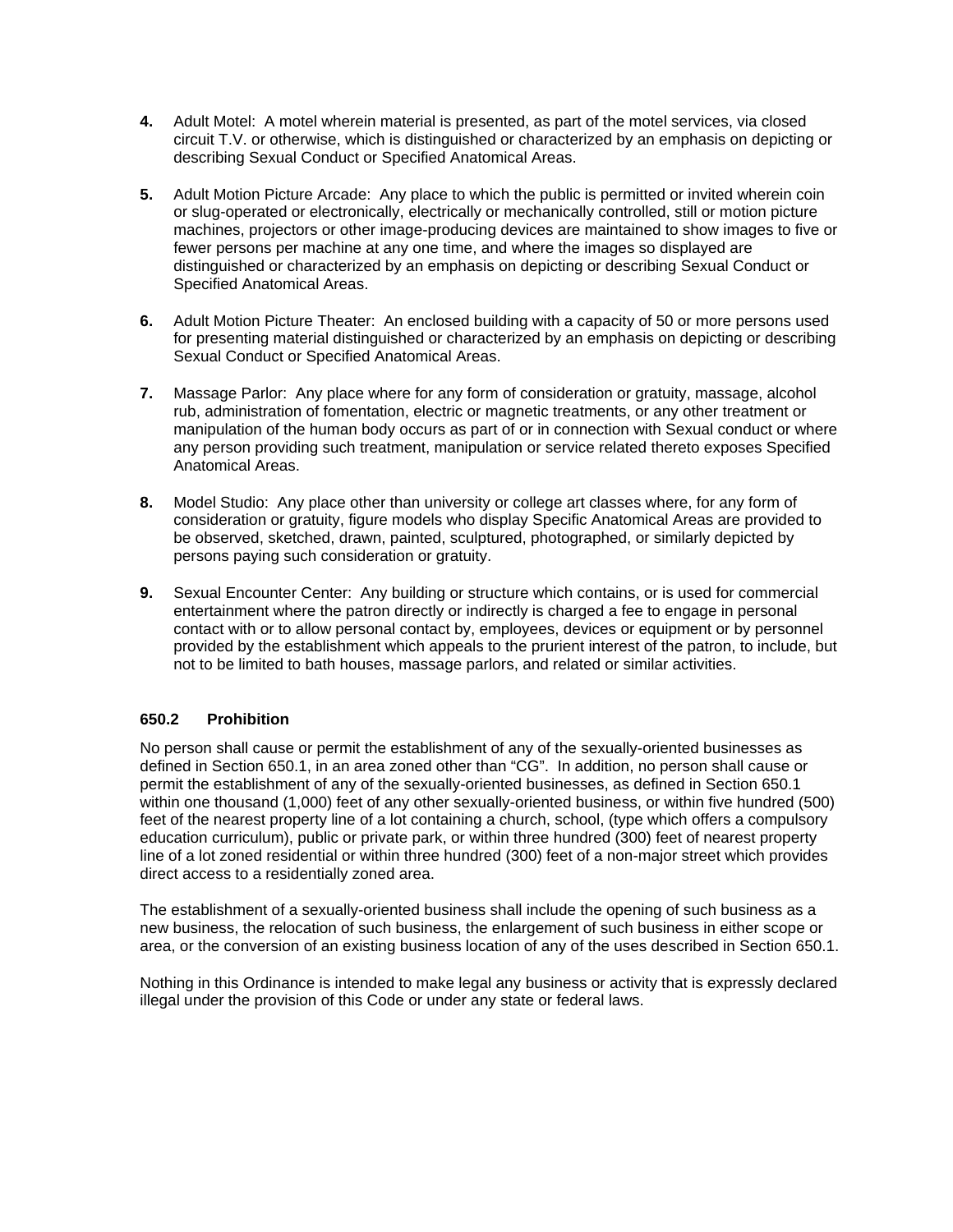4. Adult Motel: A motel wherein material is presented, as part of the motel services, via closed circuit T.V. or otherwise, which is distinguished or characterized by an emphasis on depicting or describing Sexual Conduct or Specified Anatomical Areas.

5. Adult Motion Picture Arcade: Any place to which the public is permitted or invited wherein coin or slug-operated or electronically, electrically or mechanically controlled, still or motion picture machines, projectors or other image-producing devices are maintained to show images to five or fewer persons per machine at any one time, and where the images so displayed are distinguished or characterized by an emphasis on depicting or describing Sexual Conduct or Specified Anatomical Areas.

6. Adult Motion Picture Theater: An enclosed building with a capacity of 50 or more persons used for presenting material distinguished or characterized by an emphasis on depicting or describing Sexual Conduct or Specified Anatomical Areas.

7. Massage Parlor: Any place where for any form of consideration or gratuity, massage, alcohol rub, administration of fomentation, electric or magnetic treatments, or any other treatment or manipulation of the human body occurs as part of or in connection with Sexual conduct or where any person providing such treatment, manipulation or service related thereto exposes Specified Anatomical Areas.

8. Model Studio: Any place other than university or college art classes where, for any form of consideration or gratuity, figure models who display Specific Anatomical Areas are provided to be observed, sketched, drawn, painted, sculptured, photographed, or similarly depicted by persons paying such consideration or gratuity.

9. Sexual Encounter Center: Any building or structure which contains, or is used for commercial entertainment where the patron directly or indirectly is charged a fee to engage in personal contact with or to allow personal contact by, employees, devices or equipment or by personnel provided by the establishment which appeals to the prurient interest of the patron, to include, but not to be limited to bath houses, massage parlors, and related or similar activities.

### 650.2 Prohibition

No person shall cause or permit the establishment of any of the sexually-oriented businesses as defined in Section 650.1, in an area zoned other than "CG". In addition, no person shall cause or permit the establishment of any of the sexually-oriented businesses, as defined in Section 650.1 within one thousand (1,000) feet of any other sexually-oriented business, or within five hundred (500) feet of the nearest property line of a lot containing a church, school, (type which offers a compulsory education curriculum), public or private park, or within three hundred (300) feet of nearest property line of a lot zoned residential or within three hundred (300) feet of a non-major street which provides direct access to a residentially zoned area.

The establishment of a sexually-oriented business shall include the opening of such business as a new business, the relocation of such business, the enlargement of such business in either scope or area, or the conversion of an existing business location of any of the uses described in Section 650.1.

Nothing in this Ordinance is intended to make legal any business or activity that is expressly declared illegal under the provision of this Code or under any state or federal laws.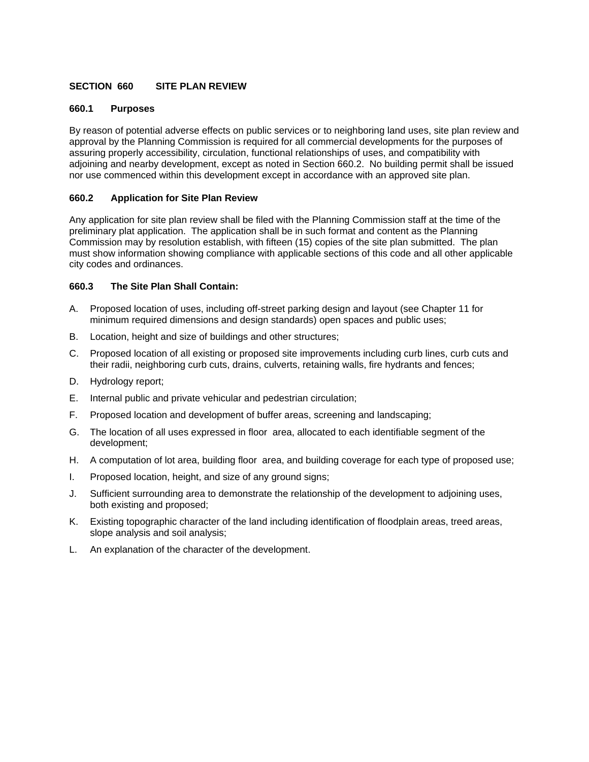## SECTION 660 SITE PLAN REVIEW

### 660.1 Purposes

By reason of potential adverse effects on public services or to neighboring land uses, site plan review and approval by the Planning Commission is required for all commercial developments for the purposes of assuring properly accessibility, circulation, functional relationships of uses, and compatibility with adjoining and nearby development, except as noted in Section 660.2. No building permit shall be issued nor use commenced within this development except in accordance with an approved site plan.

### 660.2 Application for Site Plan Review

Any application for site plan review shall be filed with the Planning Commission staff at the time of the preliminary plat application. The application shall be in such format and content as the Planning Commission may by resolution establish, with fifteen (15) copies of the site plan submitted. The plan must show information showing compliance with applicable sections of this code and all other applicable city codes and ordinances.

### 660.3 The Site Plan Shall Contain:

A. Proposed location of uses, including off-street parking design and layout (see Chapter 11 for minimum required dimensions and design standards) open spaces and public uses;

B. Location, height and size of buildings and other structures;

C. Proposed location of all existing or proposed site improvements including curb lines, curb cuts and their radii, neighboring curb cuts, drains, culverts, retaining walls, fire hydrants and fences;

D. Hydrology report;

E. Internal public and private vehicular and pedestrian circulation;

F. Proposed location and development of buffer areas, screening and landscaping;

G. The location of all uses expressed in floor area, allocated to each identifiable segment of the development;

H. A computation of lot area, building floor area, and building coverage for each type of proposed use;

I. Proposed location, height, and size of any ground signs;

J. Sufficient surrounding area to demonstrate the relationship of the development to adjoining uses, both existing and proposed;

K. Existing topographic character of the land including identification of floodplain areas, treed areas, slope analysis and soil analysis;

L. An explanation of the character of the development.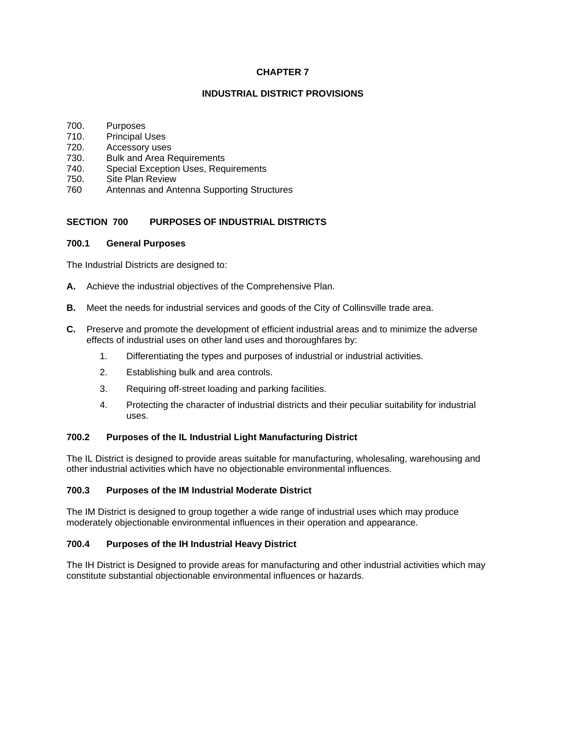# CHAPTER 7

# INDUSTRIAL DISTRICT PROVISIONS

700. Purposes
710. Principal Uses
720. Accessory uses
730. Bulk and Area Requirements
740. Special Exception Uses, Requirements
750. Site Plan Review
760 Antennas and Antenna Supporting Structures

## SECTION 700 PURPOSES OF INDUSTRIAL DISTRICTS

### 700.1 General Purposes

The Industrial Districts are designed to:

**A.** Achieve the industrial objectives of the Comprehensive Plan.

**B.** Meet the needs for industrial services and goods of the City of Collinsville trade area.

**C.** Preserve and promote the development of efficient industrial areas and to minimize the adverse effects of industrial uses on other land uses and thoroughfares by:

1. Differentiating the types and purposes of industrial or industrial activities.
2. Establishing bulk and area controls.
3. Requiring off-street loading and parking facilities.
4. Protecting the character of industrial districts and their peculiar suitability for industrial uses.

### 700.2 Purposes of the IL Industrial Light Manufacturing District

The IL District is designed to provide areas suitable for manufacturing, wholesaling, warehousing and other industrial activities which have no objectionable environmental influences.

### 700.3 Purposes of the IM Industrial Moderate District

The IM District is designed to group together a wide range of industrial uses which may produce moderately objectionable environmental influences in their operation and appearance.

### 700.4 Purposes of the IH Industrial Heavy District

The IH District is Designed to provide areas for manufacturing and other industrial activities which may constitute substantial objectionable environmental influences or hazards.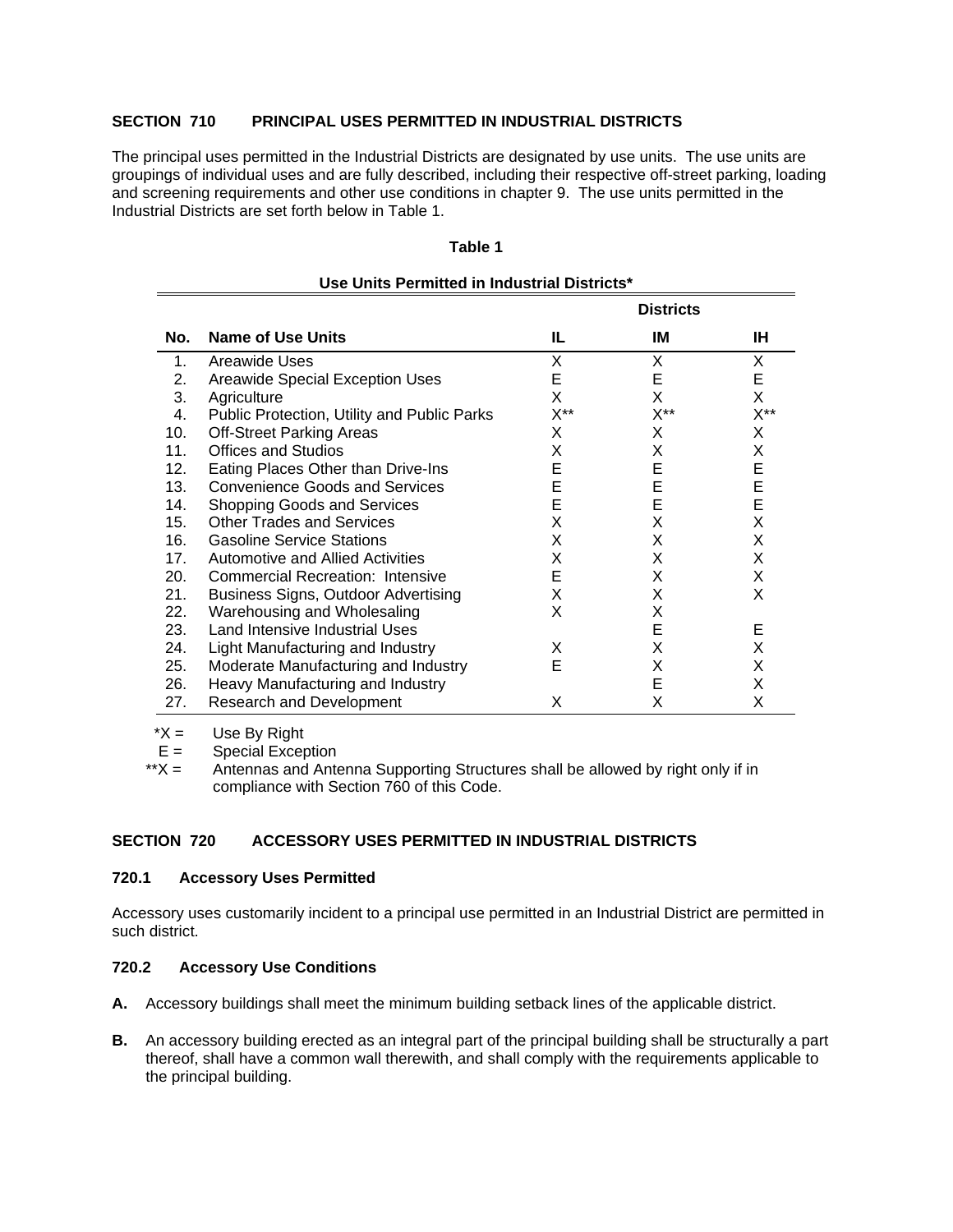**SECTION 710 PRINCIPAL USES PERMITTED IN INDUSTRIAL DISTRICTS**

The principal uses permitted in the Industrial Districts are designated by use units. The use units are groupings of individual uses and are fully described, including their respective off-street parking, loading and screening requirements and other use conditions in chapter 9. The use units permitted in the Industrial Districts are set forth below in Table 1.

**Table 1**

**Use Units Permitted in Industrial Districts***

| | | Districts | | |
|---|---|---|---|---|
| **No.** | **Name of Use Units** | **IL** | **IM** | **IH** |
| 1. | Areawide Uses | X | X | X |
| 2. | Areawide Special Exception Uses | E | E | E |
| 3. | Agriculture | X | X | X |
| 4. | Public Protection, Utility and Public Parks | X** | X** | X** |
| 10. | Off-Street Parking Areas | X | X | X |
| 11. | Offices and Studios | X | X | X |
| 12. | Eating Places Other than Drive-Ins | E | E | E |
| 13. | Convenience Goods and Services | E | E | E |
| 14. | Shopping Goods and Services | E | E | E |
| 15. | Other Trades and Services | X | X | X |
| 16. | Gasoline Service Stations | X | X | X |
| 17. | Automotive and Allied Activities | X | X | X |
| 20. | Commercial Recreation: Intensive | E | X | X |
| 21. | Business Signs, Outdoor Advertising | X | X | X |
| 22. | Warehousing and Wholesaling | X | X | |
| 23. | Land Intensive Industrial Uses | | E | E |
| 24. | Light Manufacturing and Industry | X | X | X |
| 25. | Moderate Manufacturing and Industry | E | X | X |
| 26. | Heavy Manufacturing and Industry | | E | X |
| 27. | Research and Development | X | X | X |

*X = Use By Right
E = Special Exception
**X = Antennas and Antenna Supporting Structures shall be allowed by right only if in compliance with Section 760 of this Code.

**SECTION 720 ACCESSORY USES PERMITTED IN INDUSTRIAL DISTRICTS**

**720.1 Accessory Uses Permitted**

Accessory uses customarily incident to a principal use permitted in an Industrial District are permitted in such district.

**720.2 Accessory Use Conditions**

**A.** Accessory buildings shall meet the minimum building setback lines of the applicable district.

**B.** An accessory building erected as an integral part of the principal building shall be structurally a part thereof, shall have a common wall therewith, and shall comply with the requirements applicable to the principal building.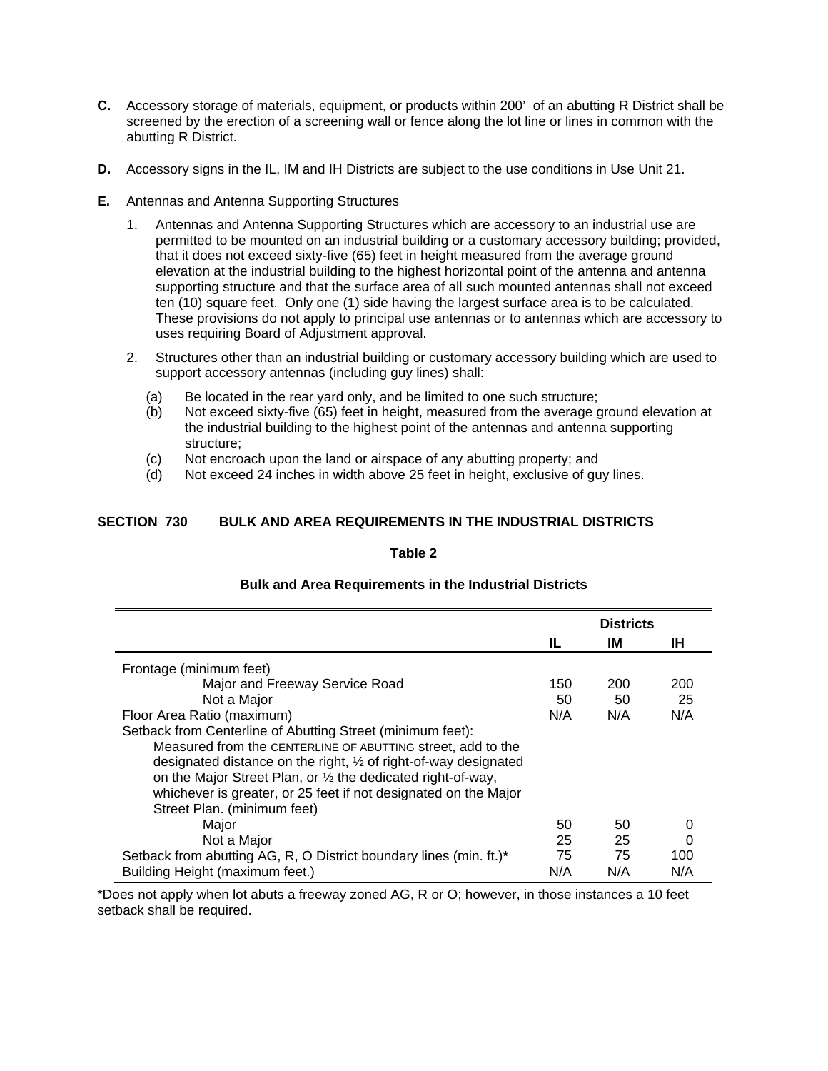**C.** Accessory storage of materials, equipment, or products within 200' of an abutting R District shall be screened by the erection of a screening wall or fence along the lot line or lines in common with the abutting R District.

**D.** Accessory signs in the IL, IM and IH Districts are subject to the use conditions in Use Unit 21.

**E.** Antennas and Antenna Supporting Structures

1. Antennas and Antenna Supporting Structures which are accessory to an industrial use are permitted to be mounted on an industrial building or a customary accessory building; provided, that it does not exceed sixty-five (65) feet in height measured from the average ground elevation at the industrial building to the highest horizontal point of the antenna and antenna supporting structure and that the surface area of all such mounted antennas shall not exceed ten (10) square feet. Only one (1) side having the largest surface area is to be calculated. These provisions do not apply to principal use antennas or to antennas which are accessory to uses requiring Board of Adjustment approval.

2. Structures other than an industrial building or customary accessory building which are used to support accessory antennas (including guy lines) shall:

   (a) Be located in the rear yard only, and be limited to one such structure;
   (b) Not exceed sixty-five (65) feet in height, measured from the average ground elevation at the industrial building to the highest point of the antennas and antenna supporting structure;
   (c) Not encroach upon the land or airspace of any abutting property; and
   (d) Not exceed 24 inches in width above 25 feet in height, exclusive of guy lines.

## SECTION 730 BULK AND AREA REQUIREMENTS IN THE INDUSTRIAL DISTRICTS

**Table 2**

**Bulk and Area Requirements in the Industrial Districts**

| | Districts | | |
|---|---|---|---|
| | IL | IM | IH |
| Frontage (minimum feet) | | | |
| Major and Freeway Service Road | 150 | 200 | 200 |
| Not a Major | 50 | 50 | 25 |
| Floor Area Ratio (maximum) | N/A | N/A | N/A |
| Setback from Centerline of Abutting Street (minimum feet): Measured from the CENTERLINE OF ABUTTING street, add to the designated distance on the right, ½ of right-of-way designated on the Major Street Plan, or ½ the dedicated right-of-way, whichever is greater, or 25 feet if not designated on the Major Street Plan. (minimum feet) | | | |
| Major | 50 | 50 | 0 |
| Not a Major | 25 | 25 | 0 |
| Setback from abutting AG, R, O District boundary lines (min. ft.)* | 75 | 75 | 100 |
| Building Height (maximum feet.) | N/A | N/A | N/A |

*Does not apply when lot abuts a freeway zoned AG, R or O; however, in those instances a 10 feet setback shall be required.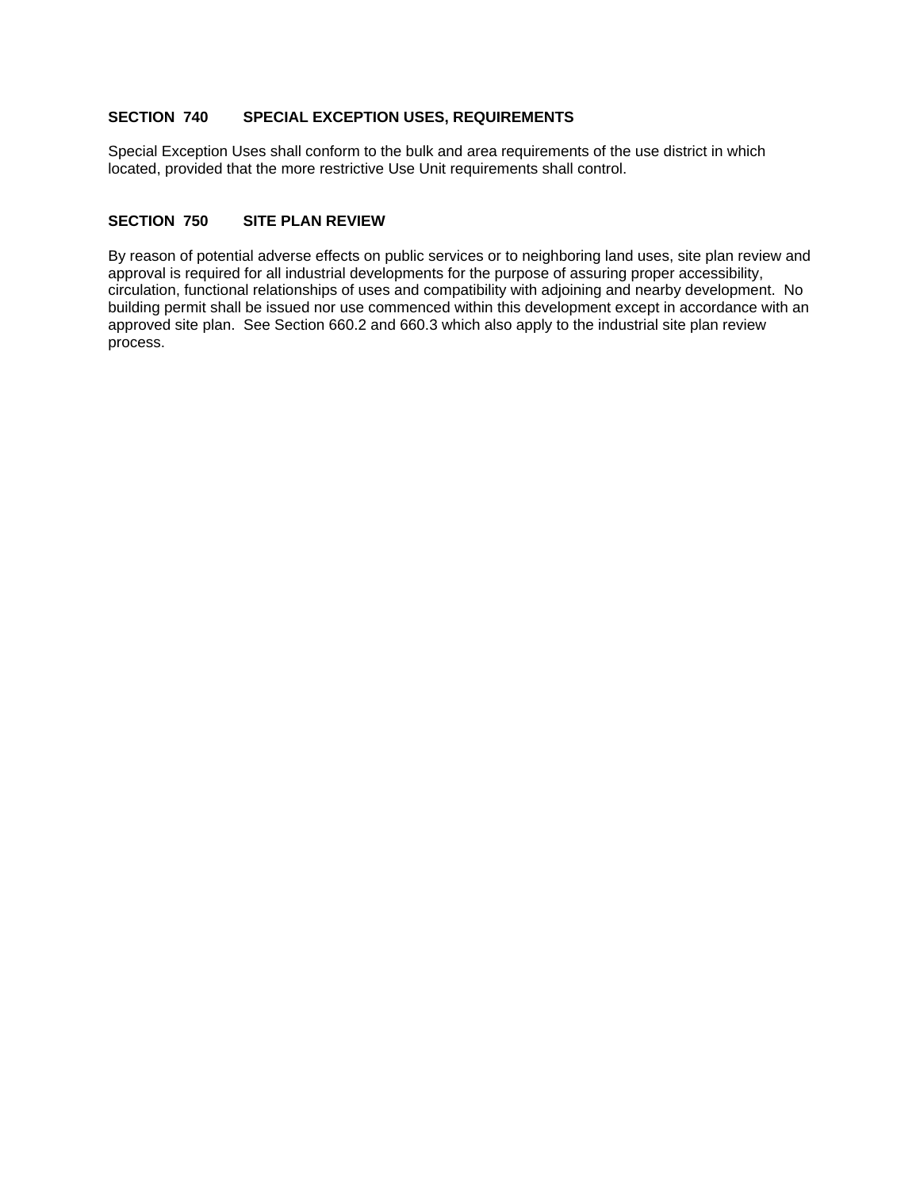## SECTION 740 SPECIAL EXCEPTION USES, REQUIREMENTS

Special Exception Uses shall conform to the bulk and area requirements of the use district in which located, provided that the more restrictive Use Unit requirements shall control.

## SECTION 750 SITE PLAN REVIEW

By reason of potential adverse effects on public services or to neighboring land uses, site plan review and approval is required for all industrial developments for the purpose of assuring proper accessibility, circulation, functional relationships of uses and compatibility with adjoining and nearby development. No building permit shall be issued nor use commenced within this development except in accordance with an approved site plan. See Section 660.2 and 660.3 which also apply to the industrial site plan review process.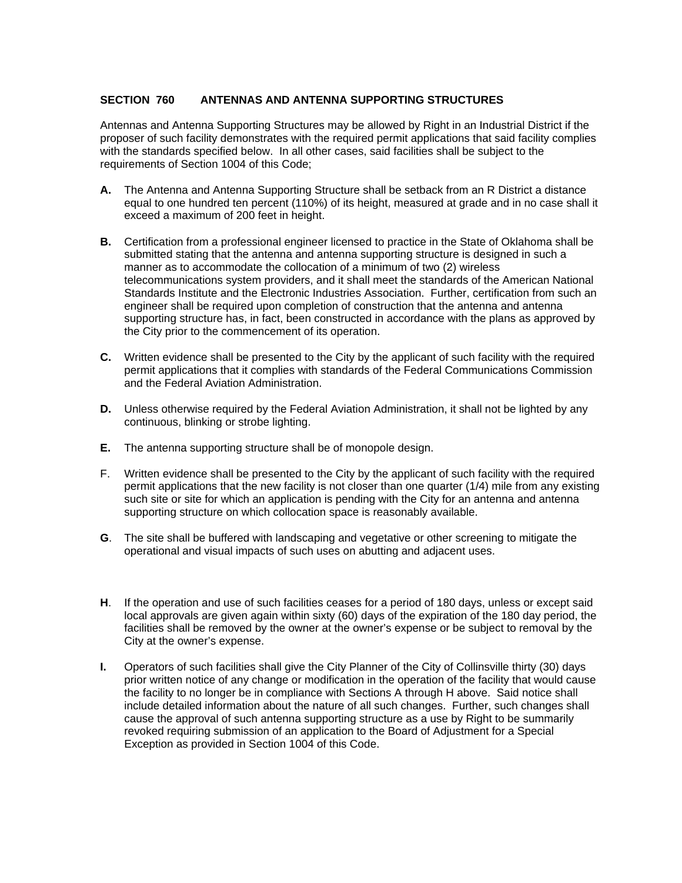## SECTION 760 ANTENNAS AND ANTENNA SUPPORTING STRUCTURES

Antennas and Antenna Supporting Structures may be allowed by Right in an Industrial District if the proposer of such facility demonstrates with the required permit applications that said facility complies with the standards specified below. In all other cases, said facilities shall be subject to the requirements of Section 1004 of this Code;

**A.** The Antenna and Antenna Supporting Structure shall be setback from an R District a distance equal to one hundred ten percent (110%) of its height, measured at grade and in no case shall it exceed a maximum of 200 feet in height.

**B.** Certification from a professional engineer licensed to practice in the State of Oklahoma shall be submitted stating that the antenna and antenna supporting structure is designed in such a manner as to accommodate the collocation of a minimum of two (2) wireless telecommunications system providers, and it shall meet the standards of the American National Standards Institute and the Electronic Industries Association. Further, certification from such an engineer shall be required upon completion of construction that the antenna and antenna supporting structure has, in fact, been constructed in accordance with the plans as approved by the City prior to the commencement of its operation.

**C.** Written evidence shall be presented to the City by the applicant of such facility with the required permit applications that it complies with standards of the Federal Communications Commission and the Federal Aviation Administration.

**D.** Unless otherwise required by the Federal Aviation Administration, it shall not be lighted by any continuous, blinking or strobe lighting.

**E.** The antenna supporting structure shall be of monopole design.

F. Written evidence shall be presented to the City by the applicant of such facility with the required permit applications that the new facility is not closer than one quarter (1/4) mile from any existing such site or site for which an application is pending with the City for an antenna and antenna supporting structure on which collocation space is reasonably available.

**G**. The site shall be buffered with landscaping and vegetative or other screening to mitigate the operational and visual impacts of such uses on abutting and adjacent uses.

**H**. If the operation and use of such facilities ceases for a period of 180 days, unless or except said local approvals are given again within sixty (60) days of the expiration of the 180 day period, the facilities shall be removed by the owner at the owner's expense or be subject to removal by the City at the owner's expense.

**I.** Operators of such facilities shall give the City Planner of the City of Collinsville thirty (30) days prior written notice of any change or modification in the operation of the facility that would cause the facility to no longer be in compliance with Sections A through H above. Said notice shall include detailed information about the nature of all such changes. Further, such changes shall cause the approval of such antenna supporting structure as a use by Right to be summarily revoked requiring submission of an application to the Board of Adjustment for a Special Exception as provided in Section 1004 of this Code.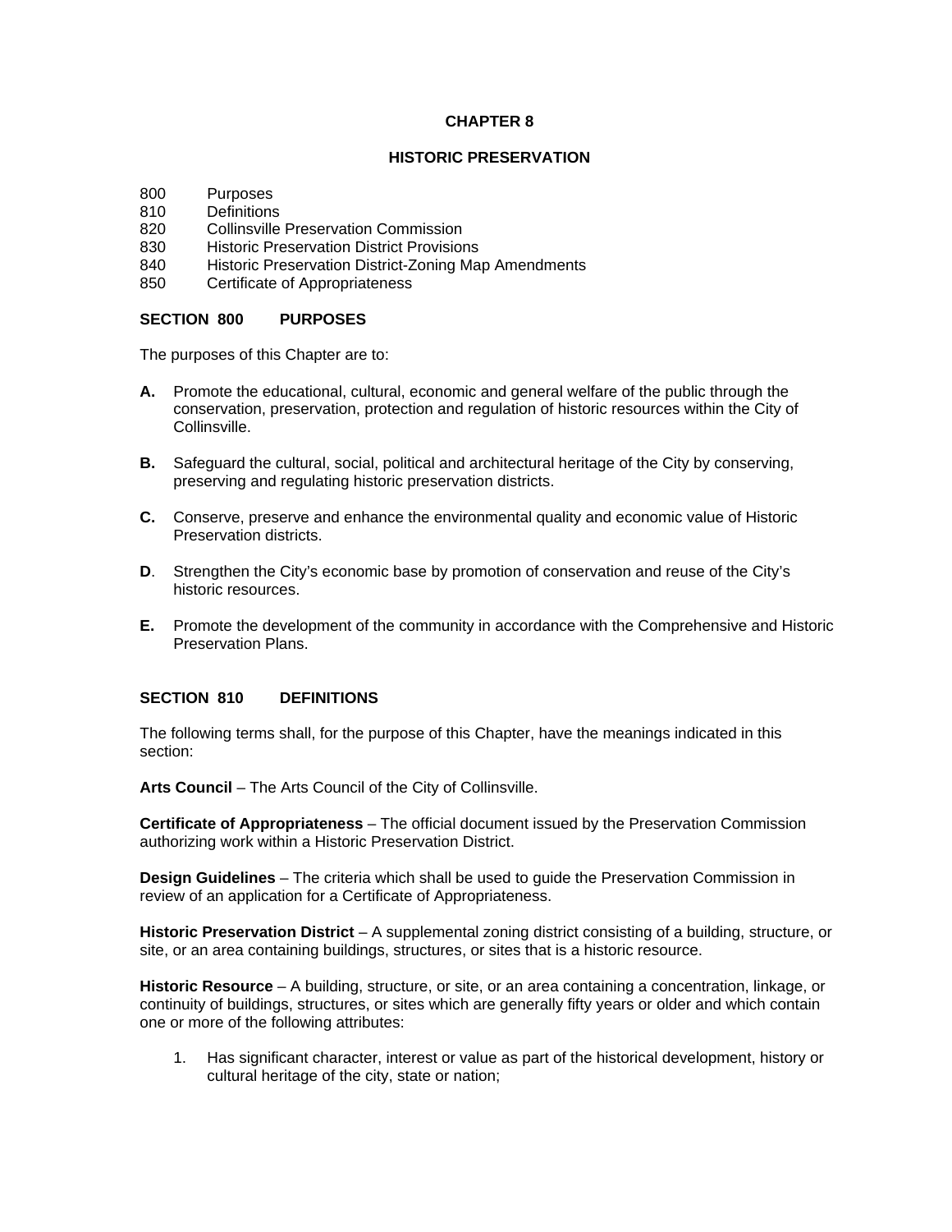# CHAPTER 8

## HISTORIC PRESERVATION

800 Purposes
810 Definitions
820 Collinsville Preservation Commission
830 Historic Preservation District Provisions
840 Historic Preservation District-Zoning Map Amendments
850 Certificate of Appropriateness

### SECTION 800 PURPOSES

The purposes of this Chapter are to:

**A.** Promote the educational, cultural, economic and general welfare of the public through the conservation, preservation, protection and regulation of historic resources within the City of Collinsville.

**B.** Safeguard the cultural, social, political and architectural heritage of the City by conserving, preserving and regulating historic preservation districts.

**C.** Conserve, preserve and enhance the environmental quality and economic value of Historic Preservation districts.

**D**. Strengthen the City's economic base by promotion of conservation and reuse of the City's historic resources.

**E.** Promote the development of the community in accordance with the Comprehensive and Historic Preservation Plans.

### SECTION 810 DEFINITIONS

The following terms shall, for the purpose of this Chapter, have the meanings indicated in this section:

**Arts Council** – The Arts Council of the City of Collinsville.

**Certificate of Appropriateness** – The official document issued by the Preservation Commission authorizing work within a Historic Preservation District.

**Design Guidelines** – The criteria which shall be used to guide the Preservation Commission in review of an application for a Certificate of Appropriateness.

**Historic Preservation District** – A supplemental zoning district consisting of a building, structure, or site, or an area containing buildings, structures, or sites that is a historic resource.

**Historic Resource** – A building, structure, or site, or an area containing a concentration, linkage, or continuity of buildings, structures, or sites which are generally fifty years or older and which contain one or more of the following attributes:

1. Has significant character, interest or value as part of the historical development, history or cultural heritage of the city, state or nation;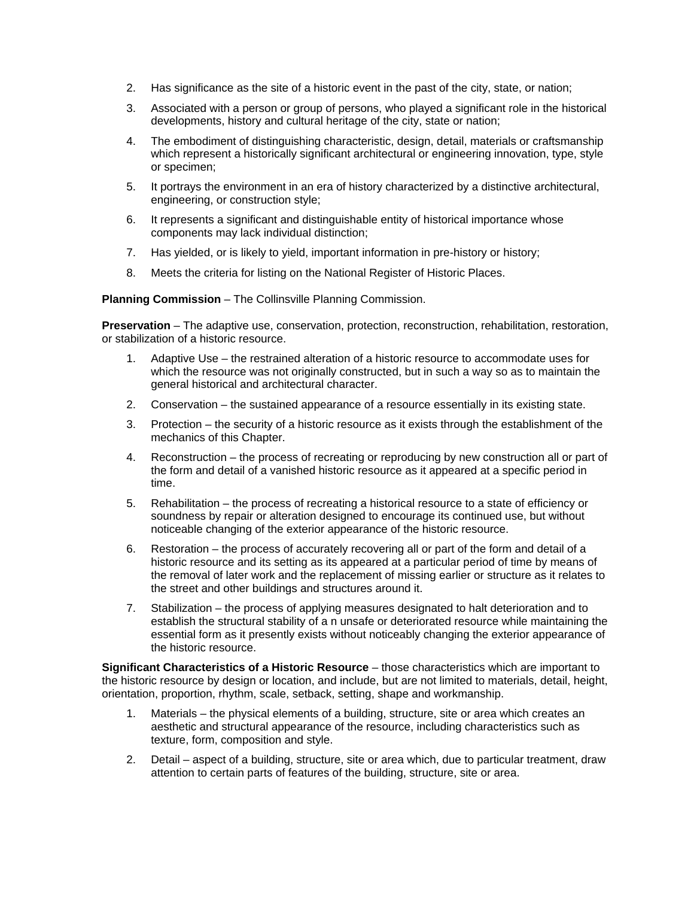2. Has significance as the site of a historic event in the past of the city, state, or nation;

3. Associated with a person or group of persons, who played a significant role in the historical developments, history and cultural heritage of the city, state or nation;

4. The embodiment of distinguishing characteristic, design, detail, materials or craftsmanship which represent a historically significant architectural or engineering innovation, type, style or specimen;

5. It portrays the environment in an era of history characterized by a distinctive architectural, engineering, or construction style;

6. It represents a significant and distinguishable entity of historical importance whose components may lack individual distinction;

7. Has yielded, or is likely to yield, important information in pre-history or history;

8. Meets the criteria for listing on the National Register of Historic Places.

**Planning Commission** – The Collinsville Planning Commission.

**Preservation** – The adaptive use, conservation, protection, reconstruction, rehabilitation, restoration, or stabilization of a historic resource.

1. Adaptive Use – the restrained alteration of a historic resource to accommodate uses for which the resource was not originally constructed, but in such a way so as to maintain the general historical and architectural character.

2. Conservation – the sustained appearance of a resource essentially in its existing state.

3. Protection – the security of a historic resource as it exists through the establishment of the mechanics of this Chapter.

4. Reconstruction – the process of recreating or reproducing by new construction all or part of the form and detail of a vanished historic resource as it appeared at a specific period in time.

5. Rehabilitation – the process of recreating a historical resource to a state of efficiency or soundness by repair or alteration designed to encourage its continued use, but without noticeable changing of the exterior appearance of the historic resource.

6. Restoration – the process of accurately recovering all or part of the form and detail of a historic resource and its setting as its appeared at a particular period of time by means of the removal of later work and the replacement of missing earlier or structure as it relates to the street and other buildings and structures around it.

7. Stabilization – the process of applying measures designated to halt deterioration and to establish the structural stability of a n unsafe or deteriorated resource while maintaining the essential form as it presently exists without noticeably changing the exterior appearance of the historic resource.

**Significant Characteristics of a Historic Resource** – those characteristics which are important to the historic resource by design or location, and include, but are not limited to materials, detail, height, orientation, proportion, rhythm, scale, setback, setting, shape and workmanship.

1. Materials – the physical elements of a building, structure, site or area which creates an aesthetic and structural appearance of the resource, including characteristics such as texture, form, composition and style.

2. Detail – aspect of a building, structure, site or area which, due to particular treatment, draw attention to certain parts of features of the building, structure, site or area.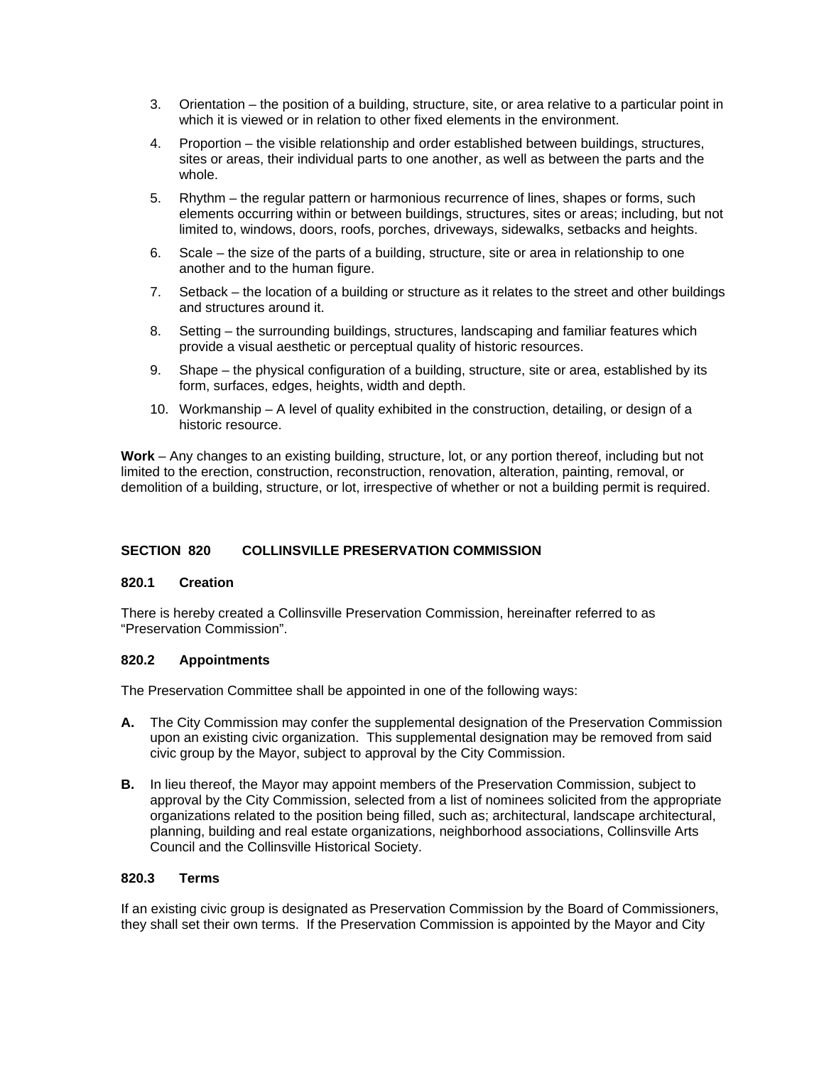3. Orientation – the position of a building, structure, site, or area relative to a particular point in which it is viewed or in relation to other fixed elements in the environment.
4. Proportion – the visible relationship and order established between buildings, structures, sites or areas, their individual parts to one another, as well as between the parts and the whole.
5. Rhythm – the regular pattern or harmonious recurrence of lines, shapes or forms, such elements occurring within or between buildings, structures, sites or areas; including, but not limited to, windows, doors, roofs, porches, driveways, sidewalks, setbacks and heights.
6. Scale – the size of the parts of a building, structure, site or area in relationship to one another and to the human figure.
7. Setback – the location of a building or structure as it relates to the street and other buildings and structures around it.
8. Setting – the surrounding buildings, structures, landscaping and familiar features which provide a visual aesthetic or perceptual quality of historic resources.
9. Shape – the physical configuration of a building, structure, site or area, established by its form, surfaces, edges, heights, width and depth.
10. Workmanship – A level of quality exhibited in the construction, detailing, or design of a historic resource.

**Work** – Any changes to an existing building, structure, lot, or any portion thereof, including but not limited to the erection, construction, reconstruction, renovation, alteration, painting, removal, or demolition of a building, structure, or lot, irrespective of whether or not a building permit is required.

## SECTION 820 COLLINSVILLE PRESERVATION COMMISSION

### 820.1 Creation

There is hereby created a Collinsville Preservation Commission, hereinafter referred to as "Preservation Commission".

### 820.2 Appointments

The Preservation Committee shall be appointed in one of the following ways:

**A.** The City Commission may confer the supplemental designation of the Preservation Commission upon an existing civic organization. This supplemental designation may be removed from said civic group by the Mayor, subject to approval by the City Commission.

**B.** In lieu thereof, the Mayor may appoint members of the Preservation Commission, subject to approval by the City Commission, selected from a list of nominees solicited from the appropriate organizations related to the position being filled, such as; architectural, landscape architectural, planning, building and real estate organizations, neighborhood associations, Collinsville Arts Council and the Collinsville Historical Society.

### 820.3 Terms

If an existing civic group is designated as Preservation Commission by the Board of Commissioners, they shall set their own terms. If the Preservation Commission is appointed by the Mayor and City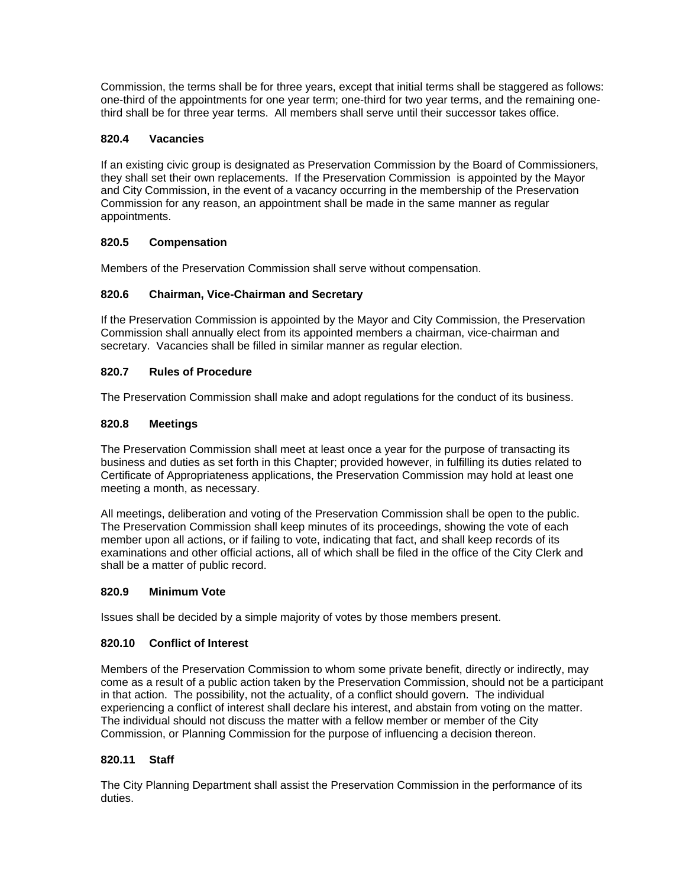Commission, the terms shall be for three years, except that initial terms shall be staggered as follows: one-third of the appointments for one year term; one-third for two year terms, and the remaining one-third shall be for three year terms. All members shall serve until their successor takes office.

### 820.4 Vacancies

If an existing civic group is designated as Preservation Commission by the Board of Commissioners, they shall set their own replacements. If the Preservation Commission is appointed by the Mayor and City Commission, in the event of a vacancy occurring in the membership of the Preservation Commission for any reason, an appointment shall be made in the same manner as regular appointments.

### 820.5 Compensation

Members of the Preservation Commission shall serve without compensation.

### 820.6 Chairman, Vice-Chairman and Secretary

If the Preservation Commission is appointed by the Mayor and City Commission, the Preservation Commission shall annually elect from its appointed members a chairman, vice-chairman and secretary. Vacancies shall be filled in similar manner as regular election.

### 820.7 Rules of Procedure

The Preservation Commission shall make and adopt regulations for the conduct of its business.

### 820.8 Meetings

The Preservation Commission shall meet at least once a year for the purpose of transacting its business and duties as set forth in this Chapter; provided however, in fulfilling its duties related to Certificate of Appropriateness applications, the Preservation Commission may hold at least one meeting a month, as necessary.

All meetings, deliberation and voting of the Preservation Commission shall be open to the public. The Preservation Commission shall keep minutes of its proceedings, showing the vote of each member upon all actions, or if failing to vote, indicating that fact, and shall keep records of its examinations and other official actions, all of which shall be filed in the office of the City Clerk and shall be a matter of public record.

### 820.9 Minimum Vote

Issues shall be decided by a simple majority of votes by those members present.

### 820.10 Conflict of Interest

Members of the Preservation Commission to whom some private benefit, directly or indirectly, may come as a result of a public action taken by the Preservation Commission, should not be a participant in that action. The possibility, not the actuality, of a conflict should govern. The individual experiencing a conflict of interest shall declare his interest, and abstain from voting on the matter. The individual should not discuss the matter with a fellow member or member of the City Commission, or Planning Commission for the purpose of influencing a decision thereon.

### 820.11 Staff

The City Planning Department shall assist the Preservation Commission in the performance of its duties.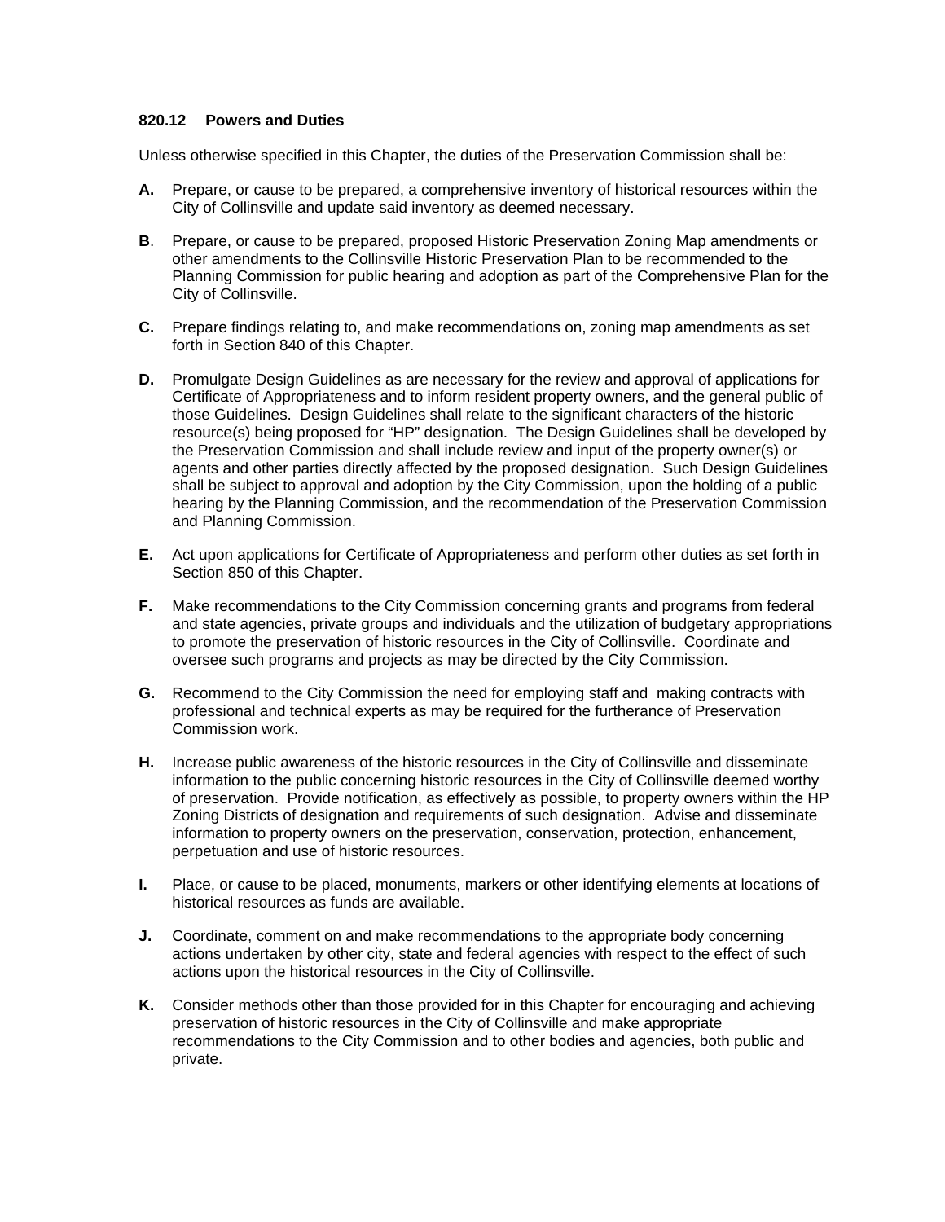### 820.12 Powers and Duties

Unless otherwise specified in this Chapter, the duties of the Preservation Commission shall be:

**A.** Prepare, or cause to be prepared, a comprehensive inventory of historical resources within the City of Collinsville and update said inventory as deemed necessary.

**B**. Prepare, or cause to be prepared, proposed Historic Preservation Zoning Map amendments or other amendments to the Collinsville Historic Preservation Plan to be recommended to the Planning Commission for public hearing and adoption as part of the Comprehensive Plan for the City of Collinsville.

**C.** Prepare findings relating to, and make recommendations on, zoning map amendments as set forth in Section 840 of this Chapter.

**D.** Promulgate Design Guidelines as are necessary for the review and approval of applications for Certificate of Appropriateness and to inform resident property owners, and the general public of those Guidelines. Design Guidelines shall relate to the significant characters of the historic resource(s) being proposed for "HP" designation. The Design Guidelines shall be developed by the Preservation Commission and shall include review and input of the property owner(s) or agents and other parties directly affected by the proposed designation. Such Design Guidelines shall be subject to approval and adoption by the City Commission, upon the holding of a public hearing by the Planning Commission, and the recommendation of the Preservation Commission and Planning Commission.

**E.** Act upon applications for Certificate of Appropriateness and perform other duties as set forth in Section 850 of this Chapter.

**F.** Make recommendations to the City Commission concerning grants and programs from federal and state agencies, private groups and individuals and the utilization of budgetary appropriations to promote the preservation of historic resources in the City of Collinsville. Coordinate and oversee such programs and projects as may be directed by the City Commission.

**G.** Recommend to the City Commission the need for employing staff and making contracts with professional and technical experts as may be required for the furtherance of Preservation Commission work.

**H.** Increase public awareness of the historic resources in the City of Collinsville and disseminate information to the public concerning historic resources in the City of Collinsville deemed worthy of preservation. Provide notification, as effectively as possible, to property owners within the HP Zoning Districts of designation and requirements of such designation. Advise and disseminate information to property owners on the preservation, conservation, protection, enhancement, perpetuation and use of historic resources.

**I.** Place, or cause to be placed, monuments, markers or other identifying elements at locations of historical resources as funds are available.

**J.** Coordinate, comment on and make recommendations to the appropriate body concerning actions undertaken by other city, state and federal agencies with respect to the effect of such actions upon the historical resources in the City of Collinsville.

**K.** Consider methods other than those provided for in this Chapter for encouraging and achieving preservation of historic resources in the City of Collinsville and make appropriate recommendations to the City Commission and to other bodies and agencies, both public and private.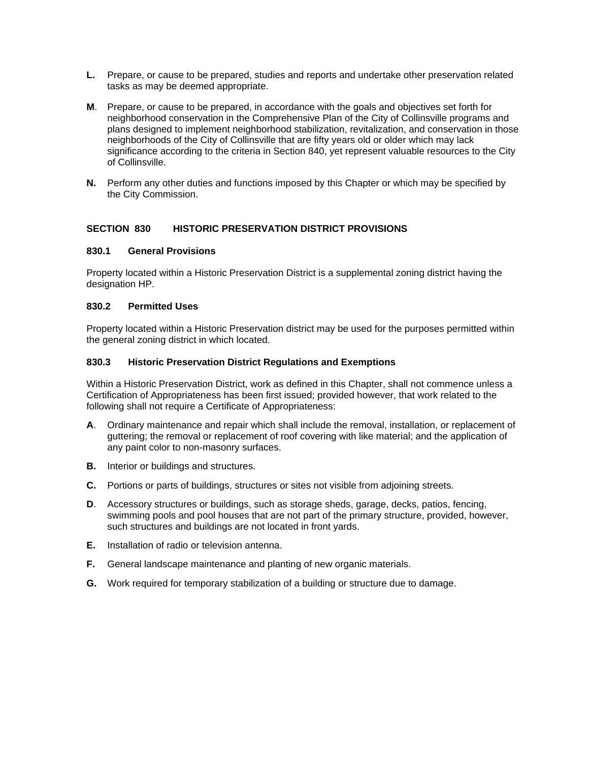**L.** Prepare, or cause to be prepared, studies and reports and undertake other preservation related tasks as may be deemed appropriate.

**M**. Prepare, or cause to be prepared, in accordance with the goals and objectives set forth for neighborhood conservation in the Comprehensive Plan of the City of Collinsville programs and plans designed to implement neighborhood stabilization, revitalization, and conservation in those neighborhoods of the City of Collinsville that are fifty years old or older which may lack significance according to the criteria in Section 840, yet represent valuable resources to the City of Collinsville.

**N.** Perform any other duties and functions imposed by this Chapter or which may be specified by the City Commission.

## SECTION 830 HISTORIC PRESERVATION DISTRICT PROVISIONS

### 830.1 General Provisions

Property located within a Historic Preservation District is a supplemental zoning district having the designation HP.

### 830.2 Permitted Uses

Property located within a Historic Preservation district may be used for the purposes permitted within the general zoning district in which located.

### 830.3 Historic Preservation District Regulations and Exemptions

Within a Historic Preservation District, work as defined in this Chapter, shall not commence unless a Certification of Appropriateness has been first issued; provided however, that work related to the following shall not require a Certificate of Appropriateness:

**A**. Ordinary maintenance and repair which shall include the removal, installation, or replacement of guttering; the removal or replacement of roof covering with like material; and the application of any paint color to non-masonry surfaces.

**B.** Interior or buildings and structures.

**C.** Portions or parts of buildings, structures or sites not visible from adjoining streets.

**D**. Accessory structures or buildings, such as storage sheds, garage, decks, patios, fencing, swimming pools and pool houses that are not part of the primary structure, provided, however, such structures and buildings are not located in front yards.

**E.** Installation of radio or television antenna.

**F.** General landscape maintenance and planting of new organic materials.

**G.** Work required for temporary stabilization of a building or structure due to damage.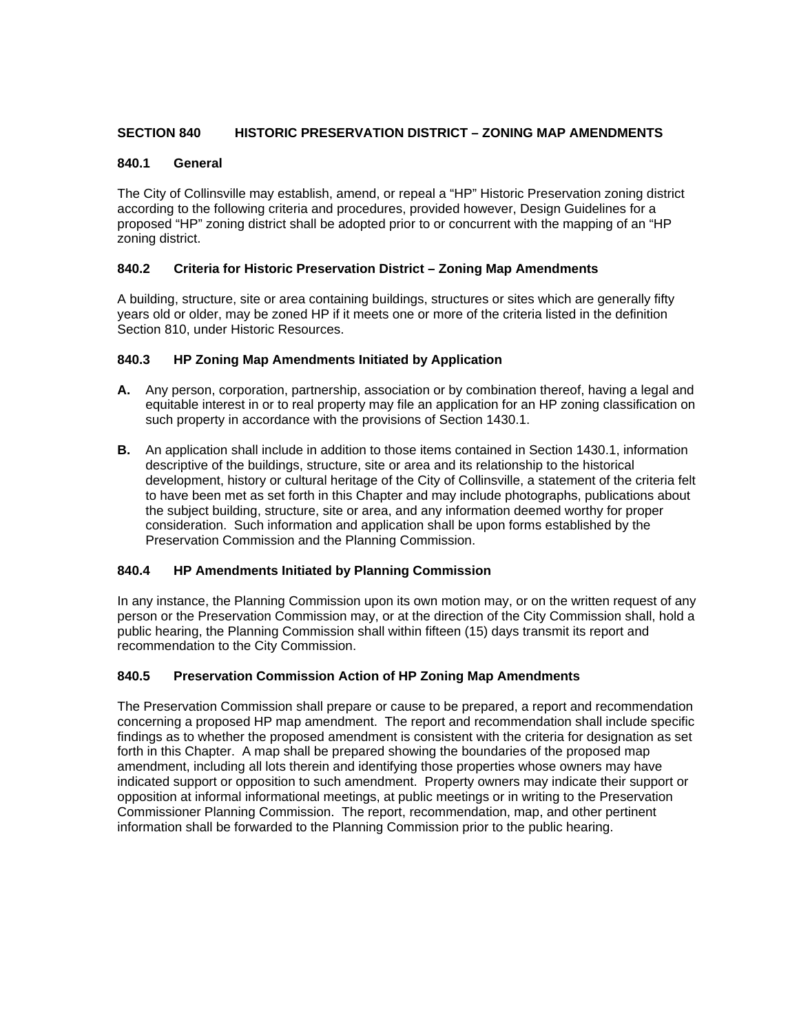## SECTION 840 HISTORIC PRESERVATION DISTRICT – ZONING MAP AMENDMENTS

### 840.1 General

The City of Collinsville may establish, amend, or repeal a "HP" Historic Preservation zoning district according to the following criteria and procedures, provided however, Design Guidelines for a proposed "HP" zoning district shall be adopted prior to or concurrent with the mapping of an "HP zoning district.

### 840.2 Criteria for Historic Preservation District – Zoning Map Amendments

A building, structure, site or area containing buildings, structures or sites which are generally fifty years old or older, may be zoned HP if it meets one or more of the criteria listed in the definition Section 810, under Historic Resources.

### 840.3 HP Zoning Map Amendments Initiated by Application

**A.** Any person, corporation, partnership, association or by combination thereof, having a legal and equitable interest in or to real property may file an application for an HP zoning classification on such property in accordance with the provisions of Section 1430.1.

**B.** An application shall include in addition to those items contained in Section 1430.1, information descriptive of the buildings, structure, site or area and its relationship to the historical development, history or cultural heritage of the City of Collinsville, a statement of the criteria felt to have been met as set forth in this Chapter and may include photographs, publications about the subject building, structure, site or area, and any information deemed worthy for proper consideration. Such information and application shall be upon forms established by the Preservation Commission and the Planning Commission.

### 840.4 HP Amendments Initiated by Planning Commission

In any instance, the Planning Commission upon its own motion may, or on the written request of any person or the Preservation Commission may, or at the direction of the City Commission shall, hold a public hearing, the Planning Commission shall within fifteen (15) days transmit its report and recommendation to the City Commission.

### 840.5 Preservation Commission Action of HP Zoning Map Amendments

The Preservation Commission shall prepare or cause to be prepared, a report and recommendation concerning a proposed HP map amendment. The report and recommendation shall include specific findings as to whether the proposed amendment is consistent with the criteria for designation as set forth in this Chapter. A map shall be prepared showing the boundaries of the proposed map amendment, including all lots therein and identifying those properties whose owners may have indicated support or opposition to such amendment. Property owners may indicate their support or opposition at informal informational meetings, at public meetings or in writing to the Preservation Commissioner Planning Commission. The report, recommendation, map, and other pertinent information shall be forwarded to the Planning Commission prior to the public hearing.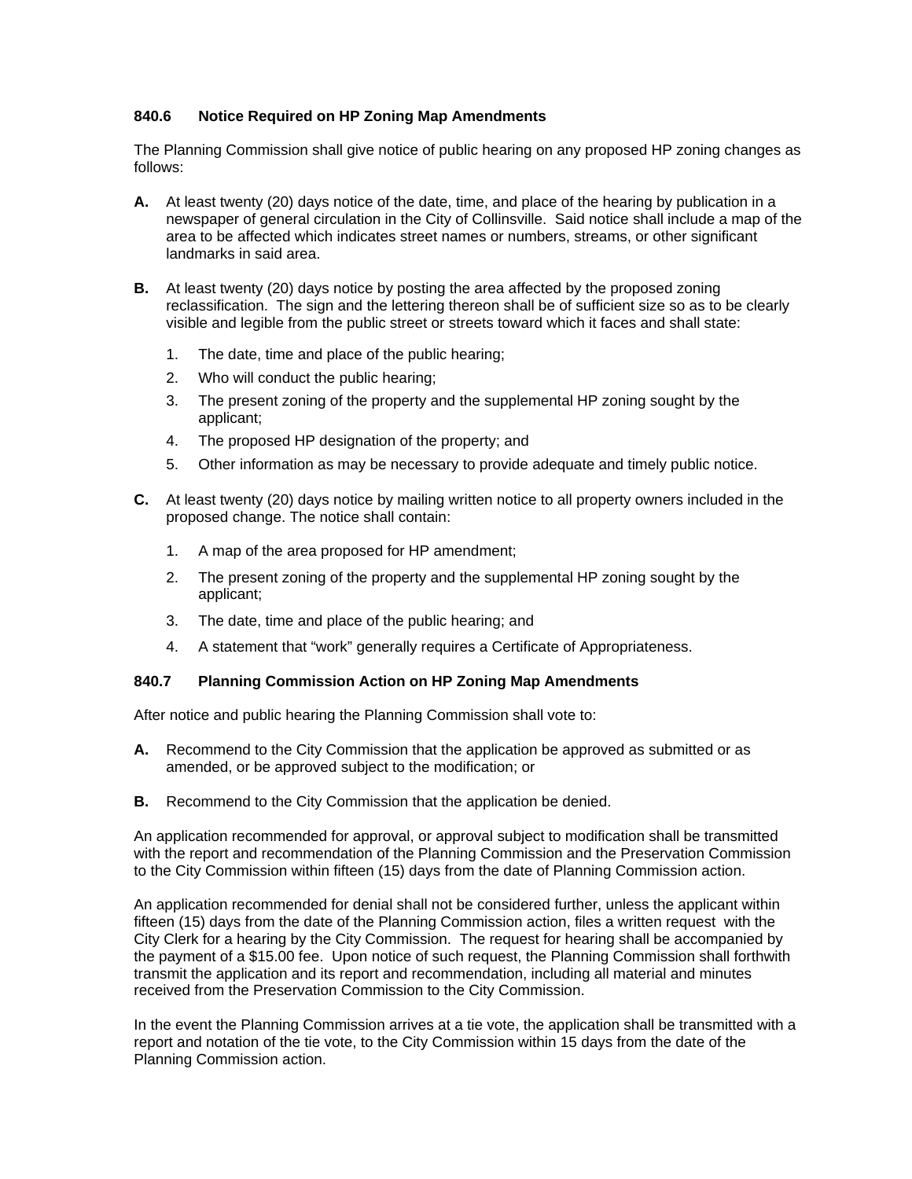### 840.6 Notice Required on HP Zoning Map Amendments

The Planning Commission shall give notice of public hearing on any proposed HP zoning changes as follows:

**A.** At least twenty (20) days notice of the date, time, and place of the hearing by publication in a newspaper of general circulation in the City of Collinsville. Said notice shall include a map of the area to be affected which indicates street names or numbers, streams, or other significant landmarks in said area.

**B.** At least twenty (20) days notice by posting the area affected by the proposed zoning reclassification. The sign and the lettering thereon shall be of sufficient size so as to be clearly visible and legible from the public street or streets toward which it faces and shall state:

1. The date, time and place of the public hearing;
2. Who will conduct the public hearing;
3. The present zoning of the property and the supplemental HP zoning sought by the applicant;
4. The proposed HP designation of the property; and
5. Other information as may be necessary to provide adequate and timely public notice.

**C.** At least twenty (20) days notice by mailing written notice to all property owners included in the proposed change. The notice shall contain:

1. A map of the area proposed for HP amendment;
2. The present zoning of the property and the supplemental HP zoning sought by the applicant;
3. The date, time and place of the public hearing; and
4. A statement that "work" generally requires a Certificate of Appropriateness.

### 840.7 Planning Commission Action on HP Zoning Map Amendments

After notice and public hearing the Planning Commission shall vote to:

**A.** Recommend to the City Commission that the application be approved as submitted or as amended, or be approved subject to the modification; or

**B.** Recommend to the City Commission that the application be denied.

An application recommended for approval, or approval subject to modification shall be transmitted with the report and recommendation of the Planning Commission and the Preservation Commission to the City Commission within fifteen (15) days from the date of Planning Commission action.

An application recommended for denial shall not be considered further, unless the applicant within fifteen (15) days from the date of the Planning Commission action, files a written request with the City Clerk for a hearing by the City Commission. The request for hearing shall be accompanied by the payment of a $15.00 fee. Upon notice of such request, the Planning Commission shall forthwith transmit the application and its report and recommendation, including all material and minutes received from the Preservation Commission to the City Commission.

In the event the Planning Commission arrives at a tie vote, the application shall be transmitted with a report and notation of the tie vote, to the City Commission within 15 days from the date of the Planning Commission action.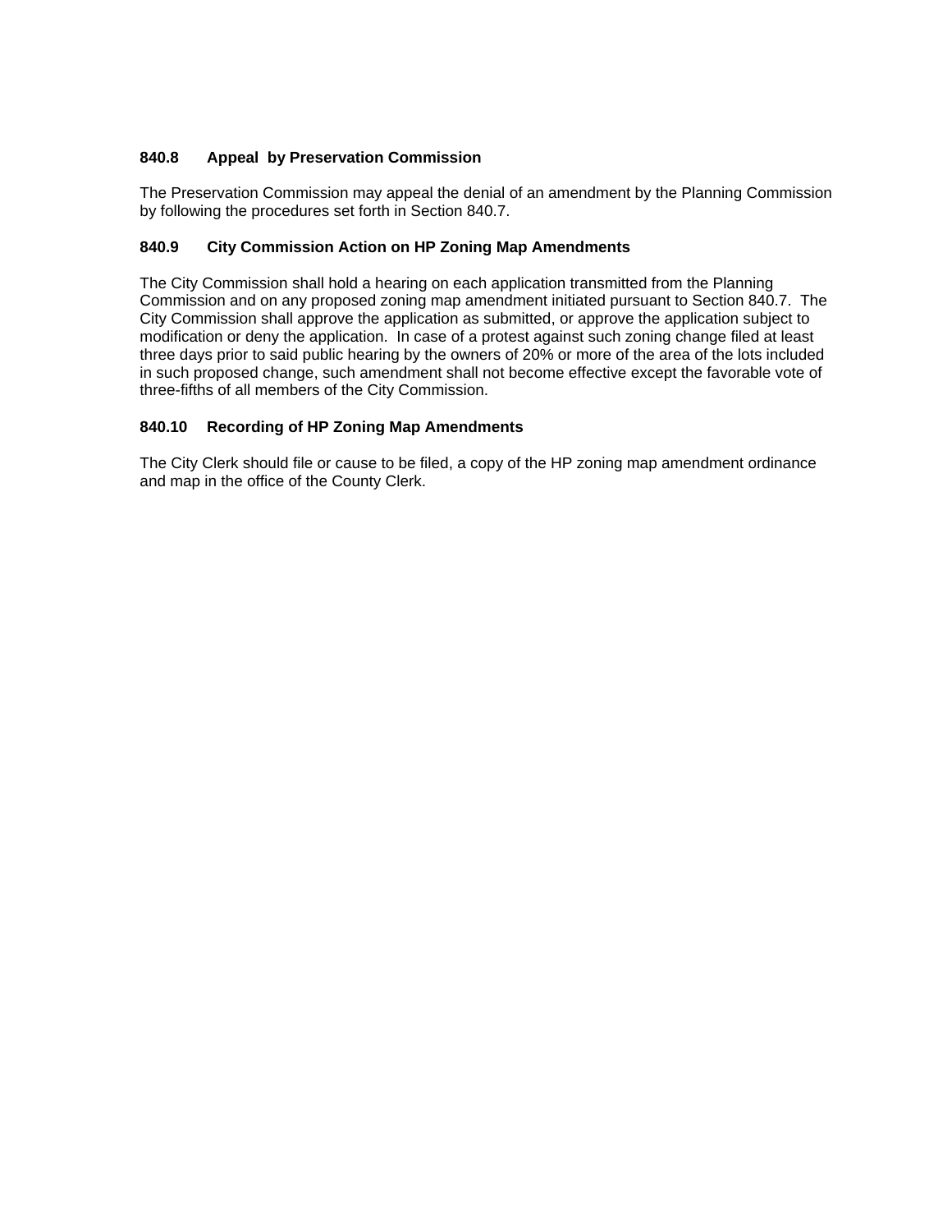### 840.8 Appeal by Preservation Commission

The Preservation Commission may appeal the denial of an amendment by the Planning Commission by following the procedures set forth in Section 840.7.

### 840.9 City Commission Action on HP Zoning Map Amendments

The City Commission shall hold a hearing on each application transmitted from the Planning Commission and on any proposed zoning map amendment initiated pursuant to Section 840.7. The City Commission shall approve the application as submitted, or approve the application subject to modification or deny the application. In case of a protest against such zoning change filed at least three days prior to said public hearing by the owners of 20% or more of the area of the lots included in such proposed change, such amendment shall not become effective except the favorable vote of three-fifths of all members of the City Commission.

### 840.10 Recording of HP Zoning Map Amendments

The City Clerk should file or cause to be filed, a copy of the HP zoning map amendment ordinance and map in the office of the County Clerk.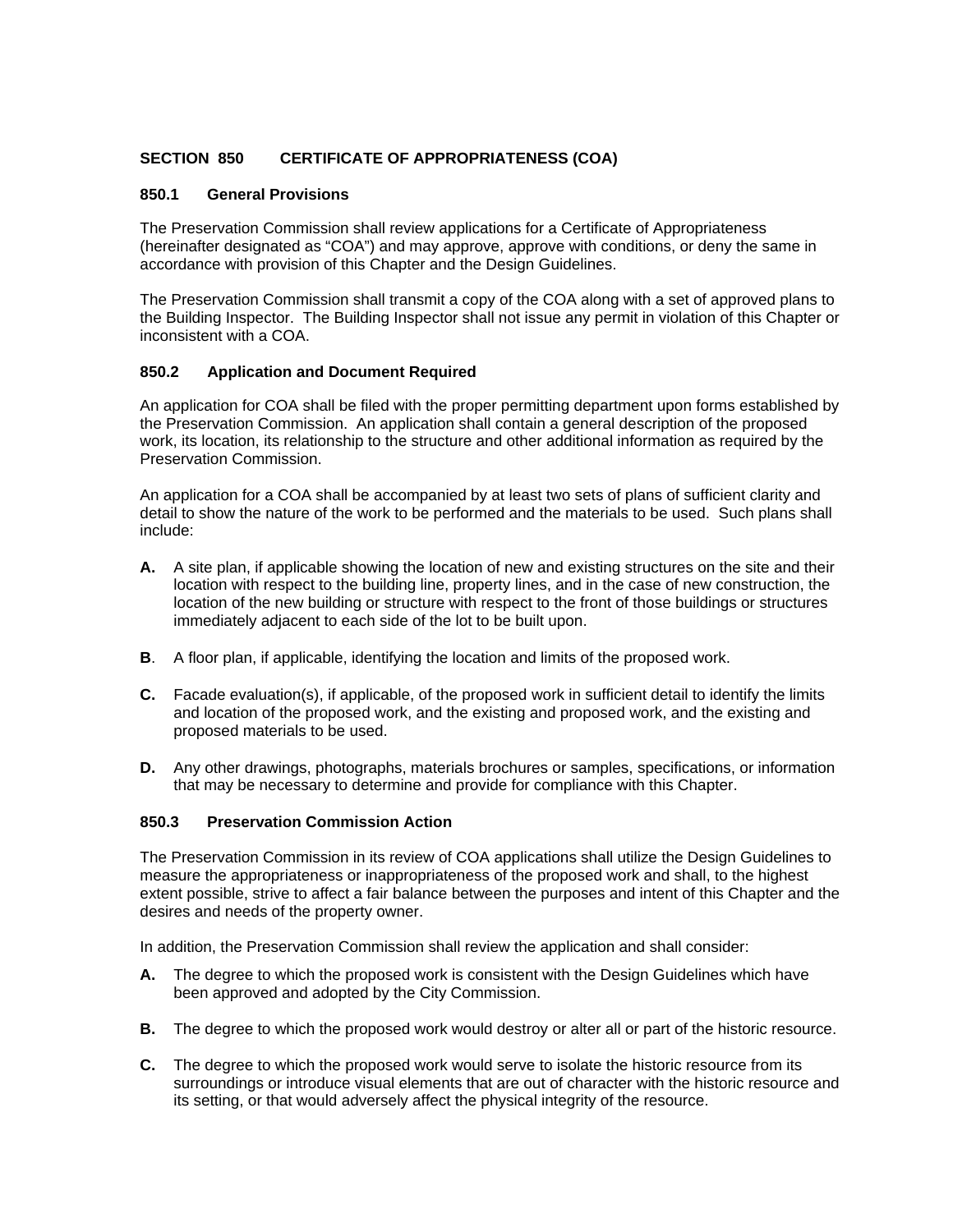## SECTION 850 CERTIFICATE OF APPROPRIATENESS (COA)

### 850.1 General Provisions

The Preservation Commission shall review applications for a Certificate of Appropriateness (hereinafter designated as "COA") and may approve, approve with conditions, or deny the same in accordance with provision of this Chapter and the Design Guidelines.

The Preservation Commission shall transmit a copy of the COA along with a set of approved plans to the Building Inspector. The Building Inspector shall not issue any permit in violation of this Chapter or inconsistent with a COA.

### 850.2 Application and Document Required

An application for COA shall be filed with the proper permitting department upon forms established by the Preservation Commission. An application shall contain a general description of the proposed work, its location, its relationship to the structure and other additional information as required by the Preservation Commission.

An application for a COA shall be accompanied by at least two sets of plans of sufficient clarity and detail to show the nature of the work to be performed and the materials to be used. Such plans shall include:

**A.** A site plan, if applicable showing the location of new and existing structures on the site and their location with respect to the building line, property lines, and in the case of new construction, the location of the new building or structure with respect to the front of those buildings or structures immediately adjacent to each side of the lot to be built upon.

**B**. A floor plan, if applicable, identifying the location and limits of the proposed work.

**C.** Facade evaluation(s), if applicable, of the proposed work in sufficient detail to identify the limits and location of the proposed work, and the existing and proposed work, and the existing and proposed materials to be used.

**D.** Any other drawings, photographs, materials brochures or samples, specifications, or information that may be necessary to determine and provide for compliance with this Chapter.

### 850.3 Preservation Commission Action

The Preservation Commission in its review of COA applications shall utilize the Design Guidelines to measure the appropriateness or inappropriateness of the proposed work and shall, to the highest extent possible, strive to affect a fair balance between the purposes and intent of this Chapter and the desires and needs of the property owner.

In addition, the Preservation Commission shall review the application and shall consider:

**A.** The degree to which the proposed work is consistent with the Design Guidelines which have been approved and adopted by the City Commission.

**B.** The degree to which the proposed work would destroy or alter all or part of the historic resource.

**C.** The degree to which the proposed work would serve to isolate the historic resource from its surroundings or introduce visual elements that are out of character with the historic resource and its setting, or that would adversely affect the physical integrity of the resource.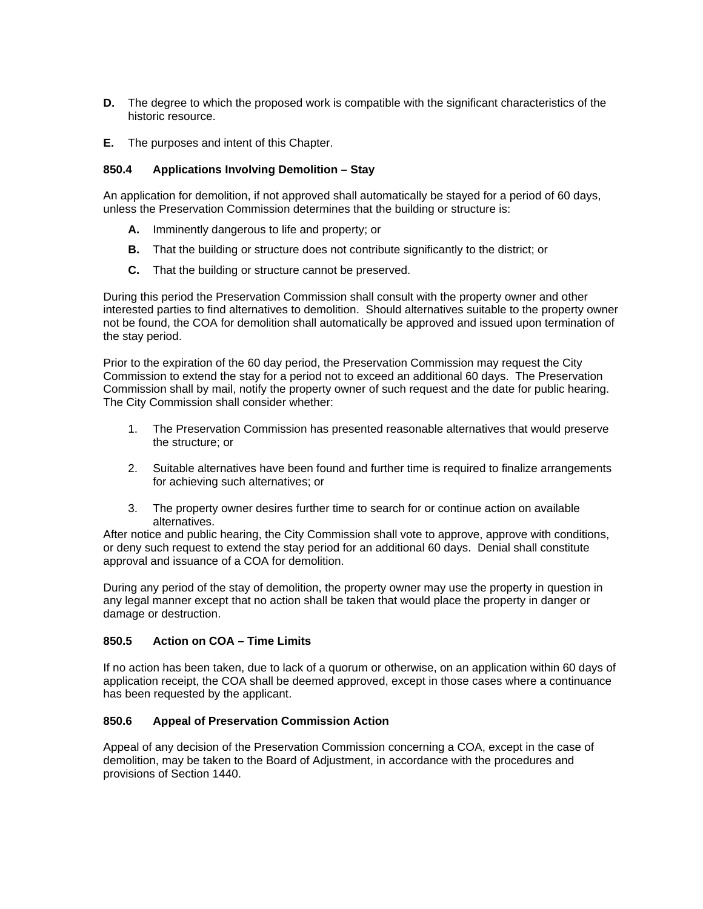**D.** The degree to which the proposed work is compatible with the significant characteristics of the historic resource.

**E.** The purposes and intent of this Chapter.

### 850.4 Applications Involving Demolition – Stay

An application for demolition, if not approved shall automatically be stayed for a period of 60 days, unless the Preservation Commission determines that the building or structure is:

**A.** Imminently dangerous to life and property; or

**B.** That the building or structure does not contribute significantly to the district; or

**C.** That the building or structure cannot be preserved.

During this period the Preservation Commission shall consult with the property owner and other interested parties to find alternatives to demolition. Should alternatives suitable to the property owner not be found, the COA for demolition shall automatically be approved and issued upon termination of the stay period.

Prior to the expiration of the 60 day period, the Preservation Commission may request the City Commission to extend the stay for a period not to exceed an additional 60 days. The Preservation Commission shall by mail, notify the property owner of such request and the date for public hearing. The City Commission shall consider whether:

1. The Preservation Commission has presented reasonable alternatives that would preserve the structure; or

2. Suitable alternatives have been found and further time is required to finalize arrangements for achieving such alternatives; or

3. The property owner desires further time to search for or continue action on available alternatives.

After notice and public hearing, the City Commission shall vote to approve, approve with conditions, or deny such request to extend the stay period for an additional 60 days. Denial shall constitute approval and issuance of a COA for demolition.

During any period of the stay of demolition, the property owner may use the property in question in any legal manner except that no action shall be taken that would place the property in danger or damage or destruction.

### 850.5 Action on COA – Time Limits

If no action has been taken, due to lack of a quorum or otherwise, on an application within 60 days of application receipt, the COA shall be deemed approved, except in those cases where a continuance has been requested by the applicant.

### 850.6 Appeal of Preservation Commission Action

Appeal of any decision of the Preservation Commission concerning a COA, except in the case of demolition, may be taken to the Board of Adjustment, in accordance with the procedures and provisions of Section 1440.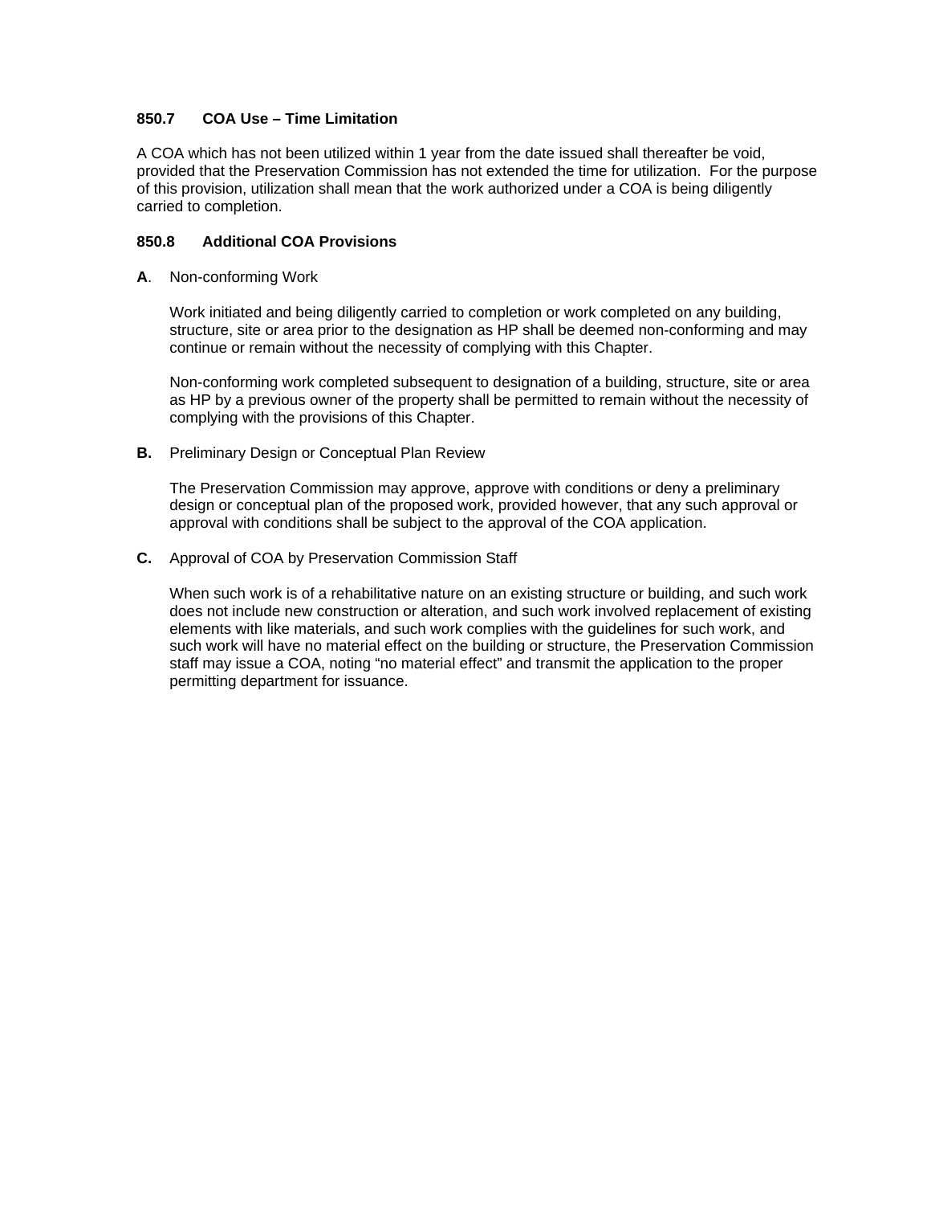### 850.7 COA Use – Time Limitation

A COA which has not been utilized within 1 year from the date issued shall thereafter be void, provided that the Preservation Commission has not extended the time for utilization. For the purpose of this provision, utilization shall mean that the work authorized under a COA is being diligently carried to completion.

### 850.8 Additional COA Provisions

**A**. Non-conforming Work

Work initiated and being diligently carried to completion or work completed on any building, structure, site or area prior to the designation as HP shall be deemed non-conforming and may continue or remain without the necessity of complying with this Chapter.

Non-conforming work completed subsequent to designation of a building, structure, site or area as HP by a previous owner of the property shall be permitted to remain without the necessity of complying with the provisions of this Chapter.

**B.** Preliminary Design or Conceptual Plan Review

The Preservation Commission may approve, approve with conditions or deny a preliminary design or conceptual plan of the proposed work, provided however, that any such approval or approval with conditions shall be subject to the approval of the COA application.

**C.** Approval of COA by Preservation Commission Staff

When such work is of a rehabilitative nature on an existing structure or building, and such work does not include new construction or alteration, and such work involved replacement of existing elements with like materials, and such work complies with the guidelines for such work, and such work will have no material effect on the building or structure, the Preservation Commission staff may issue a COA, noting "no material effect" and transmit the application to the proper permitting department for issuance.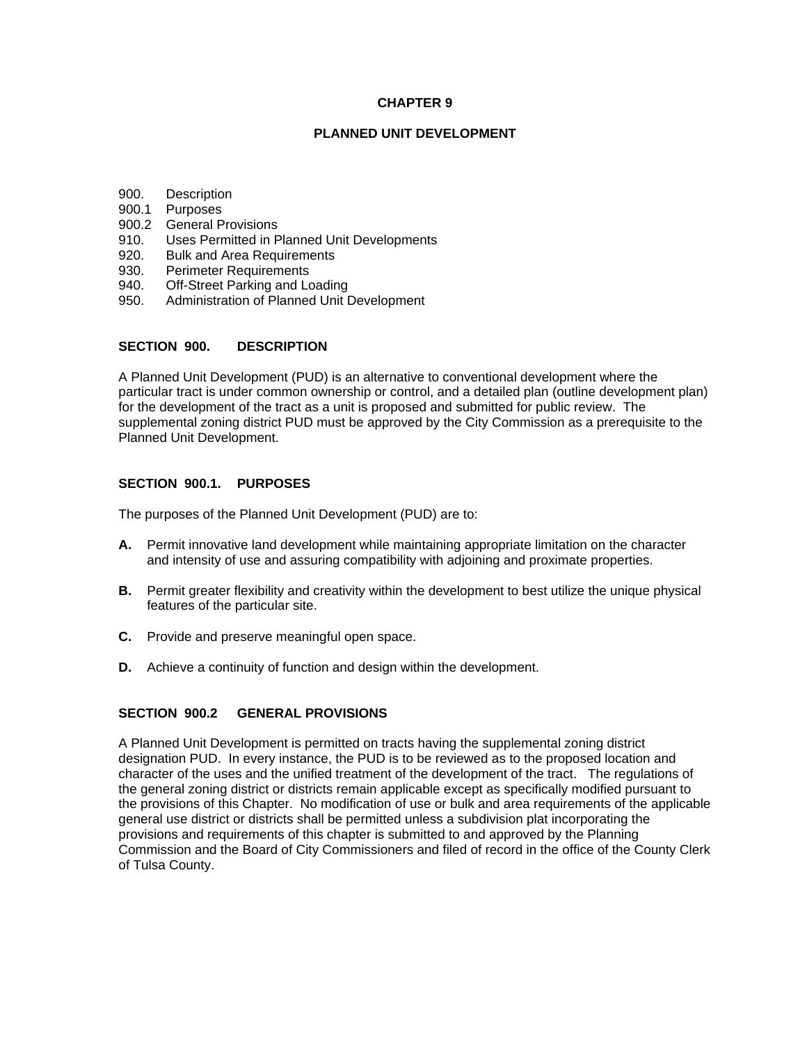# CHAPTER 9

## PLANNED UNIT DEVELOPMENT

900. Description
900.1 Purposes
900.2 General Provisions
910. Uses Permitted in Planned Unit Developments
920. Bulk and Area Requirements
930. Perimeter Requirements
940. Off-Street Parking and Loading
950. Administration of Planned Unit Development

### SECTION 900. DESCRIPTION

A Planned Unit Development (PUD) is an alternative to conventional development where the particular tract is under common ownership or control, and a detailed plan (outline development plan) for the development of the tract as a unit is proposed and submitted for public review. The supplemental zoning district PUD must be approved by the City Commission as a prerequisite to the Planned Unit Development.

### SECTION 900.1. PURPOSES

The purposes of the Planned Unit Development (PUD) are to:

**A.** Permit innovative land development while maintaining appropriate limitation on the character and intensity of use and assuring compatibility with adjoining and proximate properties.

**B.** Permit greater flexibility and creativity within the development to best utilize the unique physical features of the particular site.

**C.** Provide and preserve meaningful open space.

**D.** Achieve a continuity of function and design within the development.

### SECTION 900.2 GENERAL PROVISIONS

A Planned Unit Development is permitted on tracts having the supplemental zoning district designation PUD. In every instance, the PUD is to be reviewed as to the proposed location and character of the uses and the unified treatment of the development of the tract. The regulations of the general zoning district or districts remain applicable except as specifically modified pursuant to the provisions of this Chapter. No modification of use or bulk and area requirements of the applicable general use district or districts shall be permitted unless a subdivision plat incorporating the provisions and requirements of this chapter is submitted to and approved by the Planning Commission and the Board of City Commissioners and filed of record in the office of the County Clerk of Tulsa County.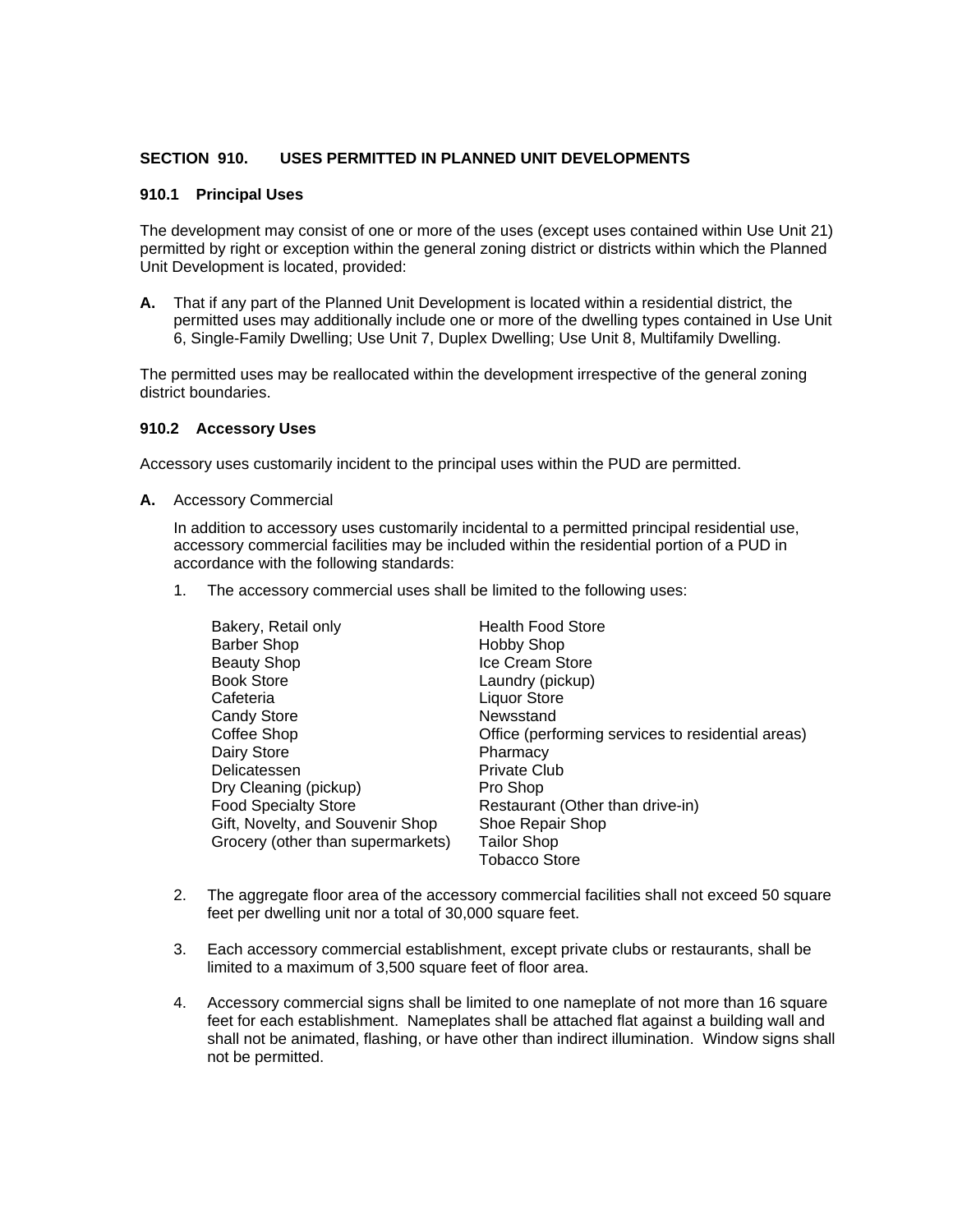## SECTION 910. USES PERMITTED IN PLANNED UNIT DEVELOPMENTS

### 910.1 Principal Uses

The development may consist of one or more of the uses (except uses contained within Use Unit 21) permitted by right or exception within the general zoning district or districts within which the Planned Unit Development is located, provided:

**A.** That if any part of the Planned Unit Development is located within a residential district, the permitted uses may additionally include one or more of the dwelling types contained in Use Unit 6, Single-Family Dwelling; Use Unit 7, Duplex Dwelling; Use Unit 8, Multifamily Dwelling.

The permitted uses may be reallocated within the development irrespective of the general zoning district boundaries.

### 910.2 Accessory Uses

Accessory uses customarily incident to the principal uses within the PUD are permitted.

**A.** Accessory Commercial

In addition to accessory uses customarily incidental to a permitted principal residential use, accessory commercial facilities may be included within the residential portion of a PUD in accordance with the following standards:

1. The accessory commercial uses shall be limited to the following uses:

   - Bakery, Retail only
   - Barber Shop
   - Beauty Shop
   - Book Store
   - Cafeteria
   - Candy Store
   - Coffee Shop
   - Dairy Store
   - Delicatessen
   - Dry Cleaning (pickup)
   - Food Specialty Store
   - Gift, Novelty, and Souvenir Shop
   - Grocery (other than supermarkets)
   - Health Food Store
   - Hobby Shop
   - Ice Cream Store
   - Laundry (pickup)
   - Liquor Store
   - Newsstand
   - Office (performing services to residential areas)
   - Pharmacy
   - Private Club
   - Pro Shop
   - Restaurant (Other than drive-in)
   - Shoe Repair Shop
   - Tailor Shop
   - Tobacco Store

2. The aggregate floor area of the accessory commercial facilities shall not exceed 50 square feet per dwelling unit nor a total of 30,000 square feet.

3. Each accessory commercial establishment, except private clubs or restaurants, shall be limited to a maximum of 3,500 square feet of floor area.

4. Accessory commercial signs shall be limited to one nameplate of not more than 16 square feet for each establishment. Nameplates shall be attached flat against a building wall and shall not be animated, flashing, or have other than indirect illumination. Window signs shall not be permitted.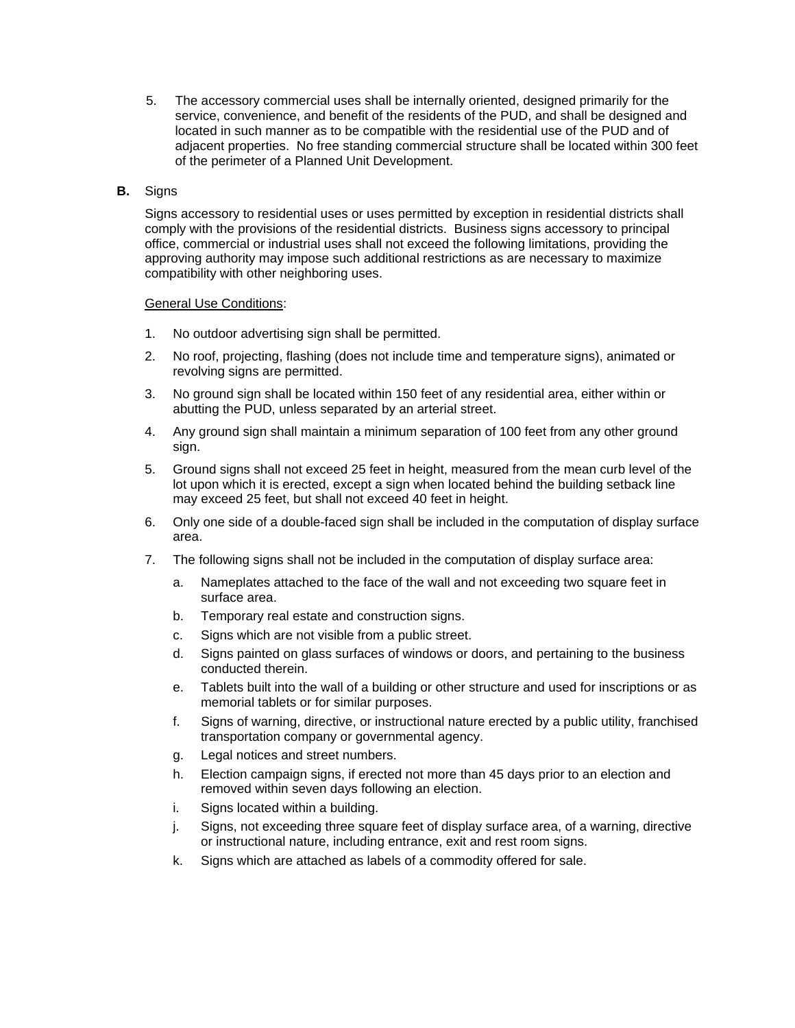5. The accessory commercial uses shall be internally oriented, designed primarily for the service, convenience, and benefit of the residents of the PUD, and shall be designed and located in such manner as to be compatible with the residential use of the PUD and of adjacent properties. No free standing commercial structure shall be located within 300 feet of the perimeter of a Planned Unit Development.

**B.** Signs

Signs accessory to residential uses or uses permitted by exception in residential districts shall comply with the provisions of the residential districts. Business signs accessory to principal office, commercial or industrial uses shall not exceed the following limitations, providing the approving authority may impose such additional restrictions as are necessary to maximize compatibility with other neighboring uses.

<u>General Use Conditions</u>:

1. No outdoor advertising sign shall be permitted.
2. No roof, projecting, flashing (does not include time and temperature signs), animated or revolving signs are permitted.
3. No ground sign shall be located within 150 feet of any residential area, either within or abutting the PUD, unless separated by an arterial street.
4. Any ground sign shall maintain a minimum separation of 100 feet from any other ground sign.
5. Ground signs shall not exceed 25 feet in height, measured from the mean curb level of the lot upon which it is erected, except a sign when located behind the building setback line may exceed 25 feet, but shall not exceed 40 feet in height.
6. Only one side of a double-faced sign shall be included in the computation of display surface area.
7. The following signs shall not be included in the computation of display surface area:
   a. Nameplates attached to the face of the wall and not exceeding two square feet in surface area.
   b. Temporary real estate and construction signs.
   c. Signs which are not visible from a public street.
   d. Signs painted on glass surfaces of windows or doors, and pertaining to the business conducted therein.
   e. Tablets built into the wall of a building or other structure and used for inscriptions or as memorial tablets or for similar purposes.
   f. Signs of warning, directive, or instructional nature erected by a public utility, franchised transportation company or governmental agency.
   g. Legal notices and street numbers.
   h. Election campaign signs, if erected not more than 45 days prior to an election and removed within seven days following an election.
   i. Signs located within a building.
   j. Signs, not exceeding three square feet of display surface area, of a warning, directive or instructional nature, including entrance, exit and rest room signs.
   k. Signs which are attached as labels of a commodity offered for sale.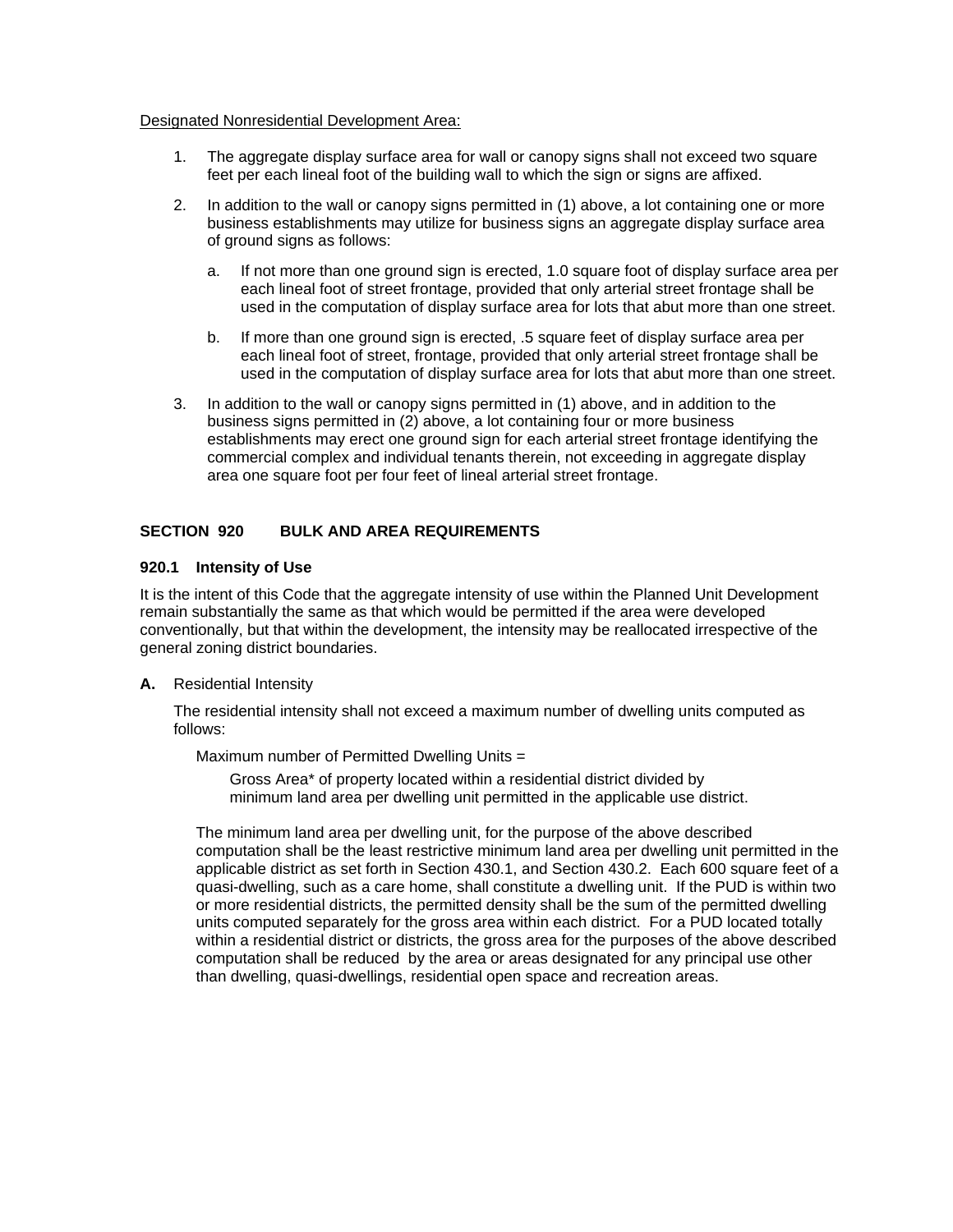Designated Nonresidential Development Area:

1. The aggregate display surface area for wall or canopy signs shall not exceed two square feet per each lineal foot of the building wall to which the sign or signs are affixed.

2. In addition to the wall or canopy signs permitted in (1) above, a lot containing one or more business establishments may utilize for business signs an aggregate display surface area of ground signs as follows:

   a. If not more than one ground sign is erected, 1.0 square foot of display surface area per each lineal foot of street frontage, provided that only arterial street frontage shall be used in the computation of display surface area for lots that abut more than one street.

   b. If more than one ground sign is erected, .5 square feet of display surface area per each lineal foot of street, frontage, provided that only arterial street frontage shall be used in the computation of display surface area for lots that abut more than one street.

3. In addition to the wall or canopy signs permitted in (1) above, and in addition to the business signs permitted in (2) above, a lot containing four or more business establishments may erect one ground sign for each arterial street frontage identifying the commercial complex and individual tenants therein, not exceeding in aggregate display area one square foot per four feet of lineal arterial street frontage.

## SECTION 920 BULK AND AREA REQUIREMENTS

### 920.1 Intensity of Use

It is the intent of this Code that the aggregate intensity of use within the Planned Unit Development remain substantially the same as that which would be permitted if the area were developed conventionally, but that within the development, the intensity may be reallocated irrespective of the general zoning district boundaries.

**A.** Residential Intensity

The residential intensity shall not exceed a maximum number of dwelling units computed as follows:

Maximum number of Permitted Dwelling Units =

Gross Area* of property located within a residential district divided by minimum land area per dwelling unit permitted in the applicable use district.

The minimum land area per dwelling unit, for the purpose of the above described computation shall be the least restrictive minimum land area per dwelling unit permitted in the applicable district as set forth in Section 430.1, and Section 430.2. Each 600 square feet of a quasi-dwelling, such as a care home, shall constitute a dwelling unit. If the PUD is within two or more residential districts, the permitted density shall be the sum of the permitted dwelling units computed separately for the gross area within each district. For a PUD located totally within a residential district or districts, the gross area for the purposes of the above described computation shall be reduced by the area or areas designated for any principal use other than dwelling, quasi-dwellings, residential open space and recreation areas.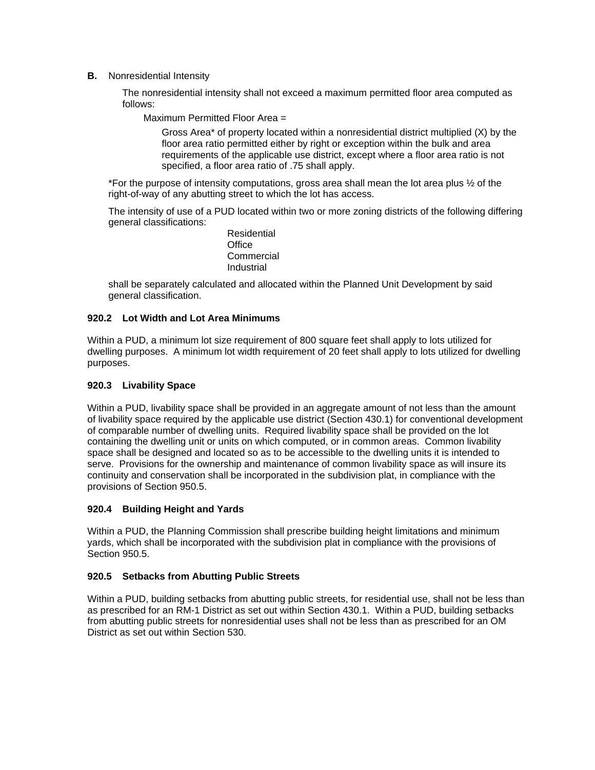**B.** Nonresidential Intensity

The nonresidential intensity shall not exceed a maximum permitted floor area computed as follows:

Maximum Permitted Floor Area =

Gross Area* of property located within a nonresidential district multiplied (X) by the floor area ratio permitted either by right or exception within the bulk and area requirements of the applicable use district, except where a floor area ratio is not specified, a floor area ratio of .75 shall apply.

*For the purpose of intensity computations, gross area shall mean the lot area plus ½ of the right-of-way of any abutting street to which the lot has access.

The intensity of use of a PUD located within two or more zoning districts of the following differing general classifications:

Residential
Office
Commercial
Industrial

shall be separately calculated and allocated within the Planned Unit Development by said general classification.

### 920.2 Lot Width and Lot Area Minimums

Within a PUD, a minimum lot size requirement of 800 square feet shall apply to lots utilized for dwelling purposes. A minimum lot width requirement of 20 feet shall apply to lots utilized for dwelling purposes.

### 920.3 Livability Space

Within a PUD, livability space shall be provided in an aggregate amount of not less than the amount of livability space required by the applicable use district (Section 430.1) for conventional development of comparable number of dwelling units. Required livability space shall be provided on the lot containing the dwelling unit or units on which computed, or in common areas. Common livability space shall be designed and located so as to be accessible to the dwelling units it is intended to serve. Provisions for the ownership and maintenance of common livability space as will insure its continuity and conservation shall be incorporated in the subdivision plat, in compliance with the provisions of Section 950.5.

### 920.4 Building Height and Yards

Within a PUD, the Planning Commission shall prescribe building height limitations and minimum yards, which shall be incorporated with the subdivision plat in compliance with the provisions of Section 950.5.

### 920.5 Setbacks from Abutting Public Streets

Within a PUD, building setbacks from abutting public streets, for residential use, shall not be less than as prescribed for an RM-1 District as set out within Section 430.1. Within a PUD, building setbacks from abutting public streets for nonresidential uses shall not be less than as prescribed for an OM District as set out within Section 530.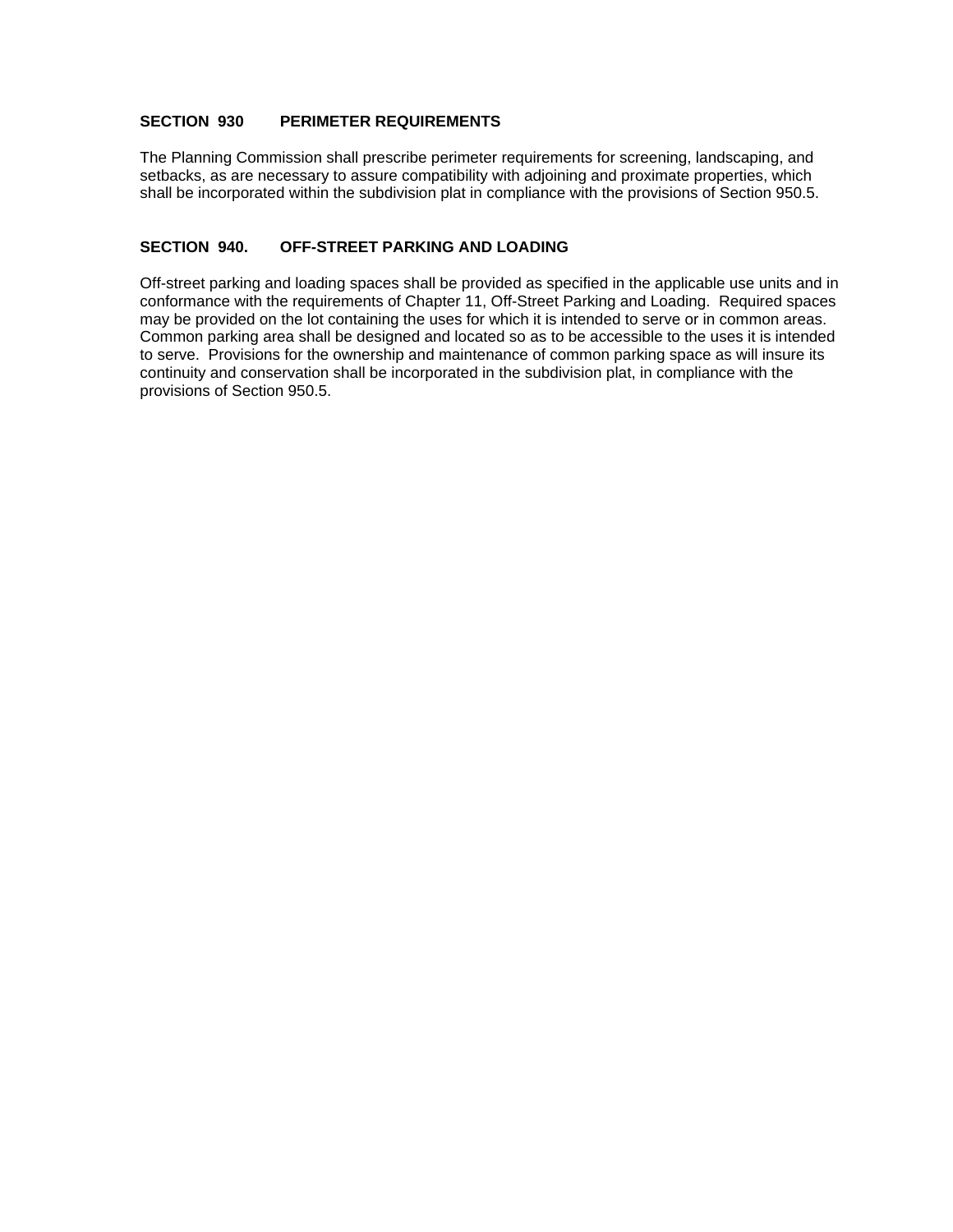## SECTION 930 PERIMETER REQUIREMENTS

The Planning Commission shall prescribe perimeter requirements for screening, landscaping, and setbacks, as are necessary to assure compatibility with adjoining and proximate properties, which shall be incorporated within the subdivision plat in compliance with the provisions of Section 950.5.

## SECTION 940. OFF-STREET PARKING AND LOADING

Off-street parking and loading spaces shall be provided as specified in the applicable use units and in conformance with the requirements of Chapter 11, Off-Street Parking and Loading. Required spaces may be provided on the lot containing the uses for which it is intended to serve or in common areas. Common parking area shall be designed and located so as to be accessible to the uses it is intended to serve. Provisions for the ownership and maintenance of common parking space as will insure its continuity and conservation shall be incorporated in the subdivision plat, in compliance with the provisions of Section 950.5.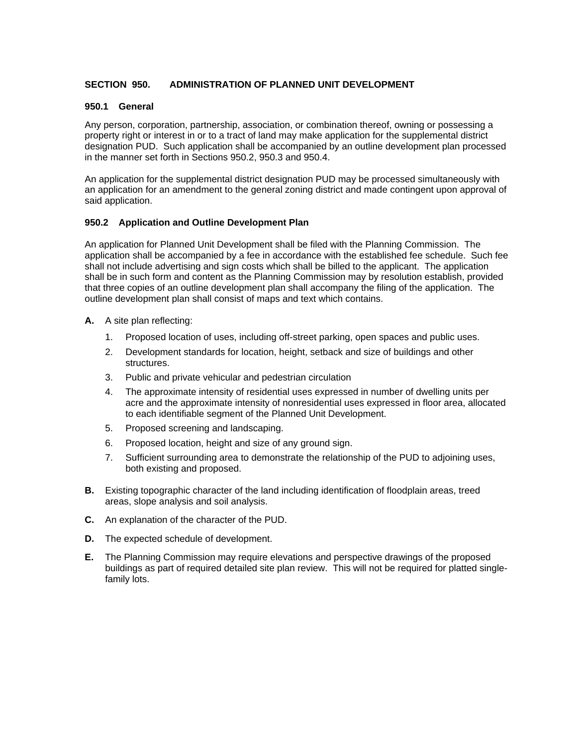## SECTION 950. ADMINISTRATION OF PLANNED UNIT DEVELOPMENT

### 950.1 General

Any person, corporation, partnership, association, or combination thereof, owning or possessing a property right or interest in or to a tract of land may make application for the supplemental district designation PUD. Such application shall be accompanied by an outline development plan processed in the manner set forth in Sections 950.2, 950.3 and 950.4.

An application for the supplemental district designation PUD may be processed simultaneously with an application for an amendment to the general zoning district and made contingent upon approval of said application.

### 950.2 Application and Outline Development Plan

An application for Planned Unit Development shall be filed with the Planning Commission. The application shall be accompanied by a fee in accordance with the established fee schedule. Such fee shall not include advertising and sign costs which shall be billed to the applicant. The application shall be in such form and content as the Planning Commission may by resolution establish, provided that three copies of an outline development plan shall accompany the filing of the application. The outline development plan shall consist of maps and text which contains.

**A.** A site plan reflecting:

1. Proposed location of uses, including off-street parking, open spaces and public uses.
2. Development standards for location, height, setback and size of buildings and other structures.
3. Public and private vehicular and pedestrian circulation
4. The approximate intensity of residential uses expressed in number of dwelling units per acre and the approximate intensity of nonresidential uses expressed in floor area, allocated to each identifiable segment of the Planned Unit Development.
5. Proposed screening and landscaping.
6. Proposed location, height and size of any ground sign.
7. Sufficient surrounding area to demonstrate the relationship of the PUD to adjoining uses, both existing and proposed.

**B.** Existing topographic character of the land including identification of floodplain areas, treed areas, slope analysis and soil analysis.

**C.** An explanation of the character of the PUD.

**D.** The expected schedule of development.

**E.** The Planning Commission may require elevations and perspective drawings of the proposed buildings as part of required detailed site plan review. This will not be required for platted single-family lots.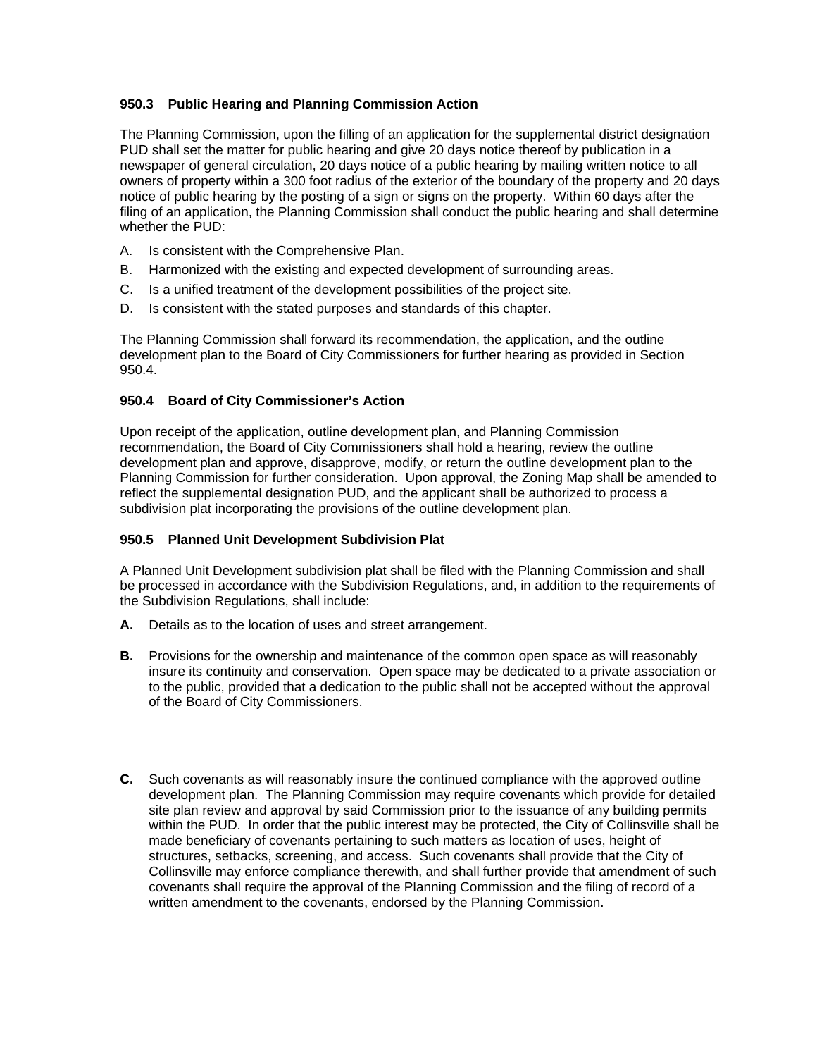### 950.3 Public Hearing and Planning Commission Action

The Planning Commission, upon the filling of an application for the supplemental district designation PUD shall set the matter for public hearing and give 20 days notice thereof by publication in a newspaper of general circulation, 20 days notice of a public hearing by mailing written notice to all owners of property within a 300 foot radius of the exterior of the boundary of the property and 20 days notice of public hearing by the posting of a sign or signs on the property. Within 60 days after the filing of an application, the Planning Commission shall conduct the public hearing and shall determine whether the PUD:

A. Is consistent with the Comprehensive Plan.

B. Harmonized with the existing and expected development of surrounding areas.

C. Is a unified treatment of the development possibilities of the project site.

D. Is consistent with the stated purposes and standards of this chapter.

The Planning Commission shall forward its recommendation, the application, and the outline development plan to the Board of City Commissioners for further hearing as provided in Section 950.4.

### 950.4 Board of City Commissioner's Action

Upon receipt of the application, outline development plan, and Planning Commission recommendation, the Board of City Commissioners shall hold a hearing, review the outline development plan and approve, disapprove, modify, or return the outline development plan to the Planning Commission for further consideration. Upon approval, the Zoning Map shall be amended to reflect the supplemental designation PUD, and the applicant shall be authorized to process a subdivision plat incorporating the provisions of the outline development plan.

### 950.5 Planned Unit Development Subdivision Plat

A Planned Unit Development subdivision plat shall be filed with the Planning Commission and shall be processed in accordance with the Subdivision Regulations, and, in addition to the requirements of the Subdivision Regulations, shall include:

**A.** Details as to the location of uses and street arrangement.

**B.** Provisions for the ownership and maintenance of the common open space as will reasonably insure its continuity and conservation. Open space may be dedicated to a private association or to the public, provided that a dedication to the public shall not be accepted without the approval of the Board of City Commissioners.

**C.** Such covenants as will reasonably insure the continued compliance with the approved outline development plan. The Planning Commission may require covenants which provide for detailed site plan review and approval by said Commission prior to the issuance of any building permits within the PUD. In order that the public interest may be protected, the City of Collinsville shall be made beneficiary of covenants pertaining to such matters as location of uses, height of structures, setbacks, screening, and access. Such covenants shall provide that the City of Collinsville may enforce compliance therewith, and shall further provide that amendment of such covenants shall require the approval of the Planning Commission and the filing of record of a written amendment to the covenants, endorsed by the Planning Commission.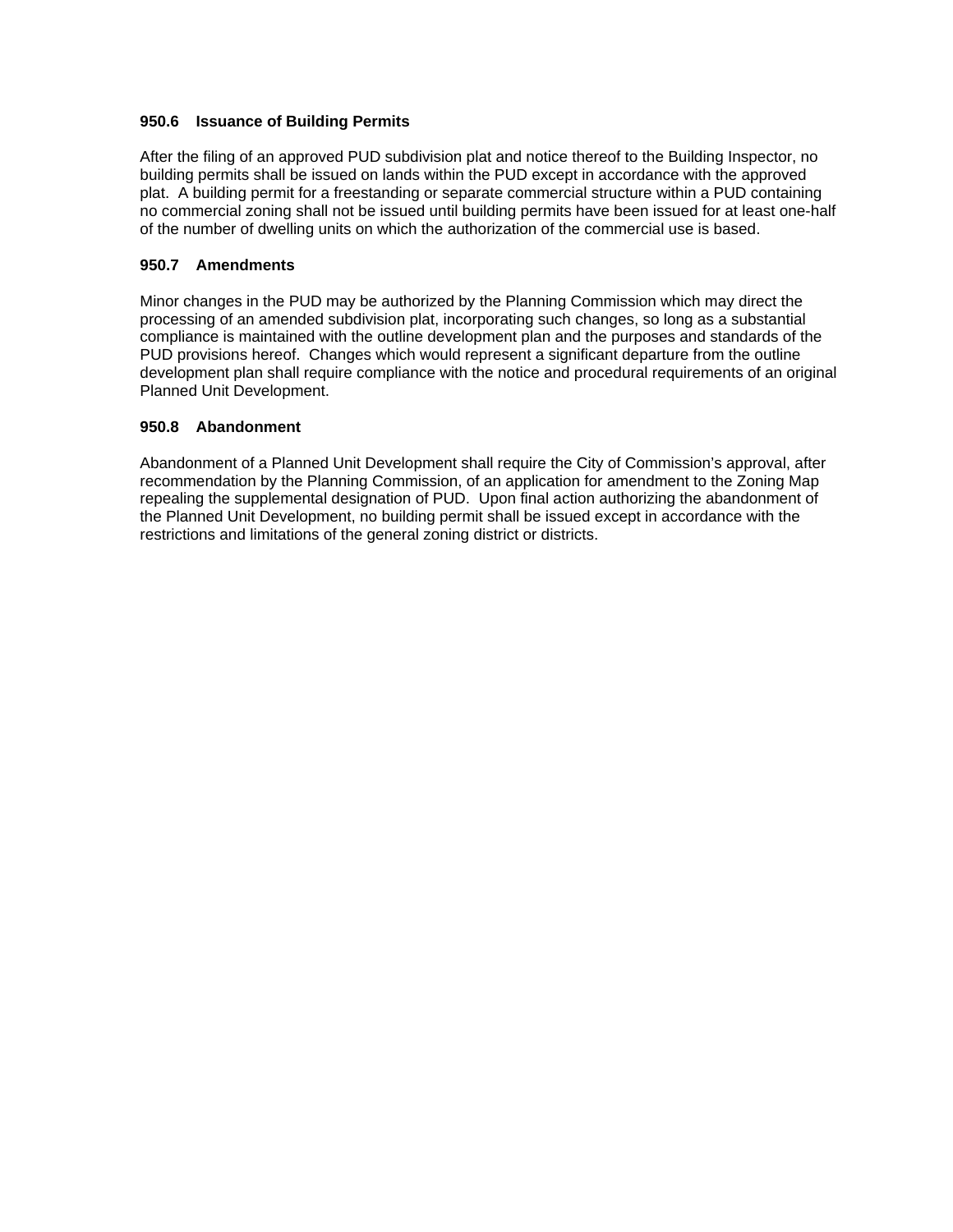### 950.6 Issuance of Building Permits

After the filing of an approved PUD subdivision plat and notice thereof to the Building Inspector, no building permits shall be issued on lands within the PUD except in accordance with the approved plat. A building permit for a freestanding or separate commercial structure within a PUD containing no commercial zoning shall not be issued until building permits have been issued for at least one-half of the number of dwelling units on which the authorization of the commercial use is based.

### 950.7 Amendments

Minor changes in the PUD may be authorized by the Planning Commission which may direct the processing of an amended subdivision plat, incorporating such changes, so long as a substantial compliance is maintained with the outline development plan and the purposes and standards of the PUD provisions hereof. Changes which would represent a significant departure from the outline development plan shall require compliance with the notice and procedural requirements of an original Planned Unit Development.

### 950.8 Abandonment

Abandonment of a Planned Unit Development shall require the City of Commission's approval, after recommendation by the Planning Commission, of an application for amendment to the Zoning Map repealing the supplemental designation of PUD. Upon final action authorizing the abandonment of the Planned Unit Development, no building permit shall be issued except in accordance with the restrictions and limitations of the general zoning district or districts.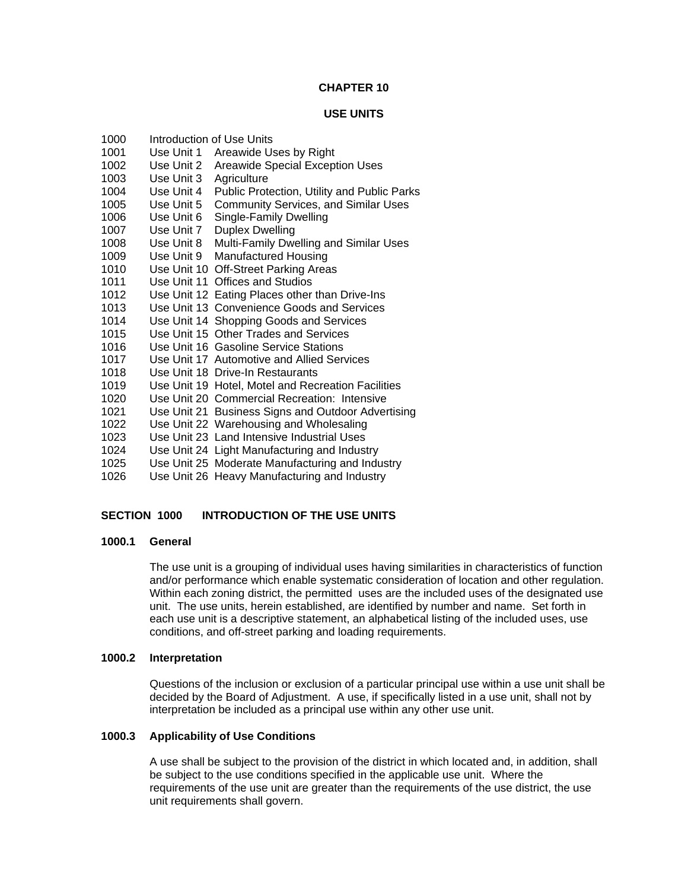# CHAPTER 10

## USE UNITS

| | |
|---|---|
| 1000 | Introduction of Use Units |
| 1001 | Use Unit 1 Areawide Uses by Right |
| 1002 | Use Unit 2 Areawide Special Exception Uses |
| 1003 | Use Unit 3 Agriculture |
| 1004 | Use Unit 4 Public Protection, Utility and Public Parks |
| 1005 | Use Unit 5 Community Services, and Similar Uses |
| 1006 | Use Unit 6 Single-Family Dwelling |
| 1007 | Use Unit 7 Duplex Dwelling |
| 1008 | Use Unit 8 Multi-Family Dwelling and Similar Uses |
| 1009 | Use Unit 9 Manufactured Housing |
| 1010 | Use Unit 10 Off-Street Parking Areas |
| 1011 | Use Unit 11 Offices and Studios |
| 1012 | Use Unit 12 Eating Places other than Drive-Ins |
| 1013 | Use Unit 13 Convenience Goods and Services |
| 1014 | Use Unit 14 Shopping Goods and Services |
| 1015 | Use Unit 15 Other Trades and Services |
| 1016 | Use Unit 16 Gasoline Service Stations |
| 1017 | Use Unit 17 Automotive and Allied Services |
| 1018 | Use Unit 18 Drive-In Restaurants |
| 1019 | Use Unit 19 Hotel, Motel and Recreation Facilities |
| 1020 | Use Unit 20 Commercial Recreation: Intensive |
| 1021 | Use Unit 21 Business Signs and Outdoor Advertising |
| 1022 | Use Unit 22 Warehousing and Wholesaling |
| 1023 | Use Unit 23 Land Intensive Industrial Uses |
| 1024 | Use Unit 24 Light Manufacturing and Industry |
| 1025 | Use Unit 25 Moderate Manufacturing and Industry |
| 1026 | Use Unit 26 Heavy Manufacturing and Industry |

### SECTION 1000 INTRODUCTION OF THE USE UNITS

**1000.1 General**

The use unit is a grouping of individual uses having similarities in characteristics of function and/or performance which enable systematic consideration of location and other regulation. Within each zoning district, the permitted uses are the included uses of the designated use unit. The use units, herein established, are identified by number and name. Set forth in each use unit is a descriptive statement, an alphabetical listing of the included uses, use conditions, and off-street parking and loading requirements.

**1000.2 Interpretation**

Questions of the inclusion or exclusion of a particular principal use within a use unit shall be decided by the Board of Adjustment. A use, if specifically listed in a use unit, shall not by interpretation be included as a principal use within any other use unit.

**1000.3 Applicability of Use Conditions**

A use shall be subject to the provision of the district in which located and, in addition, shall be subject to the use conditions specified in the applicable use unit. Where the requirements of the use unit are greater than the requirements of the use district, the use unit requirements shall govern.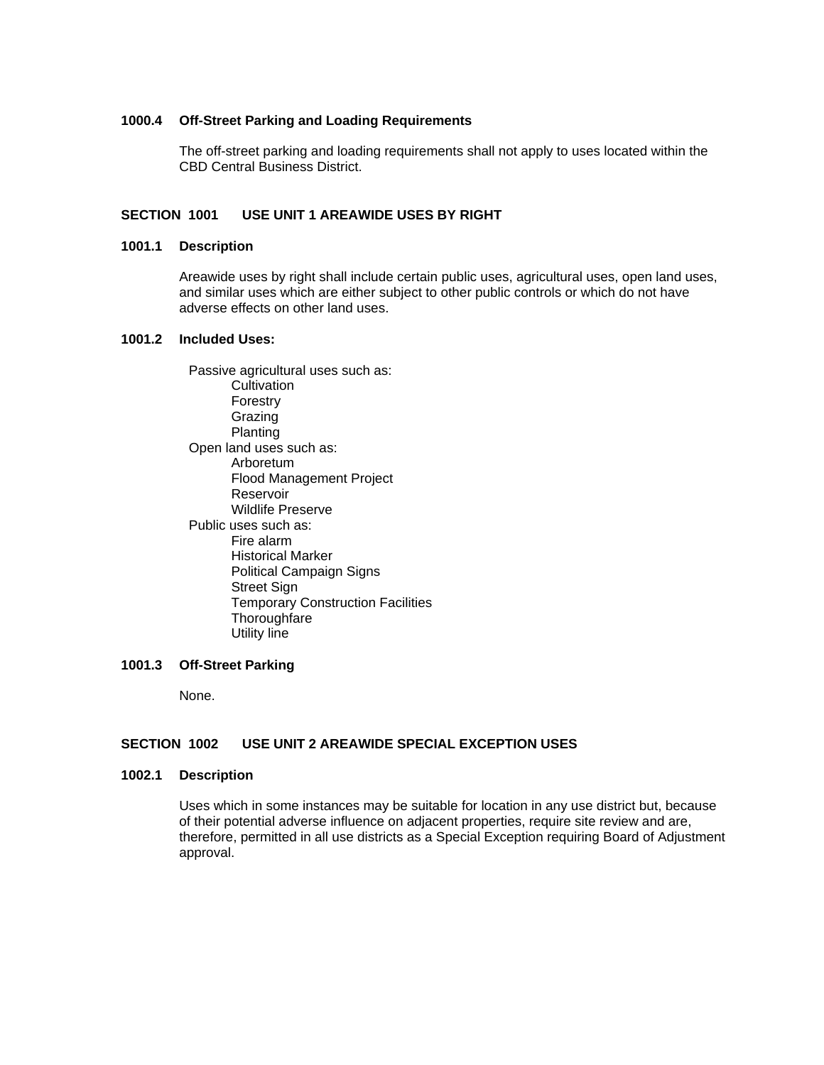**1000.4 Off-Street Parking and Loading Requirements**

The off-street parking and loading requirements shall not apply to uses located within the CBD Central Business District.

## SECTION 1001 USE UNIT 1 AREAWIDE USES BY RIGHT

**1001.1 Description**

Areawide uses by right shall include certain public uses, agricultural uses, open land uses, and similar uses which are either subject to other public controls or which do not have adverse effects on other land uses.

**1001.2 Included Uses:**

- Passive agricultural uses such as:
  - Cultivation
  - Forestry
  - Grazing
  - Planting
- Open land uses such as:
  - Arboretum
  - Flood Management Project
  - Reservoir
  - Wildlife Preserve
- Public uses such as:
  - Fire alarm
  - Historical Marker
  - Political Campaign Signs
  - Street Sign
  - Temporary Construction Facilities
  - Thoroughfare
  - Utility line

**1001.3 Off-Street Parking**

None.

## SECTION 1002 USE UNIT 2 AREAWIDE SPECIAL EXCEPTION USES

**1002.1 Description**

Uses which in some instances may be suitable for location in any use district but, because of their potential adverse influence on adjacent properties, require site review and are, therefore, permitted in all use districts as a Special Exception requiring Board of Adjustment approval.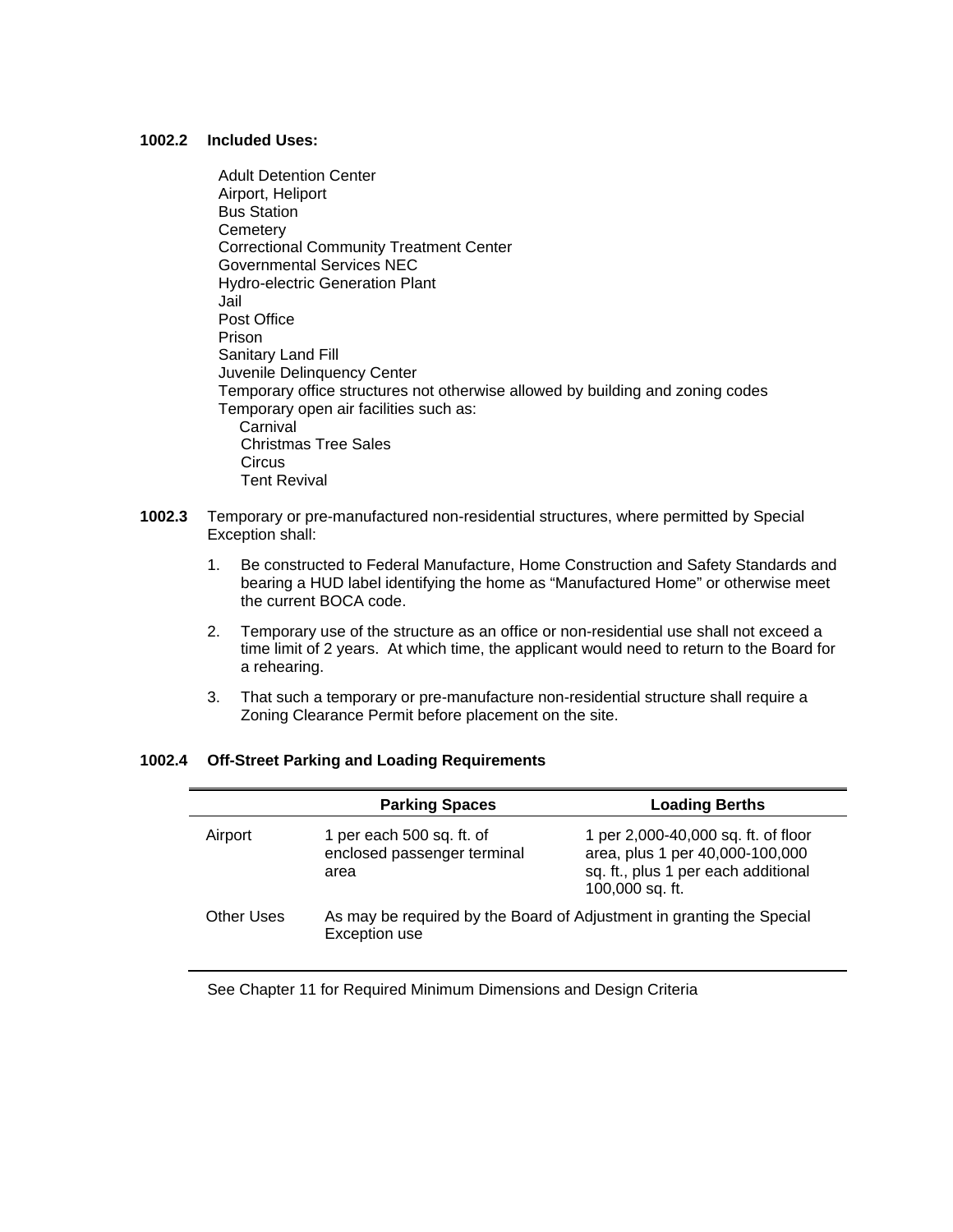**1002.2 Included Uses:**

Adult Detention Center
Airport, Heliport
Bus Station
Cemetery
Correctional Community Treatment Center
Governmental Services NEC
Hydro-electric Generation Plant
Jail
Post Office
Prison
Sanitary Land Fill
Juvenile Delinquency Center
Temporary office structures not otherwise allowed by building and zoning codes
Temporary open air facilities such as:
- Carnival
- Christmas Tree Sales
- Circus
- Tent Revival

**1002.3** Temporary or pre-manufactured non-residential structures, where permitted by Special Exception shall:

1. Be constructed to Federal Manufacture, Home Construction and Safety Standards and bearing a HUD label identifying the home as "Manufactured Home" or otherwise meet the current BOCA code.

2. Temporary use of the structure as an office or non-residential use shall not exceed a time limit of 2 years. At which time, the applicant would need to return to the Board for a rehearing.

3. That such a temporary or pre-manufacture non-residential structure shall require a Zoning Clearance Permit before placement on the site.

**1002.4 Off-Street Parking and Loading Requirements**

| | Parking Spaces | Loading Berths |
|---|---|---|
| Airport | 1 per each 500 sq. ft. of enclosed passenger terminal area | 1 per 2,000-40,000 sq. ft. of floor area, plus 1 per 40,000-100,000 sq. ft., plus 1 per each additional 100,000 sq. ft. |
| Other Uses | As may be required by the Board of Adjustment in granting the Special Exception use | |

See Chapter 11 for Required Minimum Dimensions and Design Criteria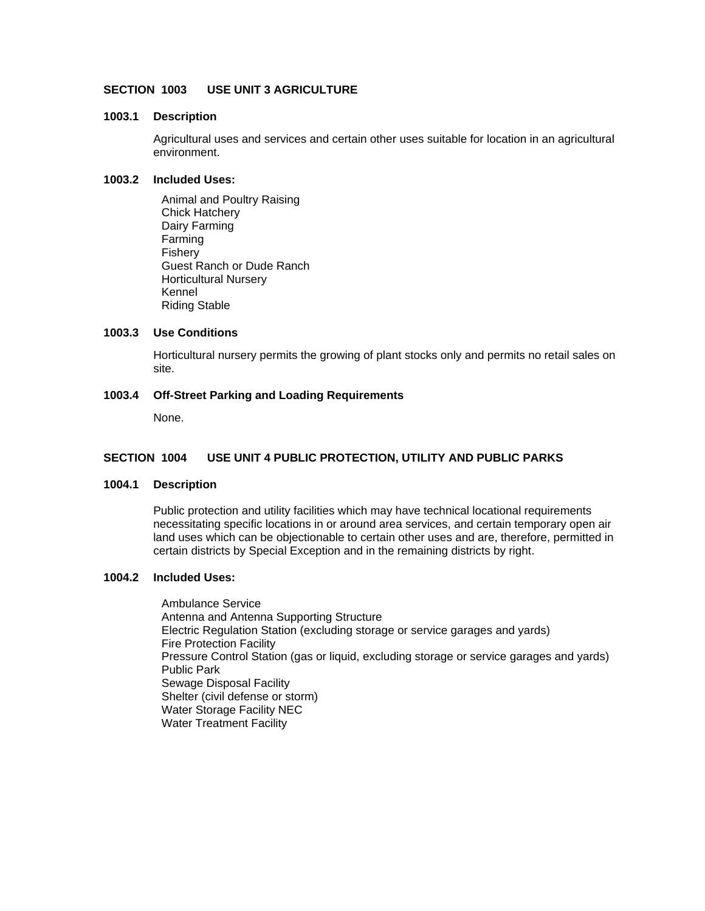## SECTION 1003 USE UNIT 3 AGRICULTURE

### 1003.1 Description

Agricultural uses and services and certain other uses suitable for location in an agricultural environment.

### 1003.2 Included Uses:

- Animal and Poultry Raising
- Chick Hatchery
- Dairy Farming
- Farming
- Fishery
- Guest Ranch or Dude Ranch
- Horticultural Nursery
- Kennel
- Riding Stable

### 1003.3 Use Conditions

Horticultural nursery permits the growing of plant stocks only and permits no retail sales on site.

### 1003.4 Off-Street Parking and Loading Requirements

None.

## SECTION 1004 USE UNIT 4 PUBLIC PROTECTION, UTILITY AND PUBLIC PARKS

### 1004.1 Description

Public protection and utility facilities which may have technical locational requirements necessitating specific locations in or around area services, and certain temporary open air land uses which can be objectionable to certain other uses and are, therefore, permitted in certain districts by Special Exception and in the remaining districts by right.

### 1004.2 Included Uses:

- Ambulance Service
- Antenna and Antenna Supporting Structure
- Electric Regulation Station (excluding storage or service garages and yards)
- Fire Protection Facility
- Pressure Control Station (gas or liquid, excluding storage or service garages and yards)
- Public Park
- Sewage Disposal Facility
- Shelter (civil defense or storm)
- Water Storage Facility NEC
- Water Treatment Facility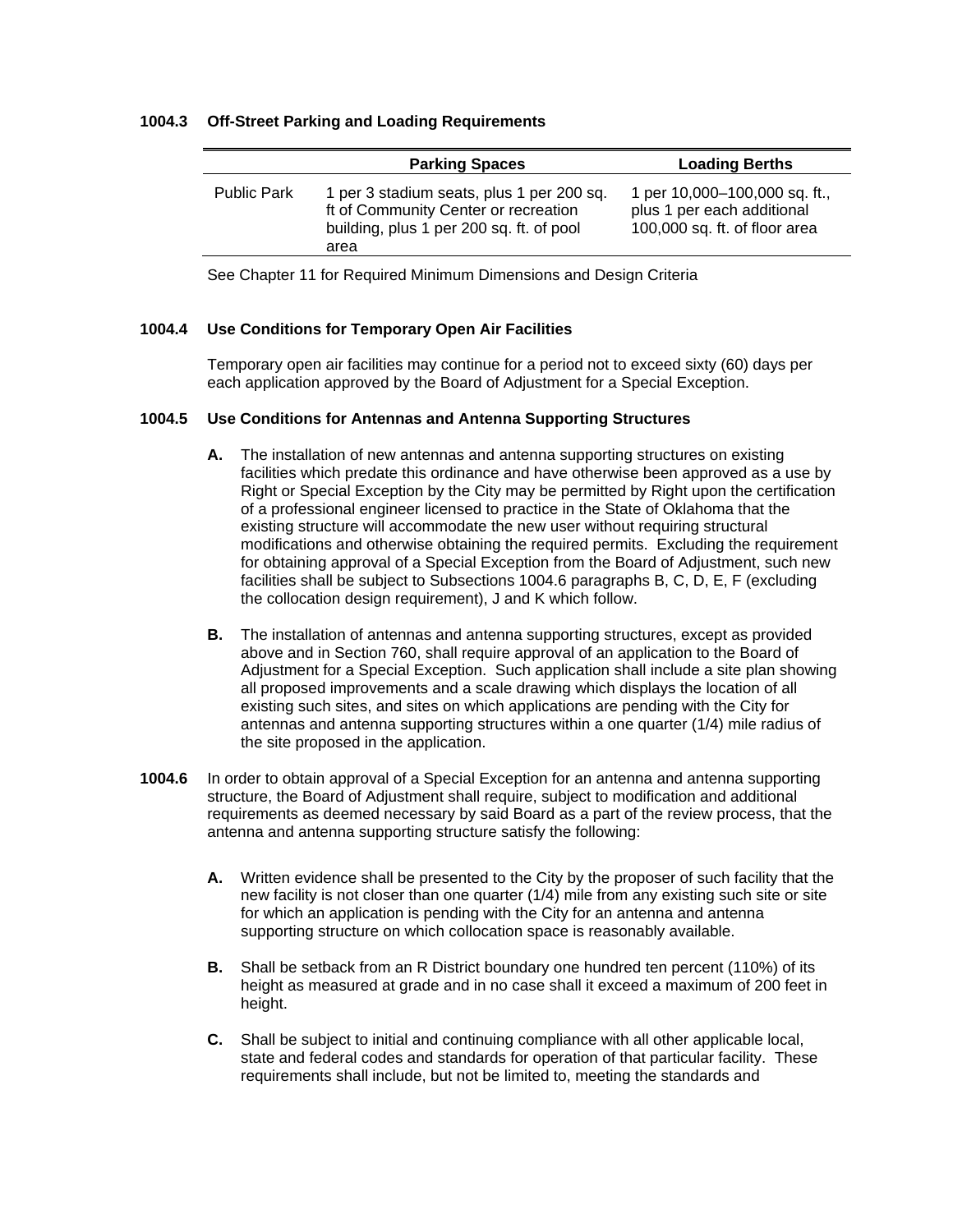### 1004.3 Off-Street Parking and Loading Requirements

| | Parking Spaces | Loading Berths |
|---|---|---|
| Public Park | 1 per 3 stadium seats, plus 1 per 200 sq. ft of Community Center or recreation building, plus 1 per 200 sq. ft. of pool area | 1 per 10,000–100,000 sq. ft., plus 1 per each additional 100,000 sq. ft. of floor area |

See Chapter 11 for Required Minimum Dimensions and Design Criteria

### 1004.4 Use Conditions for Temporary Open Air Facilities

Temporary open air facilities may continue for a period not to exceed sixty (60) days per each application approved by the Board of Adjustment for a Special Exception.

### 1004.5 Use Conditions for Antennas and Antenna Supporting Structures

**A.** The installation of new antennas and antenna supporting structures on existing facilities which predate this ordinance and have otherwise been approved as a use by Right or Special Exception by the City may be permitted by Right upon the certification of a professional engineer licensed to practice in the State of Oklahoma that the existing structure will accommodate the new user without requiring structural modifications and otherwise obtaining the required permits. Excluding the requirement for obtaining approval of a Special Exception from the Board of Adjustment, such new facilities shall be subject to Subsections 1004.6 paragraphs B, C, D, E, F (excluding the collocation design requirement), J and K which follow.

**B.** The installation of antennas and antenna supporting structures, except as provided above and in Section 760, shall require approval of an application to the Board of Adjustment for a Special Exception. Such application shall include a site plan showing all proposed improvements and a scale drawing which displays the location of all existing such sites, and sites on which applications are pending with the City for antennas and antenna supporting structures within a one quarter (1/4) mile radius of the site proposed in the application.

**1004.6** In order to obtain approval of a Special Exception for an antenna and antenna supporting structure, the Board of Adjustment shall require, subject to modification and additional requirements as deemed necessary by said Board as a part of the review process, that the antenna and antenna supporting structure satisfy the following:

**A.** Written evidence shall be presented to the City by the proposer of such facility that the new facility is not closer than one quarter (1/4) mile from any existing such site or site for which an application is pending with the City for an antenna and antenna supporting structure on which collocation space is reasonably available.

**B.** Shall be setback from an R District boundary one hundred ten percent (110%) of its height as measured at grade and in no case shall it exceed a maximum of 200 feet in height.

**C.** Shall be subject to initial and continuing compliance with all other applicable local, state and federal codes and standards for operation of that particular facility. These requirements shall include, but not be limited to, meeting the standards and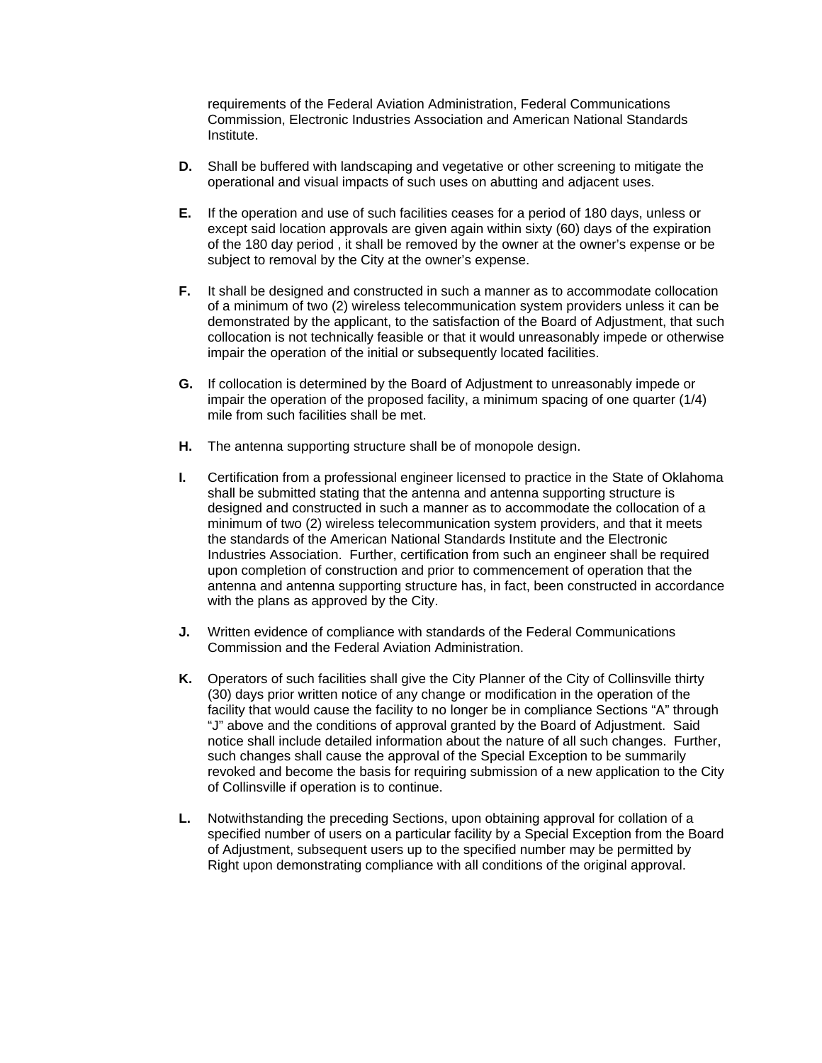requirements of the Federal Aviation Administration, Federal Communications Commission, Electronic Industries Association and American National Standards Institute.

**D.** Shall be buffered with landscaping and vegetative or other screening to mitigate the operational and visual impacts of such uses on abutting and adjacent uses.

**E.** If the operation and use of such facilities ceases for a period of 180 days, unless or except said location approvals are given again within sixty (60) days of the expiration of the 180 day period , it shall be removed by the owner at the owner's expense or be subject to removal by the City at the owner's expense.

**F.** It shall be designed and constructed in such a manner as to accommodate collocation of a minimum of two (2) wireless telecommunication system providers unless it can be demonstrated by the applicant, to the satisfaction of the Board of Adjustment, that such collocation is not technically feasible or that it would unreasonably impede or otherwise impair the operation of the initial or subsequently located facilities.

**G.** If collocation is determined by the Board of Adjustment to unreasonably impede or impair the operation of the proposed facility, a minimum spacing of one quarter (1/4) mile from such facilities shall be met.

**H.** The antenna supporting structure shall be of monopole design.

**I.** Certification from a professional engineer licensed to practice in the State of Oklahoma shall be submitted stating that the antenna and antenna supporting structure is designed and constructed in such a manner as to accommodate the collocation of a minimum of two (2) wireless telecommunication system providers, and that it meets the standards of the American National Standards Institute and the Electronic Industries Association. Further, certification from such an engineer shall be required upon completion of construction and prior to commencement of operation that the antenna and antenna supporting structure has, in fact, been constructed in accordance with the plans as approved by the City.

**J.** Written evidence of compliance with standards of the Federal Communications Commission and the Federal Aviation Administration.

**K.** Operators of such facilities shall give the City Planner of the City of Collinsville thirty (30) days prior written notice of any change or modification in the operation of the facility that would cause the facility to no longer be in compliance Sections "A" through "J" above and the conditions of approval granted by the Board of Adjustment. Said notice shall include detailed information about the nature of all such changes. Further, such changes shall cause the approval of the Special Exception to be summarily revoked and become the basis for requiring submission of a new application to the City of Collinsville if operation is to continue.

**L.** Notwithstanding the preceding Sections, upon obtaining approval for collation of a specified number of users on a particular facility by a Special Exception from the Board of Adjustment, subsequent users up to the specified number may be permitted by Right upon demonstrating compliance with all conditions of the original approval.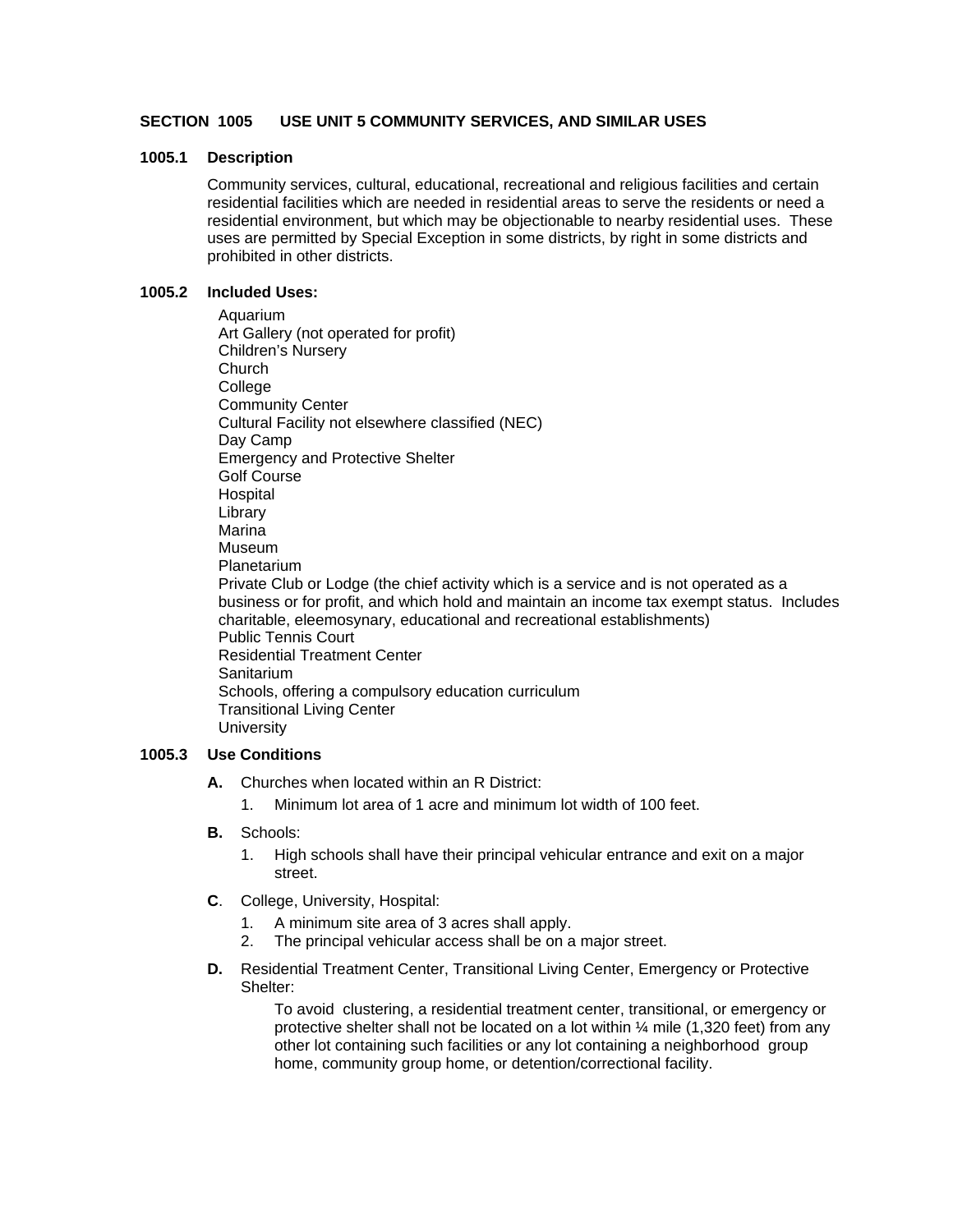## SECTION 1005 USE UNIT 5 COMMUNITY SERVICES, AND SIMILAR USES

### 1005.1 Description

Community services, cultural, educational, recreational and religious facilities and certain residential facilities which are needed in residential areas to serve the residents or need a residential environment, but which may be objectionable to nearby residential uses. These uses are permitted by Special Exception in some districts, by right in some districts and prohibited in other districts.

### 1005.2 Included Uses:

Aquarium
Art Gallery (not operated for profit)
Children's Nursery
Church
College
Community Center
Cultural Facility not elsewhere classified (NEC)
Day Camp
Emergency and Protective Shelter
Golf Course
Hospital
Library
Marina
Museum
Planetarium
Private Club or Lodge (the chief activity which is a service and is not operated as a business or for profit, and which hold and maintain an income tax exempt status. Includes charitable, eleemosynary, educational and recreational establishments)
Public Tennis Court
Residential Treatment Center
Sanitarium
Schools, offering a compulsory education curriculum
Transitional Living Center
University

### 1005.3 Use Conditions

**A.** Churches when located within an R District:

1. Minimum lot area of 1 acre and minimum lot width of 100 feet.

**B.** Schools:

1. High schools shall have their principal vehicular entrance and exit on a major street.

**C**. College, University, Hospital:

1. A minimum site area of 3 acres shall apply.
2. The principal vehicular access shall be on a major street.

**D.** Residential Treatment Center, Transitional Living Center, Emergency or Protective Shelter:

To avoid clustering, a residential treatment center, transitional, or emergency or protective shelter shall not be located on a lot within ¼ mile (1,320 feet) from any other lot containing such facilities or any lot containing a neighborhood group home, community group home, or detention/correctional facility.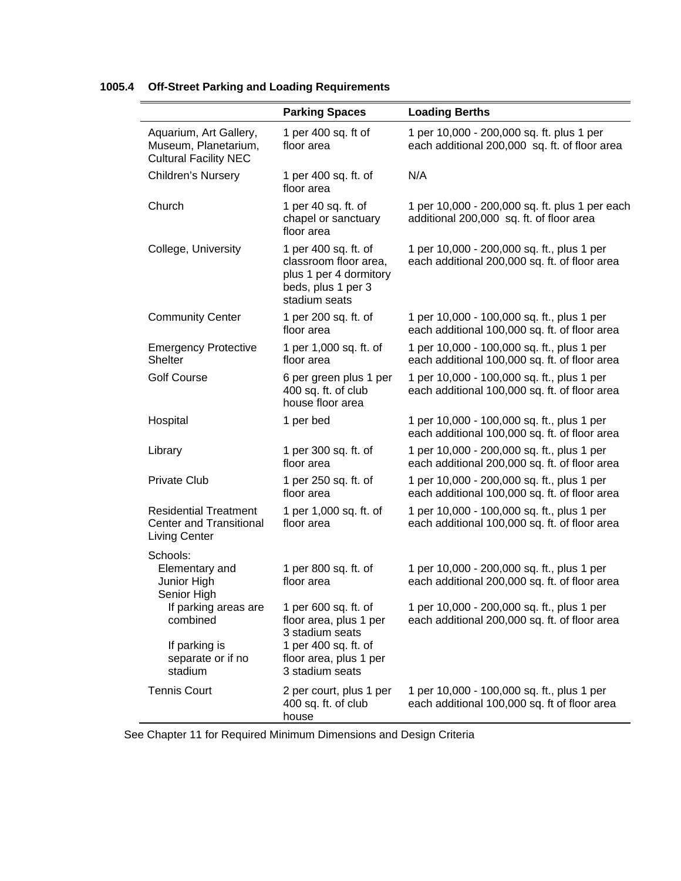### 1005.4 Off-Street Parking and Loading Requirements

| | Parking Spaces | Loading Berths |
|---|---|---|
| Aquarium, Art Gallery, Museum, Planetarium, Cultural Facility NEC | 1 per 400 sq. ft of floor area | 1 per 10,000 - 200,000 sq. ft. plus 1 per each additional 200,000 sq. ft. of floor area |
| Children's Nursery | 1 per 400 sq. ft. of floor area | N/A |
| Church | 1 per 40 sq. ft. of chapel or sanctuary floor area | 1 per 10,000 - 200,000 sq. ft. plus 1 per each additional 200,000 sq. ft. of floor area |
| College, University | 1 per 400 sq. ft. of classroom floor area, plus 1 per 4 dormitory beds, plus 1 per 3 stadium seats | 1 per 10,000 - 200,000 sq. ft., plus 1 per each additional 200,000 sq. ft. of floor area |
| Community Center | 1 per 200 sq. ft. of floor area | 1 per 10,000 - 100,000 sq. ft., plus 1 per each additional 100,000 sq. ft. of floor area |
| Emergency Protective Shelter | 1 per 1,000 sq. ft. of floor area | 1 per 10,000 - 100,000 sq. ft., plus 1 per each additional 100,000 sq. ft. of floor area |
| Golf Course | 6 per green plus 1 per 400 sq. ft. of club house floor area | 1 per 10,000 - 100,000 sq. ft., plus 1 per each additional 100,000 sq. ft. of floor area |
| Hospital | 1 per bed | 1 per 10,000 - 100,000 sq. ft., plus 1 per each additional 100,000 sq. ft. of floor area |
| Library | 1 per 300 sq. ft. of floor area | 1 per 10,000 - 200,000 sq. ft., plus 1 per each additional 200,000 sq. ft. of floor area |
| Private Club | 1 per 250 sq. ft. of floor area | 1 per 10,000 - 200,000 sq. ft., plus 1 per each additional 100,000 sq. ft. of floor area |
| Residential Treatment Center and Transitional Living Center | 1 per 1,000 sq. ft. of floor area | 1 per 10,000 - 100,000 sq. ft., plus 1 per each additional 100,000 sq. ft. of floor area |
| Schools: | | |
| Elementary and Junior High | 1 per 800 sq. ft. of floor area | 1 per 10,000 - 200,000 sq. ft., plus 1 per each additional 200,000 sq. ft. of floor area |
| Senior High | | |
| If parking areas are combined | 1 per 600 sq. ft. of floor area, plus 1 per 3 stadium seats | 1 per 10,000 - 200,000 sq. ft., plus 1 per each additional 200,000 sq. ft. of floor area |
| If parking is separate or if no stadium | 1 per 400 sq. ft. of floor area, plus 1 per 3 stadium seats | |
| Tennis Court | 2 per court, plus 1 per 400 sq. ft. of club house | 1 per 10,000 - 100,000 sq. ft., plus 1 per each additional 100,000 sq. ft of floor area |

See Chapter 11 for Required Minimum Dimensions and Design Criteria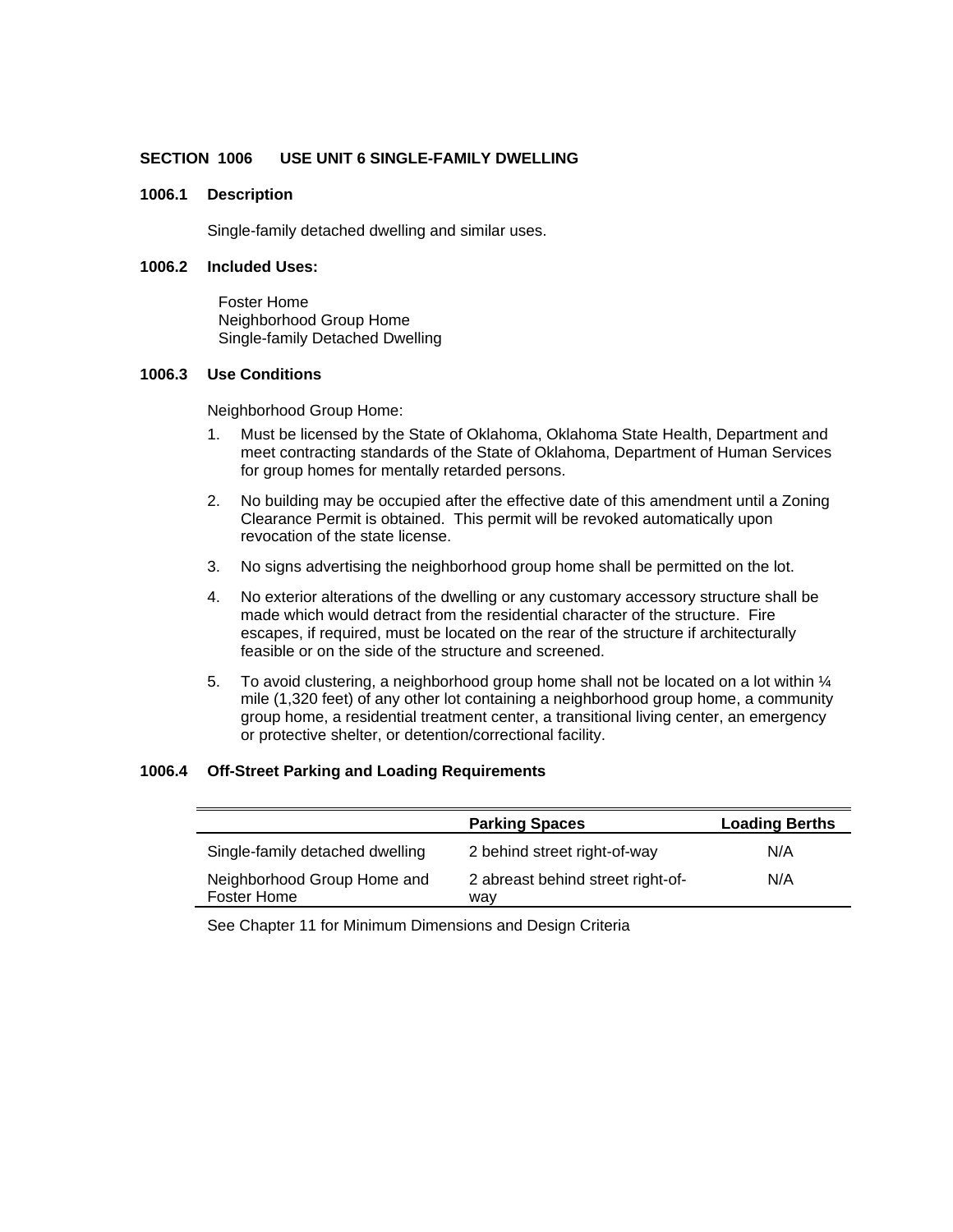## SECTION 1006 USE UNIT 6 SINGLE-FAMILY DWELLING

### 1006.1 Description

Single-family detached dwelling and similar uses.

### 1006.2 Included Uses:

Foster Home
Neighborhood Group Home
Single-family Detached Dwelling

### 1006.3 Use Conditions

Neighborhood Group Home:

1. Must be licensed by the State of Oklahoma, Oklahoma State Health, Department and meet contracting standards of the State of Oklahoma, Department of Human Services for group homes for mentally retarded persons.

2. No building may be occupied after the effective date of this amendment until a Zoning Clearance Permit is obtained. This permit will be revoked automatically upon revocation of the state license.

3. No signs advertising the neighborhood group home shall be permitted on the lot.

4. No exterior alterations of the dwelling or any customary accessory structure shall be made which would detract from the residential character of the structure. Fire escapes, if required, must be located on the rear of the structure if architecturally feasible or on the side of the structure and screened.

5. To avoid clustering, a neighborhood group home shall not be located on a lot within ¼ mile (1,320 feet) of any other lot containing a neighborhood group home, a community group home, a residential treatment center, a transitional living center, an emergency or protective shelter, or detention/correctional facility.

### 1006.4 Off-Street Parking and Loading Requirements

| | Parking Spaces | Loading Berths |
|---|---|---|
| Single-family detached dwelling | 2 behind street right-of-way | N/A |
| Neighborhood Group Home and Foster Home | 2 abreast behind street right-of-way | N/A |

See Chapter 11 for Minimum Dimensions and Design Criteria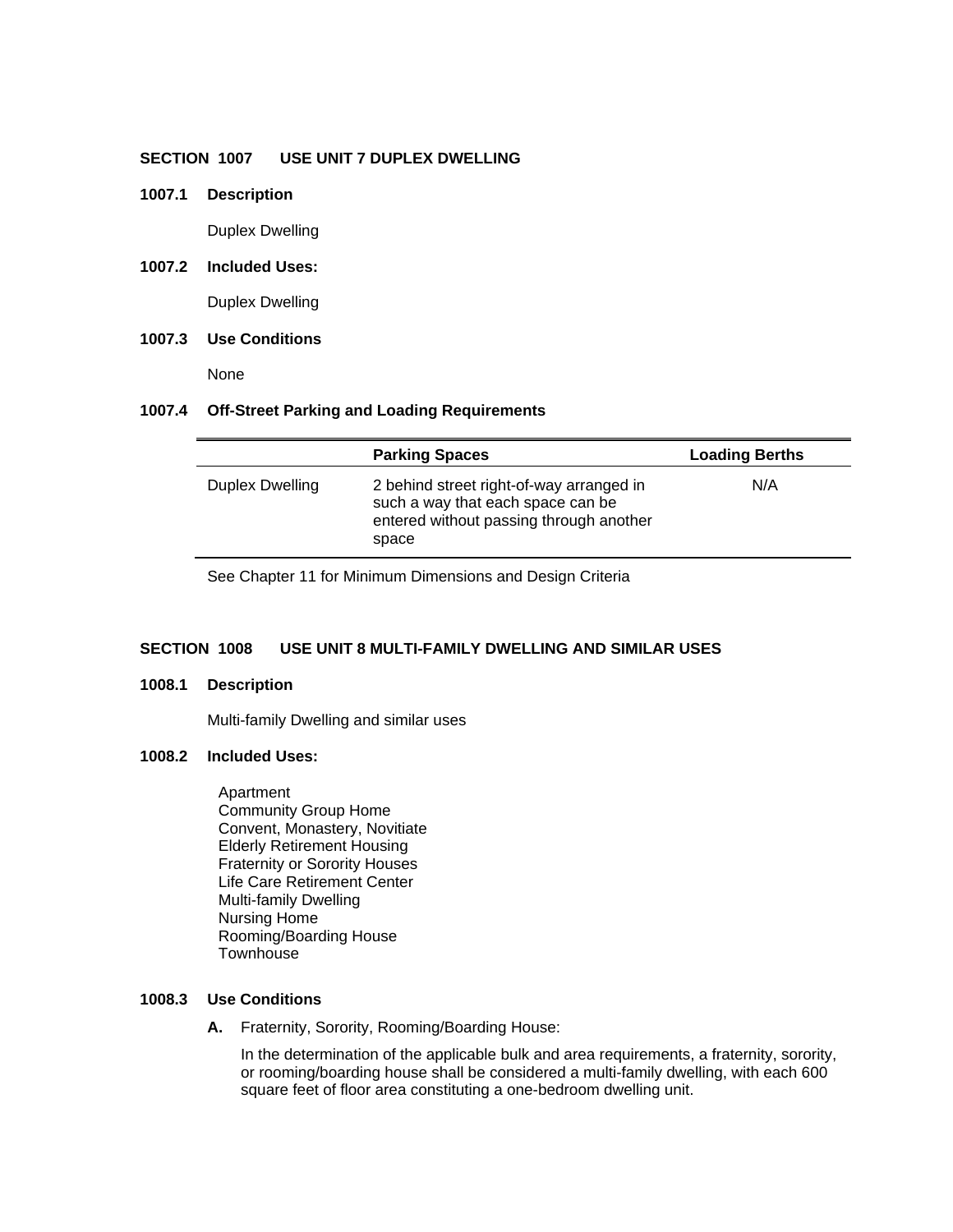## SECTION 1007 USE UNIT 7 DUPLEX DWELLING

### 1007.1 Description

Duplex Dwelling

### 1007.2 Included Uses:

Duplex Dwelling

### 1007.3 Use Conditions

None

### 1007.4 Off-Street Parking and Loading Requirements

| | Parking Spaces | Loading Berths |
|---|---|---|
| Duplex Dwelling | 2 behind street right-of-way arranged in such a way that each space can be entered without passing through another space | N/A |

See Chapter 11 for Minimum Dimensions and Design Criteria

## SECTION 1008 USE UNIT 8 MULTI-FAMILY DWELLING AND SIMILAR USES

### 1008.1 Description

Multi-family Dwelling and similar uses

### 1008.2 Included Uses:

Apartment
Community Group Home
Convent, Monastery, Novitiate
Elderly Retirement Housing
Fraternity or Sorority Houses
Life Care Retirement Center
Multi-family Dwelling
Nursing Home
Rooming/Boarding House
Townhouse

### 1008.3 Use Conditions

**A.** Fraternity, Sorority, Rooming/Boarding House:

In the determination of the applicable bulk and area requirements, a fraternity, sorority, or rooming/boarding house shall be considered a multi-family dwelling, with each 600 square feet of floor area constituting a one-bedroom dwelling unit.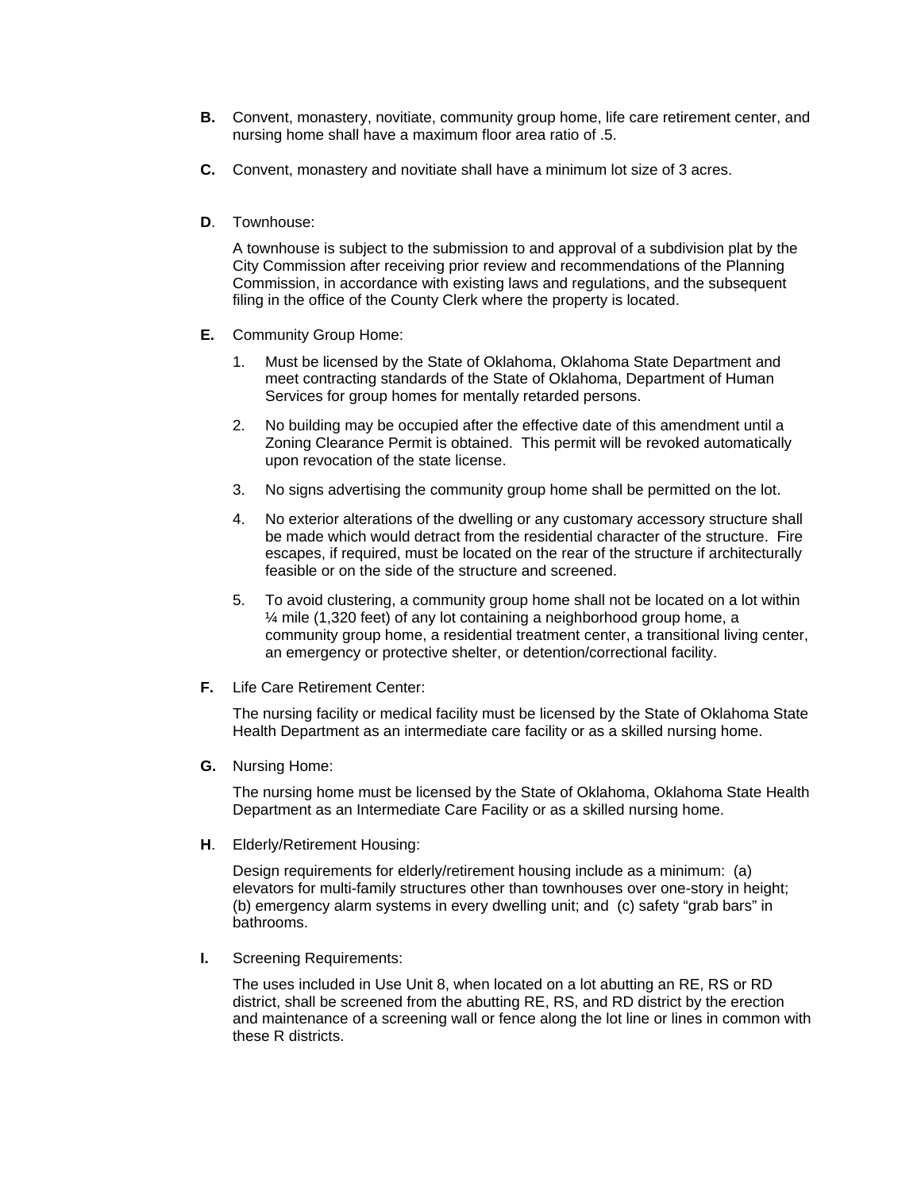**B.** Convent, monastery, novitiate, community group home, life care retirement center, and nursing home shall have a maximum floor area ratio of .5.

**C.** Convent, monastery and novitiate shall have a minimum lot size of 3 acres.

**D**. Townhouse:

A townhouse is subject to the submission to and approval of a subdivision plat by the City Commission after receiving prior review and recommendations of the Planning Commission, in accordance with existing laws and regulations, and the subsequent filing in the office of the County Clerk where the property is located.

**E.** Community Group Home:

1. Must be licensed by the State of Oklahoma, Oklahoma State Department and meet contracting standards of the State of Oklahoma, Department of Human Services for group homes for mentally retarded persons.

2. No building may be occupied after the effective date of this amendment until a Zoning Clearance Permit is obtained. This permit will be revoked automatically upon revocation of the state license.

3. No signs advertising the community group home shall be permitted on the lot.

4. No exterior alterations of the dwelling or any customary accessory structure shall be made which would detract from the residential character of the structure. Fire escapes, if required, must be located on the rear of the structure if architecturally feasible or on the side of the structure and screened.

5. To avoid clustering, a community group home shall not be located on a lot within ¼ mile (1,320 feet) of any lot containing a neighborhood group home, a community group home, a residential treatment center, a transitional living center, an emergency or protective shelter, or detention/correctional facility.

**F.** Life Care Retirement Center:

The nursing facility or medical facility must be licensed by the State of Oklahoma State Health Department as an intermediate care facility or as a skilled nursing home.

**G.** Nursing Home:

The nursing home must be licensed by the State of Oklahoma, Oklahoma State Health Department as an Intermediate Care Facility or as a skilled nursing home.

**H**. Elderly/Retirement Housing:

Design requirements for elderly/retirement housing include as a minimum: (a) elevators for multi-family structures other than townhouses over one-story in height; (b) emergency alarm systems in every dwelling unit; and (c) safety "grab bars" in bathrooms.

**I.** Screening Requirements:

The uses included in Use Unit 8, when located on a lot abutting an RE, RS or RD district, shall be screened from the abutting RE, RS, and RD district by the erection and maintenance of a screening wall or fence along the lot line or lines in common with these R districts.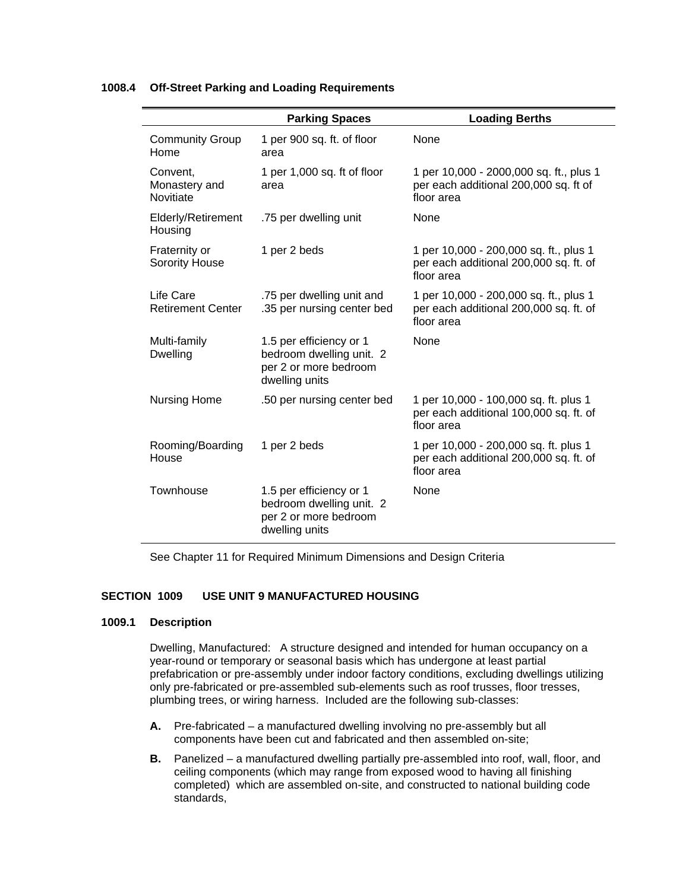**1008.4 Off-Street Parking and Loading Requirements**

| | Parking Spaces | Loading Berths |
|---|---|---|
| Community Group Home | 1 per 900 sq. ft. of floor area | None |
| Convent, Monastery and Novitiate | 1 per 1,000 sq. ft of floor area | 1 per 10,000 - 2000,000 sq. ft., plus 1 per each additional 200,000 sq. ft of floor area |
| Elderly/Retirement Housing | .75 per dwelling unit | None |
| Fraternity or Sorority House | 1 per 2 beds | 1 per 10,000 - 200,000 sq. ft., plus 1 per each additional 200,000 sq. ft. of floor area |
| Life Care Retirement Center | .75 per dwelling unit and .35 per nursing center bed | 1 per 10,000 - 200,000 sq. ft., plus 1 per each additional 200,000 sq. ft. of floor area |
| Multi-family Dwelling | 1.5 per efficiency or 1 bedroom dwelling unit. 2 per 2 or more bedroom dwelling units | None |
| Nursing Home | .50 per nursing center bed | 1 per 10,000 - 100,000 sq. ft. plus 1 per each additional 100,000 sq. ft. of floor area |
| Rooming/Boarding House | 1 per 2 beds | 1 per 10,000 - 200,000 sq. ft. plus 1 per each additional 200,000 sq. ft. of floor area |
| Townhouse | 1.5 per efficiency or 1 bedroom dwelling unit. 2 per 2 or more bedroom dwelling units | None |

See Chapter 11 for Required Minimum Dimensions and Design Criteria

## SECTION 1009 USE UNIT 9 MANUFACTURED HOUSING

**1009.1 Description**

Dwelling, Manufactured: A structure designed and intended for human occupancy on a year-round or temporary or seasonal basis which has undergone at least partial prefabrication or pre-assembly under indoor factory conditions, excluding dwellings utilizing only pre-fabricated or pre-assembled sub-elements such as roof trusses, floor tresses, plumbing trees, or wiring harness. Included are the following sub-classes:

**A.** Pre-fabricated – a manufactured dwelling involving no pre-assembly but all components have been cut and fabricated and then assembled on-site;

**B.** Panelized – a manufactured dwelling partially pre-assembled into roof, wall, floor, and ceiling components (which may range from exposed wood to having all finishing completed) which are assembled on-site, and constructed to national building code standards,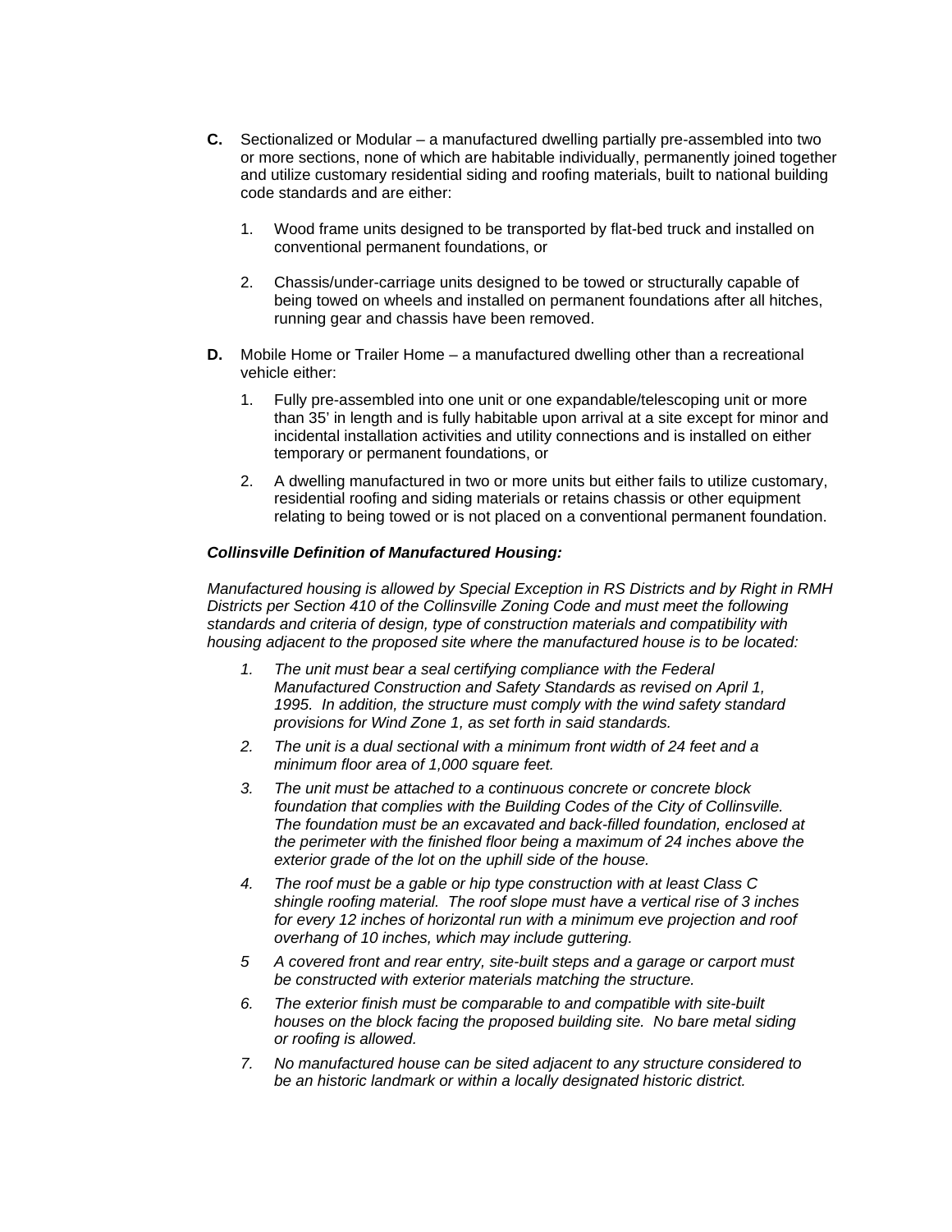**C.** Sectionalized or Modular – a manufactured dwelling partially pre-assembled into two or more sections, none of which are habitable individually, permanently joined together and utilize customary residential siding and roofing materials, built to national building code standards and are either:

1. Wood frame units designed to be transported by flat-bed truck and installed on conventional permanent foundations, or

2. Chassis/under-carriage units designed to be towed or structurally capable of being towed on wheels and installed on permanent foundations after all hitches, running gear and chassis have been removed.

**D.** Mobile Home or Trailer Home – a manufactured dwelling other than a recreational vehicle either:

1. Fully pre-assembled into one unit or one expandable/telescoping unit or more than 35' in length and is fully habitable upon arrival at a site except for minor and incidental installation activities and utility connections and is installed on either temporary or permanent foundations, or

2. A dwelling manufactured in two or more units but either fails to utilize customary, residential roofing and siding materials or retains chassis or other equipment relating to being towed or is not placed on a conventional permanent foundation.

***Collinsville Definition of Manufactured Housing:***

*Manufactured housing is allowed by Special Exception in RS Districts and by Right in RMH Districts per Section 410 of the Collinsville Zoning Code and must meet the following standards and criteria of design, type of construction materials and compatibility with housing adjacent to the proposed site where the manufactured house is to be located:*

1. *The unit must bear a seal certifying compliance with the Federal Manufactured Construction and Safety Standards as revised on April 1, 1995. In addition, the structure must comply with the wind safety standard provisions for Wind Zone 1, as set forth in said standards.*
2. *The unit is a dual sectional with a minimum front width of 24 feet and a minimum floor area of 1,000 square feet.*
3. *The unit must be attached to a continuous concrete or concrete block foundation that complies with the Building Codes of the City of Collinsville. The foundation must be an excavated and back-filled foundation, enclosed at the perimeter with the finished floor being a maximum of 24 inches above the exterior grade of the lot on the uphill side of the house.*
4. *The roof must be a gable or hip type construction with at least Class C shingle roofing material. The roof slope must have a vertical rise of 3 inches for every 12 inches of horizontal run with a minimum eve projection and roof overhang of 10 inches, which may include guttering.*
5. *A covered front and rear entry, site-built steps and a garage or carport must be constructed with exterior materials matching the structure.*
6. *The exterior finish must be comparable to and compatible with site-built houses on the block facing the proposed building site. No bare metal siding or roofing is allowed.*
7. *No manufactured house can be sited adjacent to any structure considered to be an historic landmark or within a locally designated historic district.*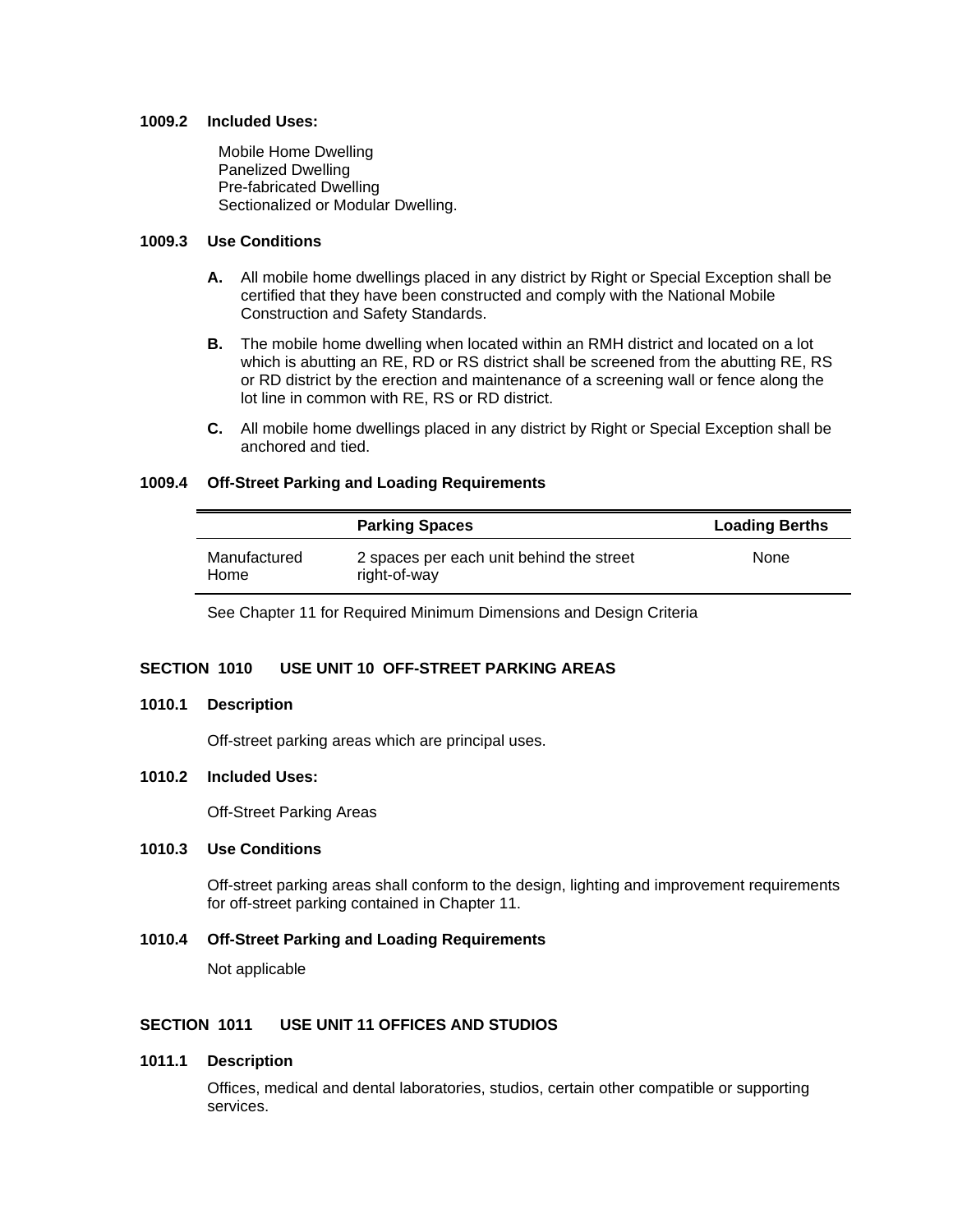**1009.2 Included Uses:**

Mobile Home Dwelling
Panelized Dwelling
Pre-fabricated Dwelling
Sectionalized or Modular Dwelling.

**1009.3 Use Conditions**

**A.** All mobile home dwellings placed in any district by Right or Special Exception shall be certified that they have been constructed and comply with the National Mobile Construction and Safety Standards.

**B.** The mobile home dwelling when located within an RMH district and located on a lot which is abutting an RE, RD or RS district shall be screened from the abutting RE, RS or RD district by the erection and maintenance of a screening wall or fence along the lot line in common with RE, RS or RD district.

**C.** All mobile home dwellings placed in any district by Right or Special Exception shall be anchored and tied.

**1009.4 Off-Street Parking and Loading Requirements**

| | Parking Spaces | Loading Berths |
|---|---|---|
| Manufactured Home | 2 spaces per each unit behind the street right-of-way | None |

See Chapter 11 for Required Minimum Dimensions and Design Criteria

## SECTION 1010 USE UNIT 10 OFF-STREET PARKING AREAS

**1010.1 Description**

Off-street parking areas which are principal uses.

**1010.2 Included Uses:**

Off-Street Parking Areas

**1010.3 Use Conditions**

Off-street parking areas shall conform to the design, lighting and improvement requirements for off-street parking contained in Chapter 11.

**1010.4 Off-Street Parking and Loading Requirements**

Not applicable

## SECTION 1011 USE UNIT 11 OFFICES AND STUDIOS

**1011.1 Description**

Offices, medical and dental laboratories, studios, certain other compatible or supporting services.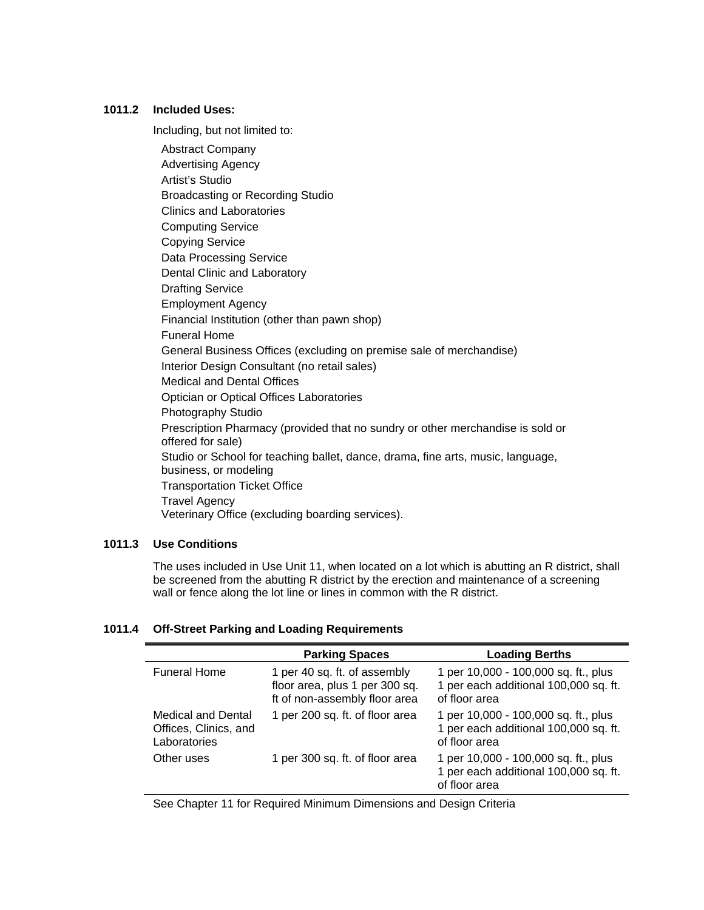### 1011.2 Included Uses:

Including, but not limited to:

- Abstract Company
- Advertising Agency
- Artist's Studio
- Broadcasting or Recording Studio
- Clinics and Laboratories
- Computing Service
- Copying Service
- Data Processing Service
- Dental Clinic and Laboratory
- Drafting Service
- Employment Agency
- Financial Institution (other than pawn shop)
- Funeral Home
- General Business Offices (excluding on premise sale of merchandise)
- Interior Design Consultant (no retail sales)
- Medical and Dental Offices
- Optician or Optical Offices Laboratories
- Photography Studio
- Prescription Pharmacy (provided that no sundry or other merchandise is sold or offered for sale)
- Studio or School for teaching ballet, dance, drama, fine arts, music, language, business, or modeling
- Transportation Ticket Office
- Travel Agency
- Veterinary Office (excluding boarding services).

### 1011.3 Use Conditions

The uses included in Use Unit 11, when located on a lot which is abutting an R district, shall be screened from the abutting R district by the erection and maintenance of a screening wall or fence along the lot line or lines in common with the R district.

### 1011.4 Off-Street Parking and Loading Requirements

| | Parking Spaces | Loading Berths |
|---|---|---|
| Funeral Home | 1 per 40 sq. ft. of assembly floor area, plus 1 per 300 sq. ft of non-assembly floor area | 1 per 10,000 - 100,000 sq. ft., plus 1 per each additional 100,000 sq. ft. of floor area |
| Medical and Dental Offices, Clinics, and Laboratories | 1 per 200 sq. ft. of floor area | 1 per 10,000 - 100,000 sq. ft., plus 1 per each additional 100,000 sq. ft. of floor area |
| Other uses | 1 per 300 sq. ft. of floor area | 1 per 10,000 - 100,000 sq. ft., plus 1 per each additional 100,000 sq. ft. of floor area |

See Chapter 11 for Required Minimum Dimensions and Design Criteria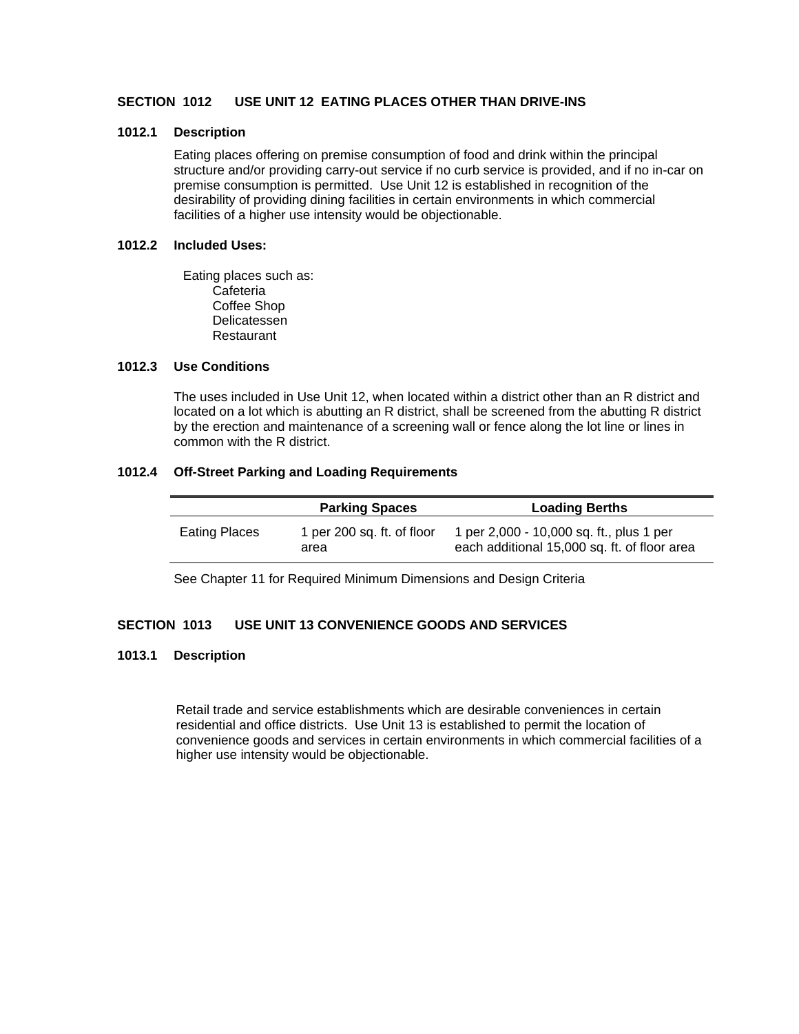## SECTION 1012 USE UNIT 12 EATING PLACES OTHER THAN DRIVE-INS

### 1012.1 Description

Eating places offering on premise consumption of food and drink within the principal structure and/or providing carry-out service if no curb service is provided, and if no in-car on premise consumption is permitted. Use Unit 12 is established in recognition of the desirability of providing dining facilities in certain environments in which commercial facilities of a higher use intensity would be objectionable.

### 1012.2 Included Uses:

Eating places such as:

- Cafeteria
- Coffee Shop
- Delicatessen
- Restaurant

### 1012.3 Use Conditions

The uses included in Use Unit 12, when located within a district other than an R district and located on a lot which is abutting an R district, shall be screened from the abutting R district by the erection and maintenance of a screening wall or fence along the lot line or lines in common with the R district.

### 1012.4 Off-Street Parking and Loading Requirements

| | Parking Spaces | Loading Berths |
|---|---|---|
| Eating Places | 1 per 200 sq. ft. of floor area | 1 per 2,000 - 10,000 sq. ft., plus 1 per each additional 15,000 sq. ft. of floor area |

See Chapter 11 for Required Minimum Dimensions and Design Criteria

## SECTION 1013 USE UNIT 13 CONVENIENCE GOODS AND SERVICES

### 1013.1 Description

Retail trade and service establishments which are desirable conveniences in certain residential and office districts. Use Unit 13 is established to permit the location of convenience goods and services in certain environments in which commercial facilities of a higher use intensity would be objectionable.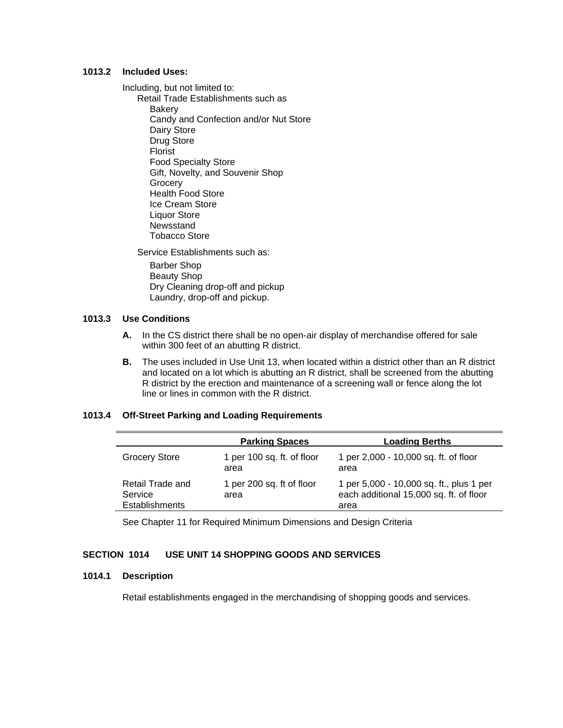### 1013.2 Included Uses:

Including, but not limited to:

- Retail Trade Establishments such as
  - Bakery
  - Candy and Confection and/or Nut Store
  - Dairy Store
  - Drug Store
  - Florist
  - Food Specialty Store
  - Gift, Novelty, and Souvenir Shop
  - Grocery
  - Health Food Store
  - Ice Cream Store
  - Liquor Store
  - Newsstand
  - Tobacco Store
- Service Establishments such as:
  - Barber Shop
  - Beauty Shop
  - Dry Cleaning drop-off and pickup
  - Laundry, drop-off and pickup.

### 1013.3 Use Conditions

**A.** In the CS district there shall be no open-air display of merchandise offered for sale within 300 feet of an abutting R district.

**B.** The uses included in Use Unit 13, when located within a district other than an R district and located on a lot which is abutting an R district, shall be screened from the abutting R district by the erection and maintenance of a screening wall or fence along the lot line or lines in common with the R district.

### 1013.4 Off-Street Parking and Loading Requirements

| | Parking Spaces | Loading Berths |
|---|---|---|
| Grocery Store | 1 per 100 sq. ft. of floor area | 1 per 2,000 - 10,000 sq. ft. of floor area |
| Retail Trade and Service Establishments | 1 per 200 sq. ft of floor area | 1 per 5,000 - 10,000 sq. ft., plus 1 per each additional 15,000 sq. ft. of floor area |

See Chapter 11 for Required Minimum Dimensions and Design Criteria

## SECTION 1014 USE UNIT 14 SHOPPING GOODS AND SERVICES

### 1014.1 Description

Retail establishments engaged in the merchandising of shopping goods and services.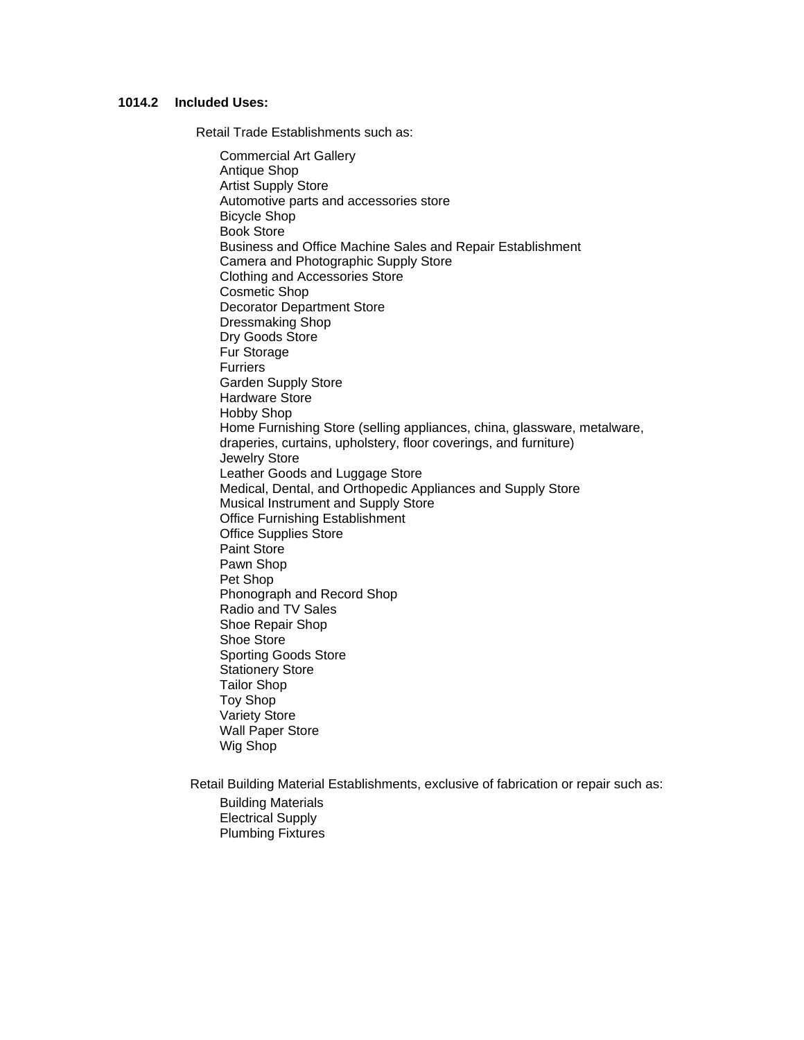**1014.2 Included Uses:**

Retail Trade Establishments such as:

- Commercial Art Gallery
- Antique Shop
- Artist Supply Store
- Automotive parts and accessories store
- Bicycle Shop
- Book Store
- Business and Office Machine Sales and Repair Establishment
- Camera and Photographic Supply Store
- Clothing and Accessories Store
- Cosmetic Shop
- Decorator Department Store
- Dressmaking Shop
- Dry Goods Store
- Fur Storage
- Furriers
- Garden Supply Store
- Hardware Store
- Hobby Shop
- Home Furnishing Store (selling appliances, china, glassware, metalware, draperies, curtains, upholstery, floor coverings, and furniture)
- Jewelry Store
- Leather Goods and Luggage Store
- Medical, Dental, and Orthopedic Appliances and Supply Store
- Musical Instrument and Supply Store
- Office Furnishing Establishment
- Office Supplies Store
- Paint Store
- Pawn Shop
- Pet Shop
- Phonograph and Record Shop
- Radio and TV Sales
- Shoe Repair Shop
- Shoe Store
- Sporting Goods Store
- Stationery Store
- Tailor Shop
- Toy Shop
- Variety Store
- Wall Paper Store
- Wig Shop

Retail Building Material Establishments, exclusive of fabrication or repair such as:

- Building Materials
- Electrical Supply
- Plumbing Fixtures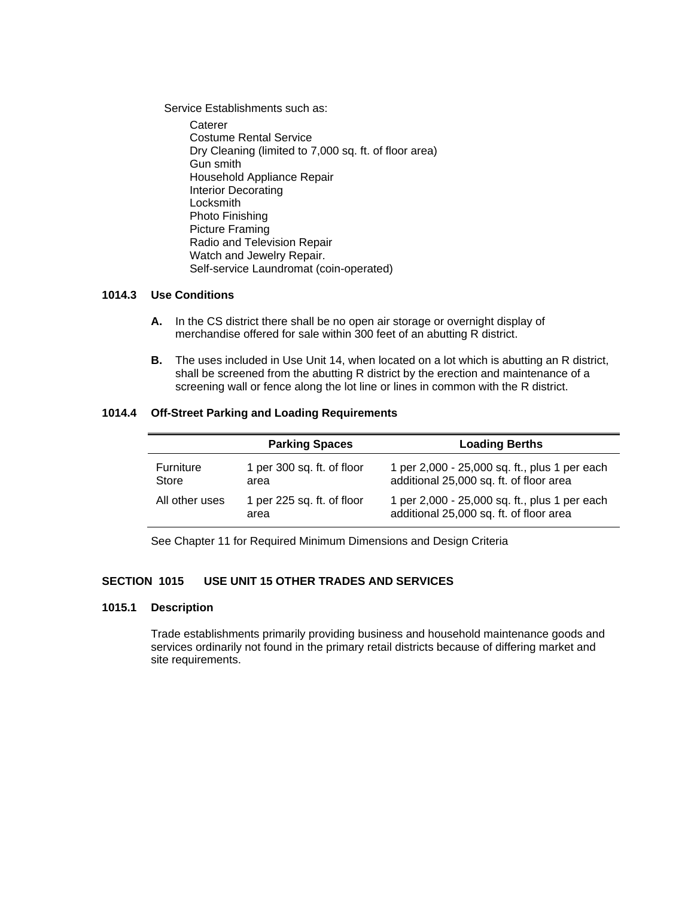Service Establishments such as:

- Caterer
- Costume Rental Service
- Dry Cleaning (limited to 7,000 sq. ft. of floor area)
- Gun smith
- Household Appliance Repair
- Interior Decorating
- Locksmith
- Photo Finishing
- Picture Framing
- Radio and Television Repair
- Watch and Jewelry Repair.
- Self-service Laundromat (coin-operated)

### 1014.3 Use Conditions

**A.** In the CS district there shall be no open air storage or overnight display of merchandise offered for sale within 300 feet of an abutting R district.

**B.** The uses included in Use Unit 14, when located on a lot which is abutting an R district, shall be screened from the abutting R district by the erection and maintenance of a screening wall or fence along the lot line or lines in common with the R district.

### 1014.4 Off-Street Parking and Loading Requirements

| | Parking Spaces | Loading Berths |
|---|---|---|
| Furniture Store | 1 per 300 sq. ft. of floor area | 1 per 2,000 - 25,000 sq. ft., plus 1 per each additional 25,000 sq. ft. of floor area |
| All other uses | 1 per 225 sq. ft. of floor area | 1 per 2,000 - 25,000 sq. ft., plus 1 per each additional 25,000 sq. ft. of floor area |

See Chapter 11 for Required Minimum Dimensions and Design Criteria

## SECTION 1015 USE UNIT 15 OTHER TRADES AND SERVICES

### 1015.1 Description

Trade establishments primarily providing business and household maintenance goods and services ordinarily not found in the primary retail districts because of differing market and site requirements.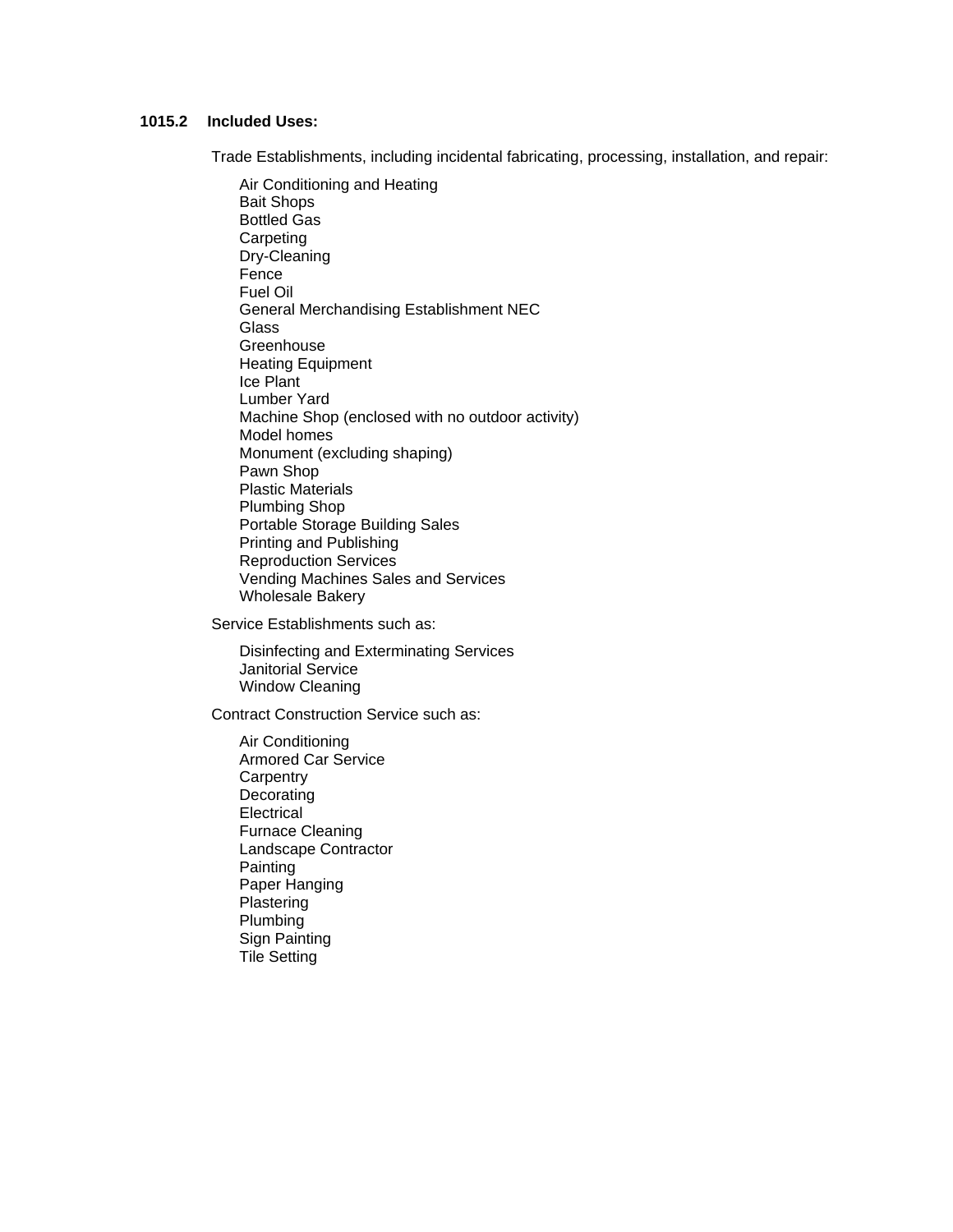**1015.2 Included Uses:**

Trade Establishments, including incidental fabricating, processing, installation, and repair:

- Air Conditioning and Heating
- Bait Shops
- Bottled Gas
- Carpeting
- Dry-Cleaning
- Fence
- Fuel Oil
- General Merchandising Establishment NEC
- Glass
- Greenhouse
- Heating Equipment
- Ice Plant
- Lumber Yard
- Machine Shop (enclosed with no outdoor activity)
- Model homes
- Monument (excluding shaping)
- Pawn Shop
- Plastic Materials
- Plumbing Shop
- Portable Storage Building Sales
- Printing and Publishing
- Reproduction Services
- Vending Machines Sales and Services
- Wholesale Bakery

Service Establishments such as:

- Disinfecting and Exterminating Services
- Janitorial Service
- Window Cleaning

Contract Construction Service such as:

- Air Conditioning
- Armored Car Service
- Carpentry
- Decorating
- Electrical
- Furnace Cleaning
- Landscape Contractor
- Painting
- Paper Hanging
- Plastering
- Plumbing
- Sign Painting
- Tile Setting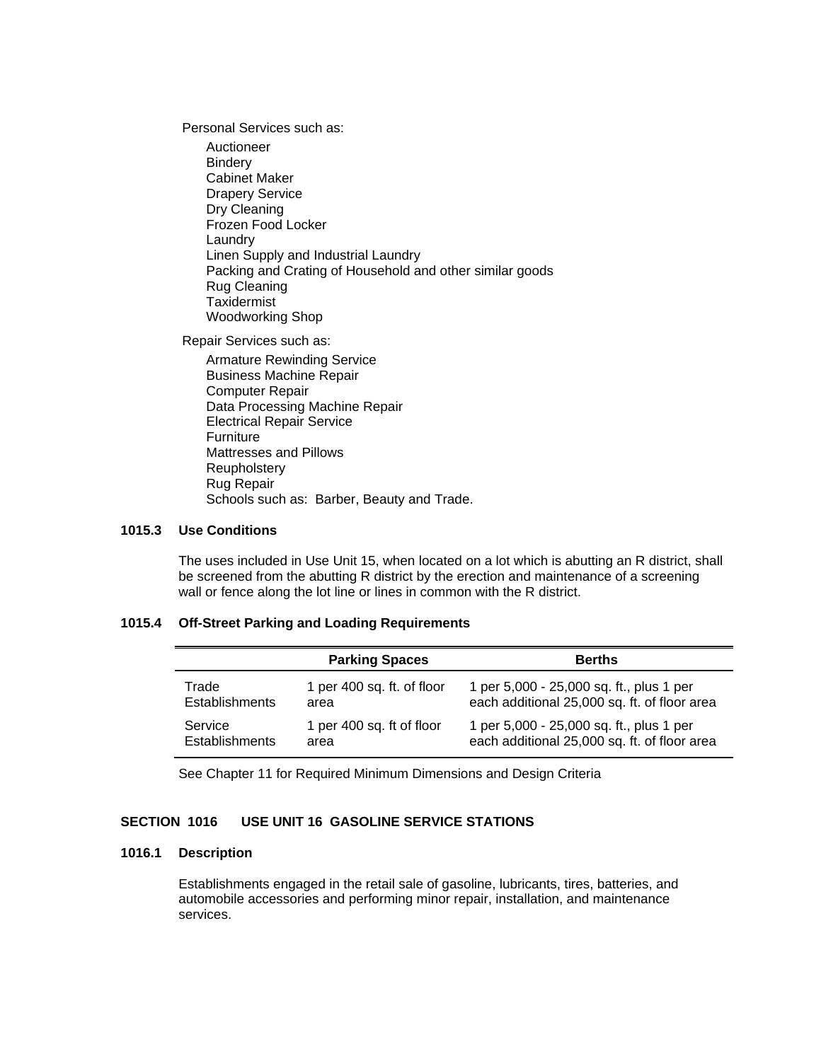Personal Services such as:

- Auctioneer
- Bindery
- Cabinet Maker
- Drapery Service
- Dry Cleaning
- Frozen Food Locker
- Laundry
- Linen Supply and Industrial Laundry
- Packing and Crating of Household and other similar goods
- Rug Cleaning
- Taxidermist
- Woodworking Shop

Repair Services such as:

- Armature Rewinding Service
- Business Machine Repair
- Computer Repair
- Data Processing Machine Repair
- Electrical Repair Service
- Furniture
- Mattresses and Pillows
- Reupholstery
- Rug Repair
- Schools such as: Barber, Beauty and Trade.

### 1015.3 Use Conditions

The uses included in Use Unit 15, when located on a lot which is abutting an R district, shall be screened from the abutting R district by the erection and maintenance of a screening wall or fence along the lot line or lines in common with the R district.

### 1015.4 Off-Street Parking and Loading Requirements

| | Parking Spaces | Berths |
|---|---|---|
| Trade Establishments | 1 per 400 sq. ft. of floor area | 1 per 5,000 - 25,000 sq. ft., plus 1 per each additional 25,000 sq. ft. of floor area |
| Service Establishments | 1 per 400 sq. ft of floor area | 1 per 5,000 - 25,000 sq. ft., plus 1 per each additional 25,000 sq. ft. of floor area |

See Chapter 11 for Required Minimum Dimensions and Design Criteria

## SECTION 1016 USE UNIT 16 GASOLINE SERVICE STATIONS

### 1016.1 Description

Establishments engaged in the retail sale of gasoline, lubricants, tires, batteries, and automobile accessories and performing minor repair, installation, and maintenance services.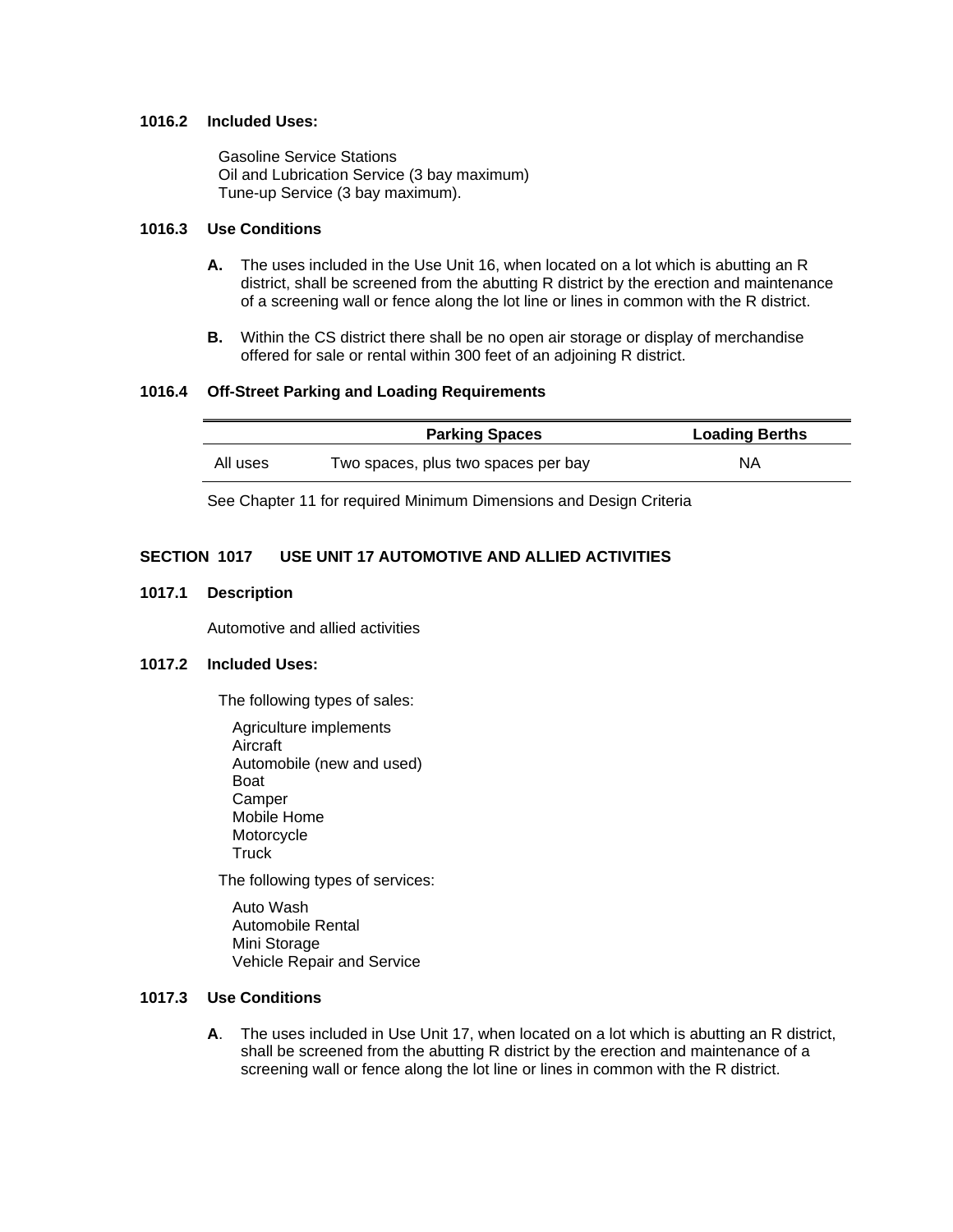**1016.2 Included Uses:**

Gasoline Service Stations
Oil and Lubrication Service (3 bay maximum)
Tune-up Service (3 bay maximum).

**1016.3 Use Conditions**

**A.** The uses included in the Use Unit 16, when located on a lot which is abutting an R district, shall be screened from the abutting R district by the erection and maintenance of a screening wall or fence along the lot line or lines in common with the R district.

**B.** Within the CS district there shall be no open air storage or display of merchandise offered for sale or rental within 300 feet of an adjoining R district.

**1016.4 Off-Street Parking and Loading Requirements**

| | Parking Spaces | Loading Berths |
|---|---|---|
| All uses | Two spaces, plus two spaces per bay | NA |

See Chapter 11 for required Minimum Dimensions and Design Criteria

## SECTION 1017 USE UNIT 17 AUTOMOTIVE AND ALLIED ACTIVITIES

**1017.1 Description**

Automotive and allied activities

**1017.2 Included Uses:**

The following types of sales:

Agriculture implements
Aircraft
Automobile (new and used)
Boat
Camper
Mobile Home
Motorcycle
Truck

The following types of services:

Auto Wash
Automobile Rental
Mini Storage
Vehicle Repair and Service

**1017.3 Use Conditions**

**A**. The uses included in Use Unit 17, when located on a lot which is abutting an R district, shall be screened from the abutting R district by the erection and maintenance of a screening wall or fence along the lot line or lines in common with the R district.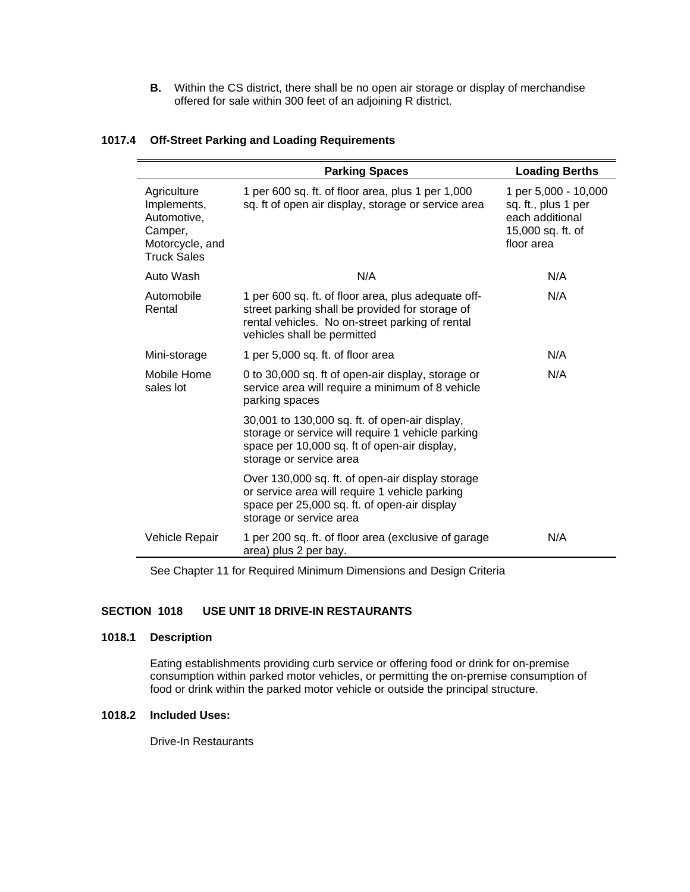**B.** Within the CS district, there shall be no open air storage or display of merchandise offered for sale within 300 feet of an adjoining R district.

### 1017.4 Off-Street Parking and Loading Requirements

| | Parking Spaces | Loading Berths |
|---|---|---|
| Agriculture Implements, Automotive, Camper, Motorcycle, and Truck Sales | 1 per 600 sq. ft. of floor area, plus 1 per 1,000 sq. ft of open air display, storage or service area | 1 per 5,000 - 10,000 sq. ft., plus 1 per each additional 15,000 sq. ft. of floor area |
| Auto Wash | N/A | N/A |
| Automobile Rental | 1 per 600 sq. ft. of floor area, plus adequate off-street parking shall be provided for storage of rental vehicles. No on-street parking of rental vehicles shall be permitted | N/A |
| Mini-storage | 1 per 5,000 sq. ft. of floor area | N/A |
| Mobile Home sales lot | 0 to 30,000 sq. ft of open-air display, storage or service area will require a minimum of 8 vehicle parking spaces | N/A |
| | 30,001 to 130,000 sq. ft. of open-air display, storage or service will require 1 vehicle parking space per 10,000 sq. ft of open-air display, storage or service area | |
| | Over 130,000 sq. ft. of open-air display storage or service area will require 1 vehicle parking space per 25,000 sq. ft. of open-air display storage or service area | |
| Vehicle Repair | 1 per 200 sq. ft. of floor area (exclusive of garage area) plus 2 per bay. | N/A |

See Chapter 11 for Required Minimum Dimensions and Design Criteria

## SECTION 1018 USE UNIT 18 DRIVE-IN RESTAURANTS

### 1018.1 Description

Eating establishments providing curb service or offering food or drink for on-premise consumption within parked motor vehicles, or permitting the on-premise consumption of food or drink within the parked motor vehicle or outside the principal structure.

### 1018.2 Included Uses:

Drive-In Restaurants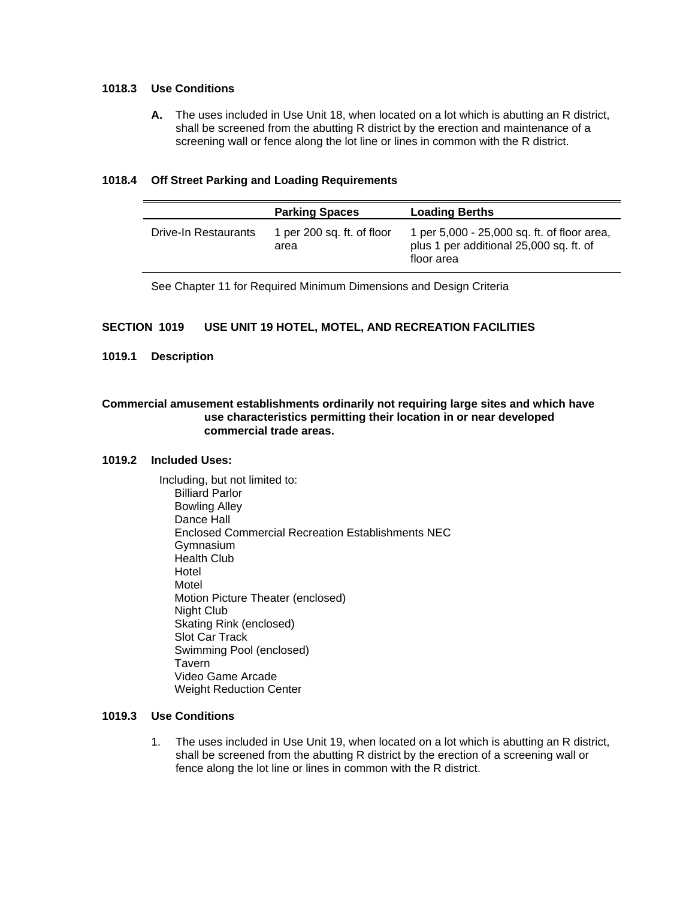### 1018.3 Use Conditions

**A.** The uses included in Use Unit 18, when located on a lot which is abutting an R district, shall be screened from the abutting R district by the erection and maintenance of a screening wall or fence along the lot line or lines in common with the R district.

### 1018.4 Off Street Parking and Loading Requirements

| | **Parking Spaces** | **Loading Berths** |
|---|---|---|
| Drive-In Restaurants | 1 per 200 sq. ft. of floor area | 1 per 5,000 - 25,000 sq. ft. of floor area, plus 1 per additional 25,000 sq. ft. of floor area |

See Chapter 11 for Required Minimum Dimensions and Design Criteria

## SECTION 1019 USE UNIT 19 HOTEL, MOTEL, AND RECREATION FACILITIES

### 1019.1 Description

**Commercial amusement establishments ordinarily not requiring large sites and which have use characteristics permitting their location in or near developed commercial trade areas.**

### 1019.2 Included Uses:

Including, but not limited to:
- Billiard Parlor
- Bowling Alley
- Dance Hall
- Enclosed Commercial Recreation Establishments NEC
- Gymnasium
- Health Club
- Hotel
- Motel
- Motion Picture Theater (enclosed)
- Night Club
- Skating Rink (enclosed)
- Slot Car Track
- Swimming Pool (enclosed)
- Tavern
- Video Game Arcade
- Weight Reduction Center

### 1019.3 Use Conditions

1. The uses included in Use Unit 19, when located on a lot which is abutting an R district, shall be screened from the abutting R district by the erection of a screening wall or fence along the lot line or lines in common with the R district.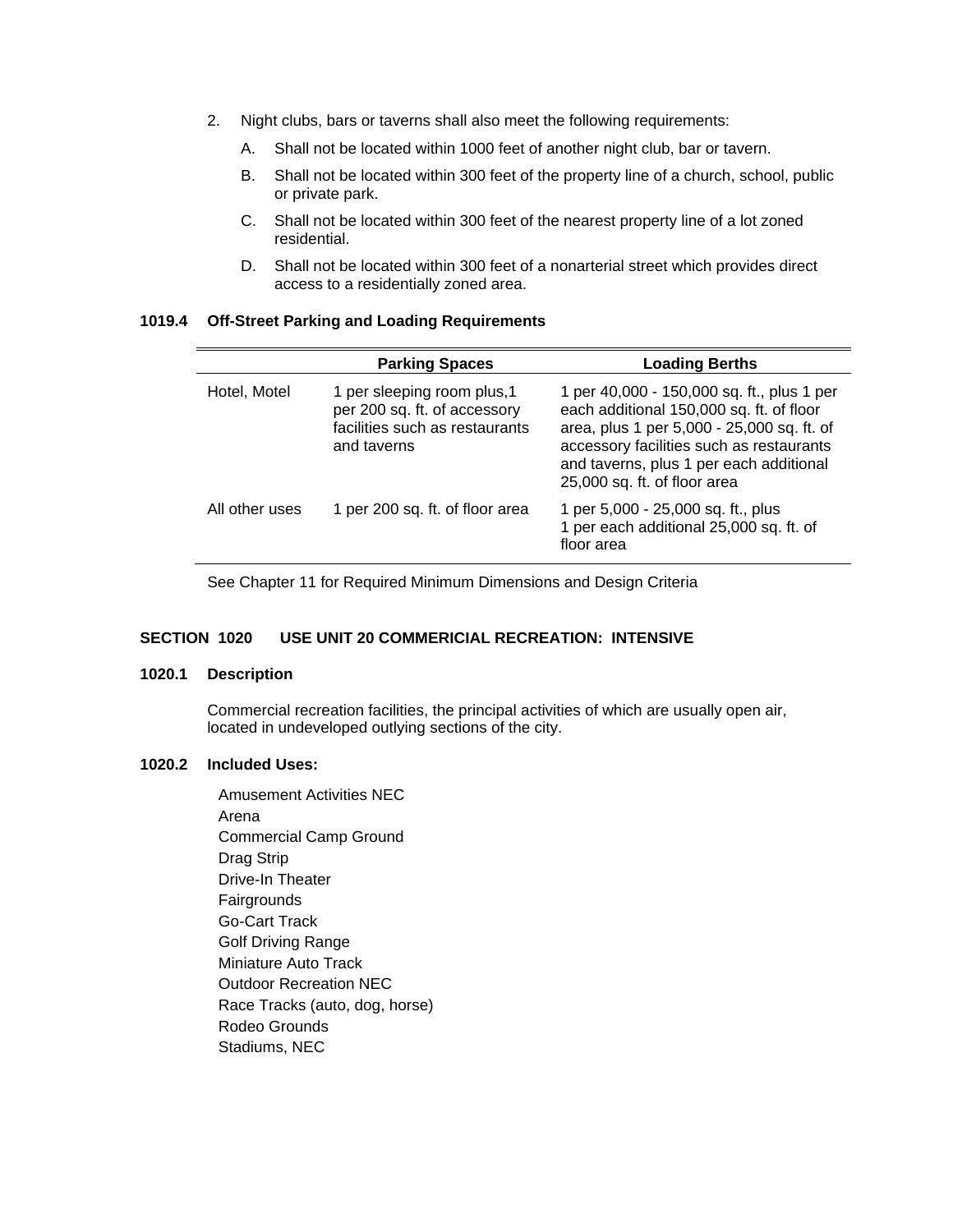2. Night clubs, bars or taverns shall also meet the following requirements:

   A. Shall not be located within 1000 feet of another night club, bar or tavern.

   B. Shall not be located within 300 feet of the property line of a church, school, public or private park.

   C. Shall not be located within 300 feet of the nearest property line of a lot zoned residential.

   D. Shall not be located within 300 feet of a nonarterial street which provides direct access to a residentially zoned area.

### 1019.4 Off-Street Parking and Loading Requirements

| | Parking Spaces | Loading Berths |
|---|---|---|
| Hotel, Motel | 1 per sleeping room plus,1 per 200 sq. ft. of accessory facilities such as restaurants and taverns | 1 per 40,000 - 150,000 sq. ft., plus 1 per each additional 150,000 sq. ft. of floor area, plus 1 per 5,000 - 25,000 sq. ft. of accessory facilities such as restaurants and taverns, plus 1 per each additional 25,000 sq. ft. of floor area |
| All other uses | 1 per 200 sq. ft. of floor area | 1 per 5,000 - 25,000 sq. ft., plus 1 per each additional 25,000 sq. ft. of floor area |

See Chapter 11 for Required Minimum Dimensions and Design Criteria

## SECTION 1020 USE UNIT 20 COMMERICIAL RECREATION: INTENSIVE

### 1020.1 Description

Commercial recreation facilities, the principal activities of which are usually open air, located in undeveloped outlying sections of the city.

### 1020.2 Included Uses:

Amusement Activities NEC
Arena
Commercial Camp Ground
Drag Strip
Drive-In Theater
Fairgrounds
Go-Cart Track
Golf Driving Range
Miniature Auto Track
Outdoor Recreation NEC
Race Tracks (auto, dog, horse)
Rodeo Grounds
Stadiums, NEC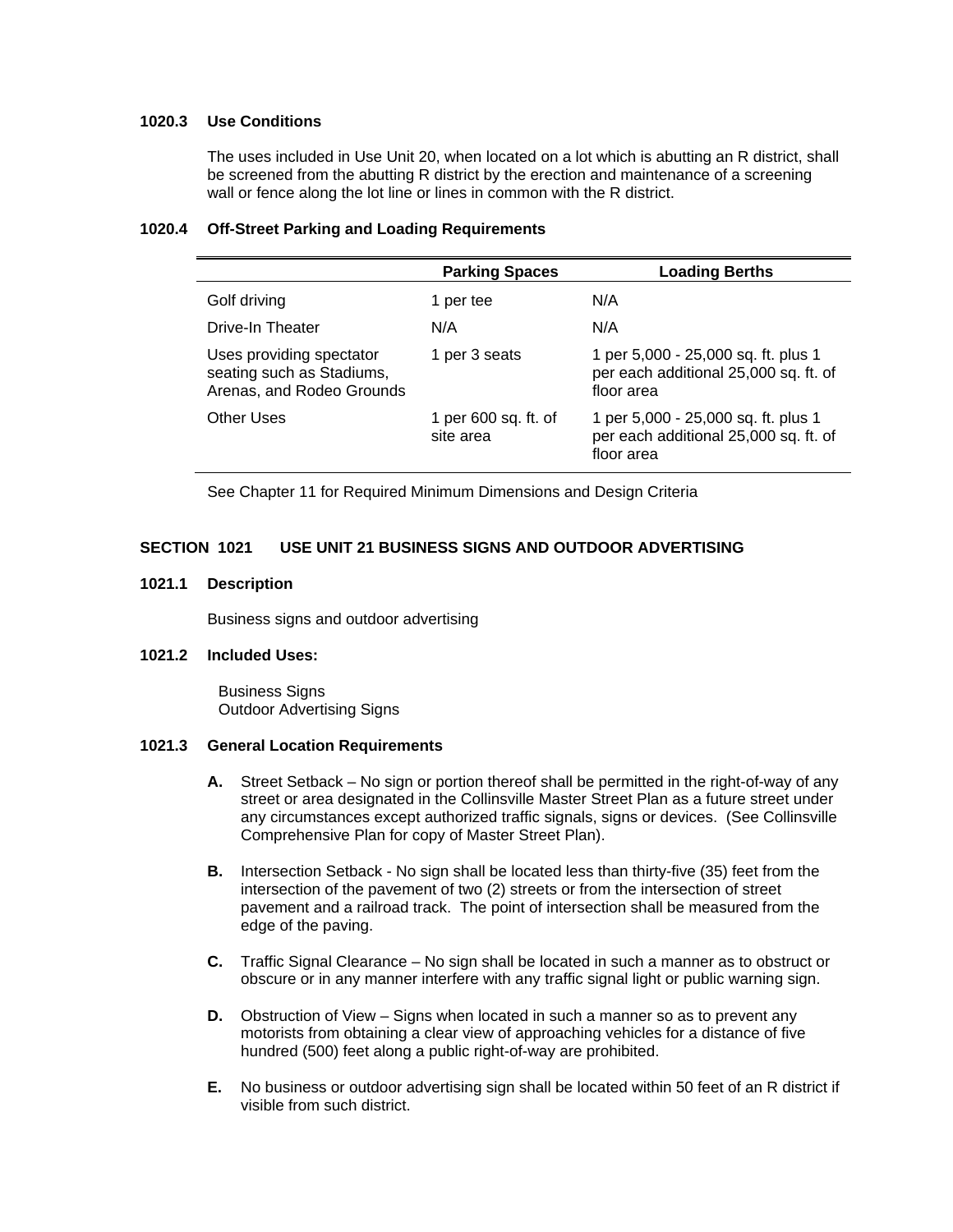### 1020.3 Use Conditions

The uses included in Use Unit 20, when located on a lot which is abutting an R district, shall be screened from the abutting R district by the erection and maintenance of a screening wall or fence along the lot line or lines in common with the R district.

### 1020.4 Off-Street Parking and Loading Requirements

| | Parking Spaces | Loading Berths |
|---|---|---|
| Golf driving | 1 per tee | N/A |
| Drive-In Theater | N/A | N/A |
| Uses providing spectator seating such as Stadiums, Arenas, and Rodeo Grounds | 1 per 3 seats | 1 per 5,000 - 25,000 sq. ft. plus 1 per each additional 25,000 sq. ft. of floor area |
| Other Uses | 1 per 600 sq. ft. of site area | 1 per 5,000 - 25,000 sq. ft. plus 1 per each additional 25,000 sq. ft. of floor area |

See Chapter 11 for Required Minimum Dimensions and Design Criteria

## SECTION 1021 USE UNIT 21 BUSINESS SIGNS AND OUTDOOR ADVERTISING

### 1021.1 Description

Business signs and outdoor advertising

### 1021.2 Included Uses:

Business Signs
Outdoor Advertising Signs

### 1021.3 General Location Requirements

**A.** Street Setback – No sign or portion thereof shall be permitted in the right-of-way of any street or area designated in the Collinsville Master Street Plan as a future street under any circumstances except authorized traffic signals, signs or devices. (See Collinsville Comprehensive Plan for copy of Master Street Plan).

**B.** Intersection Setback - No sign shall be located less than thirty-five (35) feet from the intersection of the pavement of two (2) streets or from the intersection of street pavement and a railroad track. The point of intersection shall be measured from the edge of the paving.

**C.** Traffic Signal Clearance – No sign shall be located in such a manner as to obstruct or obscure or in any manner interfere with any traffic signal light or public warning sign.

**D.** Obstruction of View – Signs when located in such a manner so as to prevent any motorists from obtaining a clear view of approaching vehicles for a distance of five hundred (500) feet along a public right-of-way are prohibited.

**E.** No business or outdoor advertising sign shall be located within 50 feet of an R district if visible from such district.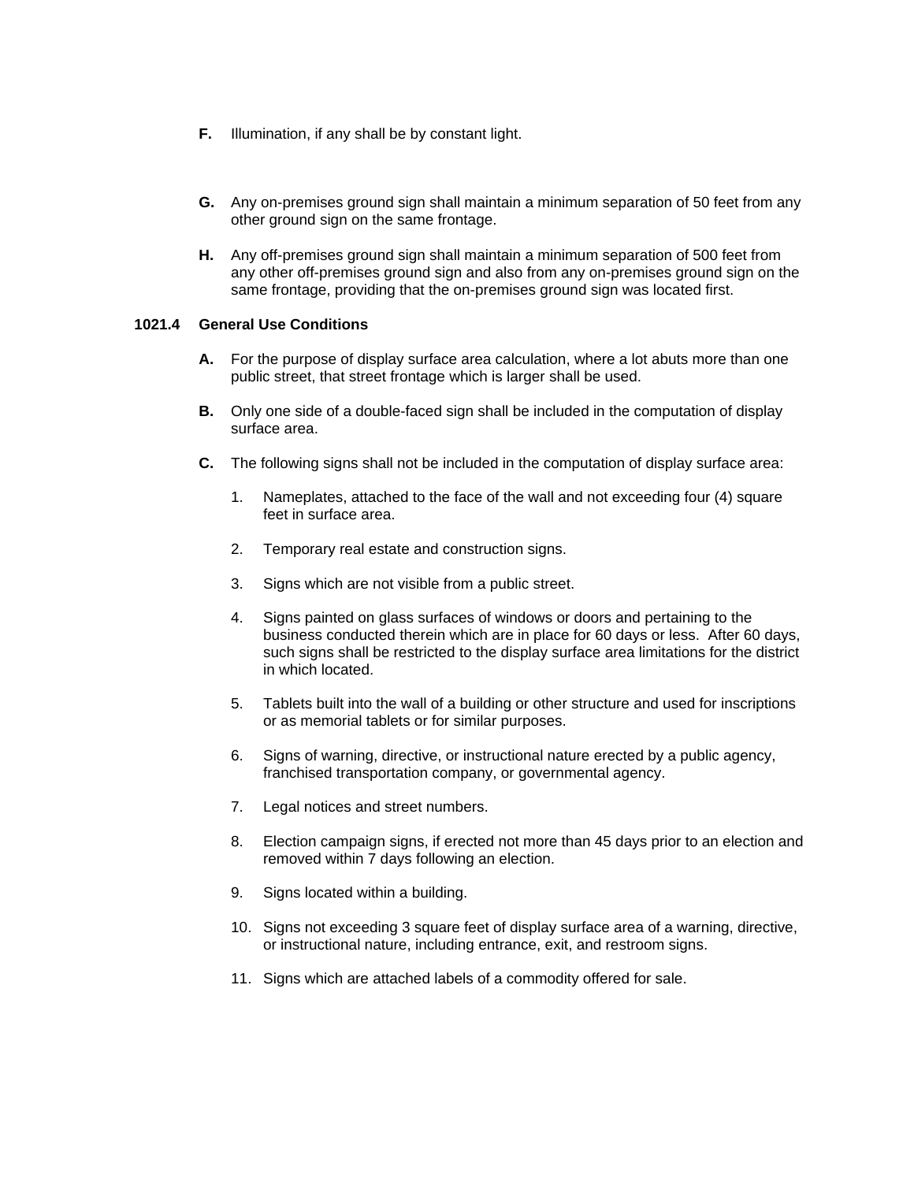**F.** Illumination, if any shall be by constant light.

**G.** Any on-premises ground sign shall maintain a minimum separation of 50 feet from any other ground sign on the same frontage.

**H.** Any off-premises ground sign shall maintain a minimum separation of 500 feet from any other off-premises ground sign and also from any on-premises ground sign on the same frontage, providing that the on-premises ground sign was located first.

### 1021.4 General Use Conditions

**A.** For the purpose of display surface area calculation, where a lot abuts more than one public street, that street frontage which is larger shall be used.

**B.** Only one side of a double-faced sign shall be included in the computation of display surface area.

**C.** The following signs shall not be included in the computation of display surface area:

1. Nameplates, attached to the face of the wall and not exceeding four (4) square feet in surface area.
2. Temporary real estate and construction signs.
3. Signs which are not visible from a public street.
4. Signs painted on glass surfaces of windows or doors and pertaining to the business conducted therein which are in place for 60 days or less. After 60 days, such signs shall be restricted to the display surface area limitations for the district in which located.
5. Tablets built into the wall of a building or other structure and used for inscriptions or as memorial tablets or for similar purposes.
6. Signs of warning, directive, or instructional nature erected by a public agency, franchised transportation company, or governmental agency.
7. Legal notices and street numbers.
8. Election campaign signs, if erected not more than 45 days prior to an election and removed within 7 days following an election.
9. Signs located within a building.
10. Signs not exceeding 3 square feet of display surface area of a warning, directive, or instructional nature, including entrance, exit, and restroom signs.
11. Signs which are attached labels of a commodity offered for sale.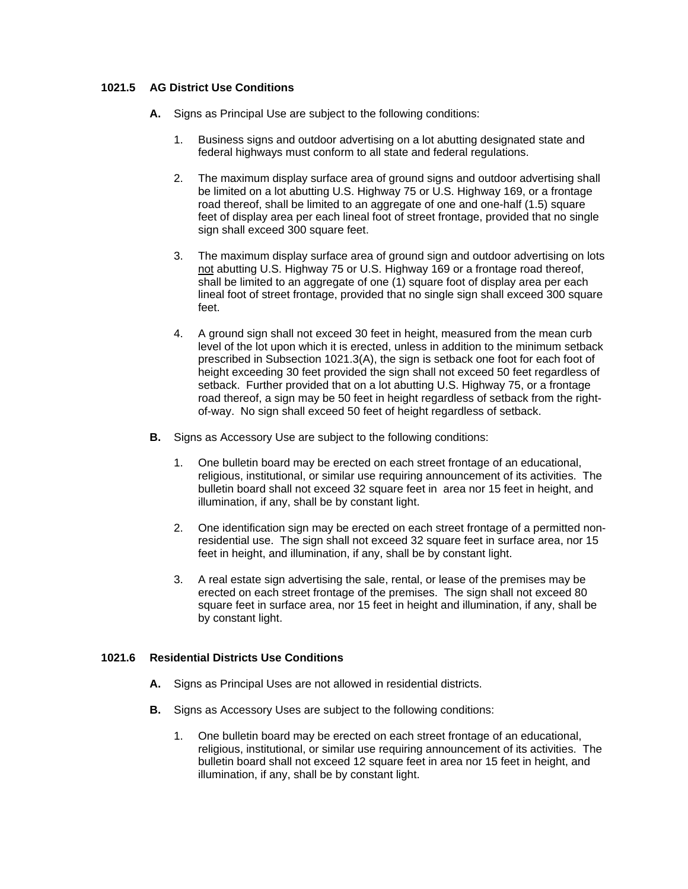### 1021.5 AG District Use Conditions

**A.** Signs as Principal Use are subject to the following conditions:

1. Business signs and outdoor advertising on a lot abutting designated state and federal highways must conform to all state and federal regulations.

2. The maximum display surface area of ground signs and outdoor advertising shall be limited on a lot abutting U.S. Highway 75 or U.S. Highway 169, or a frontage road thereof, shall be limited to an aggregate of one and one-half (1.5) square feet of display area per each lineal foot of street frontage, provided that no single sign shall exceed 300 square feet.

3. The maximum display surface area of ground sign and outdoor advertising on lots not abutting U.S. Highway 75 or U.S. Highway 169 or a frontage road thereof, shall be limited to an aggregate of one (1) square foot of display area per each lineal foot of street frontage, provided that no single sign shall exceed 300 square feet.

4. A ground sign shall not exceed 30 feet in height, measured from the mean curb level of the lot upon which it is erected, unless in addition to the minimum setback prescribed in Subsection 1021.3(A), the sign is setback one foot for each foot of height exceeding 30 feet provided the sign shall not exceed 50 feet regardless of setback. Further provided that on a lot abutting U.S. Highway 75, or a frontage road thereof, a sign may be 50 feet in height regardless of setback from the right-of-way. No sign shall exceed 50 feet of height regardless of setback.

**B.** Signs as Accessory Use are subject to the following conditions:

1. One bulletin board may be erected on each street frontage of an educational, religious, institutional, or similar use requiring announcement of its activities. The bulletin board shall not exceed 32 square feet in area nor 15 feet in height, and illumination, if any, shall be by constant light.

2. One identification sign may be erected on each street frontage of a permitted non-residential use. The sign shall not exceed 32 square feet in surface area, nor 15 feet in height, and illumination, if any, shall be by constant light.

3. A real estate sign advertising the sale, rental, or lease of the premises may be erected on each street frontage of the premises. The sign shall not exceed 80 square feet in surface area, nor 15 feet in height and illumination, if any, shall be by constant light.

### 1021.6 Residential Districts Use Conditions

**A.** Signs as Principal Uses are not allowed in residential districts.

**B.** Signs as Accessory Uses are subject to the following conditions:

1. One bulletin board may be erected on each street frontage of an educational, religious, institutional, or similar use requiring announcement of its activities. The bulletin board shall not exceed 12 square feet in area nor 15 feet in height, and illumination, if any, shall be by constant light.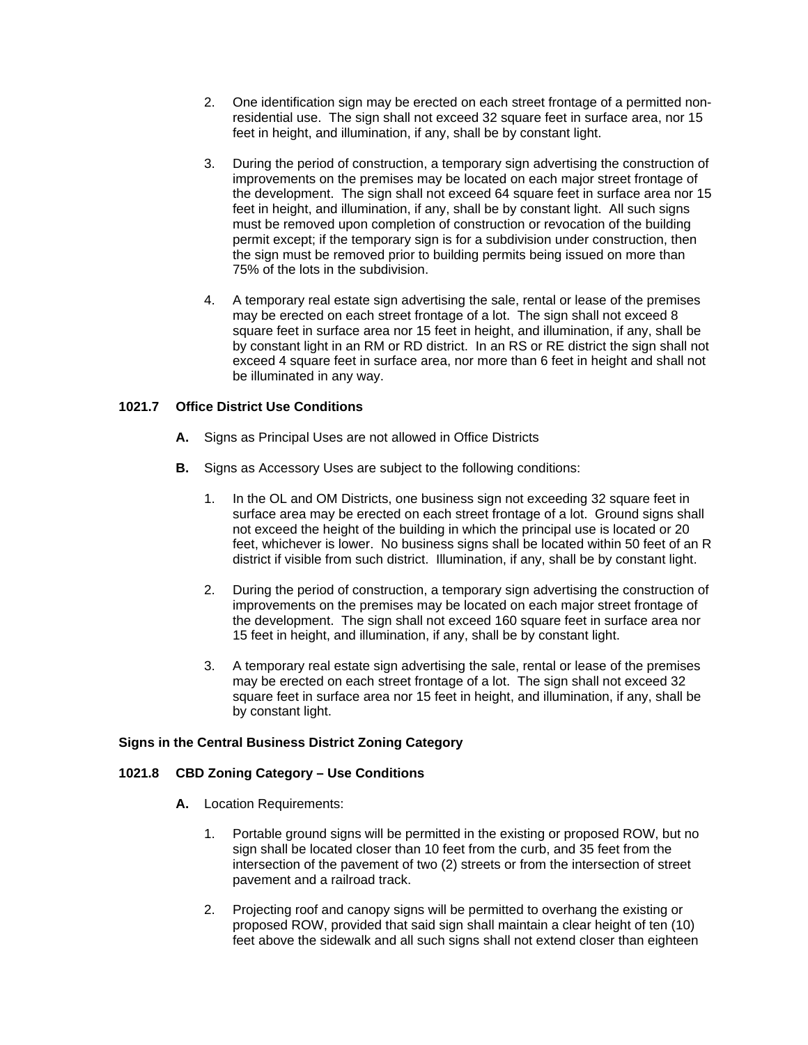2. One identification sign may be erected on each street frontage of a permitted non-residential use. The sign shall not exceed 32 square feet in surface area, nor 15 feet in height, and illumination, if any, shall be by constant light.

3. During the period of construction, a temporary sign advertising the construction of improvements on the premises may be located on each major street frontage of the development. The sign shall not exceed 64 square feet in surface area nor 15 feet in height, and illumination, if any, shall be by constant light. All such signs must be removed upon completion of construction or revocation of the building permit except; if the temporary sign is for a subdivision under construction, then the sign must be removed prior to building permits being issued on more than 75% of the lots in the subdivision.

4. A temporary real estate sign advertising the sale, rental or lease of the premises may be erected on each street frontage of a lot. The sign shall not exceed 8 square feet in surface area nor 15 feet in height, and illumination, if any, shall be by constant light in an RM or RD district. In an RS or RE district the sign shall not exceed 4 square feet in surface area, nor more than 6 feet in height and shall not be illuminated in any way.

**1021.7 Office District Use Conditions**

**A.** Signs as Principal Uses are not allowed in Office Districts

**B.** Signs as Accessory Uses are subject to the following conditions:

1. In the OL and OM Districts, one business sign not exceeding 32 square feet in surface area may be erected on each street frontage of a lot. Ground signs shall not exceed the height of the building in which the principal use is located or 20 feet, whichever is lower. No business signs shall be located within 50 feet of an R district if visible from such district. Illumination, if any, shall be by constant light.

2. During the period of construction, a temporary sign advertising the construction of improvements on the premises may be located on each major street frontage of the development. The sign shall not exceed 160 square feet in surface area nor 15 feet in height, and illumination, if any, shall be by constant light.

3. A temporary real estate sign advertising the sale, rental or lease of the premises may be erected on each street frontage of a lot. The sign shall not exceed 32 square feet in surface area nor 15 feet in height, and illumination, if any, shall be by constant light.

**Signs in the Central Business District Zoning Category**

**1021.8 CBD Zoning Category – Use Conditions**

**A.** Location Requirements:

1. Portable ground signs will be permitted in the existing or proposed ROW, but no sign shall be located closer than 10 feet from the curb, and 35 feet from the intersection of the pavement of two (2) streets or from the intersection of street pavement and a railroad track.

2. Projecting roof and canopy signs will be permitted to overhang the existing or proposed ROW, provided that said sign shall maintain a clear height of ten (10) feet above the sidewalk and all such signs shall not extend closer than eighteen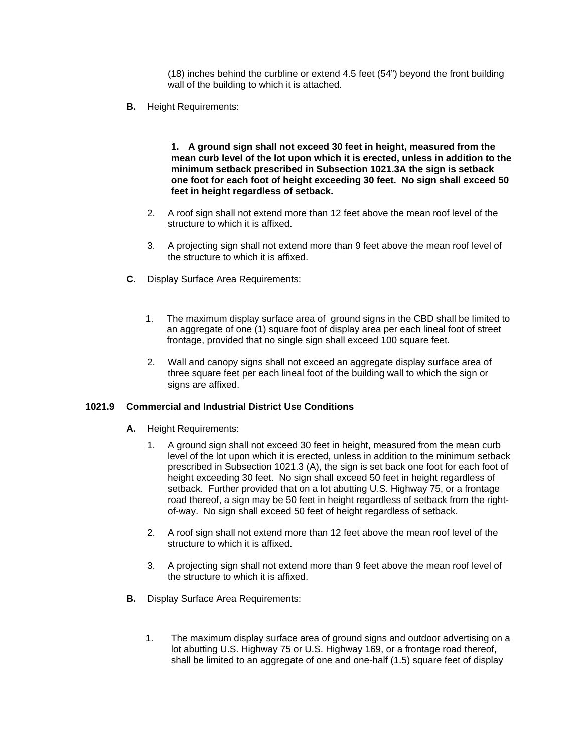(18) inches behind the curbline or extend 4.5 feet (54") beyond the front building wall of the building to which it is attached.

**B.** Height Requirements:

**1. A ground sign shall not exceed 30 feet in height, measured from the mean curb level of the lot upon which it is erected, unless in addition to the minimum setback prescribed in Subsection 1021.3A the sign is setback one foot for each foot of height exceeding 30 feet. No sign shall exceed 50 feet in height regardless of setback.**

2. A roof sign shall not extend more than 12 feet above the mean roof level of the structure to which it is affixed.

3. A projecting sign shall not extend more than 9 feet above the mean roof level of the structure to which it is affixed.

**C.** Display Surface Area Requirements:

1. The maximum display surface area of ground signs in the CBD shall be limited to an aggregate of one (1) square foot of display area per each lineal foot of street frontage, provided that no single sign shall exceed 100 square feet.

2. Wall and canopy signs shall not exceed an aggregate display surface area of three square feet per each lineal foot of the building wall to which the sign or signs are affixed.

**1021.9 Commercial and Industrial District Use Conditions**

**A.** Height Requirements:

1. A ground sign shall not exceed 30 feet in height, measured from the mean curb level of the lot upon which it is erected, unless in addition to the minimum setback prescribed in Subsection 1021.3 (A), the sign is set back one foot for each foot of height exceeding 30 feet. No sign shall exceed 50 feet in height regardless of setback. Further provided that on a lot abutting U.S. Highway 75, or a frontage road thereof, a sign may be 50 feet in height regardless of setback from the right-of-way. No sign shall exceed 50 feet of height regardless of setback.

2. A roof sign shall not extend more than 12 feet above the mean roof level of the structure to which it is affixed.

3. A projecting sign shall not extend more than 9 feet above the mean roof level of the structure to which it is affixed.

**B.** Display Surface Area Requirements:

1. The maximum display surface area of ground signs and outdoor advertising on a lot abutting U.S. Highway 75 or U.S. Highway 169, or a frontage road thereof, shall be limited to an aggregate of one and one-half (1.5) square feet of display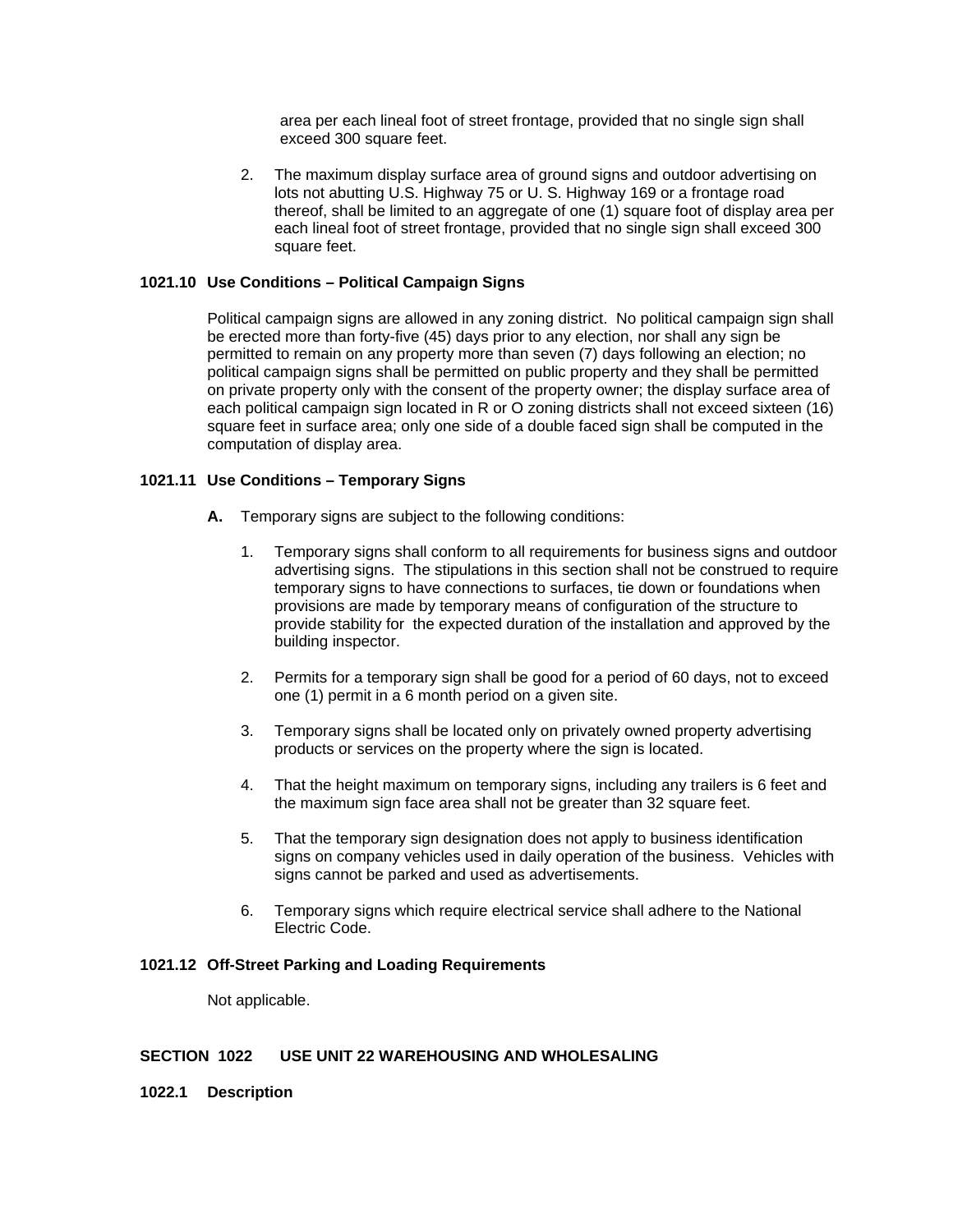area per each lineal foot of street frontage, provided that no single sign shall exceed 300 square feet.

2. The maximum display surface area of ground signs and outdoor advertising on lots not abutting U.S. Highway 75 or U. S. Highway 169 or a frontage road thereof, shall be limited to an aggregate of one (1) square foot of display area per each lineal foot of street frontage, provided that no single sign shall exceed 300 square feet.

**1021.10 Use Conditions – Political Campaign Signs**

Political campaign signs are allowed in any zoning district. No political campaign sign shall be erected more than forty-five (45) days prior to any election, nor shall any sign be permitted to remain on any property more than seven (7) days following an election; no political campaign signs shall be permitted on public property and they shall be permitted on private property only with the consent of the property owner; the display surface area of each political campaign sign located in R or O zoning districts shall not exceed sixteen (16) square feet in surface area; only one side of a double faced sign shall be computed in the computation of display area.

**1021.11 Use Conditions – Temporary Signs**

**A.** Temporary signs are subject to the following conditions:

1. Temporary signs shall conform to all requirements for business signs and outdoor advertising signs. The stipulations in this section shall not be construed to require temporary signs to have connections to surfaces, tie down or foundations when provisions are made by temporary means of configuration of the structure to provide stability for the expected duration of the installation and approved by the building inspector.

2. Permits for a temporary sign shall be good for a period of 60 days, not to exceed one (1) permit in a 6 month period on a given site.

3. Temporary signs shall be located only on privately owned property advertising products or services on the property where the sign is located.

4. That the height maximum on temporary signs, including any trailers is 6 feet and the maximum sign face area shall not be greater than 32 square feet.

5. That the temporary sign designation does not apply to business identification signs on company vehicles used in daily operation of the business. Vehicles with signs cannot be parked and used as advertisements.

6. Temporary signs which require electrical service shall adhere to the National Electric Code.

**1021.12 Off-Street Parking and Loading Requirements**

Not applicable.

**SECTION 1022 USE UNIT 22 WAREHOUSING AND WHOLESALING**

**1022.1 Description**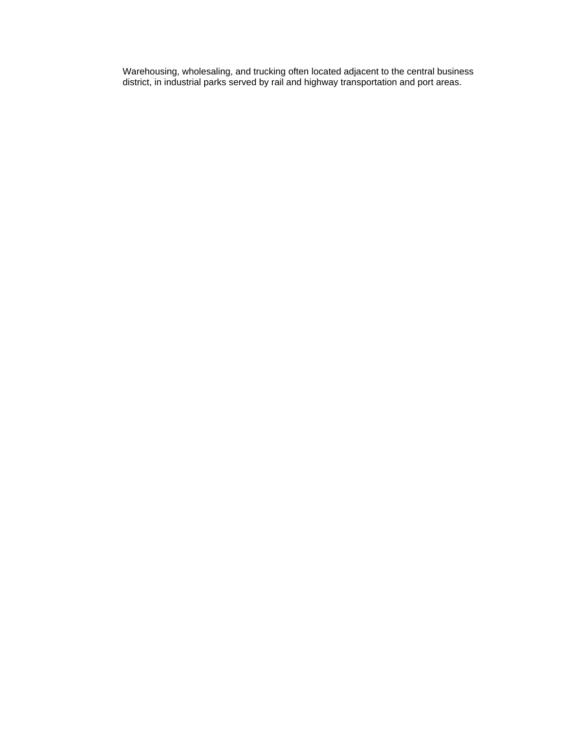Warehousing, wholesaling, and trucking often located adjacent to the central business district, in industrial parks served by rail and highway transportation and port areas.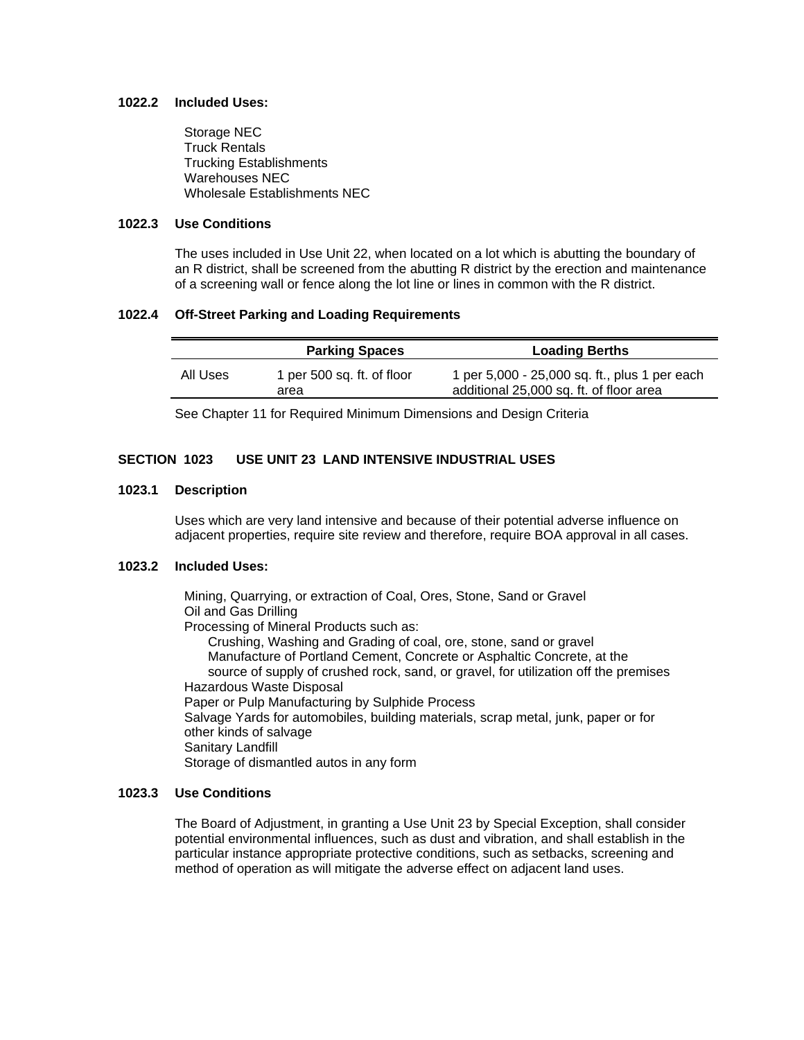**1022.2 Included Uses:**

Storage NEC
Truck Rentals
Trucking Establishments
Warehouses NEC
Wholesale Establishments NEC

**1022.3 Use Conditions**

The uses included in Use Unit 22, when located on a lot which is abutting the boundary of an R district, shall be screened from the abutting R district by the erection and maintenance of a screening wall or fence along the lot line or lines in common with the R district.

**1022.4 Off-Street Parking and Loading Requirements**

| | Parking Spaces | Loading Berths |
|---|---|---|
| All Uses | 1 per 500 sq. ft. of floor area | 1 per 5,000 - 25,000 sq. ft., plus 1 per each additional 25,000 sq. ft. of floor area |

See Chapter 11 for Required Minimum Dimensions and Design Criteria

## SECTION 1023 USE UNIT 23 LAND INTENSIVE INDUSTRIAL USES

**1023.1 Description**

Uses which are very land intensive and because of their potential adverse influence on adjacent properties, require site review and therefore, require BOA approval in all cases.

**1023.2 Included Uses:**

Mining, Quarrying, or extraction of Coal, Ores, Stone, Sand or Gravel
Oil and Gas Drilling
Processing of Mineral Products such as:
- Crushing, Washing and Grading of coal, ore, stone, sand or gravel
- Manufacture of Portland Cement, Concrete or Asphaltic Concrete, at the source of supply of crushed rock, sand, or gravel, for utilization off the premises

Hazardous Waste Disposal
Paper or Pulp Manufacturing by Sulphide Process
Salvage Yards for automobiles, building materials, scrap metal, junk, paper or for other kinds of salvage
Sanitary Landfill
Storage of dismantled autos in any form

**1023.3 Use Conditions**

The Board of Adjustment, in granting a Use Unit 23 by Special Exception, shall consider potential environmental influences, such as dust and vibration, and shall establish in the particular instance appropriate protective conditions, such as setbacks, screening and method of operation as will mitigate the adverse effect on adjacent land uses.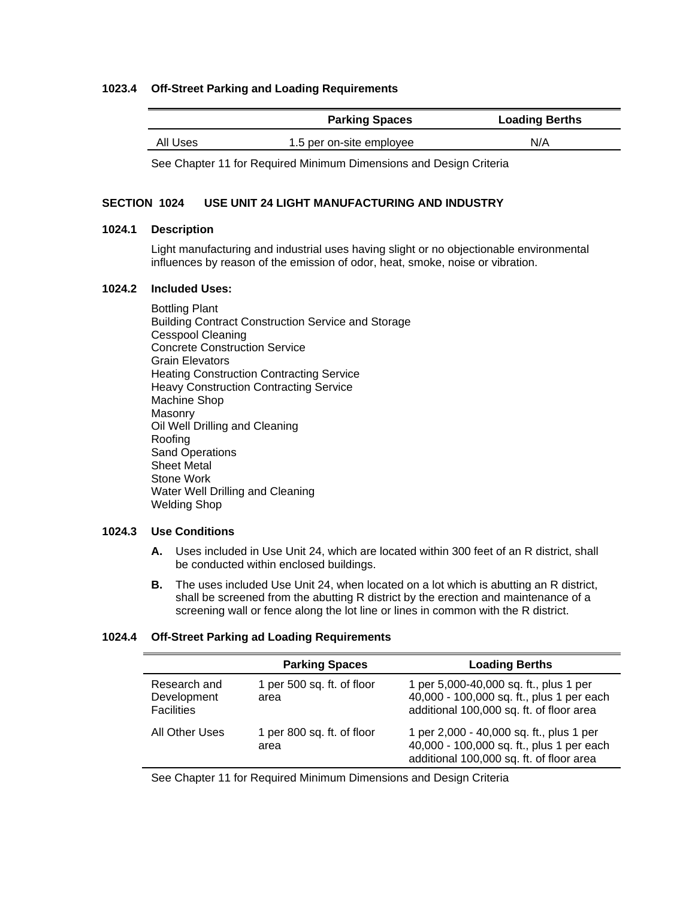### 1023.4 Off-Street Parking and Loading Requirements

| | Parking Spaces | Loading Berths |
|---|---|---|
| All Uses | 1.5 per on-site employee | N/A |

See Chapter 11 for Required Minimum Dimensions and Design Criteria

## SECTION 1024 USE UNIT 24 LIGHT MANUFACTURING AND INDUSTRY

### 1024.1 Description

Light manufacturing and industrial uses having slight or no objectionable environmental influences by reason of the emission of odor, heat, smoke, noise or vibration.

### 1024.2 Included Uses:

Bottling Plant
Building Contract Construction Service and Storage
Cesspool Cleaning
Concrete Construction Service
Grain Elevators
Heating Construction Contracting Service
Heavy Construction Contracting Service
Machine Shop
Masonry
Oil Well Drilling and Cleaning
Roofing
Sand Operations
Sheet Metal
Stone Work
Water Well Drilling and Cleaning
Welding Shop

### 1024.3 Use Conditions

**A.** Uses included in Use Unit 24, which are located within 300 feet of an R district, shall be conducted within enclosed buildings.

**B.** The uses included Use Unit 24, when located on a lot which is abutting an R district, shall be screened from the abutting R district by the erection and maintenance of a screening wall or fence along the lot line or lines in common with the R district.

### 1024.4 Off-Street Parking ad Loading Requirements

| | Parking Spaces | Loading Berths |
|---|---|---|
| Research and Development Facilities | 1 per 500 sq. ft. of floor area | 1 per 5,000-40,000 sq. ft., plus 1 per 40,000 - 100,000 sq. ft., plus 1 per each additional 100,000 sq. ft. of floor area |
| All Other Uses | 1 per 800 sq. ft. of floor area | 1 per 2,000 - 40,000 sq. ft., plus 1 per 40,000 - 100,000 sq. ft., plus 1 per each additional 100,000 sq. ft. of floor area |

See Chapter 11 for Required Minimum Dimensions and Design Criteria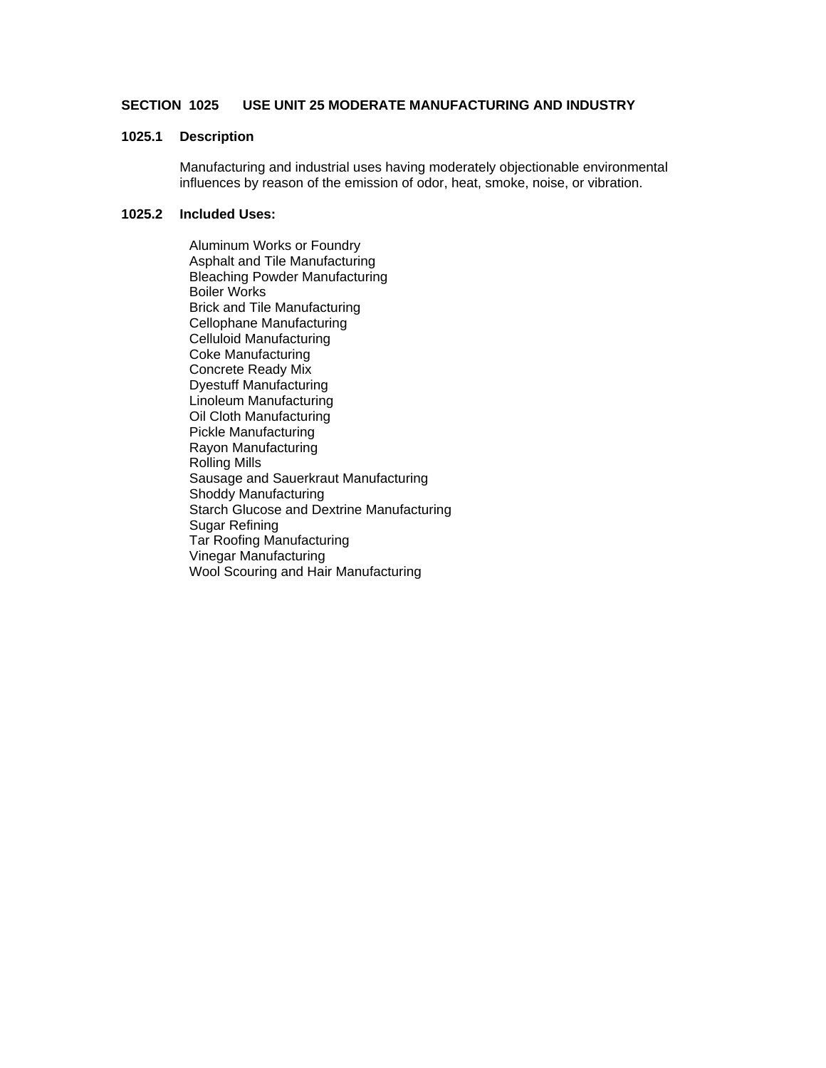## SECTION 1025 USE UNIT 25 MODERATE MANUFACTURING AND INDUSTRY

### 1025.1 Description

Manufacturing and industrial uses having moderately objectionable environmental influences by reason of the emission of odor, heat, smoke, noise, or vibration.

### 1025.2 Included Uses:

- Aluminum Works or Foundry
- Asphalt and Tile Manufacturing
- Bleaching Powder Manufacturing
- Boiler Works
- Brick and Tile Manufacturing
- Cellophane Manufacturing
- Celluloid Manufacturing
- Coke Manufacturing
- Concrete Ready Mix
- Dyestuff Manufacturing
- Linoleum Manufacturing
- Oil Cloth Manufacturing
- Pickle Manufacturing
- Rayon Manufacturing
- Rolling Mills
- Sausage and Sauerkraut Manufacturing
- Shoddy Manufacturing
- Starch Glucose and Dextrine Manufacturing
- Sugar Refining
- Tar Roofing Manufacturing
- Vinegar Manufacturing
- Wool Scouring and Hair Manufacturing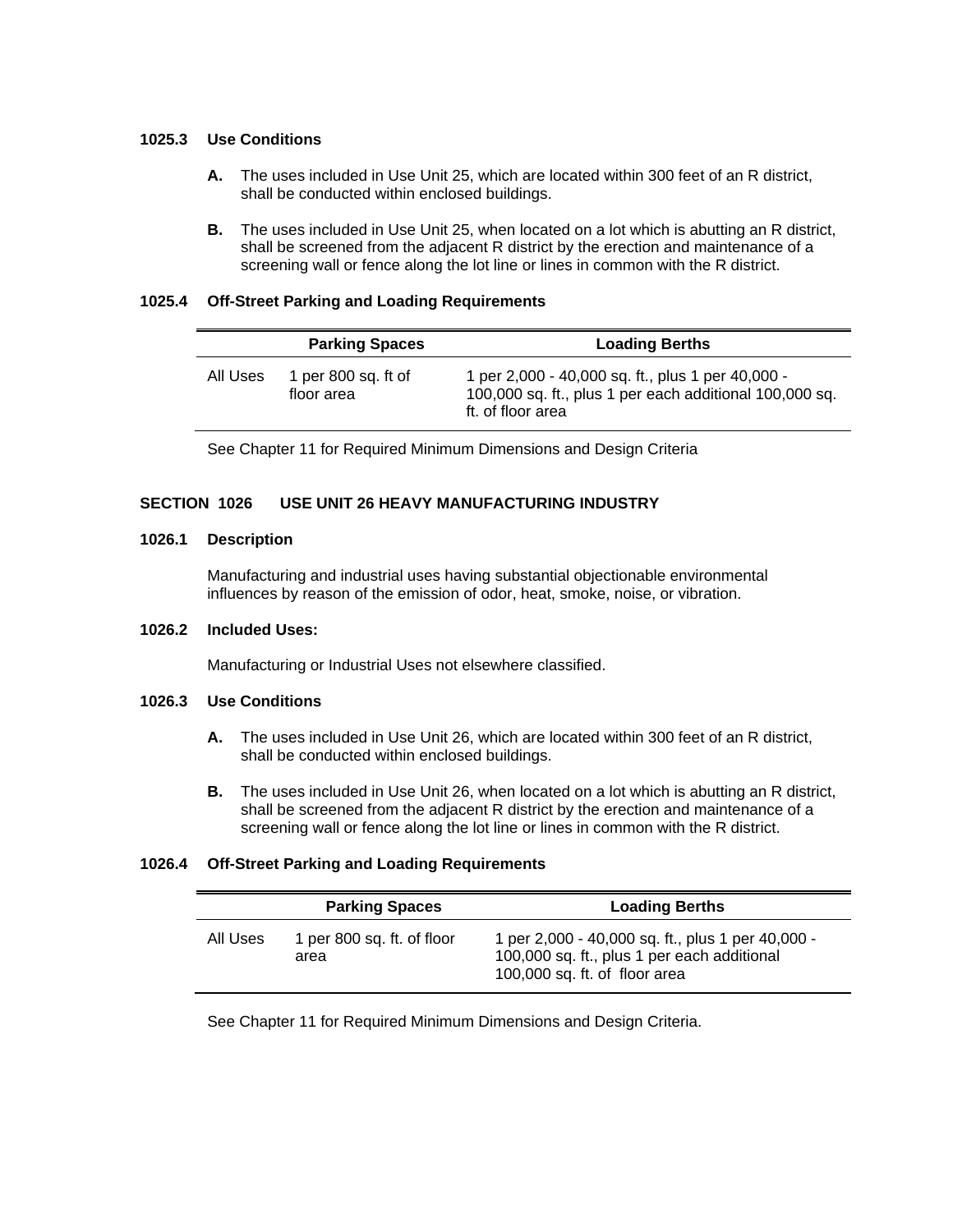### 1025.3 Use Conditions

**A.** The uses included in Use Unit 25, which are located within 300 feet of an R district, shall be conducted within enclosed buildings.

**B.** The uses included in Use Unit 25, when located on a lot which is abutting an R district, shall be screened from the adjacent R district by the erection and maintenance of a screening wall or fence along the lot line or lines in common with the R district.

### 1025.4 Off-Street Parking and Loading Requirements

| | Parking Spaces | Loading Berths |
|---|---|---|
| All Uses | 1 per 800 sq. ft of floor area | 1 per 2,000 - 40,000 sq. ft., plus 1 per 40,000 - 100,000 sq. ft., plus 1 per each additional 100,000 sq. ft. of floor area |

See Chapter 11 for Required Minimum Dimensions and Design Criteria

## SECTION 1026 USE UNIT 26 HEAVY MANUFACTURING INDUSTRY

### 1026.1 Description

Manufacturing and industrial uses having substantial objectionable environmental influences by reason of the emission of odor, heat, smoke, noise, or vibration.

### 1026.2 Included Uses:

Manufacturing or Industrial Uses not elsewhere classified.

### 1026.3 Use Conditions

**A.** The uses included in Use Unit 26, which are located within 300 feet of an R district, shall be conducted within enclosed buildings.

**B.** The uses included in Use Unit 26, when located on a lot which is abutting an R district, shall be screened from the adjacent R district by the erection and maintenance of a screening wall or fence along the lot line or lines in common with the R district.

### 1026.4 Off-Street Parking and Loading Requirements

| | Parking Spaces | Loading Berths |
|---|---|---|
| All Uses | 1 per 800 sq. ft. of floor area | 1 per 2,000 - 40,000 sq. ft., plus 1 per 40,000 - 100,000 sq. ft., plus 1 per each additional 100,000 sq. ft. of floor area |

See Chapter 11 for Required Minimum Dimensions and Design Criteria.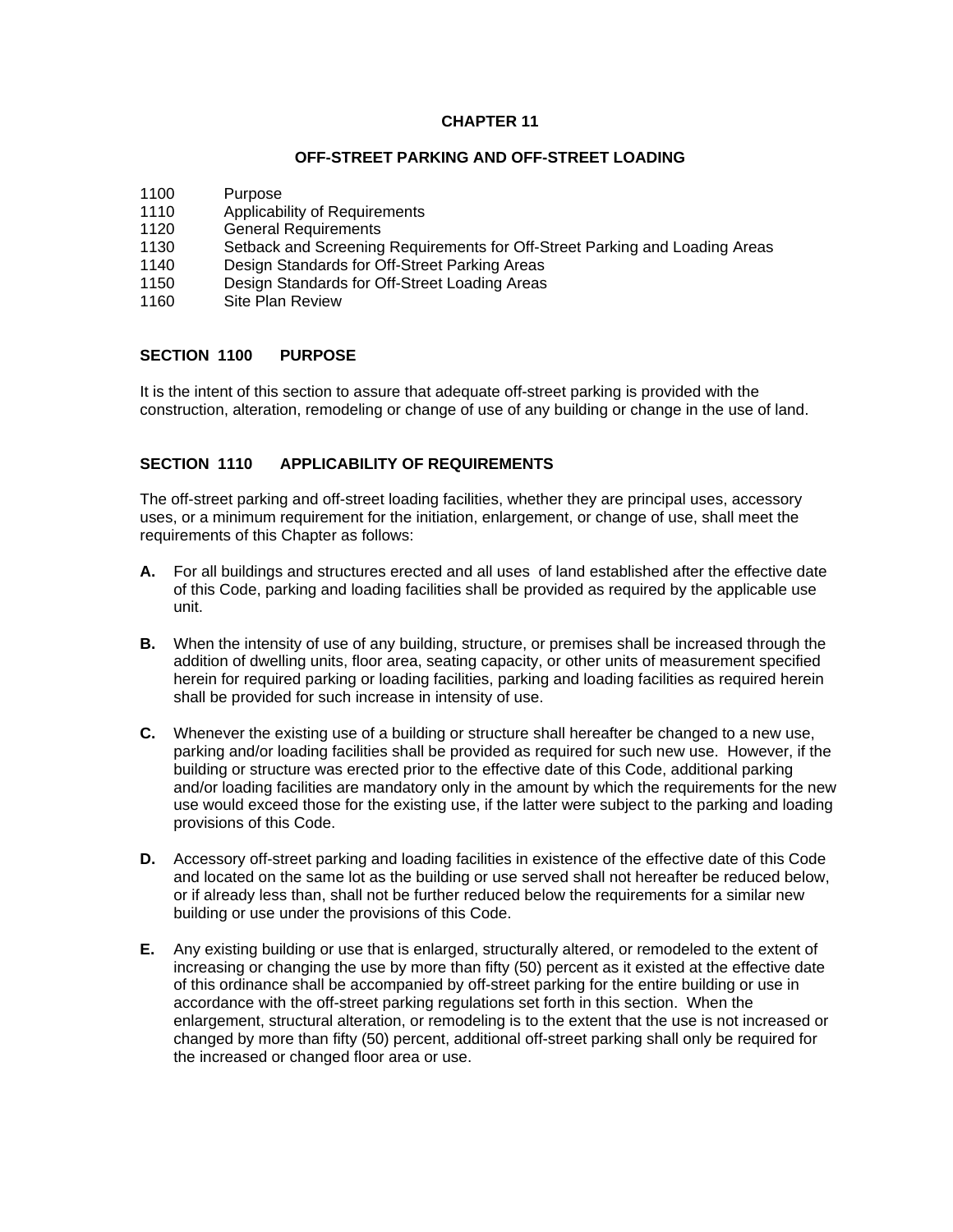# CHAPTER 11

## OFF-STREET PARKING AND OFF-STREET LOADING

| | |
|---|---|
| 1100 | Purpose |
| 1110 | Applicability of Requirements |
| 1120 | General Requirements |
| 1130 | Setback and Screening Requirements for Off-Street Parking and Loading Areas |
| 1140 | Design Standards for Off-Street Parking Areas |
| 1150 | Design Standards for Off-Street Loading Areas |
| 1160 | Site Plan Review |

### SECTION 1100 PURPOSE

It is the intent of this section to assure that adequate off-street parking is provided with the construction, alteration, remodeling or change of use of any building or change in the use of land.

### SECTION 1110 APPLICABILITY OF REQUIREMENTS

The off-street parking and off-street loading facilities, whether they are principal uses, accessory uses, or a minimum requirement for the initiation, enlargement, or change of use, shall meet the requirements of this Chapter as follows:

**A.** For all buildings and structures erected and all uses of land established after the effective date of this Code, parking and loading facilities shall be provided as required by the applicable use unit.

**B.** When the intensity of use of any building, structure, or premises shall be increased through the addition of dwelling units, floor area, seating capacity, or other units of measurement specified herein for required parking or loading facilities, parking and loading facilities as required herein shall be provided for such increase in intensity of use.

**C.** Whenever the existing use of a building or structure shall hereafter be changed to a new use, parking and/or loading facilities shall be provided as required for such new use. However, if the building or structure was erected prior to the effective date of this Code, additional parking and/or loading facilities are mandatory only in the amount by which the requirements for the new use would exceed those for the existing use, if the latter were subject to the parking and loading provisions of this Code.

**D.** Accessory off-street parking and loading facilities in existence of the effective date of this Code and located on the same lot as the building or use served shall not hereafter be reduced below, or if already less than, shall not be further reduced below the requirements for a similar new building or use under the provisions of this Code.

**E.** Any existing building or use that is enlarged, structurally altered, or remodeled to the extent of increasing or changing the use by more than fifty (50) percent as it existed at the effective date of this ordinance shall be accompanied by off-street parking for the entire building or use in accordance with the off-street parking regulations set forth in this section. When the enlargement, structural alteration, or remodeling is to the extent that the use is not increased or changed by more than fifty (50) percent, additional off-street parking shall only be required for the increased or changed floor area or use.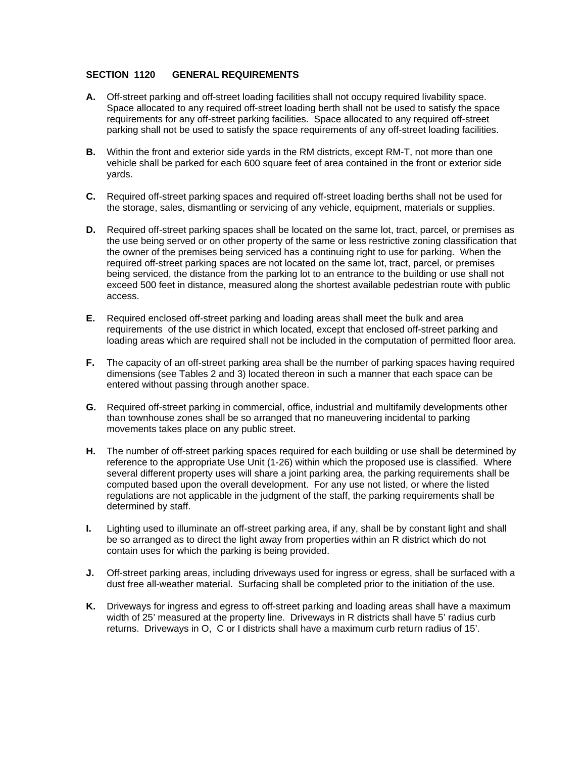## SECTION 1120 GENERAL REQUIREMENTS

**A.** Off-street parking and off-street loading facilities shall not occupy required livability space. Space allocated to any required off-street loading berth shall not be used to satisfy the space requirements for any off-street parking facilities. Space allocated to any required off-street parking shall not be used to satisfy the space requirements of any off-street loading facilities.

**B.** Within the front and exterior side yards in the RM districts, except RM-T, not more than one vehicle shall be parked for each 600 square feet of area contained in the front or exterior side yards.

**C.** Required off-street parking spaces and required off-street loading berths shall not be used for the storage, sales, dismantling or servicing of any vehicle, equipment, materials or supplies.

**D.** Required off-street parking spaces shall be located on the same lot, tract, parcel, or premises as the use being served or on other property of the same or less restrictive zoning classification that the owner of the premises being serviced has a continuing right to use for parking. When the required off-street parking spaces are not located on the same lot, tract, parcel, or premises being serviced, the distance from the parking lot to an entrance to the building or use shall not exceed 500 feet in distance, measured along the shortest available pedestrian route with public access.

**E.** Required enclosed off-street parking and loading areas shall meet the bulk and area requirements of the use district in which located, except that enclosed off-street parking and loading areas which are required shall not be included in the computation of permitted floor area.

**F.** The capacity of an off-street parking area shall be the number of parking spaces having required dimensions (see Tables 2 and 3) located thereon in such a manner that each space can be entered without passing through another space.

**G.** Required off-street parking in commercial, office, industrial and multifamily developments other than townhouse zones shall be so arranged that no maneuvering incidental to parking movements takes place on any public street.

**H.** The number of off-street parking spaces required for each building or use shall be determined by reference to the appropriate Use Unit (1-26) within which the proposed use is classified. Where several different property uses will share a joint parking area, the parking requirements shall be computed based upon the overall development. For any use not listed, or where the listed regulations are not applicable in the judgment of the staff, the parking requirements shall be determined by staff.

**I.** Lighting used to illuminate an off-street parking area, if any, shall be by constant light and shall be so arranged as to direct the light away from properties within an R district which do not contain uses for which the parking is being provided.

**J.** Off-street parking areas, including driveways used for ingress or egress, shall be surfaced with a dust free all-weather material. Surfacing shall be completed prior to the initiation of the use.

**K.** Driveways for ingress and egress to off-street parking and loading areas shall have a maximum width of 25' measured at the property line. Driveways in R districts shall have 5' radius curb returns. Driveways in O, C or I districts shall have a maximum curb return radius of 15'.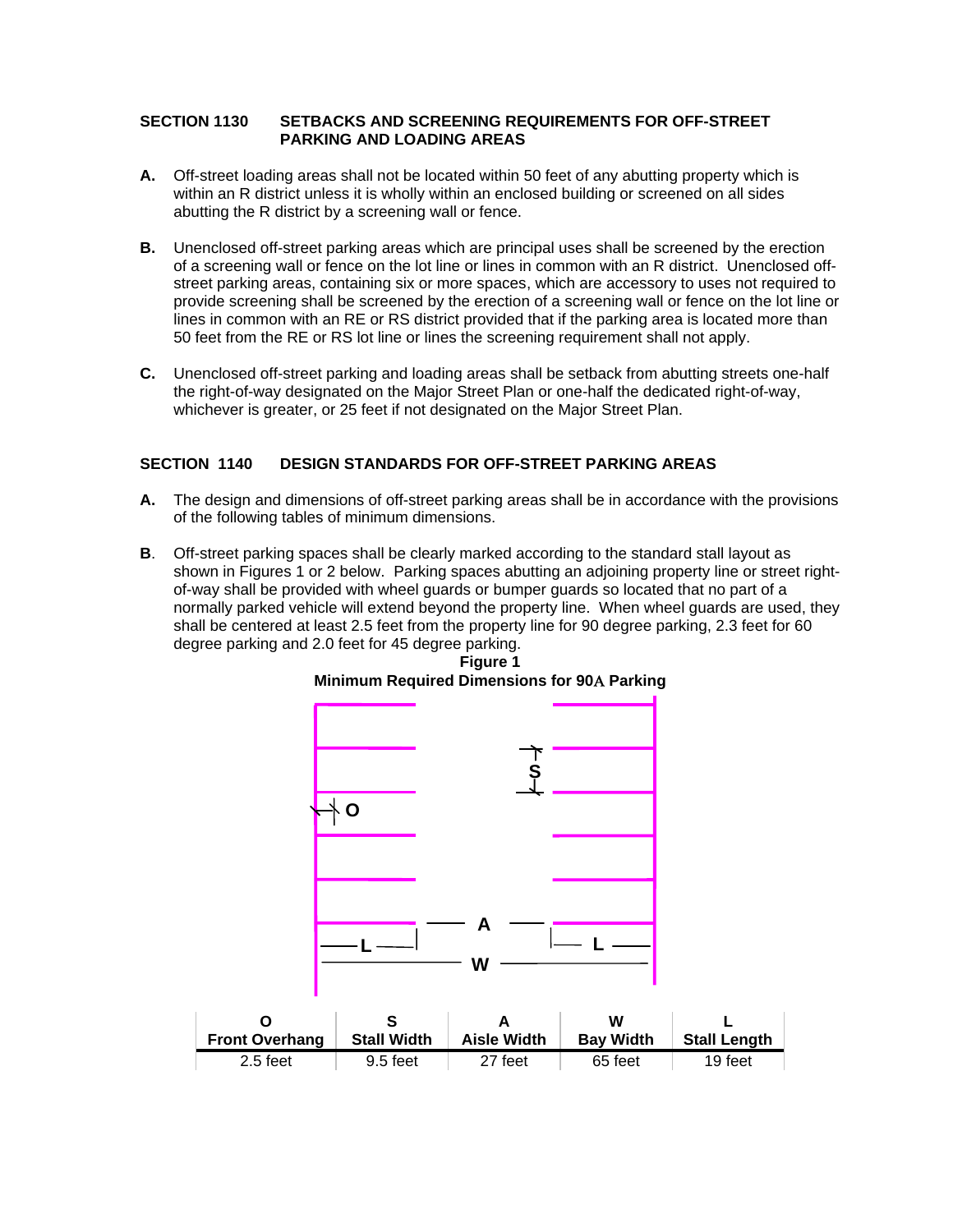## SECTION 1130 SETBACKS AND SCREENING REQUIREMENTS FOR OFF-STREET PARKING AND LOADING AREAS

**A.** Off-street loading areas shall not be located within 50 feet of any abutting property which is within an R district unless it is wholly within an enclosed building or screened on all sides abutting the R district by a screening wall or fence.

**B.** Unenclosed off-street parking areas which are principal uses shall be screened by the erection of a screening wall or fence on the lot line or lines in common with an R district. Unenclosed off-street parking areas, containing six or more spaces, which are accessory to uses not required to provide screening shall be screened by the erection of a screening wall or fence on the lot line or lines in common with an RE or RS district provided that if the parking area is located more than 50 feet from the RE or RS lot line or lines the screening requirement shall not apply.

**C.** Unenclosed off-street parking and loading areas shall be setback from abutting streets one-half the right-of-way designated on the Major Street Plan or one-half the dedicated right-of-way, whichever is greater, or 25 feet if not designated on the Major Street Plan.

## SECTION 1140 DESIGN STANDARDS FOR OFF-STREET PARKING AREAS

**A.** The design and dimensions of off-street parking areas shall be in accordance with the provisions of the following tables of minimum dimensions.

**B**. Off-street parking spaces shall be clearly marked according to the standard stall layout as shown in Figures 1 or 2 below. Parking spaces abutting an adjoining property line or street right-of-way shall be provided with wheel guards or bumper guards so located that no part of a normally parked vehicle will extend beyond the property line. When wheel guards are used, they shall be centered at least 2.5 feet from the property line for 90 degree parking, 2.3 feet for 60 degree parking and 2.0 feet for 45 degree parking.

**Figure 1**
**Minimum Required Dimensions for 90° Parking**

| O<br>Front Overhang | S<br>Stall Width | A<br>Aisle Width | W<br>Bay Width | L<br>Stall Length |
|---|---|---|---|---|
| 2.5 feet | 9.5 feet | 27 feet | 65 feet | 19 feet |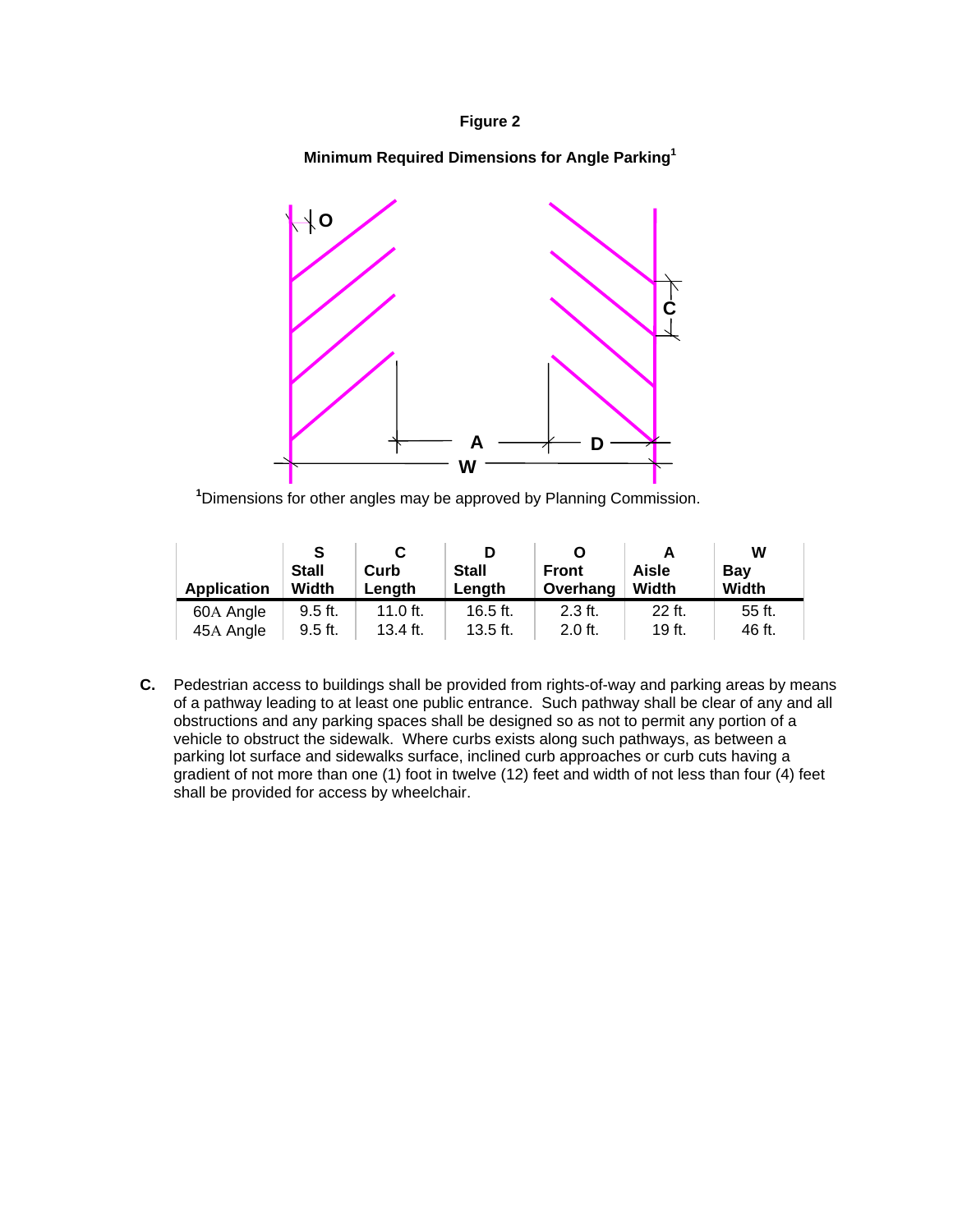**Figure 2**

**Minimum Required Dimensions for Angle Parking[1]**

O

C

A D

W

[1]Dimensions for other angles may be approved by Planning Commission.

| Application | S Stall Width | C Curb Length | D Stall Length | O Front Overhang | A Aisle Width | W Bay Width |
|---|---|---|---|---|---|---|
| 60A Angle | 9.5 ft. | 11.0 ft. | 16.5 ft. | 2.3 ft. | 22 ft. | 55 ft. |
| 45A Angle | 9.5 ft. | 13.4 ft. | 13.5 ft. | 2.0 ft. | 19 ft. | 46 ft. |

**C.** Pedestrian access to buildings shall be provided from rights-of-way and parking areas by means of a pathway leading to at least one public entrance. Such pathway shall be clear of any and all obstructions and any parking spaces shall be designed so as not to permit any portion of a vehicle to obstruct the sidewalk. Where curbs exists along such pathways, as between a parking lot surface and sidewalks surface, inclined curb approaches or curb cuts having a gradient of not more than one (1) foot in twelve (12) feet and width of not less than four (4) feet shall be provided for access by wheelchair.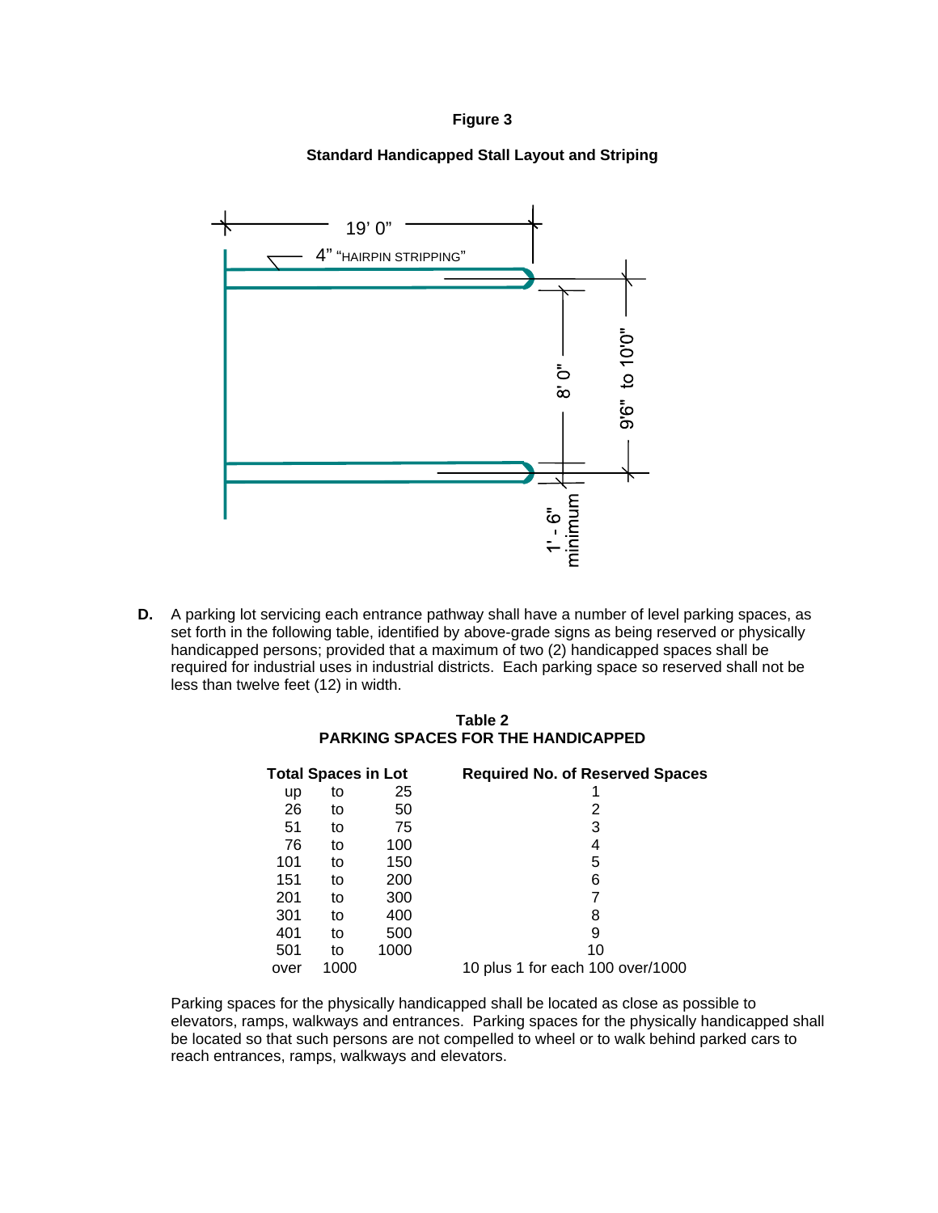**Figure 3**

**Standard Handicapped Stall Layout and Striping**

19' 0"

4" "HAIRPIN STRIPPING"

8' 0"

9'6" to 10'0"

1' - 6" minimum

**D.** A parking lot servicing each entrance pathway shall have a number of level parking spaces, as set forth in the following table, identified by above-grade signs as being reserved or physically handicapped persons; provided that a maximum of two (2) handicapped spaces shall be required for industrial uses in industrial districts. Each parking space so reserved shall not be less than twelve feet (12) in width.

**Table 2**
**PARKING SPACES FOR THE HANDICAPPED**

| Total Spaces in Lot | Required No. of Reserved Spaces |
|---|---|
| up to 25 | 1 |
| 26 to 50 | 2 |
| 51 to 75 | 3 |
| 76 to 100 | 4 |
| 101 to 150 | 5 |
| 151 to 200 | 6 |
| 201 to 300 | 7 |
| 301 to 400 | 8 |
| 401 to 500 | 9 |
| 501 to 1000 | 10 |
| over 1000 | 10 plus 1 for each 100 over/1000 |

Parking spaces for the physically handicapped shall be located as close as possible to elevators, ramps, walkways and entrances. Parking spaces for the physically handicapped shall be located so that such persons are not compelled to wheel or to walk behind parked cars to reach entrances, ramps, walkways and elevators.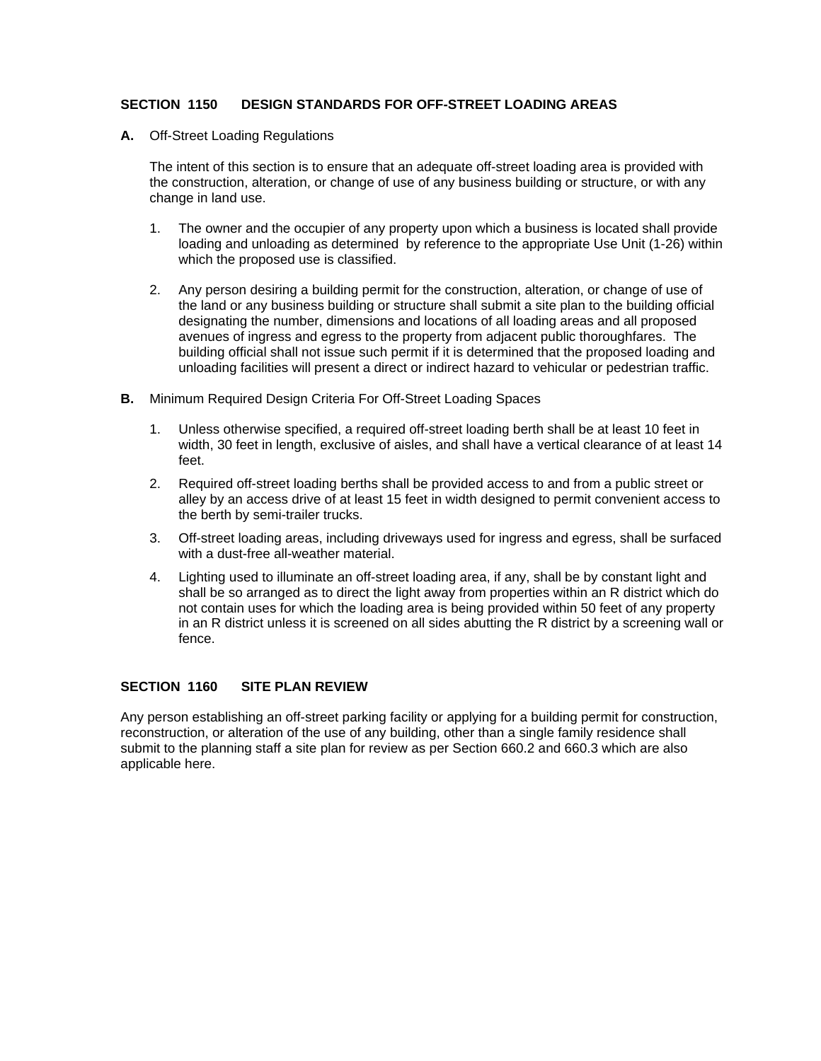## SECTION 1150 DESIGN STANDARDS FOR OFF-STREET LOADING AREAS

**A.** Off-Street Loading Regulations

The intent of this section is to ensure that an adequate off-street loading area is provided with the construction, alteration, or change of use of any business building or structure, or with any change in land use.

1. The owner and the occupier of any property upon which a business is located shall provide loading and unloading as determined by reference to the appropriate Use Unit (1-26) within which the proposed use is classified.

2. Any person desiring a building permit for the construction, alteration, or change of use of the land or any business building or structure shall submit a site plan to the building official designating the number, dimensions and locations of all loading areas and all proposed avenues of ingress and egress to the property from adjacent public thoroughfares. The building official shall not issue such permit if it is determined that the proposed loading and unloading facilities will present a direct or indirect hazard to vehicular or pedestrian traffic.

**B.** Minimum Required Design Criteria For Off-Street Loading Spaces

1. Unless otherwise specified, a required off-street loading berth shall be at least 10 feet in width, 30 feet in length, exclusive of aisles, and shall have a vertical clearance of at least 14 feet.
2. Required off-street loading berths shall be provided access to and from a public street or alley by an access drive of at least 15 feet in width designed to permit convenient access to the berth by semi-trailer trucks.
3. Off-street loading areas, including driveways used for ingress and egress, shall be surfaced with a dust-free all-weather material.
4. Lighting used to illuminate an off-street loading area, if any, shall be by constant light and shall be so arranged as to direct the light away from properties within an R district which do not contain uses for which the loading area is being provided within 50 feet of any property in an R district unless it is screened on all sides abutting the R district by a screening wall or fence.

## SECTION 1160 SITE PLAN REVIEW

Any person establishing an off-street parking facility or applying for a building permit for construction, reconstruction, or alteration of the use of any building, other than a single family residence shall submit to the planning staff a site plan for review as per Section 660.2 and 660.3 which are also applicable here.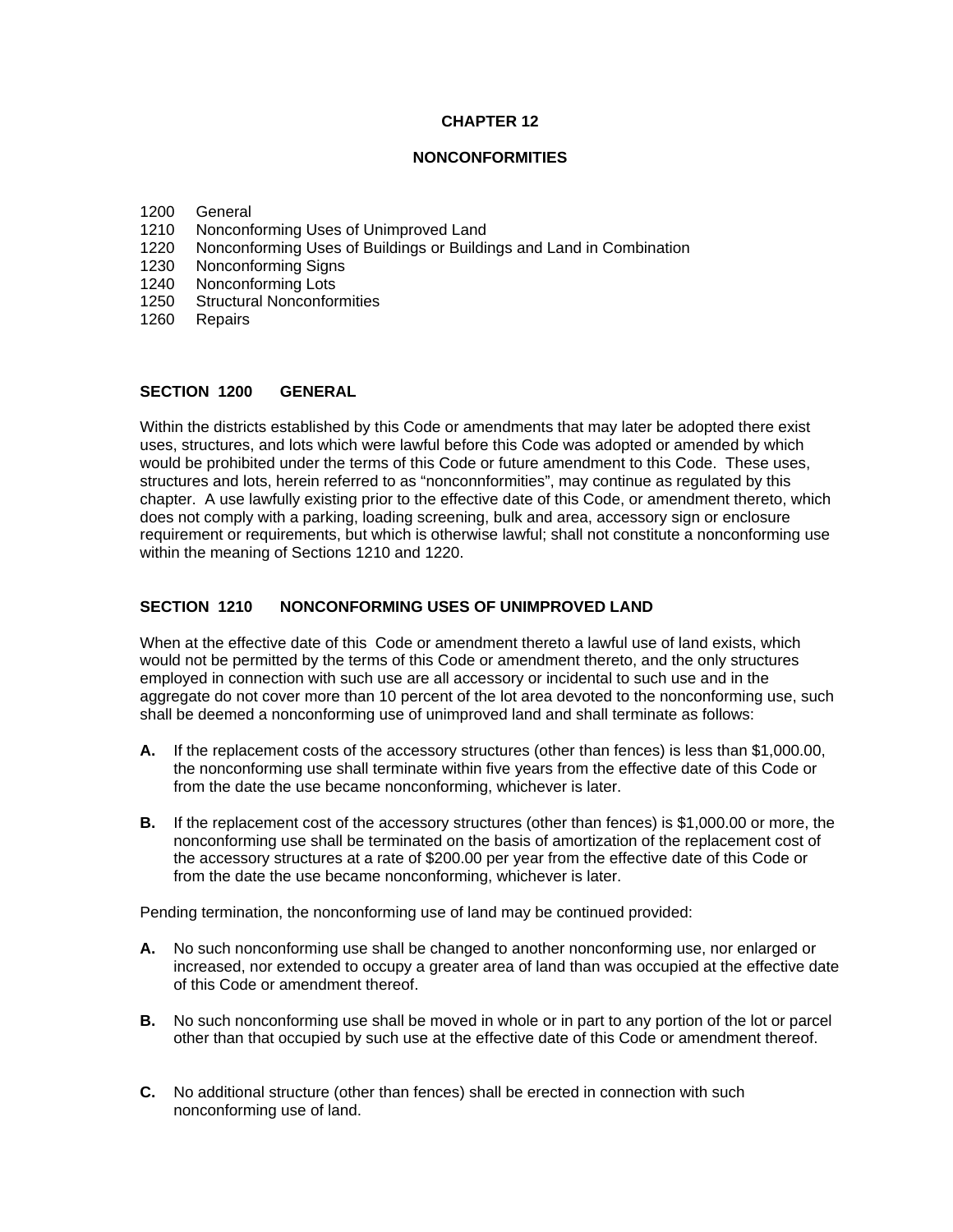# CHAPTER 12

## NONCONFORMITIES

1200 General
1210 Nonconforming Uses of Unimproved Land
1220 Nonconforming Uses of Buildings or Buildings and Land in Combination
1230 Nonconforming Signs
1240 Nonconforming Lots
1250 Structural Nonconformities
1260 Repairs

### SECTION 1200 GENERAL

Within the districts established by this Code or amendments that may later be adopted there exist uses, structures, and lots which were lawful before this Code was adopted or amended by which would be prohibited under the terms of this Code or future amendment to this Code. These uses, structures and lots, herein referred to as "nonconnformities", may continue as regulated by this chapter. A use lawfully existing prior to the effective date of this Code, or amendment thereto, which does not comply with a parking, loading screening, bulk and area, accessory sign or enclosure requirement or requirements, but which is otherwise lawful; shall not constitute a nonconforming use within the meaning of Sections 1210 and 1220.

### SECTION 1210 NONCONFORMING USES OF UNIMPROVED LAND

When at the effective date of this Code or amendment thereto a lawful use of land exists, which would not be permitted by the terms of this Code or amendment thereto, and the only structures employed in connection with such use are all accessory or incidental to such use and in the aggregate do not cover more than 10 percent of the lot area devoted to the nonconforming use, such shall be deemed a nonconforming use of unimproved land and shall terminate as follows:

**A.** If the replacement costs of the accessory structures (other than fences) is less than $1,000.00, the nonconforming use shall terminate within five years from the effective date of this Code or from the date the use became nonconforming, whichever is later.

**B.** If the replacement cost of the accessory structures (other than fences) is $1,000.00 or more, the nonconforming use shall be terminated on the basis of amortization of the replacement cost of the accessory structures at a rate of $200.00 per year from the effective date of this Code or from the date the use became nonconforming, whichever is later.

Pending termination, the nonconforming use of land may be continued provided:

**A.** No such nonconforming use shall be changed to another nonconforming use, nor enlarged or increased, nor extended to occupy a greater area of land than was occupied at the effective date of this Code or amendment thereof.

**B.** No such nonconforming use shall be moved in whole or in part to any portion of the lot or parcel other than that occupied by such use at the effective date of this Code or amendment thereof.

**C.** No additional structure (other than fences) shall be erected in connection with such nonconforming use of land.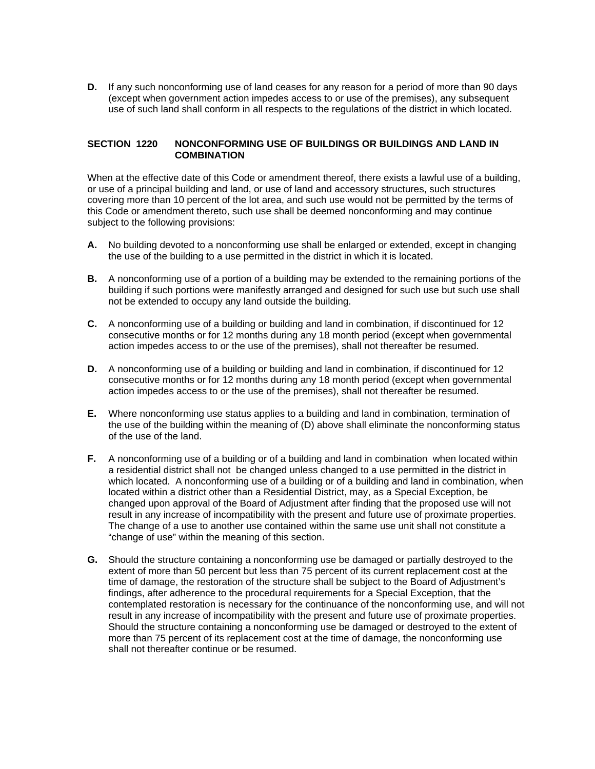**D.** If any such nonconforming use of land ceases for any reason for a period of more than 90 days (except when government action impedes access to or use of the premises), any subsequent use of such land shall conform in all respects to the regulations of the district in which located.

## SECTION 1220 NONCONFORMING USE OF BUILDINGS OR BUILDINGS AND LAND IN COMBINATION

When at the effective date of this Code or amendment thereof, there exists a lawful use of a building, or use of a principal building and land, or use of land and accessory structures, such structures covering more than 10 percent of the lot area, and such use would not be permitted by the terms of this Code or amendment thereto, such use shall be deemed nonconforming and may continue subject to the following provisions:

**A.** No building devoted to a nonconforming use shall be enlarged or extended, except in changing the use of the building to a use permitted in the district in which it is located.

**B.** A nonconforming use of a portion of a building may be extended to the remaining portions of the building if such portions were manifestly arranged and designed for such use but such use shall not be extended to occupy any land outside the building.

**C.** A nonconforming use of a building or building and land in combination, if discontinued for 12 consecutive months or for 12 months during any 18 month period (except when governmental action impedes access to or the use of the premises), shall not thereafter be resumed.

**D.** A nonconforming use of a building or building and land in combination, if discontinued for 12 consecutive months or for 12 months during any 18 month period (except when governmental action impedes access to or the use of the premises), shall not thereafter be resumed.

**E.** Where nonconforming use status applies to a building and land in combination, termination of the use of the building within the meaning of (D) above shall eliminate the nonconforming status of the use of the land.

**F.** A nonconforming use of a building or of a building and land in combination when located within a residential district shall not be changed unless changed to a use permitted in the district in which located. A nonconforming use of a building or of a building and land in combination, when located within a district other than a Residential District, may, as a Special Exception, be changed upon approval of the Board of Adjustment after finding that the proposed use will not result in any increase of incompatibility with the present and future use of proximate properties. The change of a use to another use contained within the same use unit shall not constitute a "change of use" within the meaning of this section.

**G.** Should the structure containing a nonconforming use be damaged or partially destroyed to the extent of more than 50 percent but less than 75 percent of its current replacement cost at the time of damage, the restoration of the structure shall be subject to the Board of Adjustment's findings, after adherence to the procedural requirements for a Special Exception, that the contemplated restoration is necessary for the continuance of the nonconforming use, and will not result in any increase of incompatibility with the present and future use of proximate properties. Should the structure containing a nonconforming use be damaged or destroyed to the extent of more than 75 percent of its replacement cost at the time of damage, the nonconforming use shall not thereafter continue or be resumed.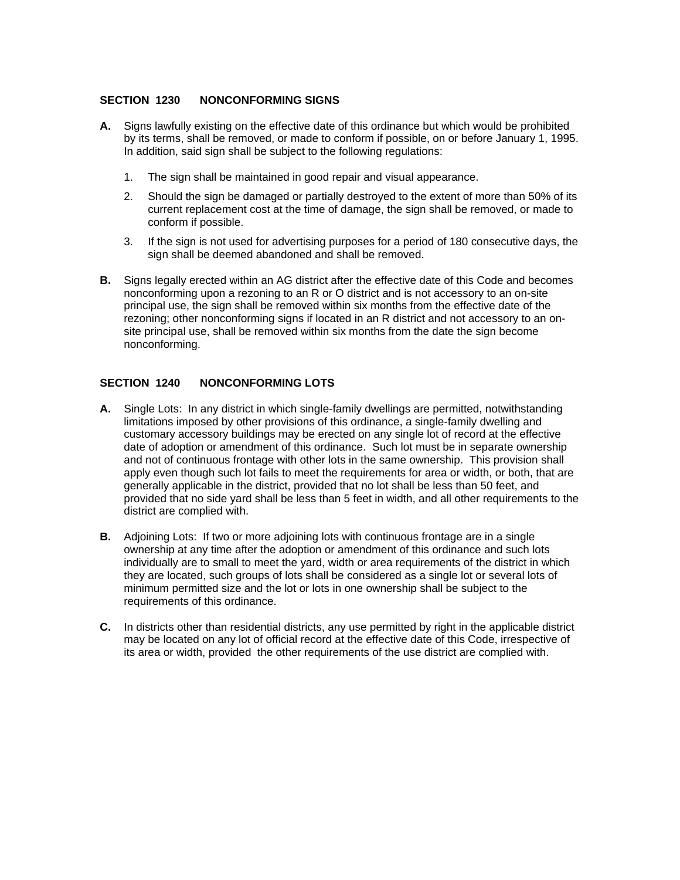## SECTION 1230 NONCONFORMING SIGNS

**A.** Signs lawfully existing on the effective date of this ordinance but which would be prohibited by its terms, shall be removed, or made to conform if possible, on or before January 1, 1995. In addition, said sign shall be subject to the following regulations:

1. The sign shall be maintained in good repair and visual appearance.
2. Should the sign be damaged or partially destroyed to the extent of more than 50% of its current replacement cost at the time of damage, the sign shall be removed, or made to conform if possible.
3. If the sign is not used for advertising purposes for a period of 180 consecutive days, the sign shall be deemed abandoned and shall be removed.

**B.** Signs legally erected within an AG district after the effective date of this Code and becomes nonconforming upon a rezoning to an R or O district and is not accessory to an on-site principal use, the sign shall be removed within six months from the effective date of the rezoning; other nonconforming signs if located in an R district and not accessory to an on-site principal use, shall be removed within six months from the date the sign become nonconforming.

## SECTION 1240 NONCONFORMING LOTS

**A.** Single Lots: In any district in which single-family dwellings are permitted, notwithstanding limitations imposed by other provisions of this ordinance, a single-family dwelling and customary accessory buildings may be erected on any single lot of record at the effective date of adoption or amendment of this ordinance. Such lot must be in separate ownership and not of continuous frontage with other lots in the same ownership. This provision shall apply even though such lot fails to meet the requirements for area or width, or both, that are generally applicable in the district, provided that no lot shall be less than 50 feet, and provided that no side yard shall be less than 5 feet in width, and all other requirements to the district are complied with.

**B.** Adjoining Lots: If two or more adjoining lots with continuous frontage are in a single ownership at any time after the adoption or amendment of this ordinance and such lots individually are to small to meet the yard, width or area requirements of the district in which they are located, such groups of lots shall be considered as a single lot or several lots of minimum permitted size and the lot or lots in one ownership shall be subject to the requirements of this ordinance.

**C.** In districts other than residential districts, any use permitted by right in the applicable district may be located on any lot of official record at the effective date of this Code, irrespective of its area or width, provided the other requirements of the use district are complied with.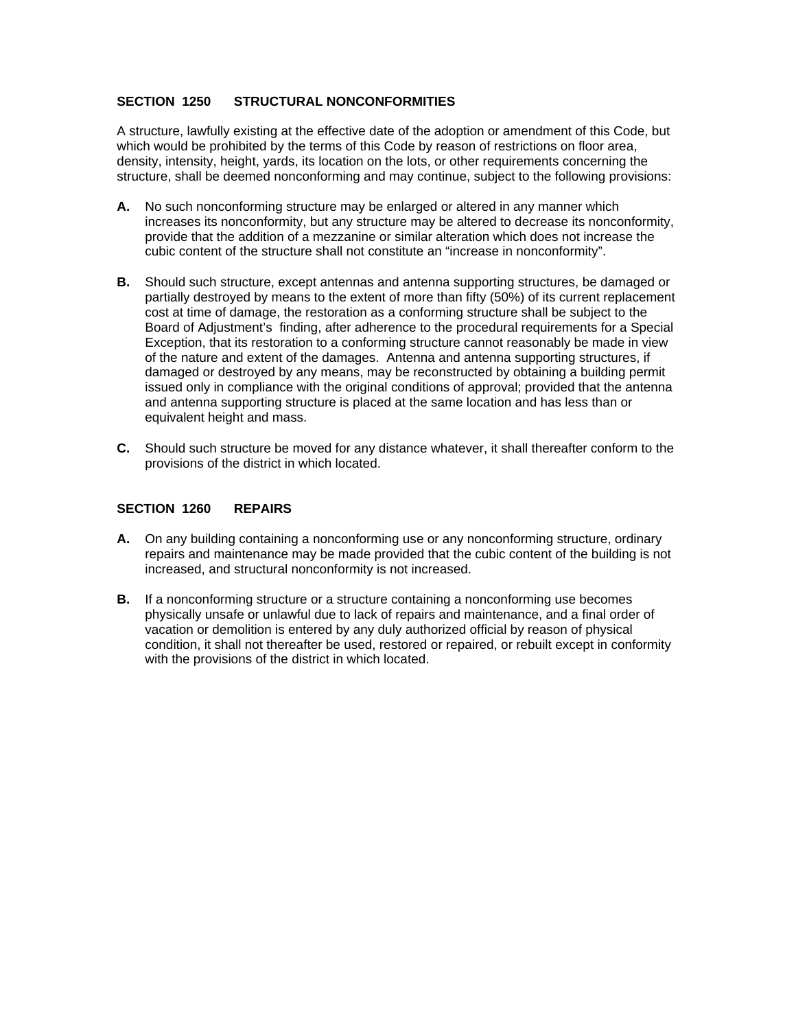## SECTION 1250 STRUCTURAL NONCONFORMITIES

A structure, lawfully existing at the effective date of the adoption or amendment of this Code, but which would be prohibited by the terms of this Code by reason of restrictions on floor area, density, intensity, height, yards, its location on the lots, or other requirements concerning the structure, shall be deemed nonconforming and may continue, subject to the following provisions:

**A.** No such nonconforming structure may be enlarged or altered in any manner which increases its nonconformity, but any structure may be altered to decrease its nonconformity, provide that the addition of a mezzanine or similar alteration which does not increase the cubic content of the structure shall not constitute an "increase in nonconformity".

**B.** Should such structure, except antennas and antenna supporting structures, be damaged or partially destroyed by means to the extent of more than fifty (50%) of its current replacement cost at time of damage, the restoration as a conforming structure shall be subject to the Board of Adjustment's finding, after adherence to the procedural requirements for a Special Exception, that its restoration to a conforming structure cannot reasonably be made in view of the nature and extent of the damages. Antenna and antenna supporting structures, if damaged or destroyed by any means, may be reconstructed by obtaining a building permit issued only in compliance with the original conditions of approval; provided that the antenna and antenna supporting structure is placed at the same location and has less than or equivalent height and mass.

**C.** Should such structure be moved for any distance whatever, it shall thereafter conform to the provisions of the district in which located.

## SECTION 1260 REPAIRS

**A.** On any building containing a nonconforming use or any nonconforming structure, ordinary repairs and maintenance may be made provided that the cubic content of the building is not increased, and structural nonconformity is not increased.

**B.** If a nonconforming structure or a structure containing a nonconforming use becomes physically unsafe or unlawful due to lack of repairs and maintenance, and a final order of vacation or demolition is entered by any duly authorized official by reason of physical condition, it shall not thereafter be used, restored or repaired, or rebuilt except in conformity with the provisions of the district in which located.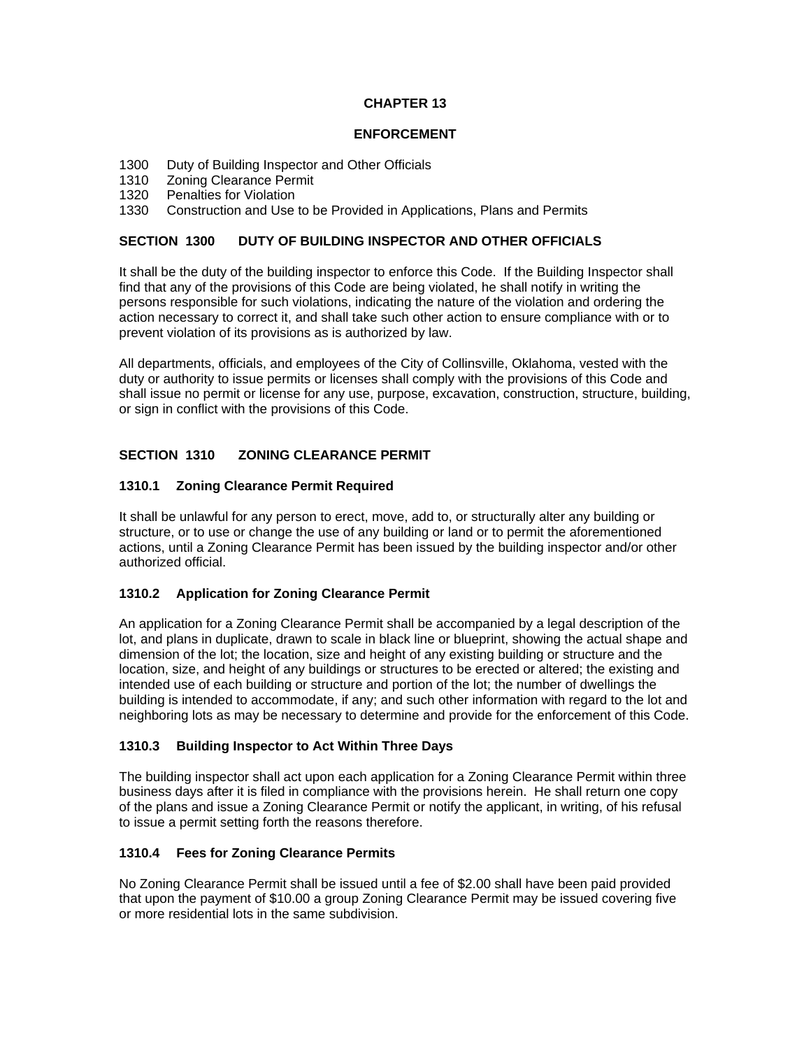# CHAPTER 13

# ENFORCEMENT

1300 Duty of Building Inspector and Other Officials
1310 Zoning Clearance Permit
1320 Penalties for Violation
1330 Construction and Use to be Provided in Applications, Plans and Permits

## SECTION 1300 DUTY OF BUILDING INSPECTOR AND OTHER OFFICIALS

It shall be the duty of the building inspector to enforce this Code. If the Building Inspector shall find that any of the provisions of this Code are being violated, he shall notify in writing the persons responsible for such violations, indicating the nature of the violation and ordering the action necessary to correct it, and shall take such other action to ensure compliance with or to prevent violation of its provisions as is authorized by law.

All departments, officials, and employees of the City of Collinsville, Oklahoma, vested with the duty or authority to issue permits or licenses shall comply with the provisions of this Code and shall issue no permit or license for any use, purpose, excavation, construction, structure, building, or sign in conflict with the provisions of this Code.

## SECTION 1310 ZONING CLEARANCE PERMIT

### 1310.1 Zoning Clearance Permit Required

It shall be unlawful for any person to erect, move, add to, or structurally alter any building or structure, or to use or change the use of any building or land or to permit the aforementioned actions, until a Zoning Clearance Permit has been issued by the building inspector and/or other authorized official.

### 1310.2 Application for Zoning Clearance Permit

An application for a Zoning Clearance Permit shall be accompanied by a legal description of the lot, and plans in duplicate, drawn to scale in black line or blueprint, showing the actual shape and dimension of the lot; the location, size and height of any existing building or structure and the location, size, and height of any buildings or structures to be erected or altered; the existing and intended use of each building or structure and portion of the lot; the number of dwellings the building is intended to accommodate, if any; and such other information with regard to the lot and neighboring lots as may be necessary to determine and provide for the enforcement of this Code.

### 1310.3 Building Inspector to Act Within Three Days

The building inspector shall act upon each application for a Zoning Clearance Permit within three business days after it is filed in compliance with the provisions herein. He shall return one copy of the plans and issue a Zoning Clearance Permit or notify the applicant, in writing, of his refusal to issue a permit setting forth the reasons therefore.

### 1310.4 Fees for Zoning Clearance Permits

No Zoning Clearance Permit shall be issued until a fee of $2.00 shall have been paid provided that upon the payment of $10.00 a group Zoning Clearance Permit may be issued covering five or more residential lots in the same subdivision.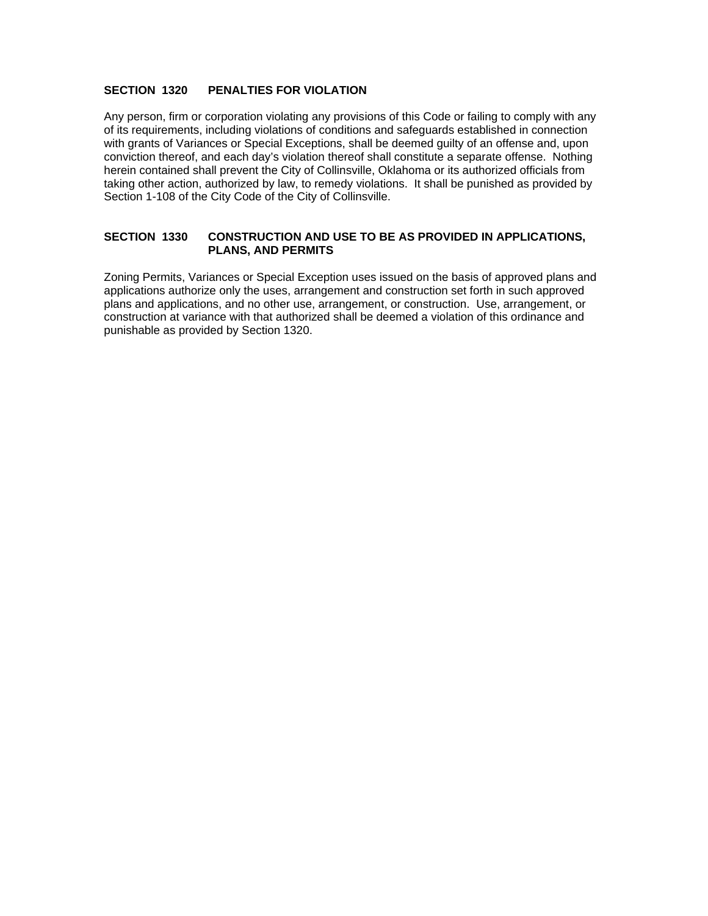### SECTION 1320 PENALTIES FOR VIOLATION

Any person, firm or corporation violating any provisions of this Code or failing to comply with any of its requirements, including violations of conditions and safeguards established in connection with grants of Variances or Special Exceptions, shall be deemed guilty of an offense and, upon conviction thereof, and each day's violation thereof shall constitute a separate offense. Nothing herein contained shall prevent the City of Collinsville, Oklahoma or its authorized officials from taking other action, authorized by law, to remedy violations. It shall be punished as provided by Section 1-108 of the City Code of the City of Collinsville.

### SECTION 1330 CONSTRUCTION AND USE TO BE AS PROVIDED IN APPLICATIONS, PLANS, AND PERMITS

Zoning Permits, Variances or Special Exception uses issued on the basis of approved plans and applications authorize only the uses, arrangement and construction set forth in such approved plans and applications, and no other use, arrangement, or construction. Use, arrangement, or construction at variance with that authorized shall be deemed a violation of this ordinance and punishable as provided by Section 1320.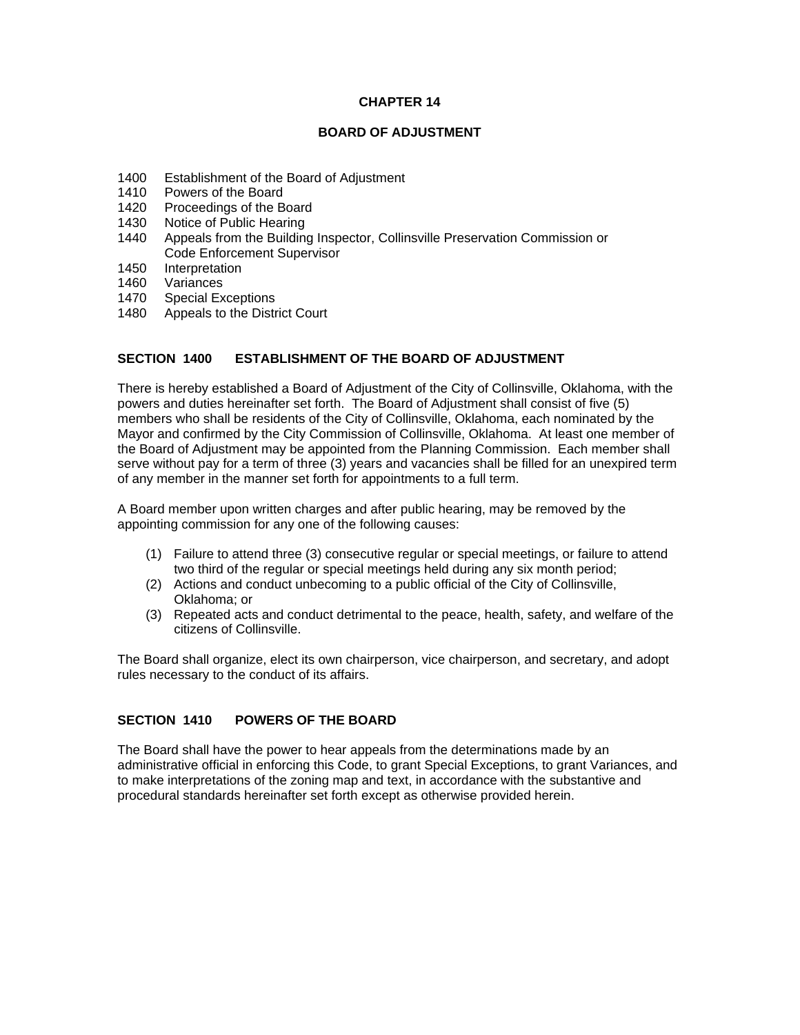# CHAPTER 14

## BOARD OF ADJUSTMENT

1400 Establishment of the Board of Adjustment
1410 Powers of the Board
1420 Proceedings of the Board
1430 Notice of Public Hearing
1440 Appeals from the Building Inspector, Collinsville Preservation Commission or Code Enforcement Supervisor
1450 Interpretation
1460 Variances
1470 Special Exceptions
1480 Appeals to the District Court

### SECTION 1400 ESTABLISHMENT OF THE BOARD OF ADJUSTMENT

There is hereby established a Board of Adjustment of the City of Collinsville, Oklahoma, with the powers and duties hereinafter set forth. The Board of Adjustment shall consist of five (5) members who shall be residents of the City of Collinsville, Oklahoma, each nominated by the Mayor and confirmed by the City Commission of Collinsville, Oklahoma. At least one member of the Board of Adjustment may be appointed from the Planning Commission. Each member shall serve without pay for a term of three (3) years and vacancies shall be filled for an unexpired term of any member in the manner set forth for appointments to a full term.

A Board member upon written charges and after public hearing, may be removed by the appointing commission for any one of the following causes:

(1) Failure to attend three (3) consecutive regular or special meetings, or failure to attend two third of the regular or special meetings held during any six month period;
(2) Actions and conduct unbecoming to a public official of the City of Collinsville, Oklahoma; or
(3) Repeated acts and conduct detrimental to the peace, health, safety, and welfare of the citizens of Collinsville.

The Board shall organize, elect its own chairperson, vice chairperson, and secretary, and adopt rules necessary to the conduct of its affairs.

### SECTION 1410 POWERS OF THE BOARD

The Board shall have the power to hear appeals from the determinations made by an administrative official in enforcing this Code, to grant Special Exceptions, to grant Variances, and to make interpretations of the zoning map and text, in accordance with the substantive and procedural standards hereinafter set forth except as otherwise provided herein.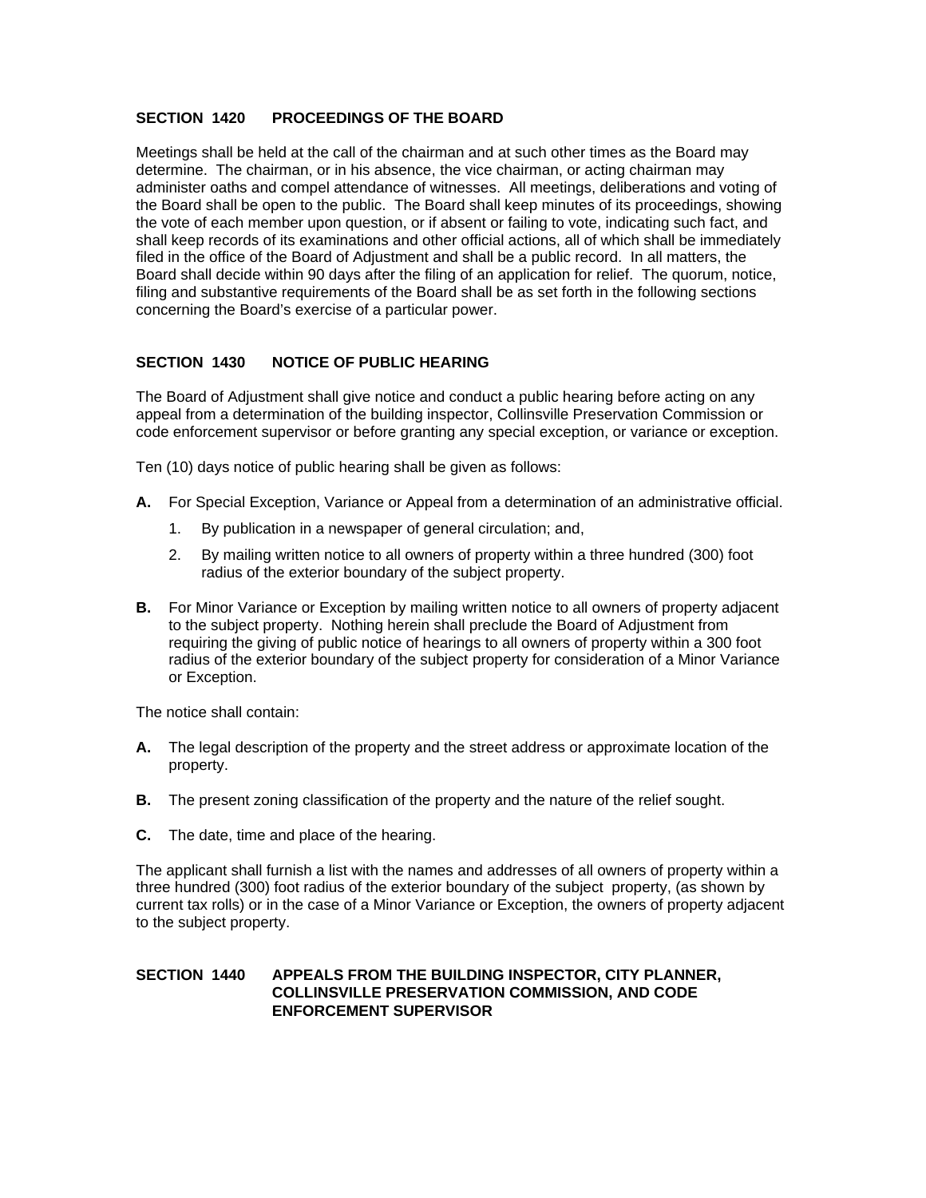## SECTION 1420 PROCEEDINGS OF THE BOARD

Meetings shall be held at the call of the chairman and at such other times as the Board may determine. The chairman, or in his absence, the vice chairman, or acting chairman may administer oaths and compel attendance of witnesses. All meetings, deliberations and voting of the Board shall be open to the public. The Board shall keep minutes of its proceedings, showing the vote of each member upon question, or if absent or failing to vote, indicating such fact, and shall keep records of its examinations and other official actions, all of which shall be immediately filed in the office of the Board of Adjustment and shall be a public record. In all matters, the Board shall decide within 90 days after the filing of an application for relief. The quorum, notice, filing and substantive requirements of the Board shall be as set forth in the following sections concerning the Board's exercise of a particular power.

## SECTION 1430 NOTICE OF PUBLIC HEARING

The Board of Adjustment shall give notice and conduct a public hearing before acting on any appeal from a determination of the building inspector, Collinsville Preservation Commission or code enforcement supervisor or before granting any special exception, or variance or exception.

Ten (10) days notice of public hearing shall be given as follows:

**A.** For Special Exception, Variance or Appeal from a determination of an administrative official.

1. By publication in a newspaper of general circulation; and,
2. By mailing written notice to all owners of property within a three hundred (300) foot radius of the exterior boundary of the subject property.

**B.** For Minor Variance or Exception by mailing written notice to all owners of property adjacent to the subject property. Nothing herein shall preclude the Board of Adjustment from requiring the giving of public notice of hearings to all owners of property within a 300 foot radius of the exterior boundary of the subject property for consideration of a Minor Variance or Exception.

The notice shall contain:

**A.** The legal description of the property and the street address or approximate location of the property.

**B.** The present zoning classification of the property and the nature of the relief sought.

**C.** The date, time and place of the hearing.

The applicant shall furnish a list with the names and addresses of all owners of property within a three hundred (300) foot radius of the exterior boundary of the subject property, (as shown by current tax rolls) or in the case of a Minor Variance or Exception, the owners of property adjacent to the subject property.

## SECTION 1440 APPEALS FROM THE BUILDING INSPECTOR, CITY PLANNER, COLLINSVILLE PRESERVATION COMMISSION, AND CODE ENFORCEMENT SUPERVISOR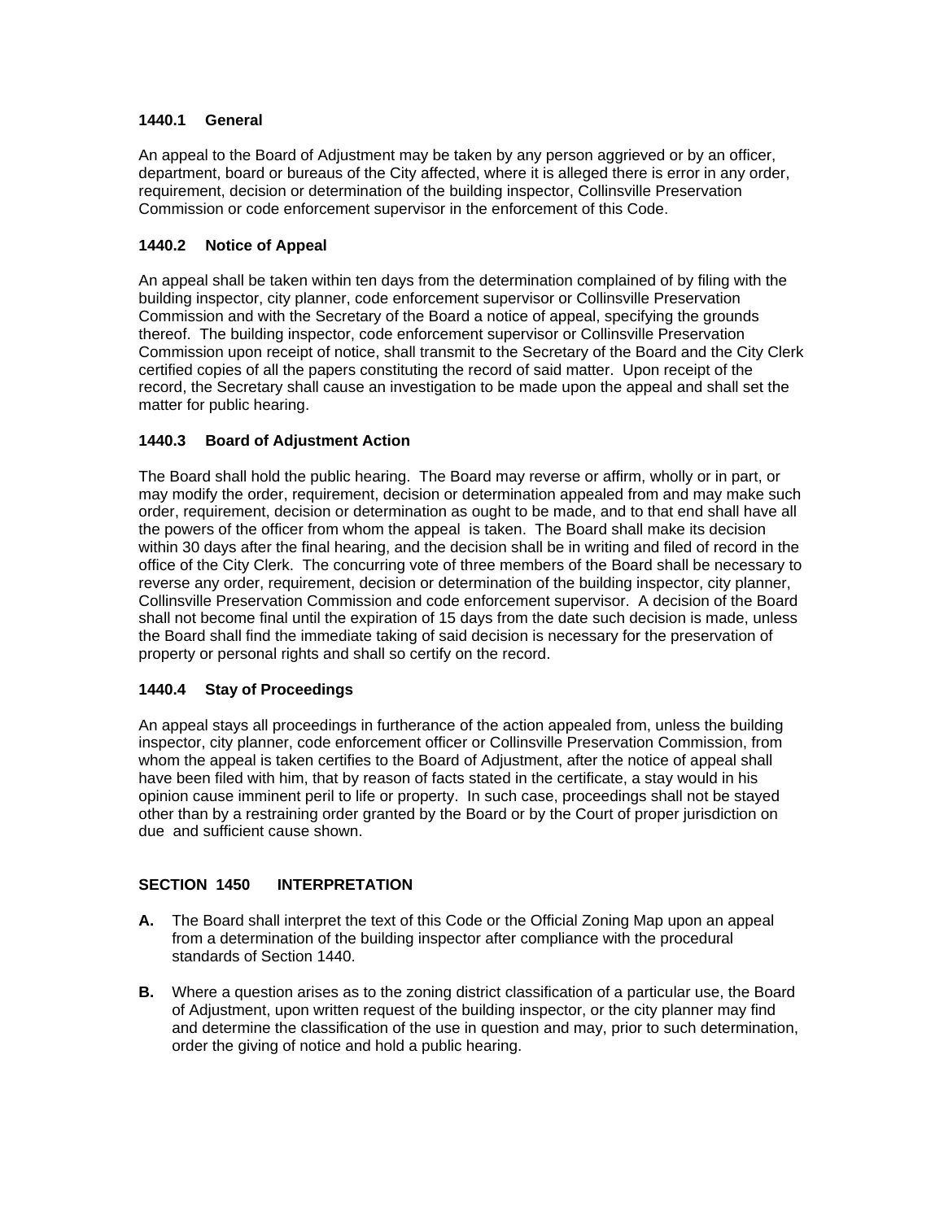### 1440.1 General

An appeal to the Board of Adjustment may be taken by any person aggrieved or by an officer, department, board or bureaus of the City affected, where it is alleged there is error in any order, requirement, decision or determination of the building inspector, Collinsville Preservation Commission or code enforcement supervisor in the enforcement of this Code.

### 1440.2 Notice of Appeal

An appeal shall be taken within ten days from the determination complained of by filing with the building inspector, city planner, code enforcement supervisor or Collinsville Preservation Commission and with the Secretary of the Board a notice of appeal, specifying the grounds thereof. The building inspector, code enforcement supervisor or Collinsville Preservation Commission upon receipt of notice, shall transmit to the Secretary of the Board and the City Clerk certified copies of all the papers constituting the record of said matter. Upon receipt of the record, the Secretary shall cause an investigation to be made upon the appeal and shall set the matter for public hearing.

### 1440.3 Board of Adjustment Action

The Board shall hold the public hearing. The Board may reverse or affirm, wholly or in part, or may modify the order, requirement, decision or determination appealed from and may make such order, requirement, decision or determination as ought to be made, and to that end shall have all the powers of the officer from whom the appeal is taken. The Board shall make its decision within 30 days after the final hearing, and the decision shall be in writing and filed of record in the office of the City Clerk. The concurring vote of three members of the Board shall be necessary to reverse any order, requirement, decision or determination of the building inspector, city planner, Collinsville Preservation Commission and code enforcement supervisor. A decision of the Board shall not become final until the expiration of 15 days from the date such decision is made, unless the Board shall find the immediate taking of said decision is necessary for the preservation of property or personal rights and shall so certify on the record.

### 1440.4 Stay of Proceedings

An appeal stays all proceedings in furtherance of the action appealed from, unless the building inspector, city planner, code enforcement officer or Collinsville Preservation Commission, from whom the appeal is taken certifies to the Board of Adjustment, after the notice of appeal shall have been filed with him, that by reason of facts stated in the certificate, a stay would in his opinion cause imminent peril to life or property. In such case, proceedings shall not be stayed other than by a restraining order granted by the Board or by the Court of proper jurisdiction on due and sufficient cause shown.

## SECTION 1450 INTERPRETATION

**A.** The Board shall interpret the text of this Code or the Official Zoning Map upon an appeal from a determination of the building inspector after compliance with the procedural standards of Section 1440.

**B.** Where a question arises as to the zoning district classification of a particular use, the Board of Adjustment, upon written request of the building inspector, or the city planner may find and determine the classification of the use in question and may, prior to such determination, order the giving of notice and hold a public hearing.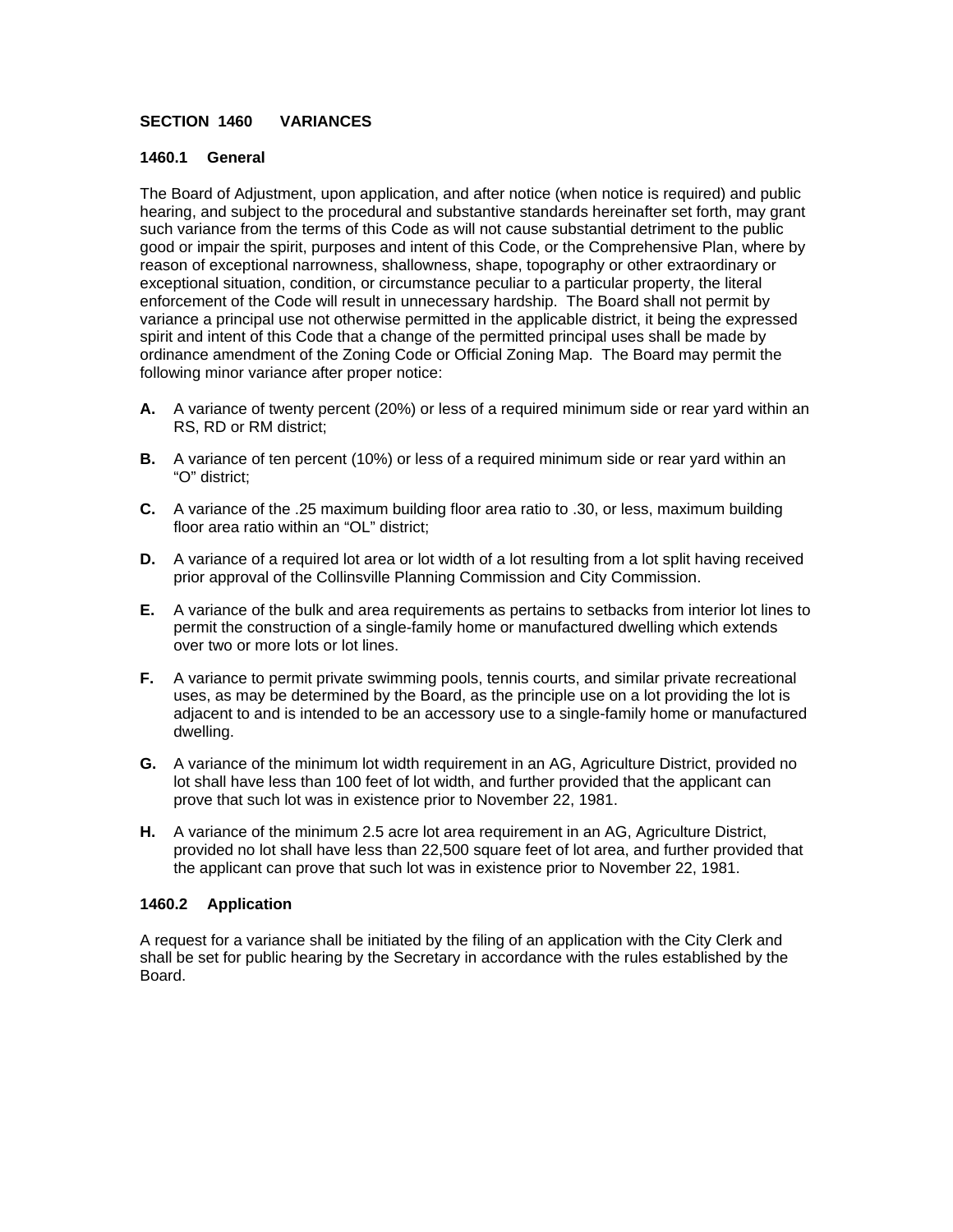## SECTION 1460 VARIANCES

### 1460.1 General

The Board of Adjustment, upon application, and after notice (when notice is required) and public hearing, and subject to the procedural and substantive standards hereinafter set forth, may grant such variance from the terms of this Code as will not cause substantial detriment to the public good or impair the spirit, purposes and intent of this Code, or the Comprehensive Plan, where by reason of exceptional narrowness, shallowness, shape, topography or other extraordinary or exceptional situation, condition, or circumstance peculiar to a particular property, the literal enforcement of the Code will result in unnecessary hardship. The Board shall not permit by variance a principal use not otherwise permitted in the applicable district, it being the expressed spirit and intent of this Code that a change of the permitted principal uses shall be made by ordinance amendment of the Zoning Code or Official Zoning Map. The Board may permit the following minor variance after proper notice:

**A.** A variance of twenty percent (20%) or less of a required minimum side or rear yard within an RS, RD or RM district;

**B.** A variance of ten percent (10%) or less of a required minimum side or rear yard within an "O" district;

**C.** A variance of the .25 maximum building floor area ratio to .30, or less, maximum building floor area ratio within an "OL" district;

**D.** A variance of a required lot area or lot width of a lot resulting from a lot split having received prior approval of the Collinsville Planning Commission and City Commission.

**E.** A variance of the bulk and area requirements as pertains to setbacks from interior lot lines to permit the construction of a single-family home or manufactured dwelling which extends over two or more lots or lot lines.

**F.** A variance to permit private swimming pools, tennis courts, and similar private recreational uses, as may be determined by the Board, as the principle use on a lot providing the lot is adjacent to and is intended to be an accessory use to a single-family home or manufactured dwelling.

**G.** A variance of the minimum lot width requirement in an AG, Agriculture District, provided no lot shall have less than 100 feet of lot width, and further provided that the applicant can prove that such lot was in existence prior to November 22, 1981.

**H.** A variance of the minimum 2.5 acre lot area requirement in an AG, Agriculture District, provided no lot shall have less than 22,500 square feet of lot area, and further provided that the applicant can prove that such lot was in existence prior to November 22, 1981.

### 1460.2 Application

A request for a variance shall be initiated by the filing of an application with the City Clerk and shall be set for public hearing by the Secretary in accordance with the rules established by the Board.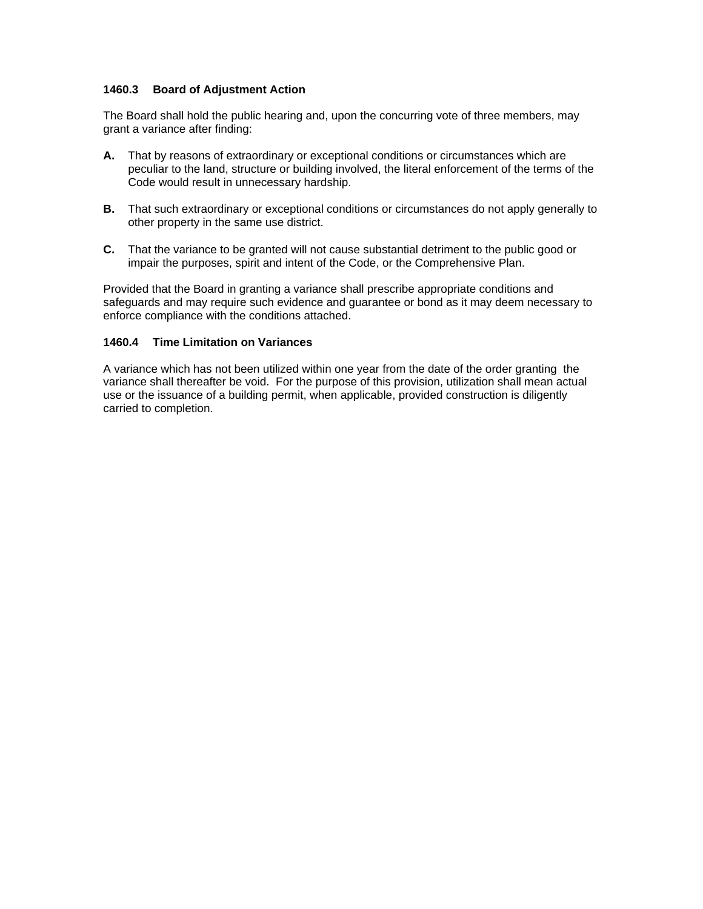### 1460.3 Board of Adjustment Action

The Board shall hold the public hearing and, upon the concurring vote of three members, may grant a variance after finding:

**A.** That by reasons of extraordinary or exceptional conditions or circumstances which are peculiar to the land, structure or building involved, the literal enforcement of the terms of the Code would result in unnecessary hardship.

**B.** That such extraordinary or exceptional conditions or circumstances do not apply generally to other property in the same use district.

**C.** That the variance to be granted will not cause substantial detriment to the public good or impair the purposes, spirit and intent of the Code, or the Comprehensive Plan.

Provided that the Board in granting a variance shall prescribe appropriate conditions and safeguards and may require such evidence and guarantee or bond as it may deem necessary to enforce compliance with the conditions attached.

### 1460.4 Time Limitation on Variances

A variance which has not been utilized within one year from the date of the order granting the variance shall thereafter be void. For the purpose of this provision, utilization shall mean actual use or the issuance of a building permit, when applicable, provided construction is diligently carried to completion.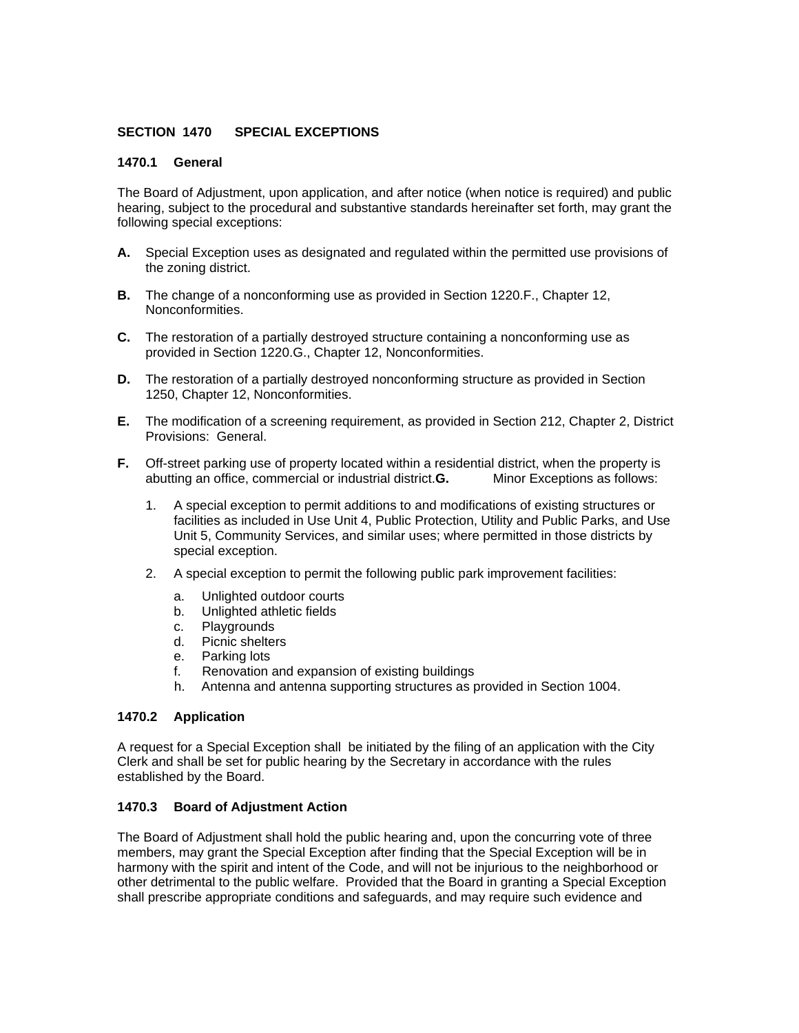## SECTION 1470 SPECIAL EXCEPTIONS

### 1470.1 General

The Board of Adjustment, upon application, and after notice (when notice is required) and public hearing, subject to the procedural and substantive standards hereinafter set forth, may grant the following special exceptions:

**A.** Special Exception uses as designated and regulated within the permitted use provisions of the zoning district.

**B.** The change of a nonconforming use as provided in Section 1220.F., Chapter 12, Nonconformities.

**C.** The restoration of a partially destroyed structure containing a nonconforming use as provided in Section 1220.G., Chapter 12, Nonconformities.

**D.** The restoration of a partially destroyed nonconforming structure as provided in Section 1250, Chapter 12, Nonconformities.

**E.** The modification of a screening requirement, as provided in Section 212, Chapter 2, District Provisions: General.

**F.** Off-street parking use of property located within a residential district, when the property is abutting an office, commercial or industrial district.

**G.** Minor Exceptions as follows:

1. A special exception to permit additions to and modifications of existing structures or facilities as included in Use Unit 4, Public Protection, Utility and Public Parks, and Use Unit 5, Community Services, and similar uses; where permitted in those districts by special exception.
2. A special exception to permit the following public park improvement facilities:
   - a. Unlighted outdoor courts
   - b. Unlighted athletic fields
   - c. Playgrounds
   - d. Picnic shelters
   - e. Parking lots
   - f. Renovation and expansion of existing buildings
   - h. Antenna and antenna supporting structures as provided in Section 1004.

### 1470.2 Application

A request for a Special Exception shall be initiated by the filing of an application with the City Clerk and shall be set for public hearing by the Secretary in accordance with the rules established by the Board.

### 1470.3 Board of Adjustment Action

The Board of Adjustment shall hold the public hearing and, upon the concurring vote of three members, may grant the Special Exception after finding that the Special Exception will be in harmony with the spirit and intent of the Code, and will not be injurious to the neighborhood or other detrimental to the public welfare. Provided that the Board in granting a Special Exception shall prescribe appropriate conditions and safeguards, and may require such evidence and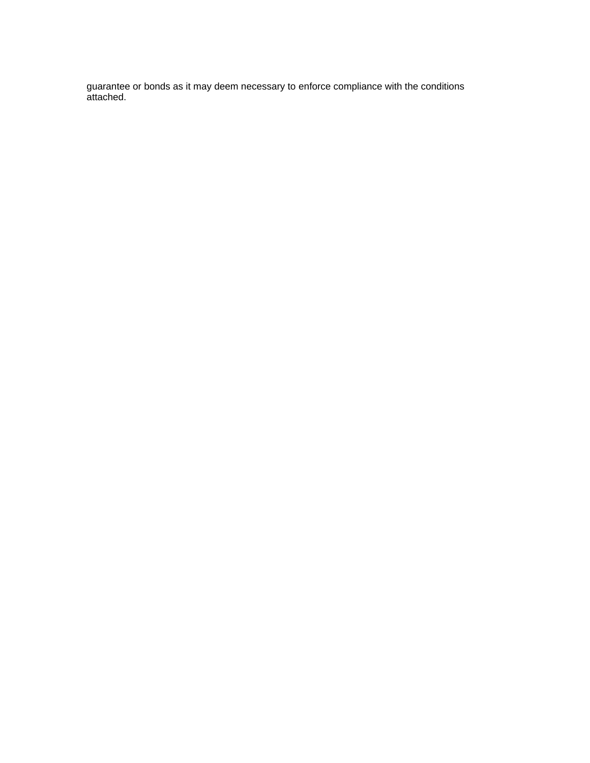guarantee or bonds as it may deem necessary to enforce compliance with the conditions attached.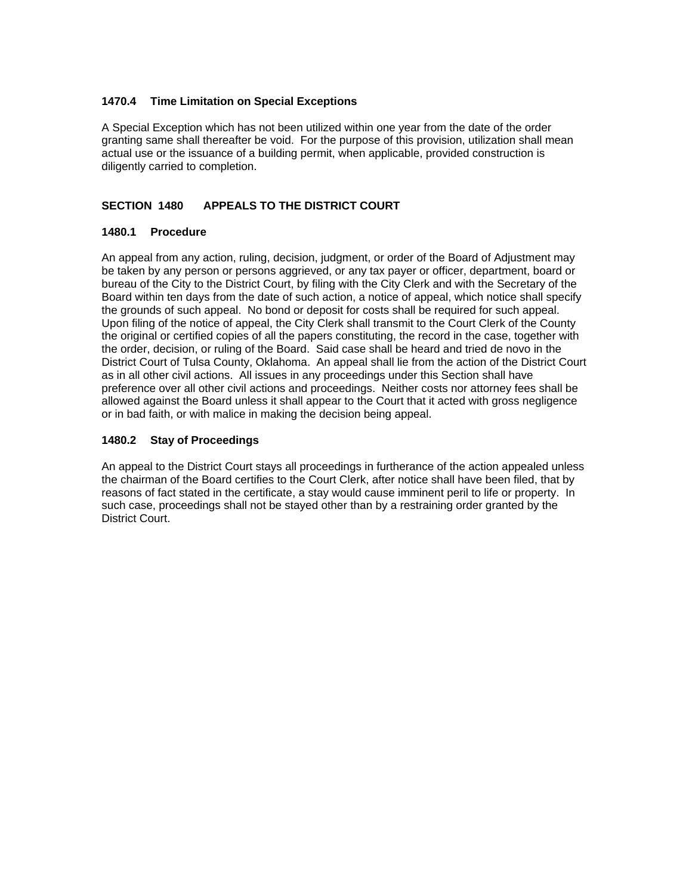### 1470.4 Time Limitation on Special Exceptions

A Special Exception which has not been utilized within one year from the date of the order granting same shall thereafter be void. For the purpose of this provision, utilization shall mean actual use or the issuance of a building permit, when applicable, provided construction is diligently carried to completion.

## SECTION 1480 APPEALS TO THE DISTRICT COURT

### 1480.1 Procedure

An appeal from any action, ruling, decision, judgment, or order of the Board of Adjustment may be taken by any person or persons aggrieved, or any tax payer or officer, department, board or bureau of the City to the District Court, by filing with the City Clerk and with the Secretary of the Board within ten days from the date of such action, a notice of appeal, which notice shall specify the grounds of such appeal. No bond or deposit for costs shall be required for such appeal. Upon filing of the notice of appeal, the City Clerk shall transmit to the Court Clerk of the County the original or certified copies of all the papers constituting, the record in the case, together with the order, decision, or ruling of the Board. Said case shall be heard and tried de novo in the District Court of Tulsa County, Oklahoma. An appeal shall lie from the action of the District Court as in all other civil actions. All issues in any proceedings under this Section shall have preference over all other civil actions and proceedings. Neither costs nor attorney fees shall be allowed against the Board unless it shall appear to the Court that it acted with gross negligence or in bad faith, or with malice in making the decision being appeal.

### 1480.2 Stay of Proceedings

An appeal to the District Court stays all proceedings in furtherance of the action appealed unless the chairman of the Board certifies to the Court Clerk, after notice shall have been filed, that by reasons of fact stated in the certificate, a stay would cause imminent peril to life or property. In such case, proceedings shall not be stayed other than by a restraining order granted by the District Court.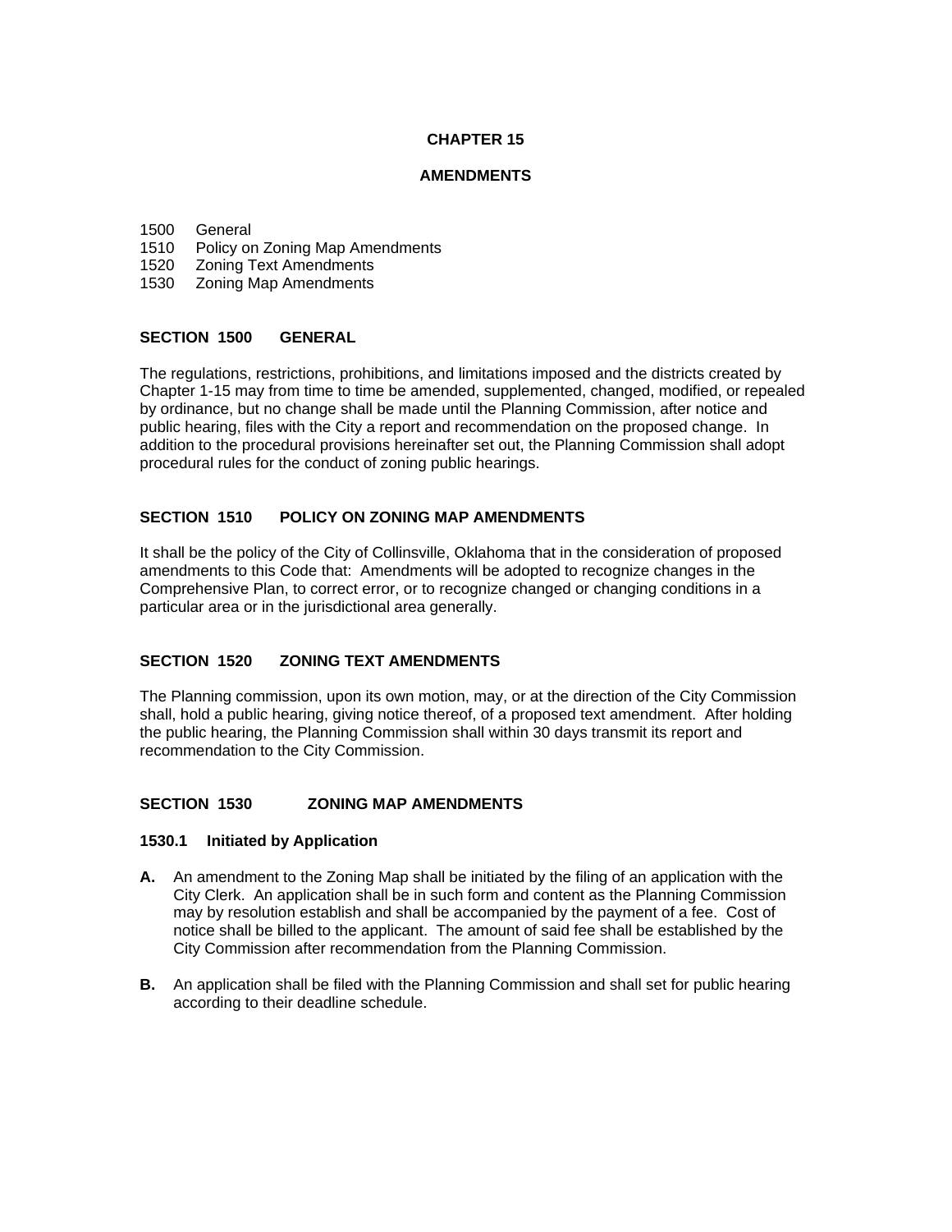# CHAPTER 15

## AMENDMENTS

1500 General
1510 Policy on Zoning Map Amendments
1520 Zoning Text Amendments
1530 Zoning Map Amendments

### SECTION 1500 GENERAL

The regulations, restrictions, prohibitions, and limitations imposed and the districts created by Chapter 1-15 may from time to time be amended, supplemented, changed, modified, or repealed by ordinance, but no change shall be made until the Planning Commission, after notice and public hearing, files with the City a report and recommendation on the proposed change. In addition to the procedural provisions hereinafter set out, the Planning Commission shall adopt procedural rules for the conduct of zoning public hearings.

### SECTION 1510 POLICY ON ZONING MAP AMENDMENTS

It shall be the policy of the City of Collinsville, Oklahoma that in the consideration of proposed amendments to this Code that: Amendments will be adopted to recognize changes in the Comprehensive Plan, to correct error, or to recognize changed or changing conditions in a particular area or in the jurisdictional area generally.

### SECTION 1520 ZONING TEXT AMENDMENTS

The Planning commission, upon its own motion, may, or at the direction of the City Commission shall, hold a public hearing, giving notice thereof, of a proposed text amendment. After holding the public hearing, the Planning Commission shall within 30 days transmit its report and recommendation to the City Commission.

### SECTION 1530 ZONING MAP AMENDMENTS

**1530.1 Initiated by Application**

**A.** An amendment to the Zoning Map shall be initiated by the filing of an application with the City Clerk. An application shall be in such form and content as the Planning Commission may by resolution establish and shall be accompanied by the payment of a fee. Cost of notice shall be billed to the applicant. The amount of said fee shall be established by the City Commission after recommendation from the Planning Commission.

**B.** An application shall be filed with the Planning Commission and shall set for public hearing according to their deadline schedule.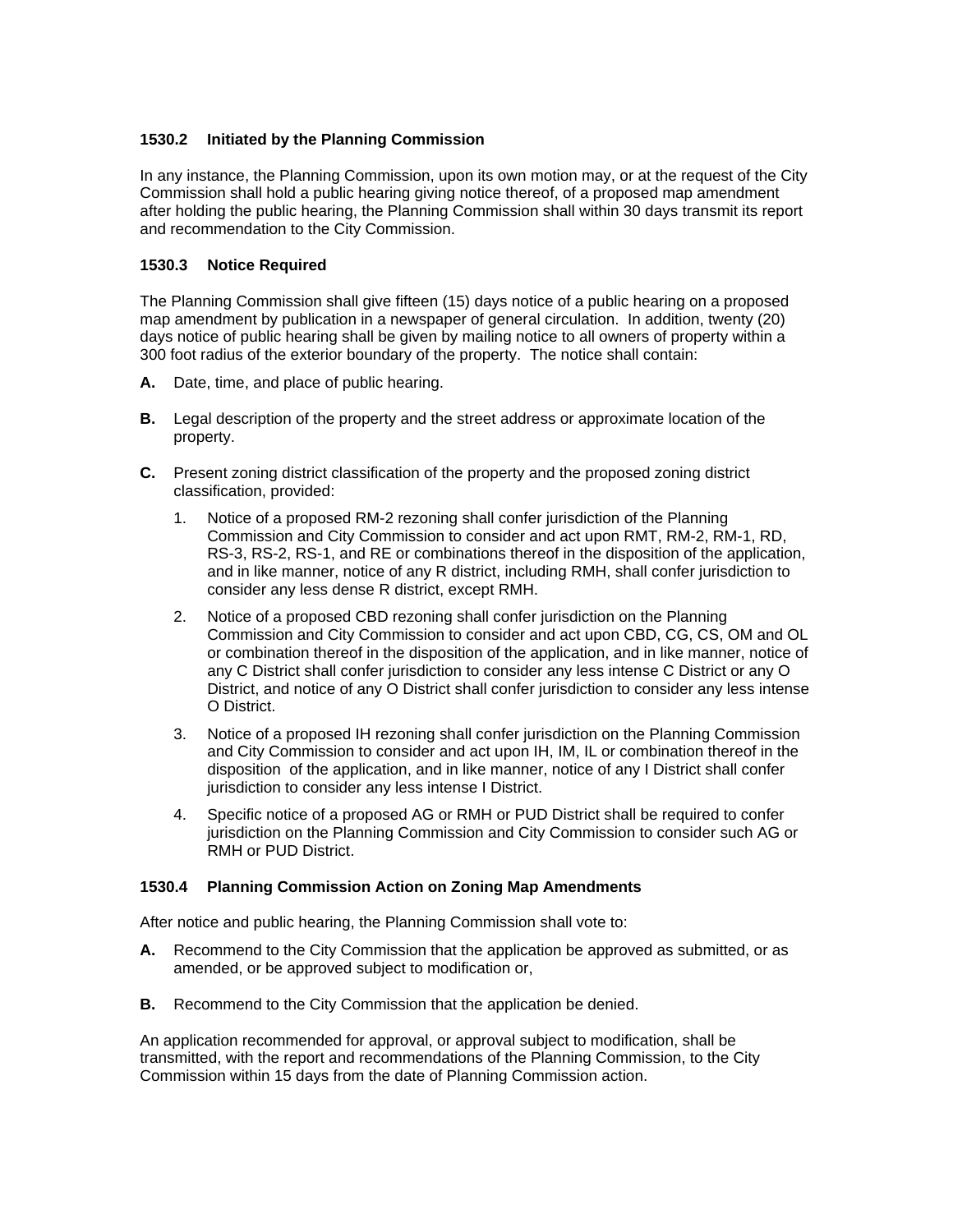**1530.2 Initiated by the Planning Commission**

In any instance, the Planning Commission, upon its own motion may, or at the request of the City Commission shall hold a public hearing giving notice thereof, of a proposed map amendment after holding the public hearing, the Planning Commission shall within 30 days transmit its report and recommendation to the City Commission.

**1530.3 Notice Required**

The Planning Commission shall give fifteen (15) days notice of a public hearing on a proposed map amendment by publication in a newspaper of general circulation. In addition, twenty (20) days notice of public hearing shall be given by mailing notice to all owners of property within a 300 foot radius of the exterior boundary of the property. The notice shall contain:

**A.** Date, time, and place of public hearing.

**B.** Legal description of the property and the street address or approximate location of the property.

**C.** Present zoning district classification of the property and the proposed zoning district classification, provided:

1. Notice of a proposed RM-2 rezoning shall confer jurisdiction of the Planning Commission and City Commission to consider and act upon RMT, RM-2, RM-1, RD, RS-3, RS-2, RS-1, and RE or combinations thereof in the disposition of the application, and in like manner, notice of any R district, including RMH, shall confer jurisdiction to consider any less dense R district, except RMH.

2. Notice of a proposed CBD rezoning shall confer jurisdiction on the Planning Commission and City Commission to consider and act upon CBD, CG, CS, OM and OL or combination thereof in the disposition of the application, and in like manner, notice of any C District shall confer jurisdiction to consider any less intense C District or any O District, and notice of any O District shall confer jurisdiction to consider any less intense O District.

3. Notice of a proposed IH rezoning shall confer jurisdiction on the Planning Commission and City Commission to consider and act upon IH, IM, IL or combination thereof in the disposition of the application, and in like manner, notice of any I District shall confer jurisdiction to consider any less intense I District.

4. Specific notice of a proposed AG or RMH or PUD District shall be required to confer jurisdiction on the Planning Commission and City Commission to consider such AG or RMH or PUD District.

**1530.4 Planning Commission Action on Zoning Map Amendments**

After notice and public hearing, the Planning Commission shall vote to:

**A.** Recommend to the City Commission that the application be approved as submitted, or as amended, or be approved subject to modification or,

**B.** Recommend to the City Commission that the application be denied.

An application recommended for approval, or approval subject to modification, shall be transmitted, with the report and recommendations of the Planning Commission, to the City Commission within 15 days from the date of Planning Commission action.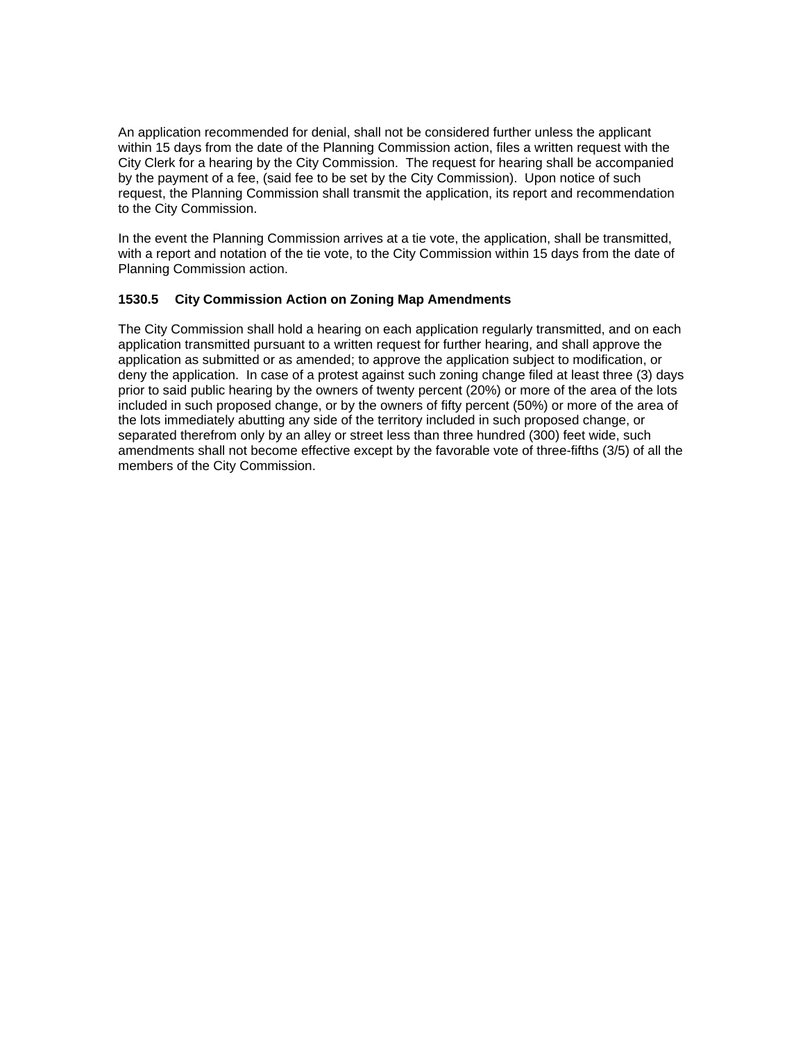An application recommended for denial, shall not be considered further unless the applicant within 15 days from the date of the Planning Commission action, files a written request with the City Clerk for a hearing by the City Commission. The request for hearing shall be accompanied by the payment of a fee, (said fee to be set by the City Commission). Upon notice of such request, the Planning Commission shall transmit the application, its report and recommendation to the City Commission.

In the event the Planning Commission arrives at a tie vote, the application, shall be transmitted, with a report and notation of the tie vote, to the City Commission within 15 days from the date of Planning Commission action.

### 1530.5 City Commission Action on Zoning Map Amendments

The City Commission shall hold a hearing on each application regularly transmitted, and on each application transmitted pursuant to a written request for further hearing, and shall approve the application as submitted or as amended; to approve the application subject to modification, or deny the application. In case of a protest against such zoning change filed at least three (3) days prior to said public hearing by the owners of twenty percent (20%) or more of the area of the lots included in such proposed change, or by the owners of fifty percent (50%) or more of the area of the lots immediately abutting any side of the territory included in such proposed change, or separated therefrom only by an alley or street less than three hundred (300) feet wide, such amendments shall not become effective except by the favorable vote of three-fifths (3/5) of all the members of the City Commission.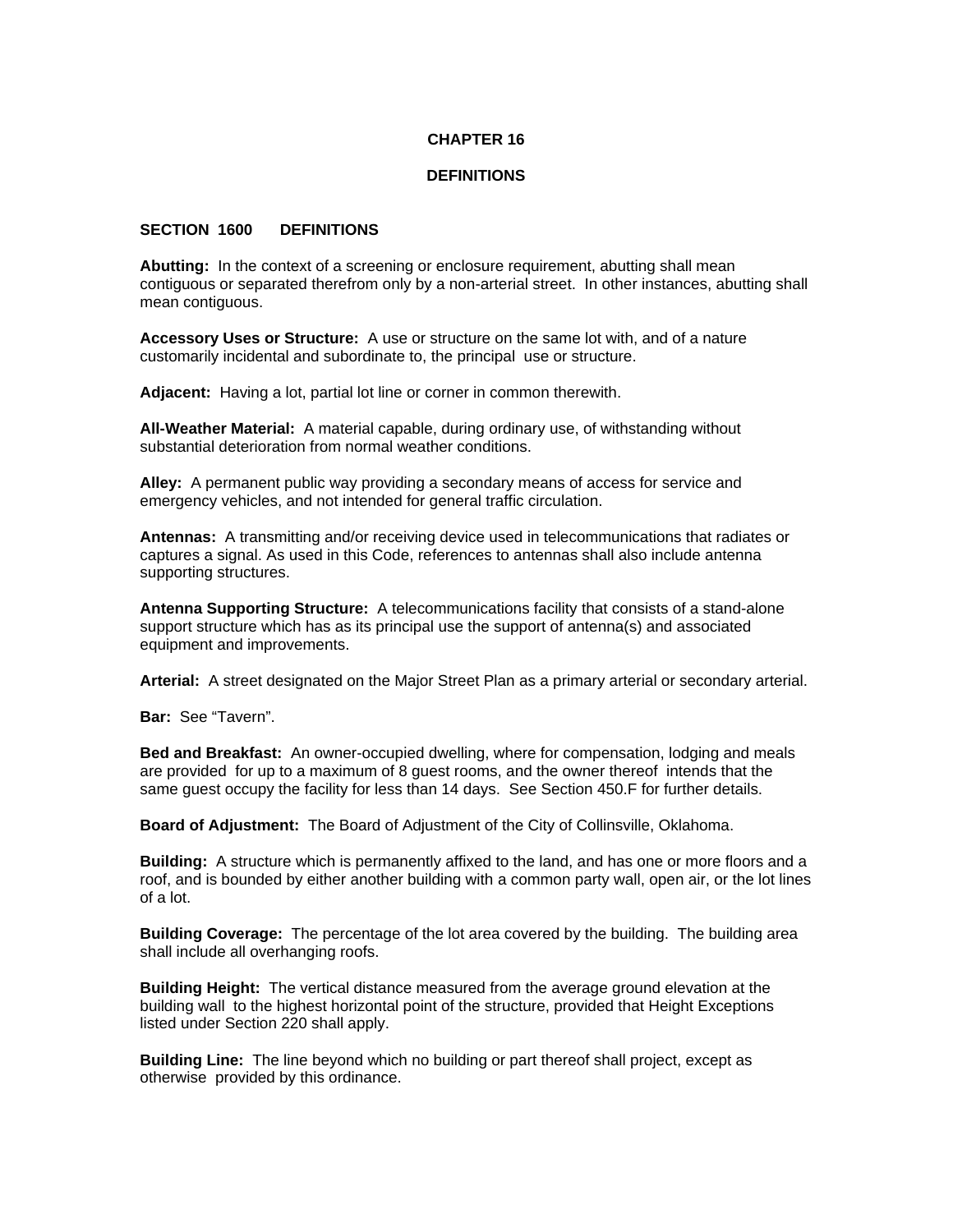# CHAPTER 16

# DEFINITIONS

## SECTION 1600 DEFINITIONS

**Abutting:** In the context of a screening or enclosure requirement, abutting shall mean contiguous or separated therefrom only by a non-arterial street. In other instances, abutting shall mean contiguous.

**Accessory Uses or Structure:** A use or structure on the same lot with, and of a nature customarily incidental and subordinate to, the principal use or structure.

**Adjacent:** Having a lot, partial lot line or corner in common therewith.

**All-Weather Material:** A material capable, during ordinary use, of withstanding without substantial deterioration from normal weather conditions.

**Alley:** A permanent public way providing a secondary means of access for service and emergency vehicles, and not intended for general traffic circulation.

**Antennas:** A transmitting and/or receiving device used in telecommunications that radiates or captures a signal. As used in this Code, references to antennas shall also include antenna supporting structures.

**Antenna Supporting Structure:** A telecommunications facility that consists of a stand-alone support structure which has as its principal use the support of antenna(s) and associated equipment and improvements.

**Arterial:** A street designated on the Major Street Plan as a primary arterial or secondary arterial.

**Bar:** See "Tavern".

**Bed and Breakfast:** An owner-occupied dwelling, where for compensation, lodging and meals are provided for up to a maximum of 8 guest rooms, and the owner thereof intends that the same guest occupy the facility for less than 14 days. See Section 450.F for further details.

**Board of Adjustment:** The Board of Adjustment of the City of Collinsville, Oklahoma.

**Building:** A structure which is permanently affixed to the land, and has one or more floors and a roof, and is bounded by either another building with a common party wall, open air, or the lot lines of a lot.

**Building Coverage:** The percentage of the lot area covered by the building. The building area shall include all overhanging roofs.

**Building Height:** The vertical distance measured from the average ground elevation at the building wall to the highest horizontal point of the structure, provided that Height Exceptions listed under Section 220 shall apply.

**Building Line:** The line beyond which no building or part thereof shall project, except as otherwise provided by this ordinance.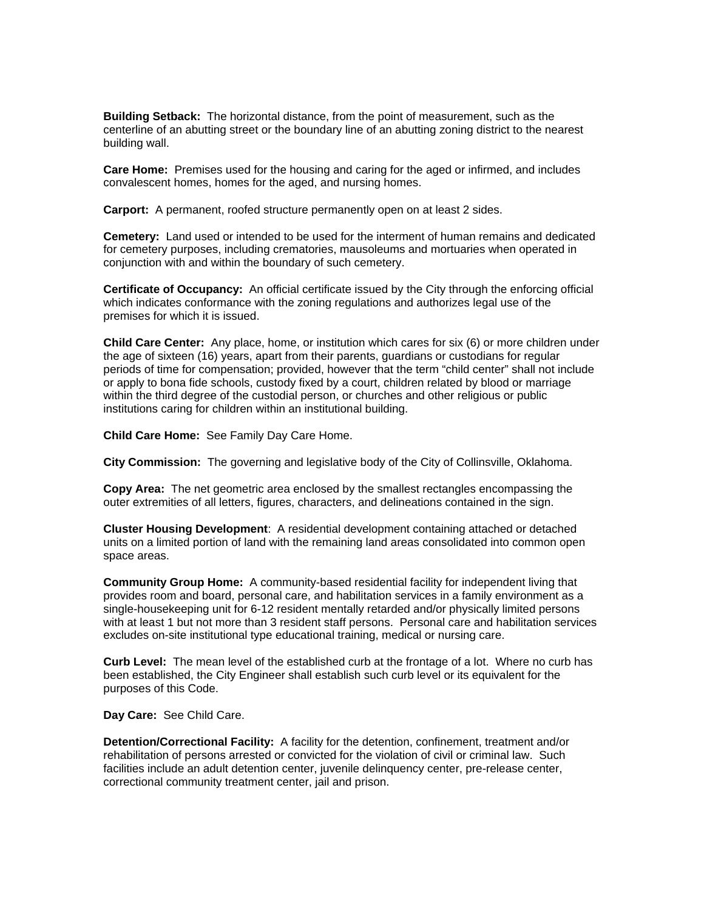**Building Setback:** The horizontal distance, from the point of measurement, such as the centerline of an abutting street or the boundary line of an abutting zoning district to the nearest building wall.

**Care Home:** Premises used for the housing and caring for the aged or infirmed, and includes convalescent homes, homes for the aged, and nursing homes.

**Carport:** A permanent, roofed structure permanently open on at least 2 sides.

**Cemetery:** Land used or intended to be used for the interment of human remains and dedicated for cemetery purposes, including crematories, mausoleums and mortuaries when operated in conjunction with and within the boundary of such cemetery.

**Certificate of Occupancy:** An official certificate issued by the City through the enforcing official which indicates conformance with the zoning regulations and authorizes legal use of the premises for which it is issued.

**Child Care Center:** Any place, home, or institution which cares for six (6) or more children under the age of sixteen (16) years, apart from their parents, guardians or custodians for regular periods of time for compensation; provided, however that the term "child center" shall not include or apply to bona fide schools, custody fixed by a court, children related by blood or marriage within the third degree of the custodial person, or churches and other religious or public institutions caring for children within an institutional building.

**Child Care Home:** See Family Day Care Home.

**City Commission:** The governing and legislative body of the City of Collinsville, Oklahoma.

**Copy Area:** The net geometric area enclosed by the smallest rectangles encompassing the outer extremities of all letters, figures, characters, and delineations contained in the sign.

**Cluster Housing Development**: A residential development containing attached or detached units on a limited portion of land with the remaining land areas consolidated into common open space areas.

**Community Group Home:** A community-based residential facility for independent living that provides room and board, personal care, and habilitation services in a family environment as a single-housekeeping unit for 6-12 resident mentally retarded and/or physically limited persons with at least 1 but not more than 3 resident staff persons. Personal care and habilitation services excludes on-site institutional type educational training, medical or nursing care.

**Curb Level:** The mean level of the established curb at the frontage of a lot. Where no curb has been established, the City Engineer shall establish such curb level or its equivalent for the purposes of this Code.

**Day Care:** See Child Care.

**Detention/Correctional Facility:** A facility for the detention, confinement, treatment and/or rehabilitation of persons arrested or convicted for the violation of civil or criminal law. Such facilities include an adult detention center, juvenile delinquency center, pre-release center, correctional community treatment center, jail and prison.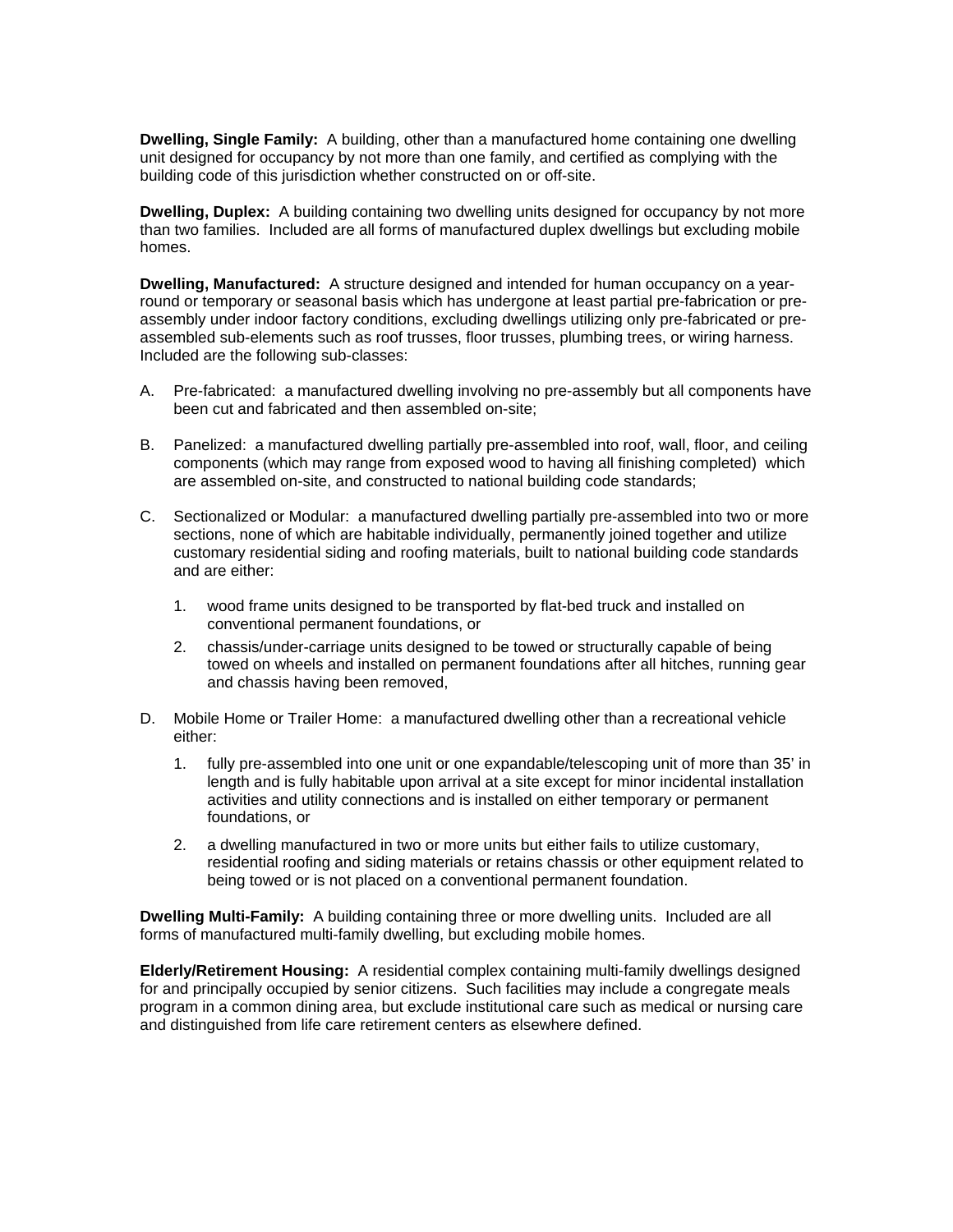**Dwelling, Single Family:** A building, other than a manufactured home containing one dwelling unit designed for occupancy by not more than one family, and certified as complying with the building code of this jurisdiction whether constructed on or off-site.

**Dwelling, Duplex:** A building containing two dwelling units designed for occupancy by not more than two families. Included are all forms of manufactured duplex dwellings but excluding mobile homes.

**Dwelling, Manufactured:** A structure designed and intended for human occupancy on a year-round or temporary or seasonal basis which has undergone at least partial pre-fabrication or pre-assembly under indoor factory conditions, excluding dwellings utilizing only pre-fabricated or pre-assembled sub-elements such as roof trusses, floor trusses, plumbing trees, or wiring harness. Included are the following sub-classes:

A. Pre-fabricated: a manufactured dwelling involving no pre-assembly but all components have been cut and fabricated and then assembled on-site;

B. Panelized: a manufactured dwelling partially pre-assembled into roof, wall, floor, and ceiling components (which may range from exposed wood to having all finishing completed) which are assembled on-site, and constructed to national building code standards;

C. Sectionalized or Modular: a manufactured dwelling partially pre-assembled into two or more sections, none of which are habitable individually, permanently joined together and utilize customary residential siding and roofing materials, built to national building code standards and are either:

   1. wood frame units designed to be transported by flat-bed truck and installed on conventional permanent foundations, or

   2. chassis/under-carriage units designed to be towed or structurally capable of being towed on wheels and installed on permanent foundations after all hitches, running gear and chassis having been removed,

D. Mobile Home or Trailer Home: a manufactured dwelling other than a recreational vehicle either:

   1. fully pre-assembled into one unit or one expandable/telescoping unit of more than 35' in length and is fully habitable upon arrival at a site except for minor incidental installation activities and utility connections and is installed on either temporary or permanent foundations, or

   2. a dwelling manufactured in two or more units but either fails to utilize customary, residential roofing and siding materials or retains chassis or other equipment related to being towed or is not placed on a conventional permanent foundation.

**Dwelling Multi-Family:** A building containing three or more dwelling units. Included are all forms of manufactured multi-family dwelling, but excluding mobile homes.

**Elderly/Retirement Housing:** A residential complex containing multi-family dwellings designed for and principally occupied by senior citizens. Such facilities may include a congregate meals program in a common dining area, but exclude institutional care such as medical or nursing care and distinguished from life care retirement centers as elsewhere defined.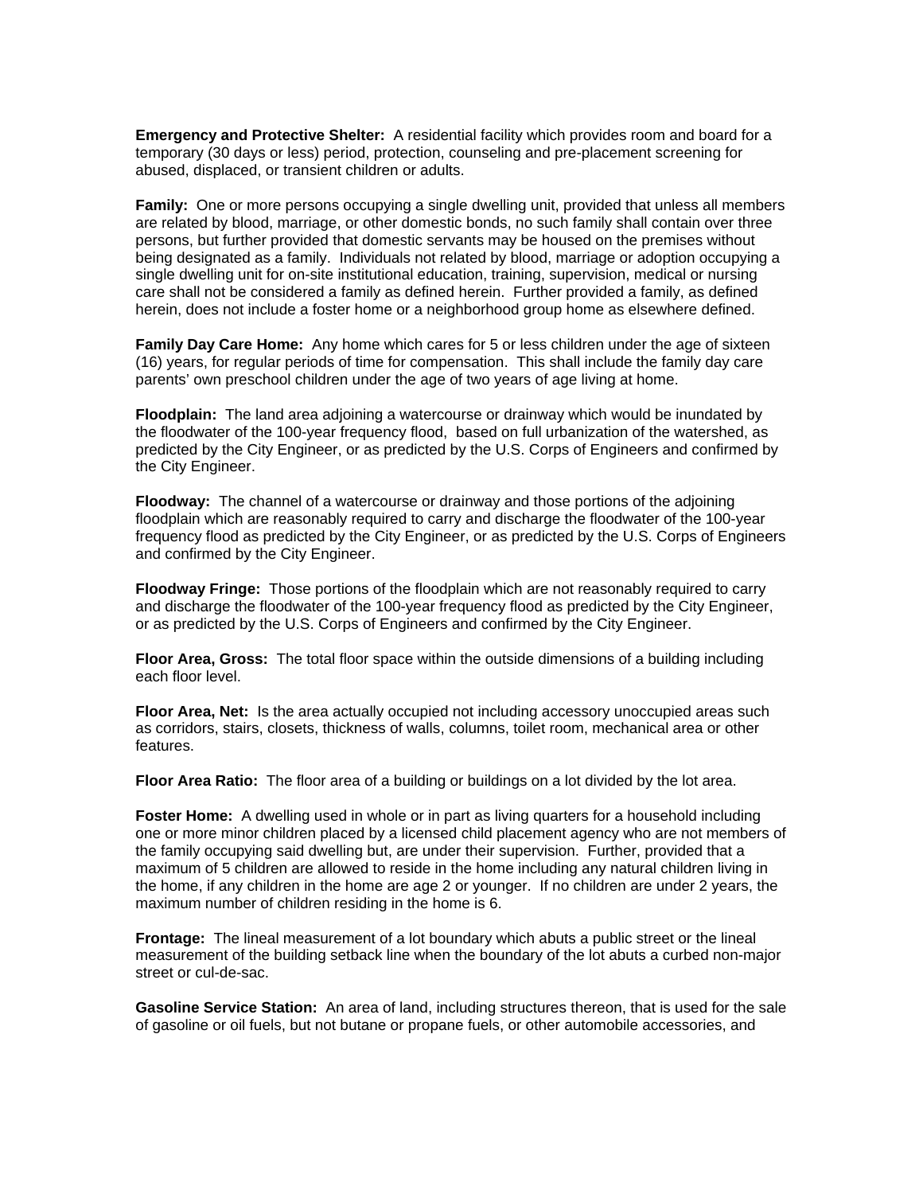**Emergency and Protective Shelter:** A residential facility which provides room and board for a temporary (30 days or less) period, protection, counseling and pre-placement screening for abused, displaced, or transient children or adults.

**Family:** One or more persons occupying a single dwelling unit, provided that unless all members are related by blood, marriage, or other domestic bonds, no such family shall contain over three persons, but further provided that domestic servants may be housed on the premises without being designated as a family. Individuals not related by blood, marriage or adoption occupying a single dwelling unit for on-site institutional education, training, supervision, medical or nursing care shall not be considered a family as defined herein. Further provided a family, as defined herein, does not include a foster home or a neighborhood group home as elsewhere defined.

**Family Day Care Home:** Any home which cares for 5 or less children under the age of sixteen (16) years, for regular periods of time for compensation. This shall include the family day care parents' own preschool children under the age of two years of age living at home.

**Floodplain:** The land area adjoining a watercourse or drainway which would be inundated by the floodwater of the 100-year frequency flood, based on full urbanization of the watershed, as predicted by the City Engineer, or as predicted by the U.S. Corps of Engineers and confirmed by the City Engineer.

**Floodway:** The channel of a watercourse or drainway and those portions of the adjoining floodplain which are reasonably required to carry and discharge the floodwater of the 100-year frequency flood as predicted by the City Engineer, or as predicted by the U.S. Corps of Engineers and confirmed by the City Engineer.

**Floodway Fringe:** Those portions of the floodplain which are not reasonably required to carry and discharge the floodwater of the 100-year frequency flood as predicted by the City Engineer, or as predicted by the U.S. Corps of Engineers and confirmed by the City Engineer.

**Floor Area, Gross:** The total floor space within the outside dimensions of a building including each floor level.

**Floor Area, Net:** Is the area actually occupied not including accessory unoccupied areas such as corridors, stairs, closets, thickness of walls, columns, toilet room, mechanical area or other features.

**Floor Area Ratio:** The floor area of a building or buildings on a lot divided by the lot area.

**Foster Home:** A dwelling used in whole or in part as living quarters for a household including one or more minor children placed by a licensed child placement agency who are not members of the family occupying said dwelling but, are under their supervision. Further, provided that a maximum of 5 children are allowed to reside in the home including any natural children living in the home, if any children in the home are age 2 or younger. If no children are under 2 years, the maximum number of children residing in the home is 6.

**Frontage:** The lineal measurement of a lot boundary which abuts a public street or the lineal measurement of the building setback line when the boundary of the lot abuts a curbed non-major street or cul-de-sac.

**Gasoline Service Station:** An area of land, including structures thereon, that is used for the sale of gasoline or oil fuels, but not butane or propane fuels, or other automobile accessories, and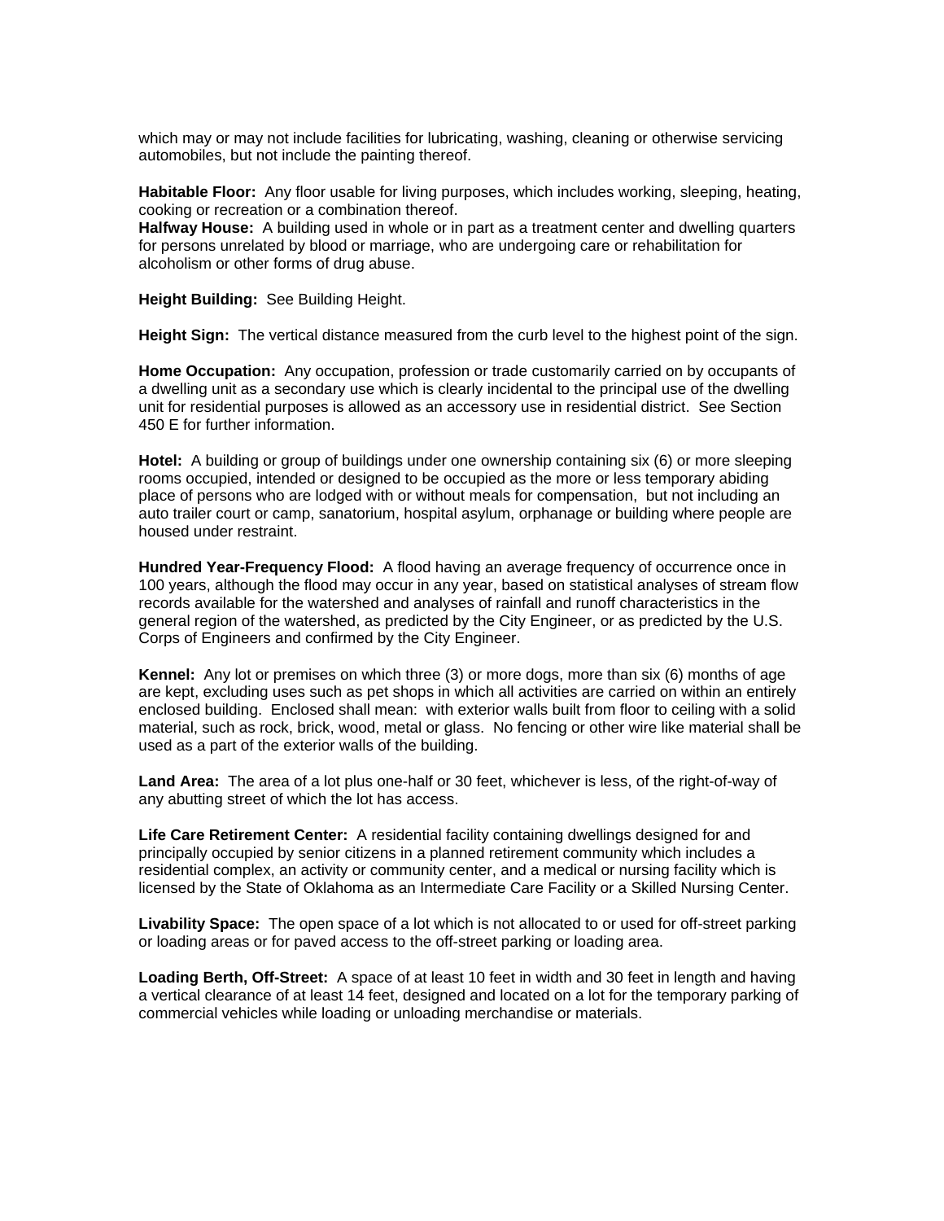which may or may not include facilities for lubricating, washing, cleaning or otherwise servicing automobiles, but not include the painting thereof.

**Habitable Floor:** Any floor usable for living purposes, which includes working, sleeping, heating, cooking or recreation or a combination thereof.
**Halfway House:** A building used in whole or in part as a treatment center and dwelling quarters for persons unrelated by blood or marriage, who are undergoing care or rehabilitation for alcoholism or other forms of drug abuse.

**Height Building:** See Building Height.

**Height Sign:** The vertical distance measured from the curb level to the highest point of the sign.

**Home Occupation:** Any occupation, profession or trade customarily carried on by occupants of a dwelling unit as a secondary use which is clearly incidental to the principal use of the dwelling unit for residential purposes is allowed as an accessory use in residential district. See Section 450 E for further information.

**Hotel:** A building or group of buildings under one ownership containing six (6) or more sleeping rooms occupied, intended or designed to be occupied as the more or less temporary abiding place of persons who are lodged with or without meals for compensation, but not including an auto trailer court or camp, sanatorium, hospital asylum, orphanage or building where people are housed under restraint.

**Hundred Year-Frequency Flood:** A flood having an average frequency of occurrence once in 100 years, although the flood may occur in any year, based on statistical analyses of stream flow records available for the watershed and analyses of rainfall and runoff characteristics in the general region of the watershed, as predicted by the City Engineer, or as predicted by the U.S. Corps of Engineers and confirmed by the City Engineer.

**Kennel:** Any lot or premises on which three (3) or more dogs, more than six (6) months of age are kept, excluding uses such as pet shops in which all activities are carried on within an entirely enclosed building. Enclosed shall mean: with exterior walls built from floor to ceiling with a solid material, such as rock, brick, wood, metal or glass. No fencing or other wire like material shall be used as a part of the exterior walls of the building.

**Land Area:** The area of a lot plus one-half or 30 feet, whichever is less, of the right-of-way of any abutting street of which the lot has access.

**Life Care Retirement Center:** A residential facility containing dwellings designed for and principally occupied by senior citizens in a planned retirement community which includes a residential complex, an activity or community center, and a medical or nursing facility which is licensed by the State of Oklahoma as an Intermediate Care Facility or a Skilled Nursing Center.

**Livability Space:** The open space of a lot which is not allocated to or used for off-street parking or loading areas or for paved access to the off-street parking or loading area.

**Loading Berth, Off-Street:** A space of at least 10 feet in width and 30 feet in length and having a vertical clearance of at least 14 feet, designed and located on a lot for the temporary parking of commercial vehicles while loading or unloading merchandise or materials.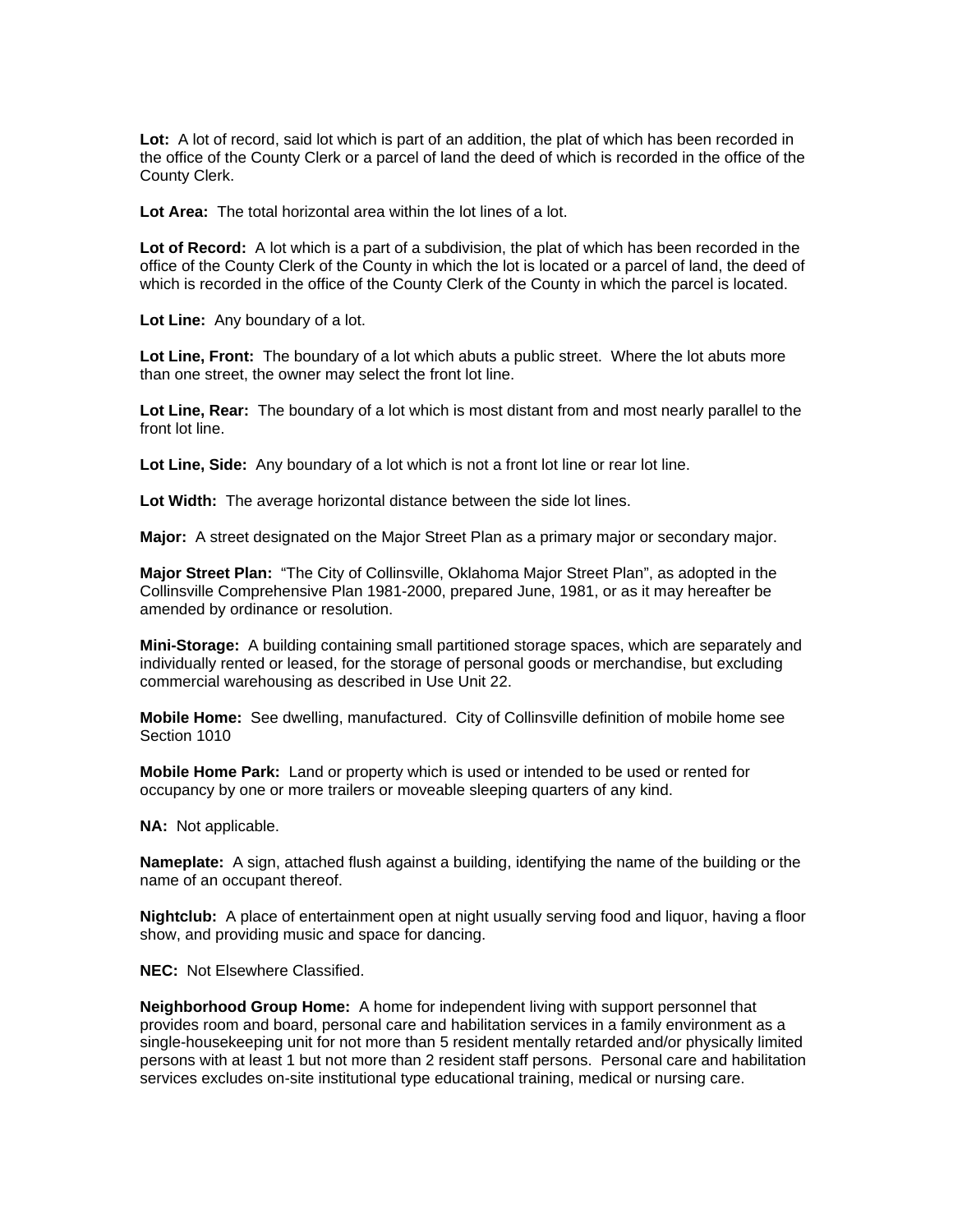**Lot:** A lot of record, said lot which is part of an addition, the plat of which has been recorded in the office of the County Clerk or a parcel of land the deed of which is recorded in the office of the County Clerk.

**Lot Area:** The total horizontal area within the lot lines of a lot.

**Lot of Record:** A lot which is a part of a subdivision, the plat of which has been recorded in the office of the County Clerk of the County in which the lot is located or a parcel of land, the deed of which is recorded in the office of the County Clerk of the County in which the parcel is located.

**Lot Line:** Any boundary of a lot.

**Lot Line, Front:** The boundary of a lot which abuts a public street. Where the lot abuts more than one street, the owner may select the front lot line.

**Lot Line, Rear:** The boundary of a lot which is most distant from and most nearly parallel to the front lot line.

**Lot Line, Side:** Any boundary of a lot which is not a front lot line or rear lot line.

**Lot Width:** The average horizontal distance between the side lot lines.

**Major:** A street designated on the Major Street Plan as a primary major or secondary major.

**Major Street Plan:** "The City of Collinsville, Oklahoma Major Street Plan", as adopted in the Collinsville Comprehensive Plan 1981-2000, prepared June, 1981, or as it may hereafter be amended by ordinance or resolution.

**Mini-Storage:** A building containing small partitioned storage spaces, which are separately and individually rented or leased, for the storage of personal goods or merchandise, but excluding commercial warehousing as described in Use Unit 22.

**Mobile Home:** See dwelling, manufactured. City of Collinsville definition of mobile home see Section 1010

**Mobile Home Park:** Land or property which is used or intended to be used or rented for occupancy by one or more trailers or moveable sleeping quarters of any kind.

**NA:** Not applicable.

**Nameplate:** A sign, attached flush against a building, identifying the name of the building or the name of an occupant thereof.

**Nightclub:** A place of entertainment open at night usually serving food and liquor, having a floor show, and providing music and space for dancing.

**NEC:** Not Elsewhere Classified.

**Neighborhood Group Home:** A home for independent living with support personnel that provides room and board, personal care and habilitation services in a family environment as a single-housekeeping unit for not more than 5 resident mentally retarded and/or physically limited persons with at least 1 but not more than 2 resident staff persons. Personal care and habilitation services excludes on-site institutional type educational training, medical or nursing care.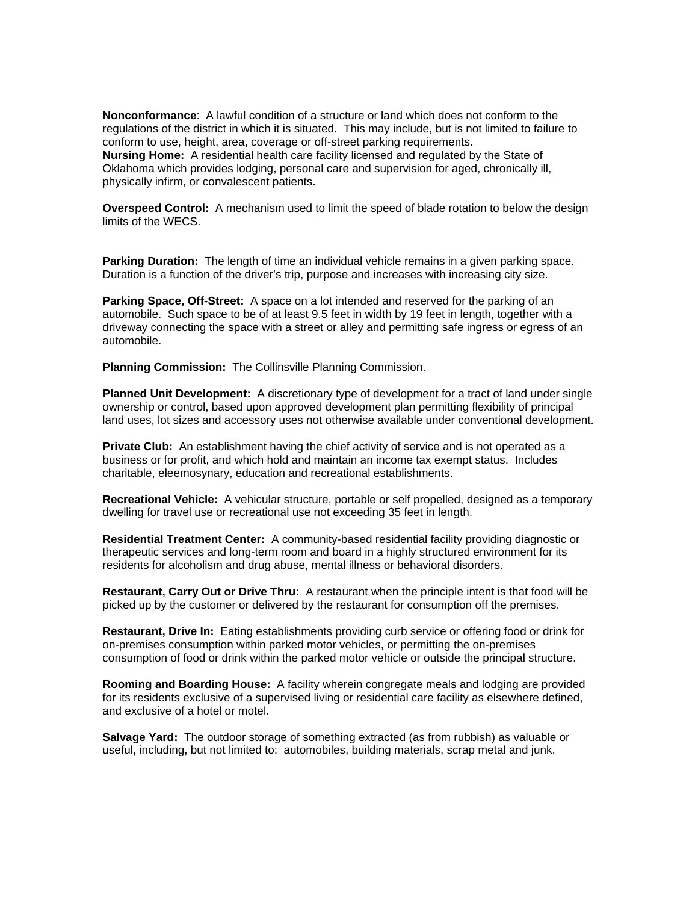**Nonconformance**: A lawful condition of a structure or land which does not conform to the regulations of the district in which it is situated. This may include, but is not limited to failure to conform to use, height, area, coverage or off-street parking requirements.
**Nursing Home:** A residential health care facility licensed and regulated by the State of Oklahoma which provides lodging, personal care and supervision for aged, chronically ill, physically infirm, or convalescent patients.

**Overspeed Control:** A mechanism used to limit the speed of blade rotation to below the design limits of the WECS.

**Parking Duration:** The length of time an individual vehicle remains in a given parking space. Duration is a function of the driver's trip, purpose and increases with increasing city size.

**Parking Space, Off-Street:** A space on a lot intended and reserved for the parking of an automobile. Such space to be of at least 9.5 feet in width by 19 feet in length, together with a driveway connecting the space with a street or alley and permitting safe ingress or egress of an automobile.

**Planning Commission:** The Collinsville Planning Commission.

**Planned Unit Development:** A discretionary type of development for a tract of land under single ownership or control, based upon approved development plan permitting flexibility of principal land uses, lot sizes and accessory uses not otherwise available under conventional development.

**Private Club:** An establishment having the chief activity of service and is not operated as a business or for profit, and which hold and maintain an income tax exempt status. Includes charitable, eleemosynary, education and recreational establishments.

**Recreational Vehicle:** A vehicular structure, portable or self propelled, designed as a temporary dwelling for travel use or recreational use not exceeding 35 feet in length.

**Residential Treatment Center:** A community-based residential facility providing diagnostic or therapeutic services and long-term room and board in a highly structured environment for its residents for alcoholism and drug abuse, mental illness or behavioral disorders.

**Restaurant, Carry Out or Drive Thru:** A restaurant when the principle intent is that food will be picked up by the customer or delivered by the restaurant for consumption off the premises.

**Restaurant, Drive In:** Eating establishments providing curb service or offering food or drink for on-premises consumption within parked motor vehicles, or permitting the on-premises consumption of food or drink within the parked motor vehicle or outside the principal structure.

**Rooming and Boarding House:** A facility wherein congregate meals and lodging are provided for its residents exclusive of a supervised living or residential care facility as elsewhere defined, and exclusive of a hotel or motel.

**Salvage Yard:** The outdoor storage of something extracted (as from rubbish) as valuable or useful, including, but not limited to: automobiles, building materials, scrap metal and junk.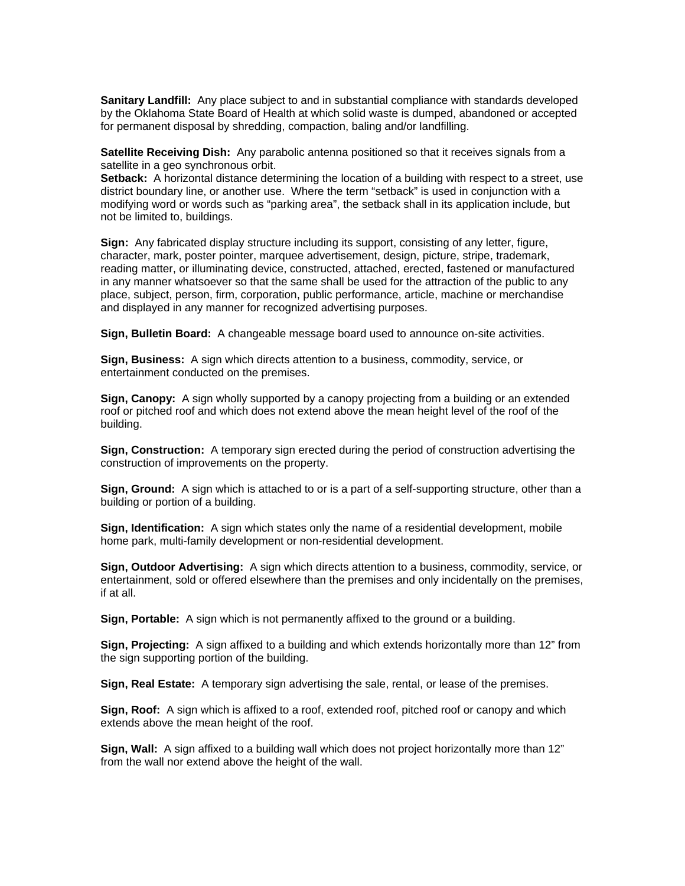**Sanitary Landfill:** Any place subject to and in substantial compliance with standards developed by the Oklahoma State Board of Health at which solid waste is dumped, abandoned or accepted for permanent disposal by shredding, compaction, baling and/or landfilling.

**Satellite Receiving Dish:** Any parabolic antenna positioned so that it receives signals from a satellite in a geo synchronous orbit.

**Setback:** A horizontal distance determining the location of a building with respect to a street, use district boundary line, or another use. Where the term "setback" is used in conjunction with a modifying word or words such as "parking area", the setback shall in its application include, but not be limited to, buildings.

**Sign:** Any fabricated display structure including its support, consisting of any letter, figure, character, mark, poster pointer, marquee advertisement, design, picture, stripe, trademark, reading matter, or illuminating device, constructed, attached, erected, fastened or manufactured in any manner whatsoever so that the same shall be used for the attraction of the public to any place, subject, person, firm, corporation, public performance, article, machine or merchandise and displayed in any manner for recognized advertising purposes.

**Sign, Bulletin Board:** A changeable message board used to announce on-site activities.

**Sign, Business:** A sign which directs attention to a business, commodity, service, or entertainment conducted on the premises.

**Sign, Canopy:** A sign wholly supported by a canopy projecting from a building or an extended roof or pitched roof and which does not extend above the mean height level of the roof of the building.

**Sign, Construction:** A temporary sign erected during the period of construction advertising the construction of improvements on the property.

**Sign, Ground:** A sign which is attached to or is a part of a self-supporting structure, other than a building or portion of a building.

**Sign, Identification:** A sign which states only the name of a residential development, mobile home park, multi-family development or non-residential development.

**Sign, Outdoor Advertising:** A sign which directs attention to a business, commodity, service, or entertainment, sold or offered elsewhere than the premises and only incidentally on the premises, if at all.

**Sign, Portable:** A sign which is not permanently affixed to the ground or a building.

**Sign, Projecting:** A sign affixed to a building and which extends horizontally more than 12" from the sign supporting portion of the building.

**Sign, Real Estate:** A temporary sign advertising the sale, rental, or lease of the premises.

**Sign, Roof:** A sign which is affixed to a roof, extended roof, pitched roof or canopy and which extends above the mean height of the roof.

**Sign, Wall:** A sign affixed to a building wall which does not project horizontally more than 12" from the wall nor extend above the height of the wall.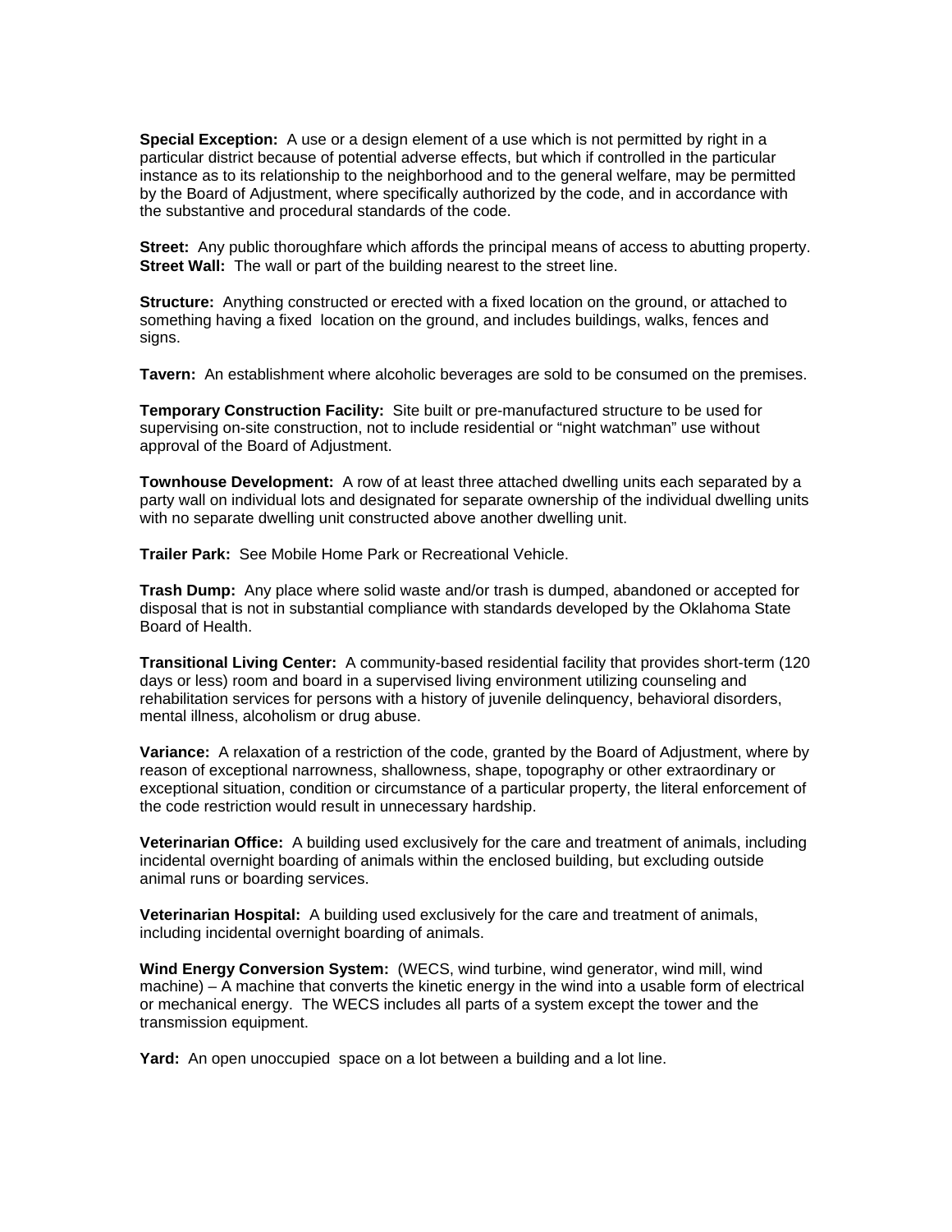**Special Exception:** A use or a design element of a use which is not permitted by right in a particular district because of potential adverse effects, but which if controlled in the particular instance as to its relationship to the neighborhood and to the general welfare, may be permitted by the Board of Adjustment, where specifically authorized by the code, and in accordance with the substantive and procedural standards of the code.

**Street:** Any public thoroughfare which affords the principal means of access to abutting property.
**Street Wall:** The wall or part of the building nearest to the street line.

**Structure:** Anything constructed or erected with a fixed location on the ground, or attached to something having a fixed location on the ground, and includes buildings, walks, fences and signs.

**Tavern:** An establishment where alcoholic beverages are sold to be consumed on the premises.

**Temporary Construction Facility:** Site built or pre-manufactured structure to be used for supervising on-site construction, not to include residential or "night watchman" use without approval of the Board of Adjustment.

**Townhouse Development:** A row of at least three attached dwelling units each separated by a party wall on individual lots and designated for separate ownership of the individual dwelling units with no separate dwelling unit constructed above another dwelling unit.

**Trailer Park:** See Mobile Home Park or Recreational Vehicle.

**Trash Dump:** Any place where solid waste and/or trash is dumped, abandoned or accepted for disposal that is not in substantial compliance with standards developed by the Oklahoma State Board of Health.

**Transitional Living Center:** A community-based residential facility that provides short-term (120 days or less) room and board in a supervised living environment utilizing counseling and rehabilitation services for persons with a history of juvenile delinquency, behavioral disorders, mental illness, alcoholism or drug abuse.

**Variance:** A relaxation of a restriction of the code, granted by the Board of Adjustment, where by reason of exceptional narrowness, shallowness, shape, topography or other extraordinary or exceptional situation, condition or circumstance of a particular property, the literal enforcement of the code restriction would result in unnecessary hardship.

**Veterinarian Office:** A building used exclusively for the care and treatment of animals, including incidental overnight boarding of animals within the enclosed building, but excluding outside animal runs or boarding services.

**Veterinarian Hospital:** A building used exclusively for the care and treatment of animals, including incidental overnight boarding of animals.

**Wind Energy Conversion System:** (WECS, wind turbine, wind generator, wind mill, wind machine) – A machine that converts the kinetic energy in the wind into a usable form of electrical or mechanical energy. The WECS includes all parts of a system except the tower and the transmission equipment.

**Yard:** An open unoccupied space on a lot between a building and a lot line.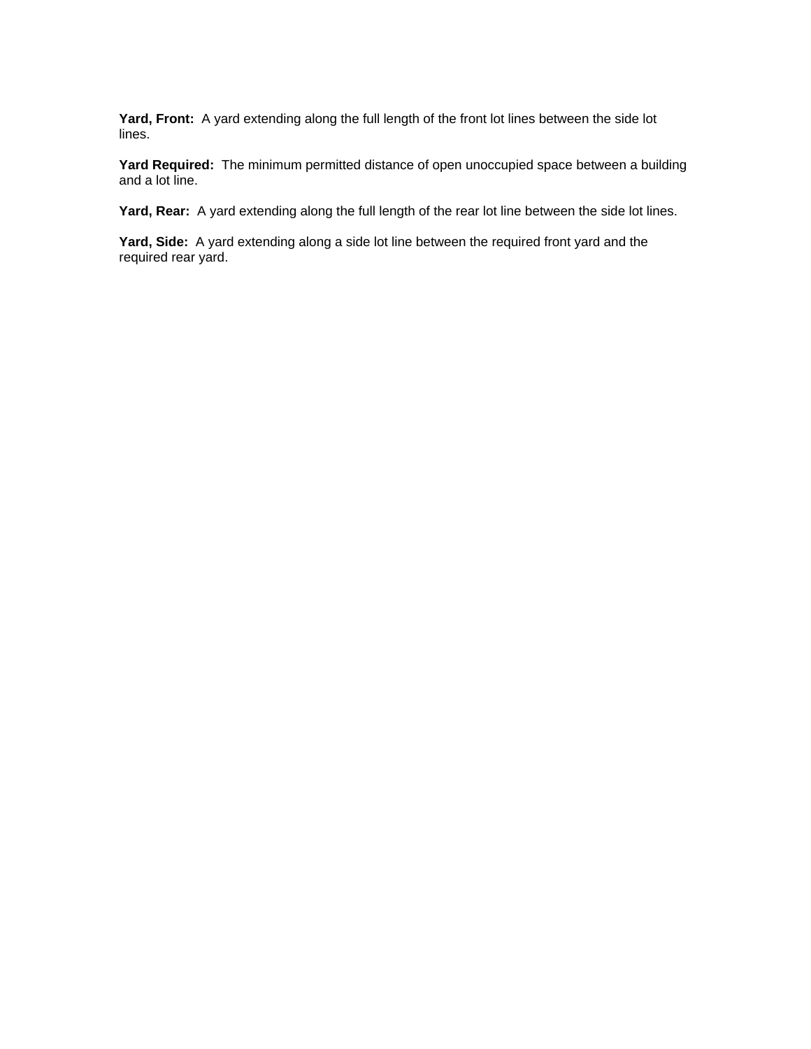**Yard, Front:** A yard extending along the full length of the front lot lines between the side lot lines.

**Yard Required:** The minimum permitted distance of open unoccupied space between a building and a lot line.

**Yard, Rear:** A yard extending along the full length of the rear lot line between the side lot lines.

**Yard, Side:** A yard extending along a side lot line between the required front yard and the required rear yard.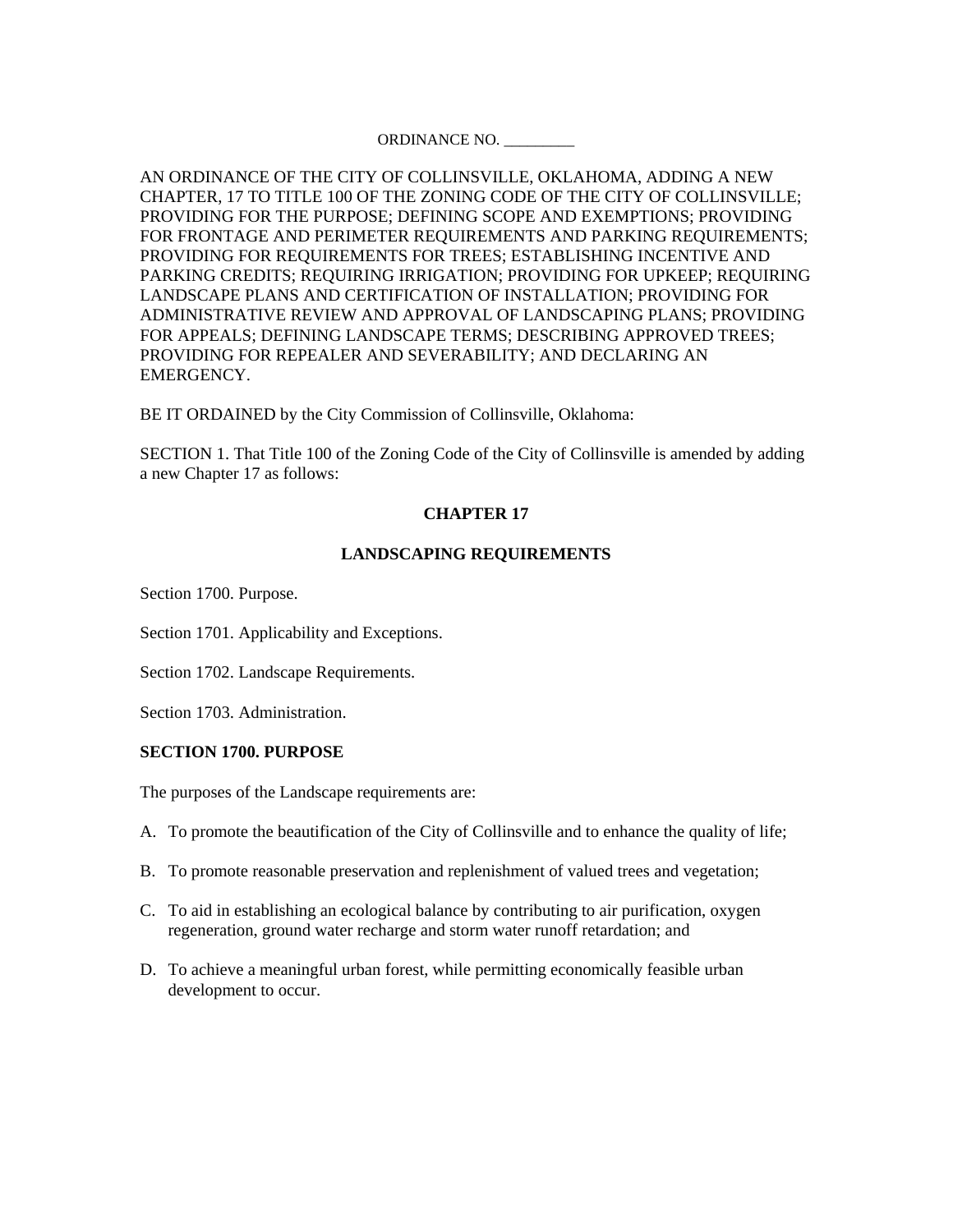ORDINANCE NO. _________

AN ORDINANCE OF THE CITY OF COLLINSVILLE, OKLAHOMA, ADDING A NEW CHAPTER, 17 TO TITLE 100 OF THE ZONING CODE OF THE CITY OF COLLINSVILLE; PROVIDING FOR THE PURPOSE; DEFINING SCOPE AND EXEMPTIONS; PROVIDING FOR FRONTAGE AND PERIMETER REQUIREMENTS AND PARKING REQUIREMENTS; PROVIDING FOR REQUIREMENTS FOR TREES; ESTABLISHING INCENTIVE AND PARKING CREDITS; REQUIRING IRRIGATION; PROVIDING FOR UPKEEP; REQUIRING LANDSCAPE PLANS AND CERTIFICATION OF INSTALLATION; PROVIDING FOR ADMINISTRATIVE REVIEW AND APPROVAL OF LANDSCAPING PLANS; PROVIDING FOR APPEALS; DEFINING LANDSCAPE TERMS; DESCRIBING APPROVED TREES; PROVIDING FOR REPEALER AND SEVERABILITY; AND DECLARING AN EMERGENCY.

BE IT ORDAINED by the City Commission of Collinsville, Oklahoma:

SECTION 1. That Title 100 of the Zoning Code of the City of Collinsville is amended by adding a new Chapter 17 as follows:

## CHAPTER 17

## LANDSCAPING REQUIREMENTS

Section 1700. Purpose.

Section 1701. Applicability and Exceptions.

Section 1702. Landscape Requirements.

Section 1703. Administration.

### SECTION 1700. PURPOSE

The purposes of the Landscape requirements are:

A. To promote the beautification of the City of Collinsville and to enhance the quality of life;

B. To promote reasonable preservation and replenishment of valued trees and vegetation;

C. To aid in establishing an ecological balance by contributing to air purification, oxygen regeneration, ground water recharge and storm water runoff retardation; and

D. To achieve a meaningful urban forest, while permitting economically feasible urban development to occur.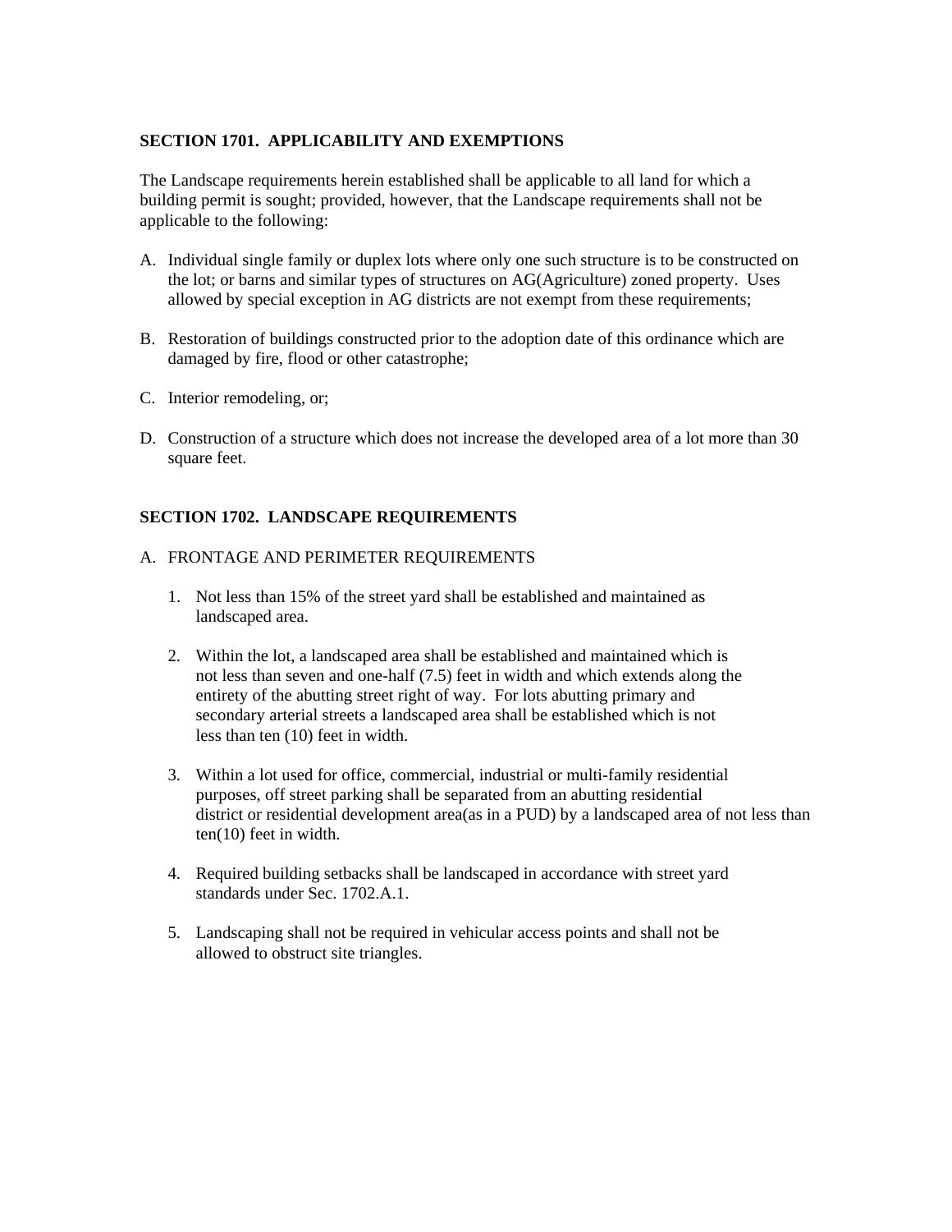**SECTION 1701. APPLICABILITY AND EXEMPTIONS**

The Landscape requirements herein established shall be applicable to all land for which a building permit is sought; provided, however, that the Landscape requirements shall not be applicable to the following:

A. Individual single family or duplex lots where only one such structure is to be constructed on the lot; or barns and similar types of structures on AG(Agriculture) zoned property. Uses allowed by special exception in AG districts are not exempt from these requirements;

B. Restoration of buildings constructed prior to the adoption date of this ordinance which are damaged by fire, flood or other catastrophe;

C. Interior remodeling, or;

D. Construction of a structure which does not increase the developed area of a lot more than 30 square feet.

**SECTION 1702. LANDSCAPE REQUIREMENTS**

A. FRONTAGE AND PERIMETER REQUIREMENTS

1. Not less than 15% of the street yard shall be established and maintained as landscaped area.

2. Within the lot, a landscaped area shall be established and maintained which is not less than seven and one-half (7.5) feet in width and which extends along the entirety of the abutting street right of way. For lots abutting primary and secondary arterial streets a landscaped area shall be established which is not less than ten (10) feet in width.

3. Within a lot used for office, commercial, industrial or multi-family residential purposes, off street parking shall be separated from an abutting residential district or residential development area(as in a PUD) by a landscaped area of not less than ten(10) feet in width.

4. Required building setbacks shall be landscaped in accordance with street yard standards under Sec. 1702.A.1.

5. Landscaping shall not be required in vehicular access points and shall not be allowed to obstruct site triangles.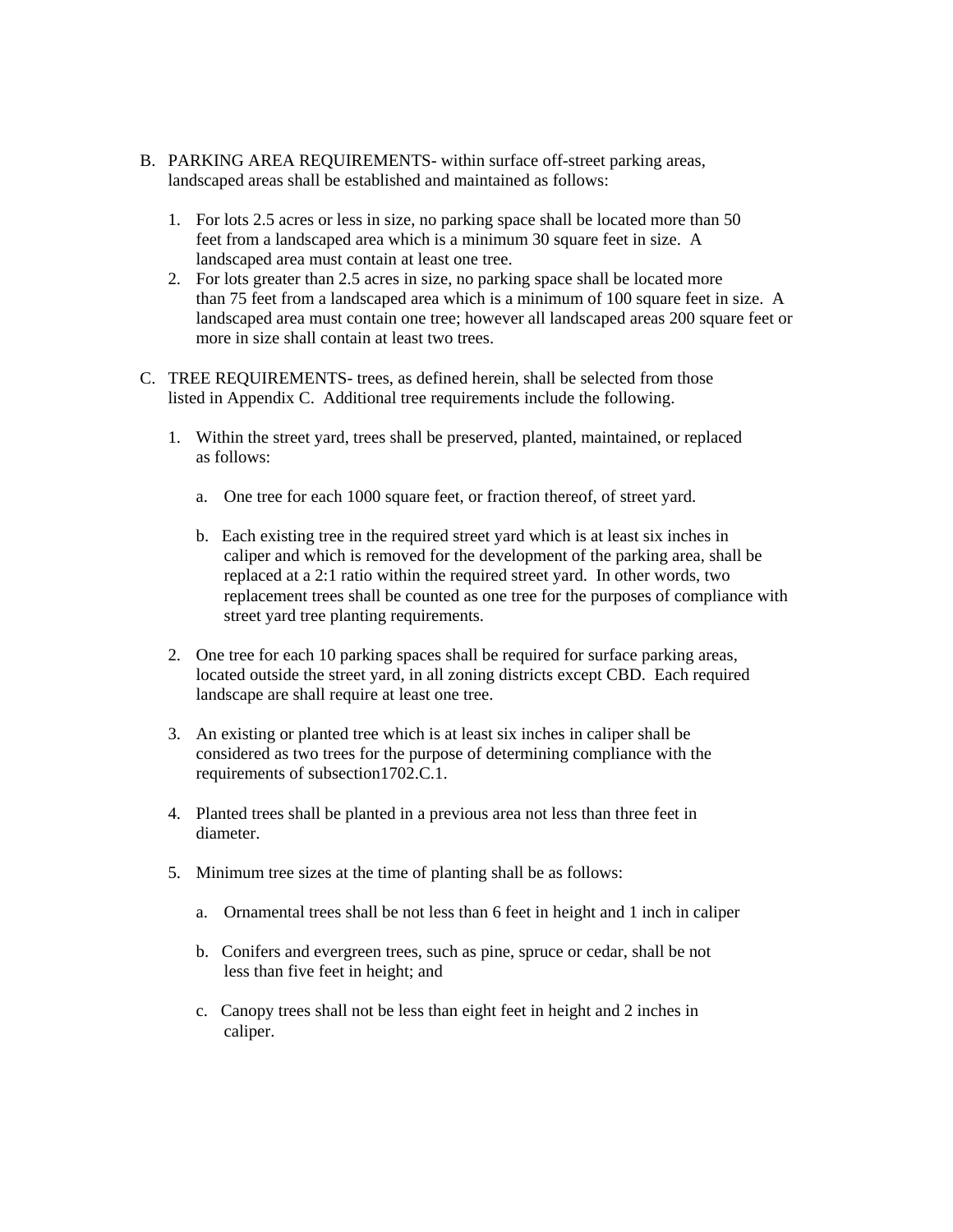B. PARKING AREA REQUIREMENTS- within surface off-street parking areas, landscaped areas shall be established and maintained as follows:

   1. For lots 2.5 acres or less in size, no parking space shall be located more than 50 feet from a landscaped area which is a minimum 30 square feet in size. A landscaped area must contain at least one tree.
   2. For lots greater than 2.5 acres in size, no parking space shall be located more than 75 feet from a landscaped area which is a minimum of 100 square feet in size. A landscaped area must contain one tree; however all landscaped areas 200 square feet or more in size shall contain at least two trees.

C. TREE REQUIREMENTS- trees, as defined herein, shall be selected from those listed in Appendix C. Additional tree requirements include the following.

   1. Within the street yard, trees shall be preserved, planted, maintained, or replaced as follows:

      a. One tree for each 1000 square feet, or fraction thereof, of street yard.

      b. Each existing tree in the required street yard which is at least six inches in caliper and which is removed for the development of the parking area, shall be replaced at a 2:1 ratio within the required street yard. In other words, two replacement trees shall be counted as one tree for the purposes of compliance with street yard tree planting requirements.

   2. One tree for each 10 parking spaces shall be required for surface parking areas, located outside the street yard, in all zoning districts except CBD. Each required landscape are shall require at least one tree.

   3. An existing or planted tree which is at least six inches in caliper shall be considered as two trees for the purpose of determining compliance with the requirements of subsection1702.C.1.

   4. Planted trees shall be planted in a previous area not less than three feet in diameter.

   5. Minimum tree sizes at the time of planting shall be as follows:

      a. Ornamental trees shall be not less than 6 feet in height and 1 inch in caliper

      b. Conifers and evergreen trees, such as pine, spruce or cedar, shall be not less than five feet in height; and

      c. Canopy trees shall not be less than eight feet in height and 2 inches in caliper.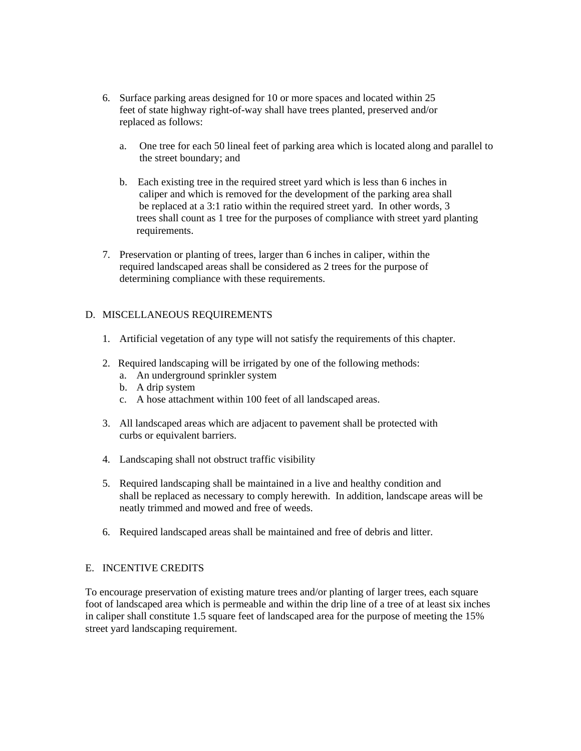6. Surface parking areas designed for 10 or more spaces and located within 25 feet of state highway right-of-way shall have trees planted, preserved and/or replaced as follows:

   a. One tree for each 50 lineal feet of parking area which is located along and parallel to the street boundary; and

   b. Each existing tree in the required street yard which is less than 6 inches in caliper and which is removed for the development of the parking area shall be replaced at a 3:1 ratio within the required street yard. In other words, 3 trees shall count as 1 tree for the purposes of compliance with street yard planting requirements.

7. Preservation or planting of trees, larger than 6 inches in caliper, within the required landscaped areas shall be considered as 2 trees for the purpose of determining compliance with these requirements.

## D. MISCELLANEOUS REQUIREMENTS

1. Artificial vegetation of any type will not satisfy the requirements of this chapter.

2. Required landscaping will be irrigated by one of the following methods:
   a. An underground sprinkler system
   b. A drip system
   c. A hose attachment within 100 feet of all landscaped areas.

3. All landscaped areas which are adjacent to pavement shall be protected with curbs or equivalent barriers.

4. Landscaping shall not obstruct traffic visibility

5. Required landscaping shall be maintained in a live and healthy condition and shall be replaced as necessary to comply herewith. In addition, landscape areas will be neatly trimmed and mowed and free of weeds.

6. Required landscaped areas shall be maintained and free of debris and litter.

## E. INCENTIVE CREDITS

To encourage preservation of existing mature trees and/or planting of larger trees, each square foot of landscaped area which is permeable and within the drip line of a tree of at least six inches in caliper shall constitute 1.5 square feet of landscaped area for the purpose of meeting the 15% street yard landscaping requirement.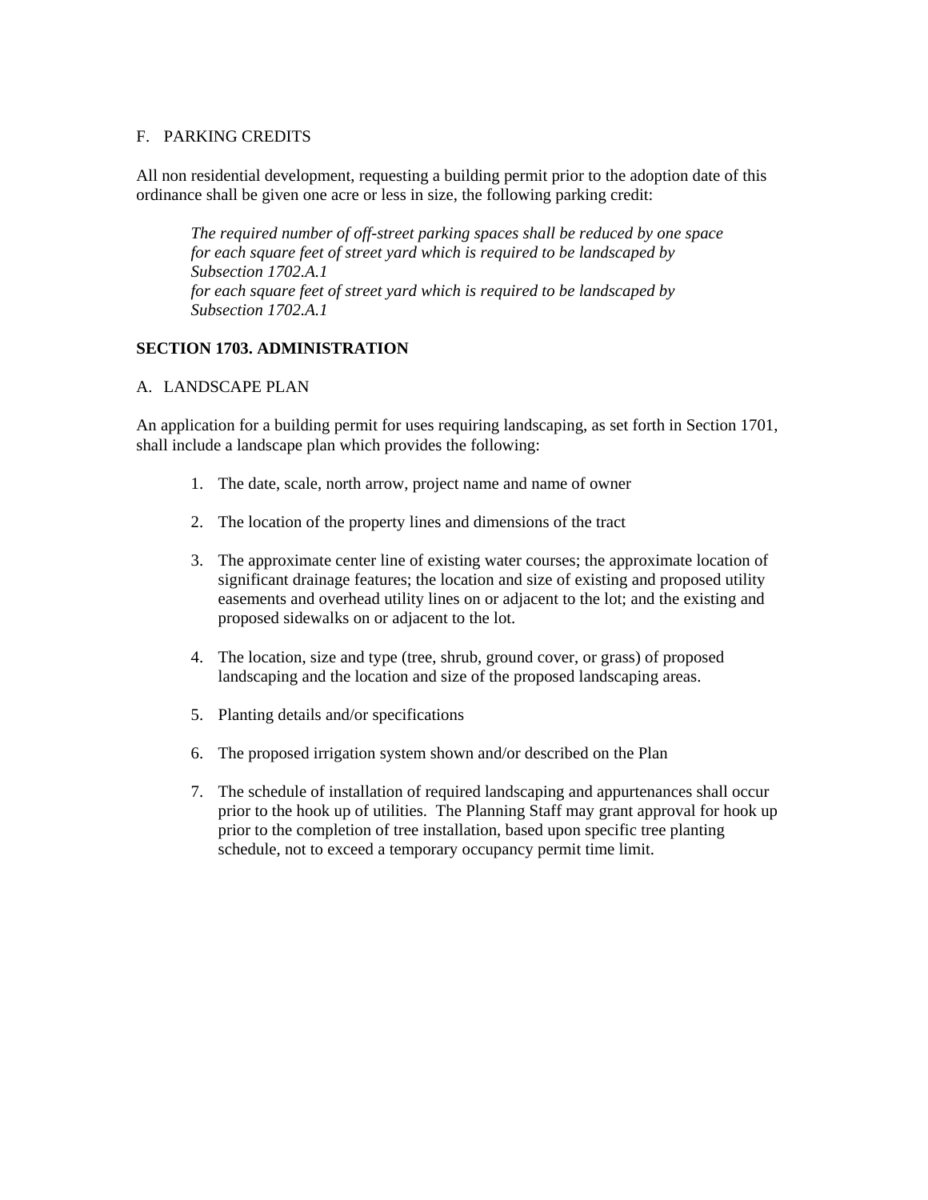F. PARKING CREDITS

All non residential development, requesting a building permit prior to the adoption date of this ordinance shall be given one acre or less in size, the following parking credit:

> *The required number of off-street parking spaces shall be reduced by one space for each square feet of street yard which is required to be landscaped by Subsection 1702.A.1*
> *for each square feet of street yard which is required to be landscaped by Subsection 1702.A.1*

**SECTION 1703. ADMINISTRATION**

A. LANDSCAPE PLAN

An application for a building permit for uses requiring landscaping, as set forth in Section 1701, shall include a landscape plan which provides the following:

1. The date, scale, north arrow, project name and name of owner

2. The location of the property lines and dimensions of the tract

3. The approximate center line of existing water courses; the approximate location of significant drainage features; the location and size of existing and proposed utility easements and overhead utility lines on or adjacent to the lot; and the existing and proposed sidewalks on or adjacent to the lot.

4. The location, size and type (tree, shrub, ground cover, or grass) of proposed landscaping and the location and size of the proposed landscaping areas.

5. Planting details and/or specifications

6. The proposed irrigation system shown and/or described on the Plan

7. The schedule of installation of required landscaping and appurtenances shall occur prior to the hook up of utilities. The Planning Staff may grant approval for hook up prior to the completion of tree installation, based upon specific tree planting schedule, not to exceed a temporary occupancy permit time limit.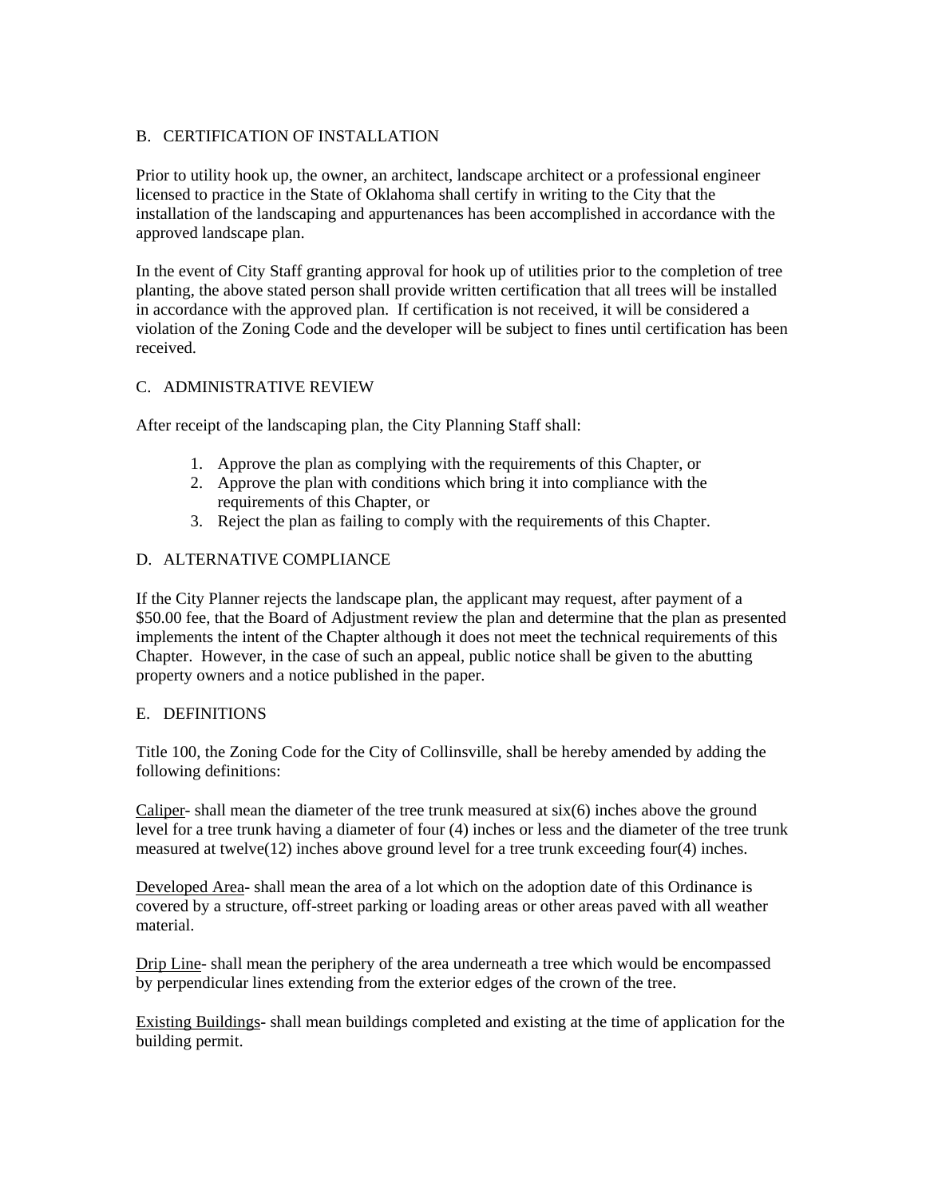## B. CERTIFICATION OF INSTALLATION

Prior to utility hook up, the owner, an architect, landscape architect or a professional engineer licensed to practice in the State of Oklahoma shall certify in writing to the City that the installation of the landscaping and appurtenances has been accomplished in accordance with the approved landscape plan.

In the event of City Staff granting approval for hook up of utilities prior to the completion of tree planting, the above stated person shall provide written certification that all trees will be installed in accordance with the approved plan. If certification is not received, it will be considered a violation of the Zoning Code and the developer will be subject to fines until certification has been received.

## C. ADMINISTRATIVE REVIEW

After receipt of the landscaping plan, the City Planning Staff shall:

1. Approve the plan as complying with the requirements of this Chapter, or
2. Approve the plan with conditions which bring it into compliance with the requirements of this Chapter, or
3. Reject the plan as failing to comply with the requirements of this Chapter.

## D. ALTERNATIVE COMPLIANCE

If the City Planner rejects the landscape plan, the applicant may request, after payment of a $50.00 fee, that the Board of Adjustment review the plan and determine that the plan as presented implements the intent of the Chapter although it does not meet the technical requirements of this Chapter. However, in the case of such an appeal, public notice shall be given to the abutting property owners and a notice published in the paper.

## E. DEFINITIONS

Title 100, the Zoning Code for the City of Collinsville, shall be hereby amended by adding the following definitions:

<u>Caliper</u>- shall mean the diameter of the tree trunk measured at six(6) inches above the ground level for a tree trunk having a diameter of four (4) inches or less and the diameter of the tree trunk measured at twelve(12) inches above ground level for a tree trunk exceeding four(4) inches.

<u>Developed Area</u>- shall mean the area of a lot which on the adoption date of this Ordinance is covered by a structure, off-street parking or loading areas or other areas paved with all weather material.

<u>Drip Line</u>- shall mean the periphery of the area underneath a tree which would be encompassed by perpendicular lines extending from the exterior edges of the crown of the tree.

<u>Existing Buildings</u>- shall mean buildings completed and existing at the time of application for the building permit.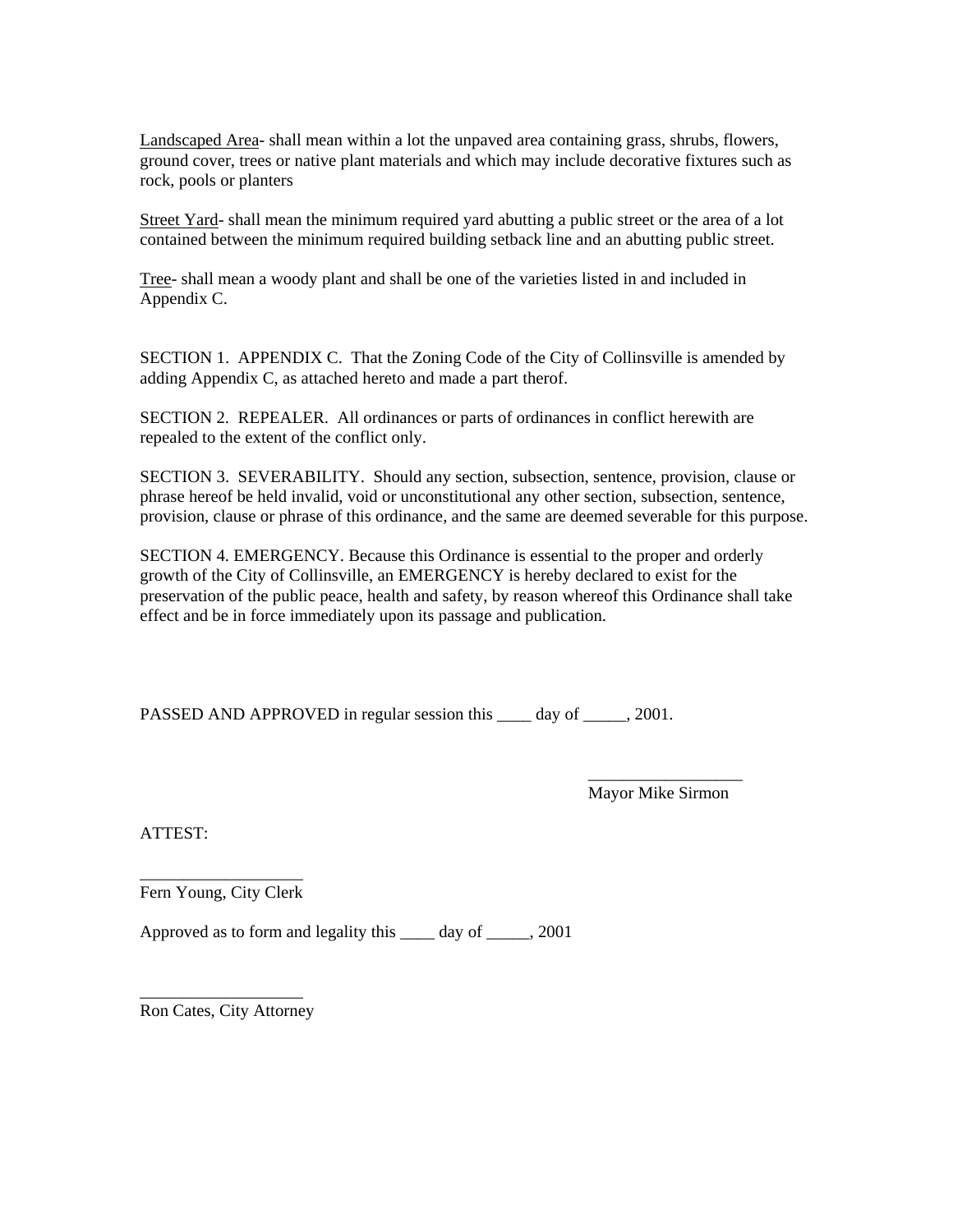<u>Landscaped Area</u>- shall mean within a lot the unpaved area containing grass, shrubs, flowers, ground cover, trees or native plant materials and which may include decorative fixtures such as rock, pools or planters

<u>Street Yard</u>- shall mean the minimum required yard abutting a public street or the area of a lot contained between the minimum required building setback line and an abutting public street.

<u>Tree</u>- shall mean a woody plant and shall be one of the varieties listed in and included in Appendix C.

SECTION 1. APPENDIX C. That the Zoning Code of the City of Collinsville is amended by adding Appendix C, as attached hereto and made a part therof.

SECTION 2. REPEALER. All ordinances or parts of ordinances in conflict herewith are repealed to the extent of the conflict only.

SECTION 3. SEVERABILITY. Should any section, subsection, sentence, provision, clause or phrase hereof be held invalid, void or unconstitutional any other section, subsection, sentence, provision, clause or phrase of this ordinance, and the same are deemed severable for this purpose.

SECTION 4. EMERGENCY. Because this Ordinance is essential to the proper and orderly growth of the City of Collinsville, an EMERGENCY is hereby declared to exist for the preservation of the public peace, health and safety, by reason whereof this Ordinance shall take effect and be in force immediately upon its passage and publication.

PASSED AND APPROVED in regular session this ____ day of _____, 2001.

_________________
Mayor Mike Sirmon

ATTEST:

__________________
Fern Young, City Clerk

Approved as to form and legality this ____ day of _____, 2001

__________________
Ron Cates, City Attorney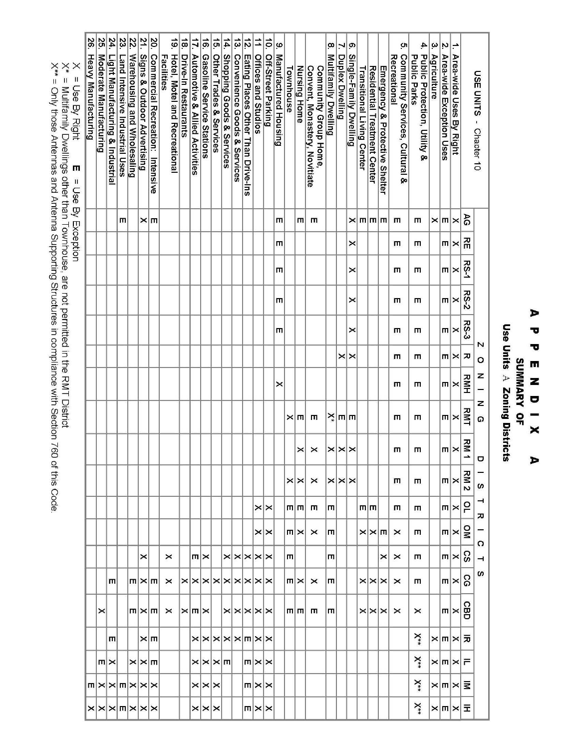# APPENDIX A

## SUMMARY OF

### Use Units & Zoning Districts

| USE UNITS - Chapter 10 | AG | RE | RS-1 | RS-2 | RS-3 | R | RMH | RMT | RM 1 | RM 2 | OL | OM | CS | CG | CBD | IR | IL | IM | IH |
|---|---|---|---|---|---|---|---|---|---|---|---|---|---|---|---|---|---|---|---|
| 1. Area-wide Uses By Right | X | X | X | X | X | X | X | X | X | X | X | X | X | X | X | X | X | X | X |
| 2. Area-wide Exception Uses | E | E | E | E | E | E | E | E | E | E | E | E | E | E | E | E | E | E | E |
| 3. Agriculture | X | | | | | | | | | | | | | | | X | X | X | X |
| 4. Public Protection, Utility & Public Parks | E | E | E | E | E | E | E | E | E | E | E | E | E | E | X | X** | X** | X** | X** |
| 5. Community Services, Cultural & Recreational | E | E | E | E | E | E | E | E | E | E | E | X | X | X | X | | | | |
| Emergency & Protective Shelter | E | | | | | | | | | | | E | X | X | X | | | | |
| Residential Treatment Center | E | | | | | | | | | | E | X | | X | X | | | | |
| Transitional Living Center | E | | | | | | | | | | E | X | | X | X | | | | |
| 6. Single-Family Dwelling | X | X | X | X | X | X | | E | X | X | | | | | | | | | |
| 7. Duplex Dwelling | | | | | | X | | E | X | X | | | | | | | | | |
| 8. Multifamily Dwelling | | | | | | | | X* | X | X | E | E | E | E | E | | | | |
| Community Group Home, Convent, Monastery, Novitiate | E | | | | | | | E | X | X | E | X | | X | E | | | | |
| Nursing Home | E | | | | | | | E | X | X | E | X | | X | E | | | | |
| Townhouse | | | | | | | | X | | X | E | E | E | E | E | | | | |
| 9. Manufactured Housing | E | E | E | E | E | | X | | | | | | | | | | | | |
| 10. Off-Street Parking | | | | | | | | | | | X | X | X | X | X | X | X | X | X |
| 11 Offices and Studios | | | | | | | | | | | X | X | X | X | X | X | X | X | X |
| 12. Eating Places Other Than Drive-Ins | | | | | | | | | | | | | X | X | X | E | E | E | E |
| 13. Convenience Goods & Services | | | | | | | | | | | | | X | X | X | X | X | | |
| 14. Shopping Goods & Services | | | | | | | | | | | | | X | X | X | X | E | | |
| 15. Other Trades & Services | | | | | | | | | | | | | | X | X | X | X | X | X |
| 16. Gasoline Service Stations | | | | | | | | | | | | | X | X | X | X | X | X | X |
| 17. Automotive & Allied Activities | | | | | | | | | | | | | E | X | E | X | X | X | X |
| 18. Drive-In Restaurants | | | | | | | | | | | | | | X | X | X | X | | |
| 19. Hotel, Motel and Recreational Facilities | | | | | | | | | | | | | X | X | X | | | | |
| 20. Commercial Recreation: Intensive | E | | | | | | | | | | | | | E | E | E | E | X | X |
| 21. Signs & Outdoor Advertising | X | | | | | | | | | | | | X | X | X | X | X | X | X |
| 22. Warehousing and Wholesaling | | | | | | | | | | | | | | E | E | | X | X | X |
| 23. Land Intensive Industrial Uses | E | | | | | | | | | | | | | | | | | E | E |
| 24. Light Manufacturing & Industrial | | | | | | | | | | | | | | E | | E | X | X | X |
| 25. Moderate Manufacturing | | | | | | | | | | | | | | | X | | E | X | X |
| 26. Heavy Manufacturing | | | | | | | | | | | | | | | | | | E | X |

X = Use By Right E = Use By Exception

X* = Multifamily Dwellings other than Townhouse, are not permitted in the RMT District

X** = Only those Antennas and Antenna Supporting Structures in compliance with Section 760 of this Code.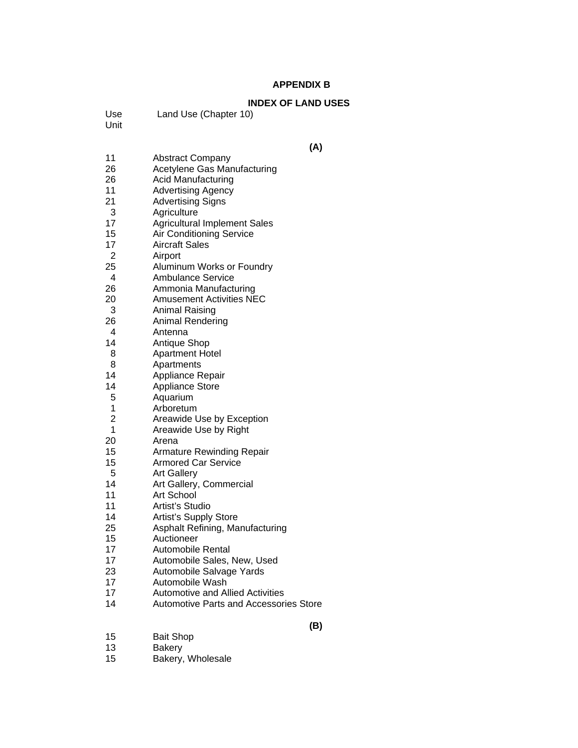## APPENDIX B

## INDEX OF LAND USES

| Use Unit | Land Use (Chapter 10) |
|---|---|
| | **(A)** |
| 11 | Abstract Company |
| 26 | Acetylene Gas Manufacturing |
| 26 | Acid Manufacturing |
| 11 | Advertising Agency |
| 21 | Advertising Signs |
| 3 | Agriculture |
| 17 | Agricultural Implement Sales |
| 15 | Air Conditioning Service |
| 17 | Aircraft Sales |
| 2 | Airport |
| 25 | Aluminum Works or Foundry |
| 4 | Ambulance Service |
| 26 | Ammonia Manufacturing |
| 20 | Amusement Activities NEC |
| 3 | Animal Raising |
| 26 | Animal Rendering |
| 4 | Antenna |
| 14 | Antique Shop |
| 8 | Apartment Hotel |
| 8 | Apartments |
| 14 | Appliance Repair |
| 14 | Appliance Store |
| 5 | Aquarium |
| 1 | Arboretum |
| 2 | Areawide Use by Exception |
| 1 | Areawide Use by Right |
| 20 | Arena |
| 15 | Armature Rewinding Repair |
| 15 | Armored Car Service |
| 5 | Art Gallery |
| 14 | Art Gallery, Commercial |
| 11 | Art School |
| 11 | Artist's Studio |
| 14 | Artist's Supply Store |
| 25 | Asphalt Refining, Manufacturing |
| 15 | Auctioneer |
| 17 | Automobile Rental |
| 17 | Automobile Sales, New, Used |
| 23 | Automobile Salvage Yards |
| 17 | Automobile Wash |
| 17 | Automotive and Allied Activities |
| 14 | Automotive Parts and Accessories Store |
| | **(B)** |
| 15 | Bait Shop |
| 13 | Bakery |
| 15 | Bakery, Wholesale |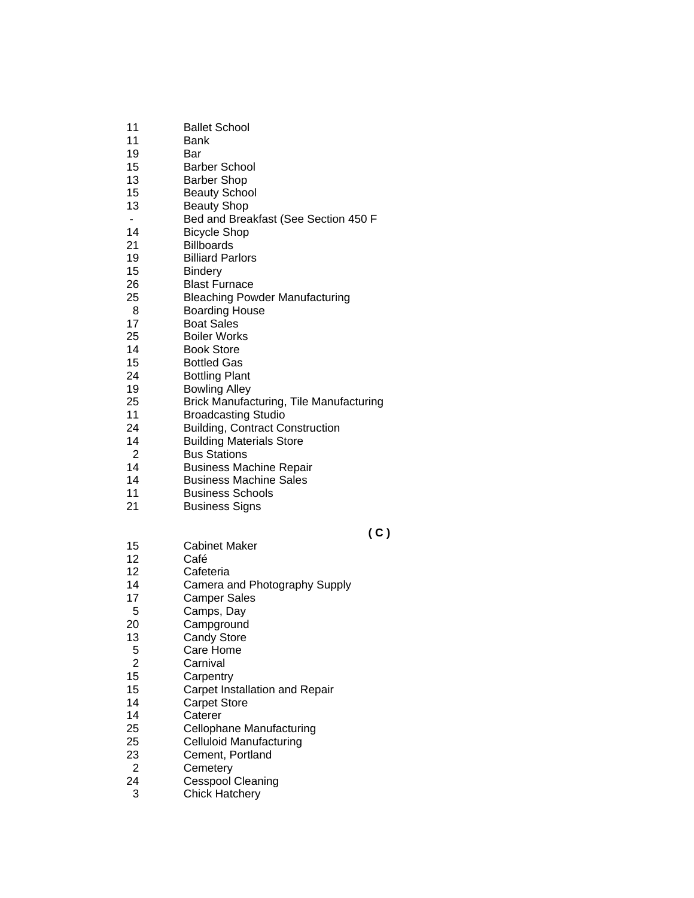| | |
|---|---|
| 11 | Ballet School |
| 11 | Bank |
| 19 | Bar |
| 15 | Barber School |
| 13 | Barber Shop |
| 15 | Beauty School |
| 13 | Beauty Shop |
| - | Bed and Breakfast (See Section 450 F |
| 14 | Bicycle Shop |
| 21 | Billboards |
| 19 | Billiard Parlors |
| 15 | Bindery |
| 26 | Blast Furnace |
| 25 | Bleaching Powder Manufacturing |
| 8 | Boarding House |
| 17 | Boat Sales |
| 25 | Boiler Works |
| 14 | Book Store |
| 15 | Bottled Gas |
| 24 | Bottling Plant |
| 19 | Bowling Alley |
| 25 | Brick Manufacturing, Tile Manufacturing |
| 11 | Broadcasting Studio |
| 24 | Building, Contract Construction |
| 14 | Building Materials Store |
| 2 | Bus Stations |
| 14 | Business Machine Repair |
| 14 | Business Machine Sales |
| 11 | Business Schools |
| 21 | Business Signs |

**( C )**

| | |
|---|---|
| 15 | Cabinet Maker |
| 12 | Café |
| 12 | Cafeteria |
| 14 | Camera and Photography Supply |
| 17 | Camper Sales |
| 5 | Camps, Day |
| 20 | Campground |
| 13 | Candy Store |
| 5 | Care Home |
| 2 | Carnival |
| 15 | Carpentry |
| 15 | Carpet Installation and Repair |
| 14 | Carpet Store |
| 14 | Caterer |
| 25 | Cellophane Manufacturing |
| 25 | Celluloid Manufacturing |
| 23 | Cement, Portland |
| 2 | Cemetery |
| 24 | Cesspool Cleaning |
| 3 | Chick Hatchery |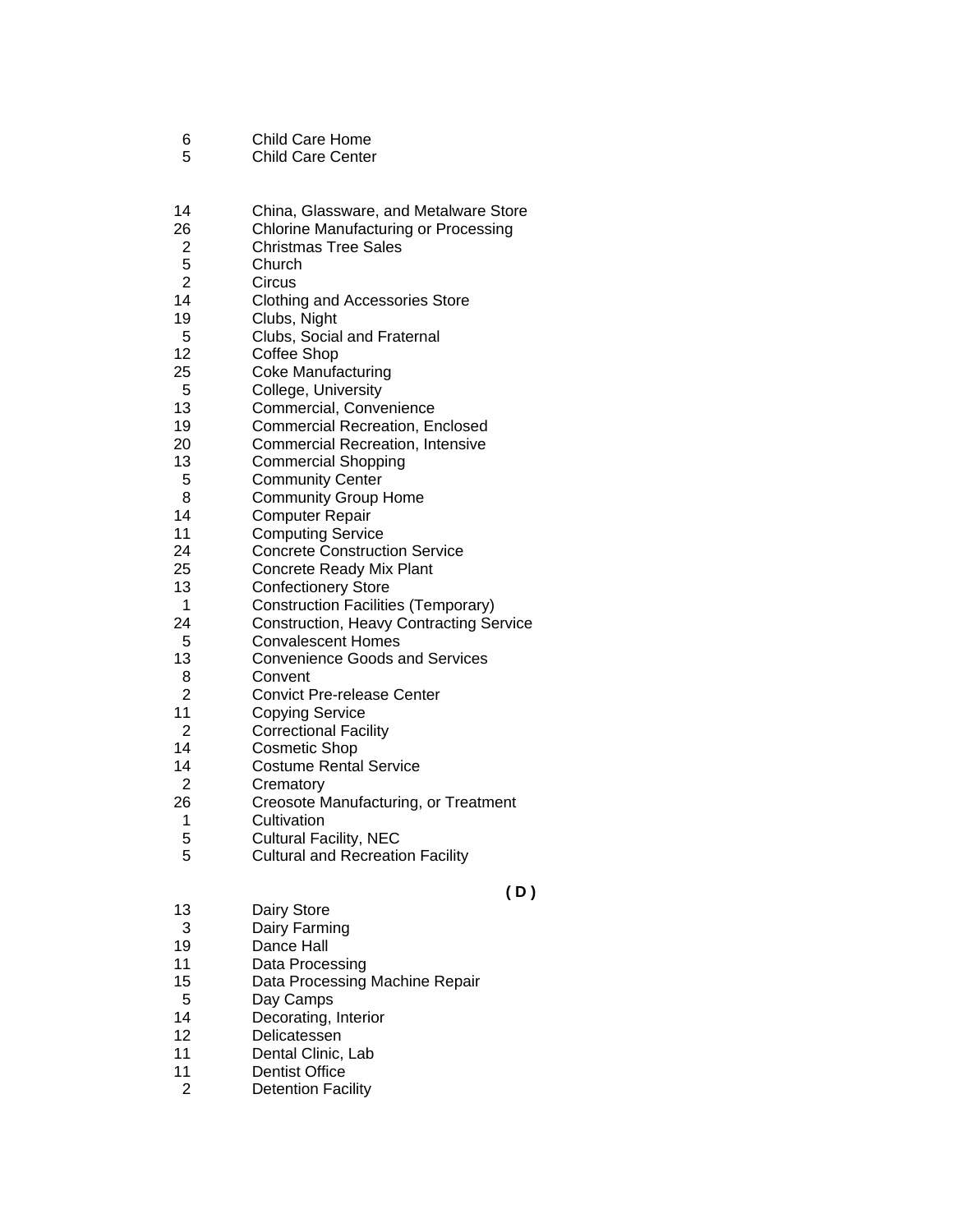| | |
|---|---|
| 6 | Child Care Home |
| 5 | Child Care Center |
| 14 | China, Glassware, and Metalware Store |
| 26 | Chlorine Manufacturing or Processing |
| 2 | Christmas Tree Sales |
| 5 | Church |
| 2 | Circus |
| 14 | Clothing and Accessories Store |
| 19 | Clubs, Night |
| 5 | Clubs, Social and Fraternal |
| 12 | Coffee Shop |
| 25 | Coke Manufacturing |
| 5 | College, University |
| 13 | Commercial, Convenience |
| 19 | Commercial Recreation, Enclosed |
| 20 | Commercial Recreation, Intensive |
| 13 | Commercial Shopping |
| 5 | Community Center |
| 8 | Community Group Home |
| 14 | Computer Repair |
| 11 | Computing Service |
| 24 | Concrete Construction Service |
| 25 | Concrete Ready Mix Plant |
| 13 | Confectionery Store |
| 1 | Construction Facilities (Temporary) |
| 24 | Construction, Heavy Contracting Service |
| 5 | Convalescent Homes |
| 13 | Convenience Goods and Services |
| 8 | Convent |
| 2 | Convict Pre-release Center |
| 11 | Copying Service |
| 2 | Correctional Facility |
| 14 | Cosmetic Shop |
| 14 | Costume Rental Service |
| 2 | Crematory |
| 26 | Creosote Manufacturing, or Treatment |
| 1 | Cultivation |
| 5 | Cultural Facility, NEC |
| 5 | Cultural and Recreation Facility |

**( D )**

| | |
|---|---|
| 13 | Dairy Store |
| 3 | Dairy Farming |
| 19 | Dance Hall |
| 11 | Data Processing |
| 15 | Data Processing Machine Repair |
| 5 | Day Camps |
| 14 | Decorating, Interior |
| 12 | Delicatessen |
| 11 | Dental Clinic, Lab |
| 11 | Dentist Office |
| 2 | Detention Facility |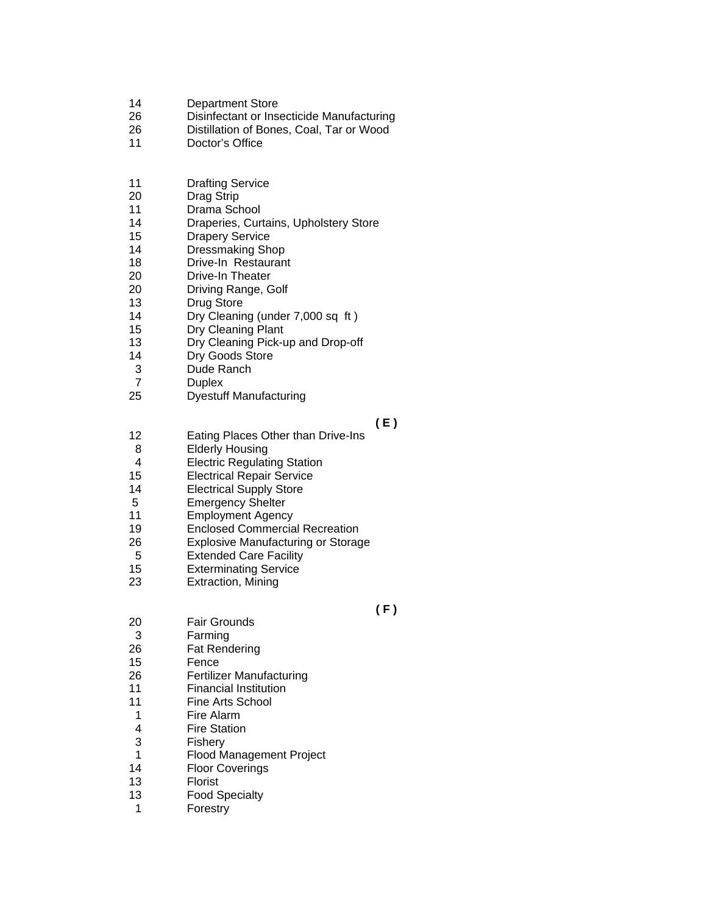14 Department Store
26 Disinfectant or Insecticide Manufacturing
26 Distillation of Bones, Coal, Tar or Wood
11 Doctor's Office

11 Drafting Service
20 Drag Strip
11 Drama School
14 Draperies, Curtains, Upholstery Store
15 Drapery Service
14 Dressmaking Shop
18 Drive-In Restaurant
20 Drive-In Theater
20 Driving Range, Golf
13 Drug Store
14 Dry Cleaning (under 7,000 sq ft )
15 Dry Cleaning Plant
13 Dry Cleaning Pick-up and Drop-off
14 Dry Goods Store
3 Dude Ranch
7 Duplex
25 Dyestuff Manufacturing

**( E )**

12 Eating Places Other than Drive-Ins
8 Elderly Housing
4 Electric Regulating Station
15 Electrical Repair Service
14 Electrical Supply Store
5 Emergency Shelter
11 Employment Agency
19 Enclosed Commercial Recreation
26 Explosive Manufacturing or Storage
5 Extended Care Facility
15 Exterminating Service
23 Extraction, Mining

**( F )**

20 Fair Grounds
3 Farming
26 Fat Rendering
15 Fence
26 Fertilizer Manufacturing
11 Financial Institution
11 Fine Arts School
1 Fire Alarm
4 Fire Station
3 Fishery
1 Flood Management Project
14 Floor Coverings
13 Florist
13 Food Specialty
1 Forestry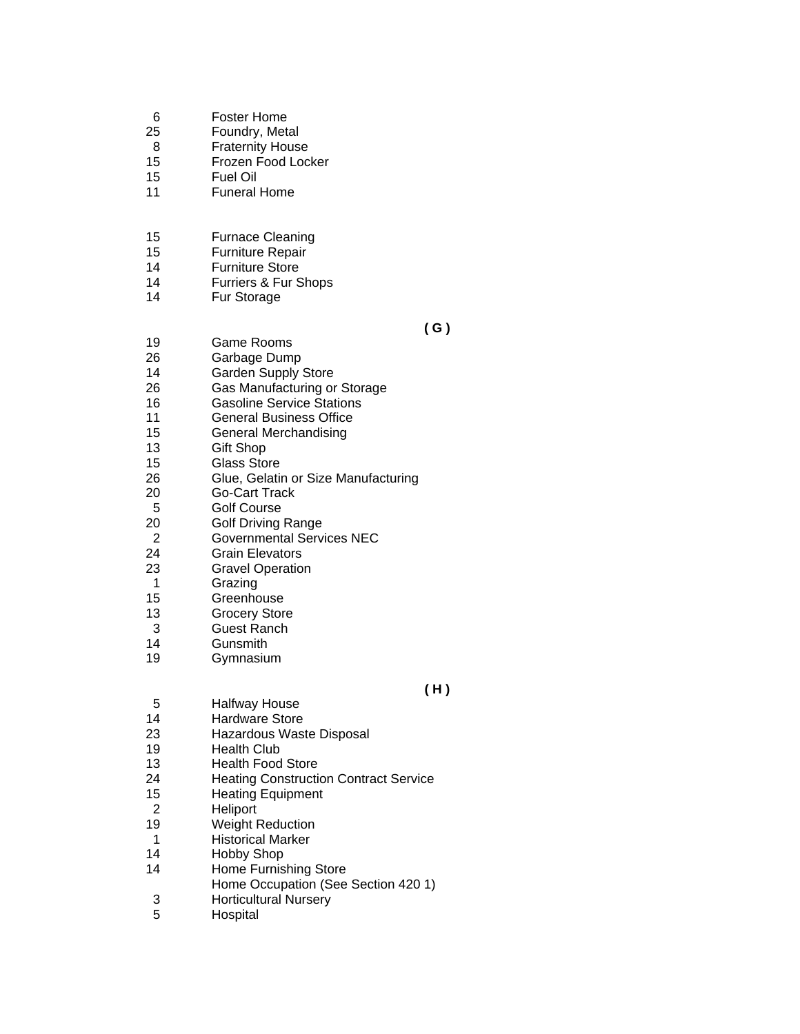| | |
|---|---|
| 6 | Foster Home |
| 25 | Foundry, Metal |
| 8 | Fraternity House |
| 15 | Frozen Food Locker |
| 15 | Fuel Oil |
| 11 | Funeral Home |
| | |
| 15 | Furnace Cleaning |
| 15 | Furniture Repair |
| 14 | Furniture Store |
| 14 | Furriers & Fur Shops |
| 14 | Fur Storage |

**( G )**

| | |
|---|---|
| 19 | Game Rooms |
| 26 | Garbage Dump |
| 14 | Garden Supply Store |
| 26 | Gas Manufacturing or Storage |
| 16 | Gasoline Service Stations |
| 11 | General Business Office |
| 15 | General Merchandising |
| 13 | Gift Shop |
| 15 | Glass Store |
| 26 | Glue, Gelatin or Size Manufacturing |
| 20 | Go-Cart Track |
| 5 | Golf Course |
| 20 | Golf Driving Range |
| 2 | Governmental Services NEC |
| 24 | Grain Elevators |
| 23 | Gravel Operation |
| 1 | Grazing |
| 15 | Greenhouse |
| 13 | Grocery Store |
| 3 | Guest Ranch |
| 14 | Gunsmith |
| 19 | Gymnasium |

**( H )**

| | |
|---|---|
| 5 | Halfway House |
| 14 | Hardware Store |
| 23 | Hazardous Waste Disposal |
| 19 | Health Club |
| 13 | Health Food Store |
| 24 | Heating Construction Contract Service |
| 15 | Heating Equipment |
| 2 | Heliport |
| 19 | Weight Reduction |
| 1 | Historical Marker |
| 14 | Hobby Shop |
| 14 | Home Furnishing Store |
| | Home Occupation (See Section 420 1) |
| 3 | Horticultural Nursery |
| 5 | Hospital |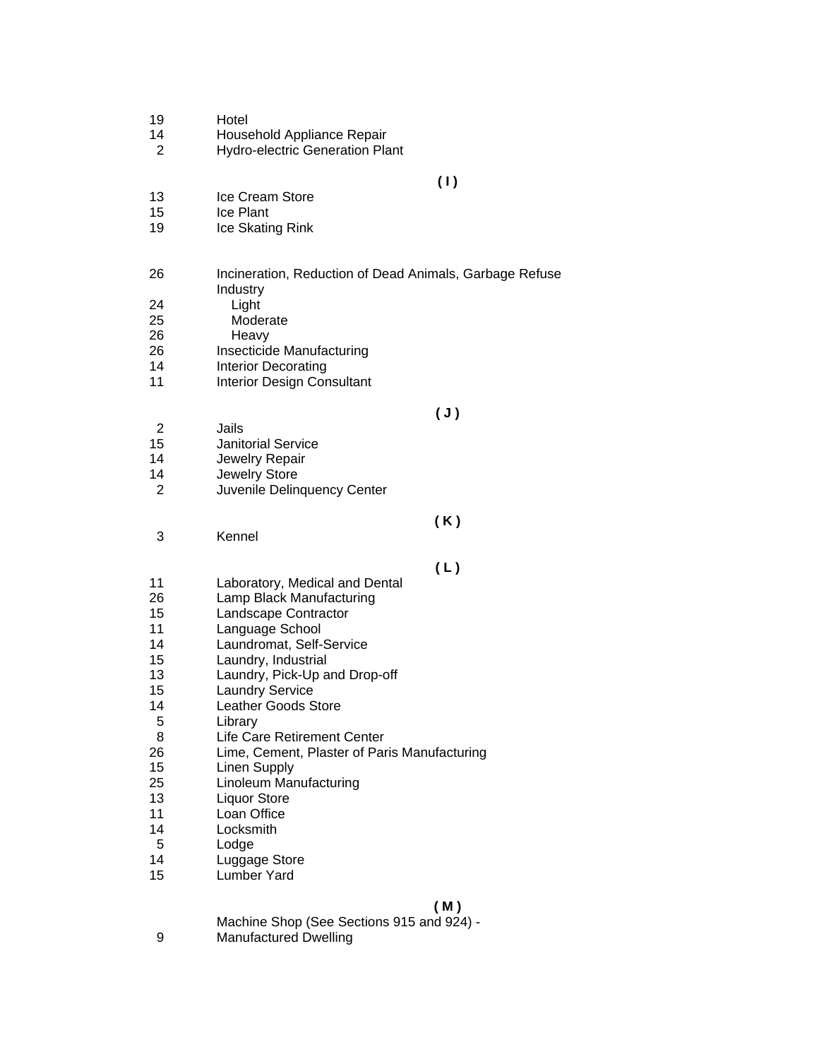19 Hotel
14 Household Appliance Repair
2 Hydro-electric Generation Plant

**( I )**

13 Ice Cream Store
15 Ice Plant
19 Ice Skating Rink

26 Incineration, Reduction of Dead Animals, Garbage Refuse
Industry
24 Light
25 Moderate
26 Heavy
26 Insecticide Manufacturing
14 Interior Decorating
11 Interior Design Consultant

**( J )**

2 Jails
15 Janitorial Service
14 Jewelry Repair
14 Jewelry Store
2 Juvenile Delinquency Center

**( K )**

3 Kennel

**( L )**

11 Laboratory, Medical and Dental
26 Lamp Black Manufacturing
15 Landscape Contractor
11 Language School
14 Laundromat, Self-Service
15 Laundry, Industrial
13 Laundry, Pick-Up and Drop-off
15 Laundry Service
14 Leather Goods Store
5 Library
8 Life Care Retirement Center
26 Lime, Cement, Plaster of Paris Manufacturing
15 Linen Supply
25 Linoleum Manufacturing
13 Liquor Store
11 Loan Office
14 Locksmith
5 Lodge
14 Luggage Store
15 Lumber Yard

**( M )**

Machine Shop (See Sections 915 and 924) -
9 Manufactured Dwelling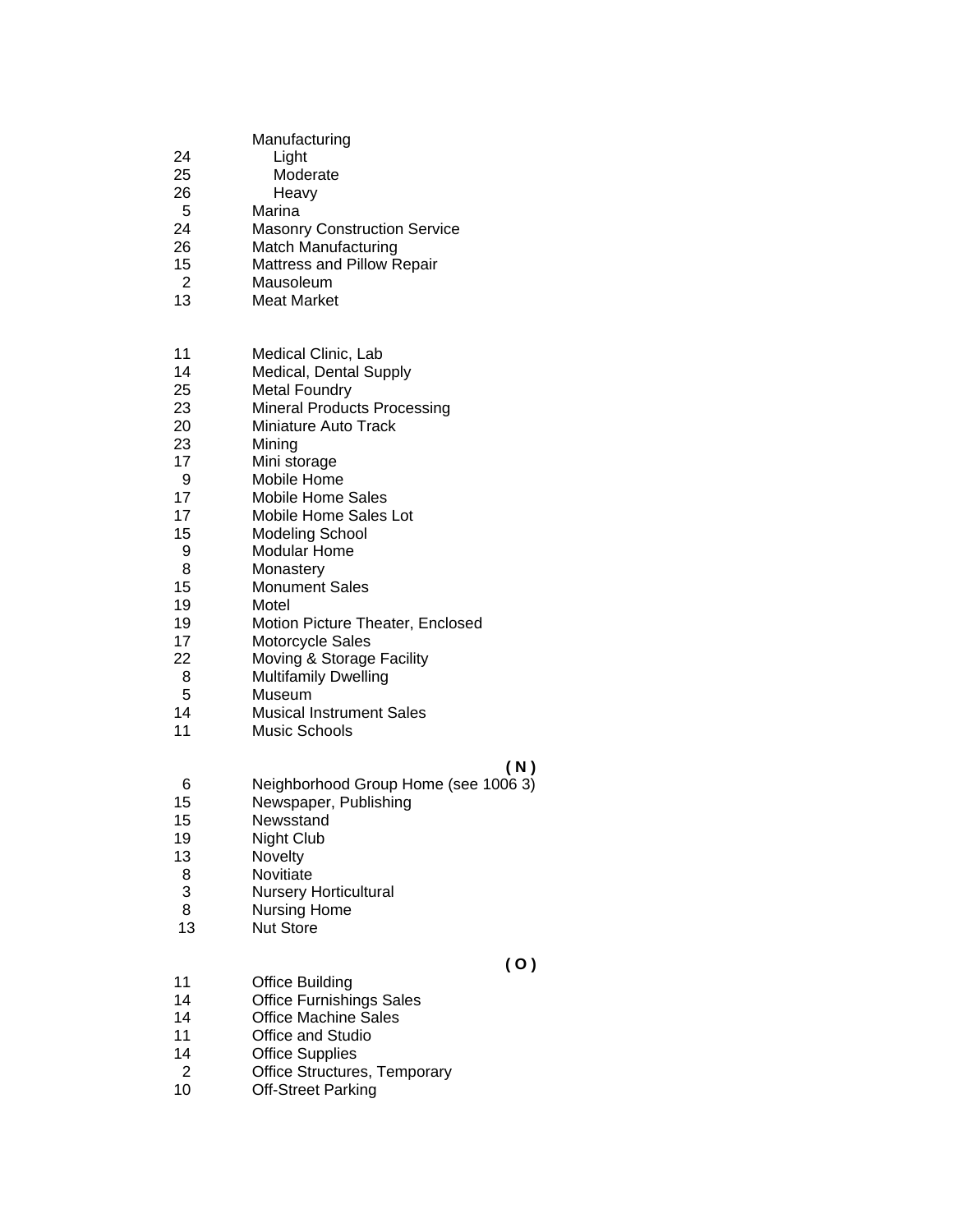| | |
|---|---|
| | Manufacturing |
| 24 | Light |
| 25 | Moderate |
| 26 | Heavy |
| 5 | Marina |
| 24 | Masonry Construction Service |
| 26 | Match Manufacturing |
| 15 | Mattress and Pillow Repair |
| 2 | Mausoleum |
| 13 | Meat Market |
| 11 | Medical Clinic, Lab |
| 14 | Medical, Dental Supply |
| 25 | Metal Foundry |
| 23 | Mineral Products Processing |
| 20 | Miniature Auto Track |
| 23 | Mining |
| 17 | Mini storage |
| 9 | Mobile Home |
| 17 | Mobile Home Sales |
| 17 | Mobile Home Sales Lot |
| 15 | Modeling School |
| 9 | Modular Home |
| 8 | Monastery |
| 15 | Monument Sales |
| 19 | Motel |
| 19 | Motion Picture Theater, Enclosed |
| 17 | Motorcycle Sales |
| 22 | Moving & Storage Facility |
| 8 | Multifamily Dwelling |
| 5 | Museum |
| 14 | Musical Instrument Sales |
| 11 | Music Schools |

**( N )**

| | |
|---|---|
| 6 | Neighborhood Group Home (see 1006 3) |
| 15 | Newspaper, Publishing |
| 15 | Newsstand |
| 19 | Night Club |
| 13 | Novelty |
| 8 | Novitiate |
| 3 | Nursery Horticultural |
| 8 | Nursing Home |
| 13 | Nut Store |

**( O )**

| | |
|---|---|
| 11 | Office Building |
| 14 | Office Furnishings Sales |
| 14 | Office Machine Sales |
| 11 | Office and Studio |
| 14 | Office Supplies |
| 2 | Office Structures, Temporary |
| 10 | Off-Street Parking |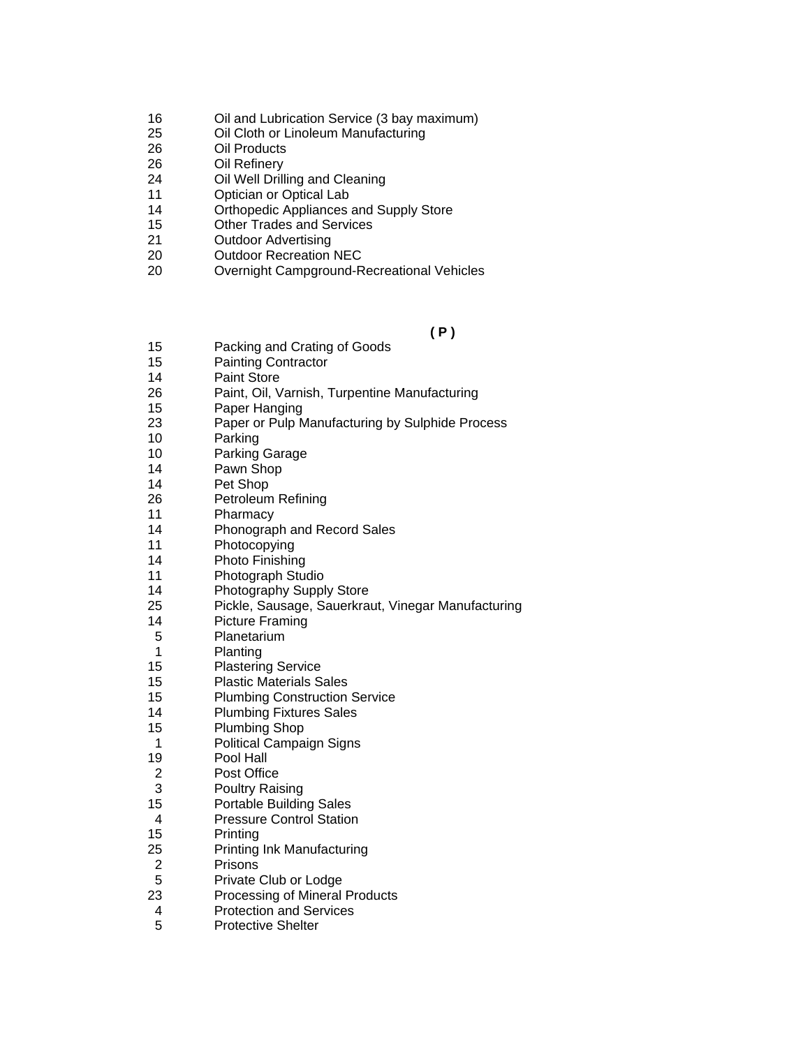| | |
|---|---|
| 16 | Oil and Lubrication Service (3 bay maximum) |
| 25 | Oil Cloth or Linoleum Manufacturing |
| 26 | Oil Products |
| 26 | Oil Refinery |
| 24 | Oil Well Drilling and Cleaning |
| 11 | Optician or Optical Lab |
| 14 | Orthopedic Appliances and Supply Store |
| 15 | Other Trades and Services |
| 21 | Outdoor Advertising |
| 20 | Outdoor Recreation NEC |
| 20 | Overnight Campground-Recreational Vehicles |

**( P )**

| | |
|---|---|
| 15 | Packing and Crating of Goods |
| 15 | Painting Contractor |
| 14 | Paint Store |
| 26 | Paint, Oil, Varnish, Turpentine Manufacturing |
| 15 | Paper Hanging |
| 23 | Paper or Pulp Manufacturing by Sulphide Process |
| 10 | Parking |
| 10 | Parking Garage |
| 14 | Pawn Shop |
| 14 | Pet Shop |
| 26 | Petroleum Refining |
| 11 | Pharmacy |
| 14 | Phonograph and Record Sales |
| 11 | Photocopying |
| 14 | Photo Finishing |
| 11 | Photograph Studio |
| 14 | Photography Supply Store |
| 25 | Pickle, Sausage, Sauerkraut, Vinegar Manufacturing |
| 14 | Picture Framing |
| 5 | Planetarium |
| 1 | Planting |
| 15 | Plastering Service |
| 15 | Plastic Materials Sales |
| 15 | Plumbing Construction Service |
| 14 | Plumbing Fixtures Sales |
| 15 | Plumbing Shop |
| 1 | Political Campaign Signs |
| 19 | Pool Hall |
| 2 | Post Office |
| 3 | Poultry Raising |
| 15 | Portable Building Sales |
| 4 | Pressure Control Station |
| 15 | Printing |
| 25 | Printing Ink Manufacturing |
| 2 | Prisons |
| 5 | Private Club or Lodge |
| 23 | Processing of Mineral Products |
| 4 | Protection and Services |
| 5 | Protective Shelter |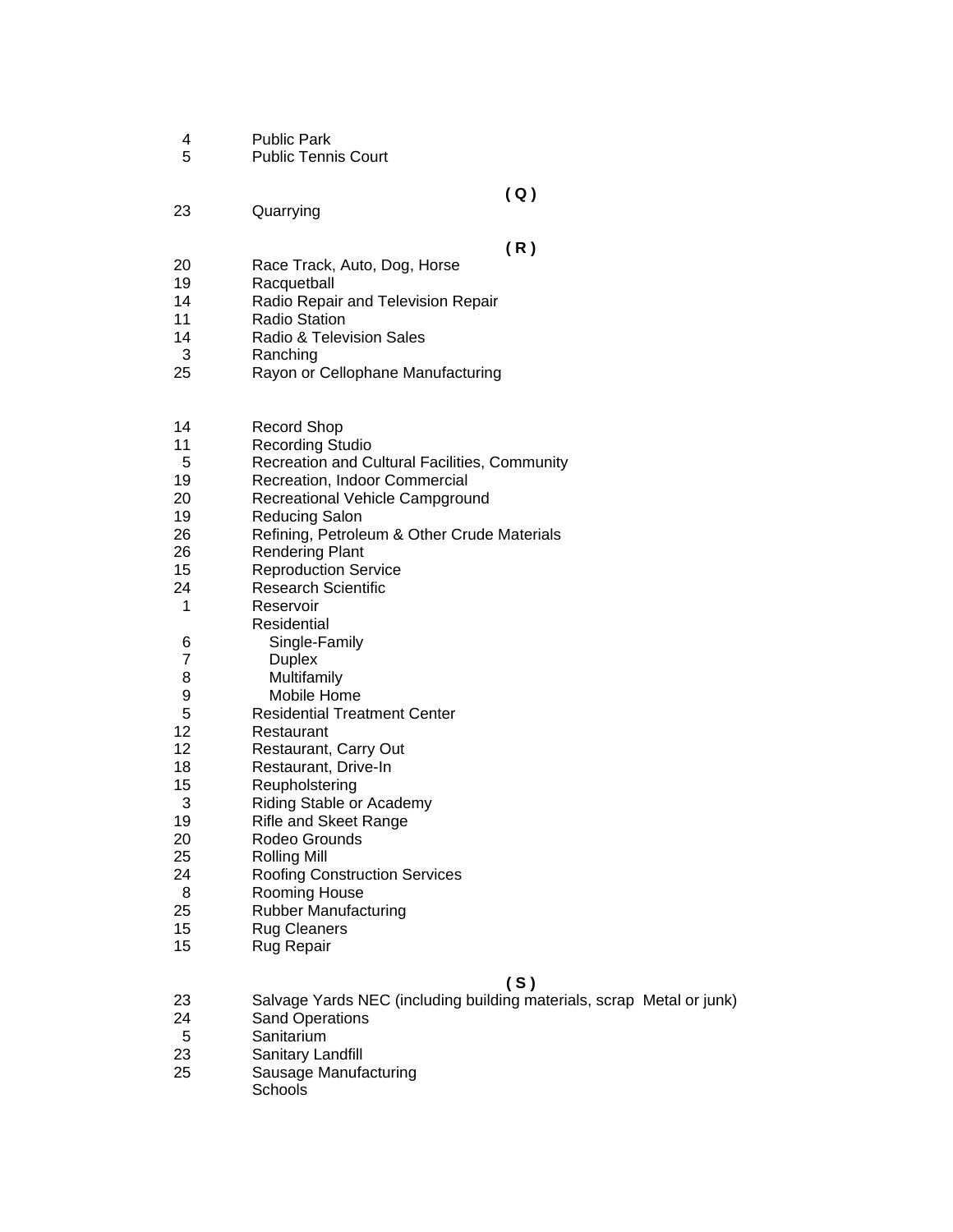| | |
|---|---|
| 4 | Public Park |
| 5 | Public Tennis Court |

**( Q )**

| | |
|---|---|
| 23 | Quarrying |

**( R )**

| | |
|---|---|
| 20 | Race Track, Auto, Dog, Horse |
| 19 | Racquetball |
| 14 | Radio Repair and Television Repair |
| 11 | Radio Station |
| 14 | Radio & Television Sales |
| 3 | Ranching |
| 25 | Rayon or Cellophane Manufacturing |
| 14 | Record Shop |
| 11 | Recording Studio |
| 5 | Recreation and Cultural Facilities, Community |
| 19 | Recreation, Indoor Commercial |
| 20 | Recreational Vehicle Campground |
| 19 | Reducing Salon |
| 26 | Refining, Petroleum & Other Crude Materials |
| 26 | Rendering Plant |
| 15 | Reproduction Service |
| 24 | Research Scientific |
| 1 | Reservoir |
| | Residential |
| 6 | Single-Family |
| 7 | Duplex |
| 8 | Multifamily |
| 9 | Mobile Home |
| 5 | Residential Treatment Center |
| 12 | Restaurant |
| 12 | Restaurant, Carry Out |
| 18 | Restaurant, Drive-In |
| 15 | Reupholstering |
| 3 | Riding Stable or Academy |
| 19 | Rifle and Skeet Range |
| 20 | Rodeo Grounds |
| 25 | Rolling Mill |
| 24 | Roofing Construction Services |
| 8 | Rooming House |
| 25 | Rubber Manufacturing |
| 15 | Rug Cleaners |
| 15 | Rug Repair |

**( S )**

| | |
|---|---|
| 23 | Salvage Yards NEC (including building materials, scrap Metal or junk) |
| 24 | Sand Operations |
| 5 | Sanitarium |
| 23 | Sanitary Landfill |
| 25 | Sausage Manufacturing |
| | Schools |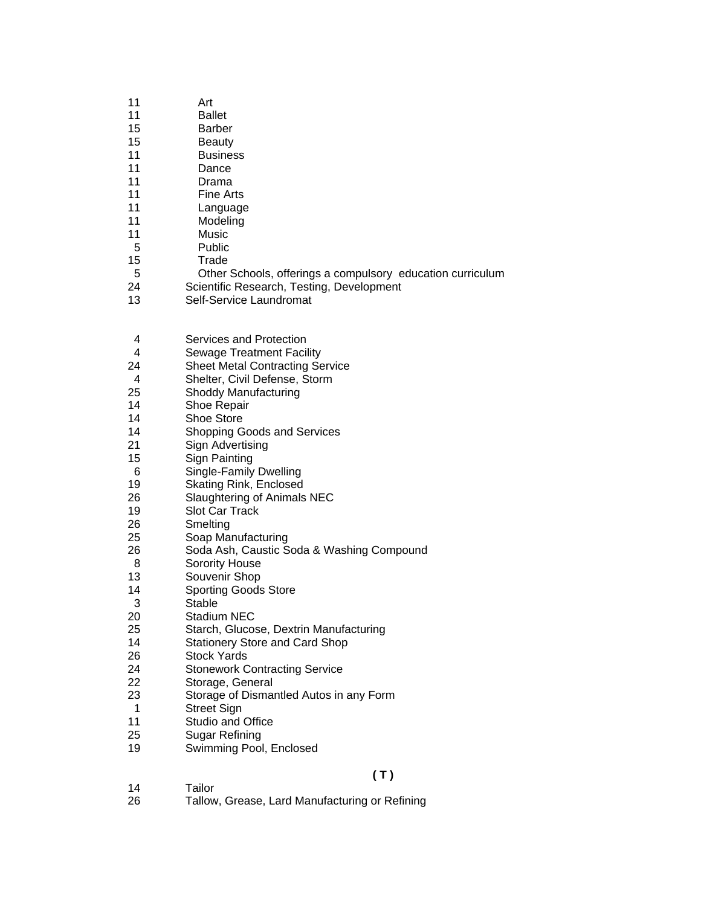| | |
|---|---|
| 11 | Art |
| 11 | Ballet |
| 15 | Barber |
| 15 | Beauty |
| 11 | Business |
| 11 | Dance |
| 11 | Drama |
| 11 | Fine Arts |
| 11 | Language |
| 11 | Modeling |
| 11 | Music |
| 5 | Public |
| 15 | Trade |
| 5 | Other Schools, offerings a compulsory education curriculum |
| 24 | Scientific Research, Testing, Development |
| 13 | Self-Service Laundromat |

| | |
|---|---|
| 4 | Services and Protection |
| 4 | Sewage Treatment Facility |
| 24 | Sheet Metal Contracting Service |
| 4 | Shelter, Civil Defense, Storm |
| 25 | Shoddy Manufacturing |
| 14 | Shoe Repair |
| 14 | Shoe Store |
| 14 | Shopping Goods and Services |
| 21 | Sign Advertising |
| 15 | Sign Painting |
| 6 | Single-Family Dwelling |
| 19 | Skating Rink, Enclosed |
| 26 | Slaughtering of Animals NEC |
| 19 | Slot Car Track |
| 26 | Smelting |
| 25 | Soap Manufacturing |
| 26 | Soda Ash, Caustic Soda & Washing Compound |
| 8 | Sorority House |
| 13 | Souvenir Shop |
| 14 | Sporting Goods Store |
| 3 | Stable |
| 20 | Stadium NEC |
| 25 | Starch, Glucose, Dextrin Manufacturing |
| 14 | Stationery Store and Card Shop |
| 26 | Stock Yards |
| 24 | Stonework Contracting Service |
| 22 | Storage, General |
| 23 | Storage of Dismantled Autos in any Form |
| 1 | Street Sign |
| 11 | Studio and Office |
| 25 | Sugar Refining |
| 19 | Swimming Pool, Enclosed |

**( T )**

| | |
|---|---|
| 14 | Tailor |
| 26 | Tallow, Grease, Lard Manufacturing or Refining |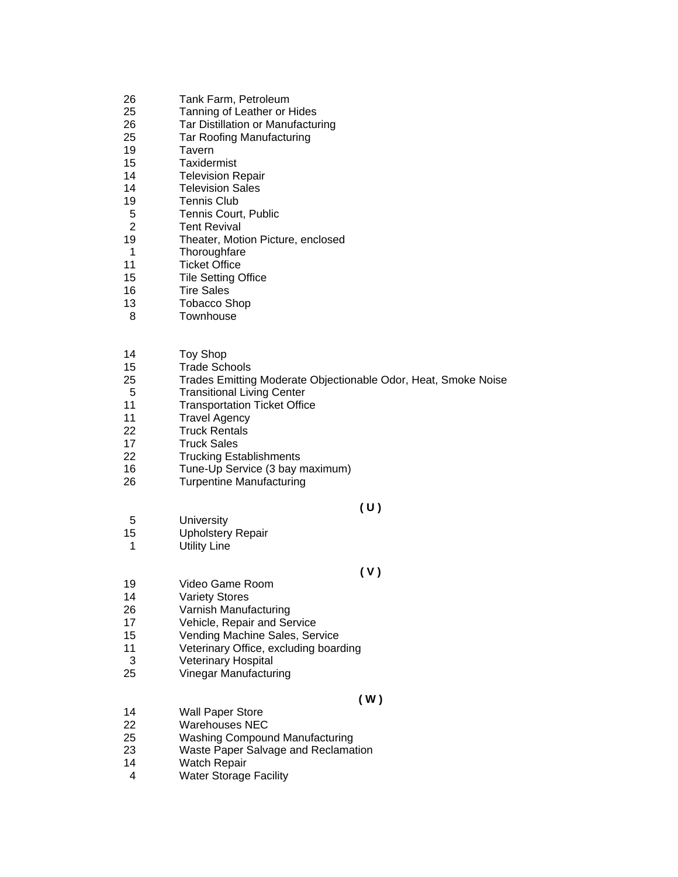26 Tank Farm, Petroleum
25 Tanning of Leather or Hides
26 Tar Distillation or Manufacturing
25 Tar Roofing Manufacturing
19 Tavern
15 Taxidermist
14 Television Repair
14 Television Sales
19 Tennis Club
5 Tennis Court, Public
2 Tent Revival
19 Theater, Motion Picture, enclosed
1 Thoroughfare
11 Ticket Office
15 Tile Setting Office
16 Tire Sales
13 Tobacco Shop
8 Townhouse

14 Toy Shop
15 Trade Schools
25 Trades Emitting Moderate Objectionable Odor, Heat, Smoke Noise
5 Transitional Living Center
11 Transportation Ticket Office
11 Travel Agency
22 Truck Rentals
17 Truck Sales
22 Trucking Establishments
16 Tune-Up Service (3 bay maximum)
26 Turpentine Manufacturing

**( U )**

5 University
15 Upholstery Repair
1 Utility Line

**( V )**

19 Video Game Room
14 Variety Stores
26 Varnish Manufacturing
17 Vehicle, Repair and Service
15 Vending Machine Sales, Service
11 Veterinary Office, excluding boarding
3 Veterinary Hospital
25 Vinegar Manufacturing

**( W )**

14 Wall Paper Store
22 Warehouses NEC
25 Washing Compound Manufacturing
23 Waste Paper Salvage and Reclamation
14 Watch Repair
4 Water Storage Facility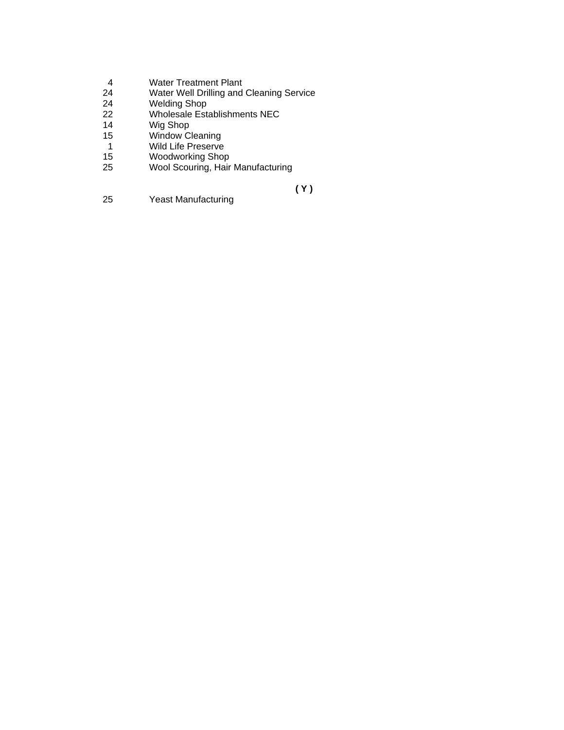| | |
|---|---|
| 4 | Water Treatment Plant |
| 24 | Water Well Drilling and Cleaning Service |
| 24 | Welding Shop |
| 22 | Wholesale Establishments NEC |
| 14 | Wig Shop |
| 15 | Window Cleaning |
| 1 | Wild Life Preserve |
| 15 | Woodworking Shop |
| 25 | Wool Scouring, Hair Manufacturing |

**( Y )**

| | |
|---|---|
| 25 | Yeast Manufacturing |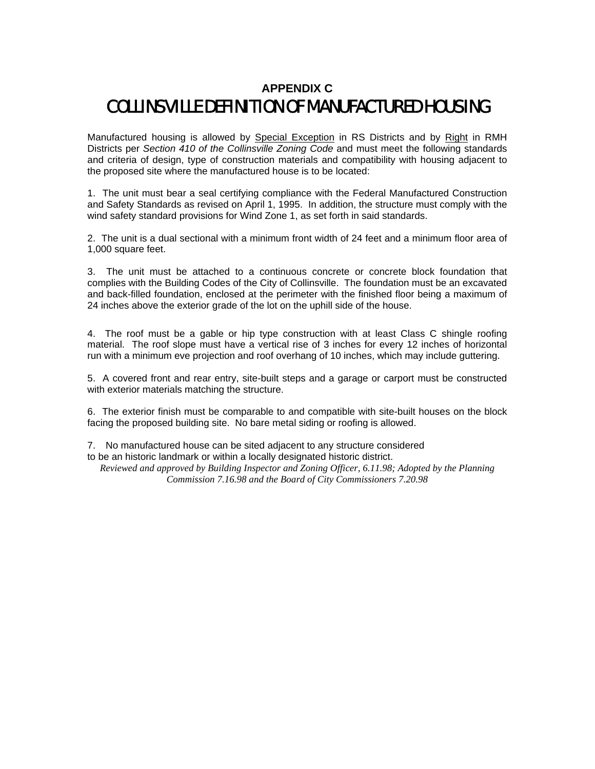## APPENDIX C

# COLLINSVILLE DEFINITION OF MANUFACTURED HOUSING

Manufactured housing is allowed by Special Exception in RS Districts and by Right in RMH Districts per *Section 410 of the Collinsville Zoning Code* and must meet the following standards and criteria of design, type of construction materials and compatibility with housing adjacent to the proposed site where the manufactured house is to be located:

1. The unit must bear a seal certifying compliance with the Federal Manufactured Construction and Safety Standards as revised on April 1, 1995. In addition, the structure must comply with the wind safety standard provisions for Wind Zone 1, as set forth in said standards.

2. The unit is a dual sectional with a minimum front width of 24 feet and a minimum floor area of 1,000 square feet.

3. The unit must be attached to a continuous concrete or concrete block foundation that complies with the Building Codes of the City of Collinsville. The foundation must be an excavated and back-filled foundation, enclosed at the perimeter with the finished floor being a maximum of 24 inches above the exterior grade of the lot on the uphill side of the house.

4. The roof must be a gable or hip type construction with at least Class C shingle roofing material. The roof slope must have a vertical rise of 3 inches for every 12 inches of horizontal run with a minimum eve projection and roof overhang of 10 inches, which may include guttering.

5. A covered front and rear entry, site-built steps and a garage or carport must be constructed with exterior materials matching the structure.

6. The exterior finish must be comparable to and compatible with site-built houses on the block facing the proposed building site. No bare metal siding or roofing is allowed.

7. No manufactured house can be sited adjacent to any structure considered to be an historic landmark or within a locally designated historic district.

*Reviewed and approved by Building Inspector and Zoning Officer, 6.11.98; Adopted by the Planning Commission 7.16.98 and the Board of City Commissioners 7.20.98*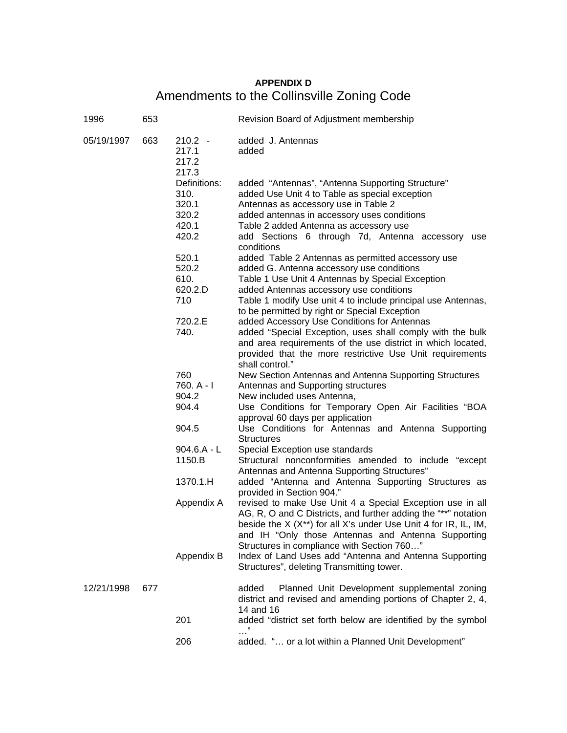**APPENDIX D**

# Amendments to the Collinsville Zoning Code

| Date | Ordinance | Section | Description |
|---|---|---|---|
| 1996 | 653 | | Revision Board of Adjustment membership |
| 05/19/1997 | 663 | 210.2 - | added J. Antennas |
| | | 217.1 217.2 217.3 | added |
| | | Definitions: | added "Antennas", "Antenna Supporting Structure" |
| | | 310. | added Use Unit 4 to Table as special exception |
| | | 320.1 | Antennas as accessory use in Table 2 |
| | | 320.2 | added antennas in accessory uses conditions |
| | | 420.1 | Table 2 added Antenna as accessory use |
| | | 420.2 | add Sections 6 through 7d, Antenna accessory use conditions |
| | | 520.1 | added Table 2 Antennas as permitted accessory use |
| | | 520.2 | added G. Antenna accessory use conditions |
| | | 610. | Table 1 Use Unit 4 Antennas by Special Exception |
| | | 620.2.D | added Antennas accessory use conditions |
| | | 710 | Table 1 modify Use unit 4 to include principal use Antennas, to be permitted by right or Special Exception |
| | | 720.2.E | added Accessory Use Conditions for Antennas |
| | | 740. | added "Special Exception, uses shall comply with the bulk and area requirements of the use district in which located, provided that the more restrictive Use Unit requirements shall control." |
| | | 760 | New Section Antennas and Antenna Supporting Structures |
| | | 760. A - I | Antennas and Supporting structures |
| | | 904.2 | New included uses Antenna, |
| | | 904.4 | Use Conditions for Temporary Open Air Facilities "BOA approval 60 days per application |
| | | 904.5 | Use Conditions for Antennas and Antenna Supporting Structures |
| | | 904.6.A - L | Special Exception use standards |
| | | 1150.B | Structural nonconformities amended to include "except Antennas and Antenna Supporting Structures" |
| | | 1370.1.H | added "Antenna and Antenna Supporting Structures as provided in Section 904." |
| | | Appendix A | revised to make Use Unit 4 a Special Exception use in all AG, R, O and C Districts, and further adding the "**" notation beside the X (X**) for all X's under Use Unit 4 for IR, IL, IM, and IH "Only those Antennas and Antenna Supporting Structures in compliance with Section 760…" |
| | | Appendix B | Index of Land Uses add "Antenna and Antenna Supporting Structures", deleting Transmitting tower. |
| 12/21/1998 | 677 | | added Planned Unit Development supplemental zoning district and revised and amending portions of Chapter 2, 4, 14 and 16 |
| | | 201 | added "district set forth below are identified by the symbol …" |
| | | 206 | added. "… or a lot within a Planned Unit Development" |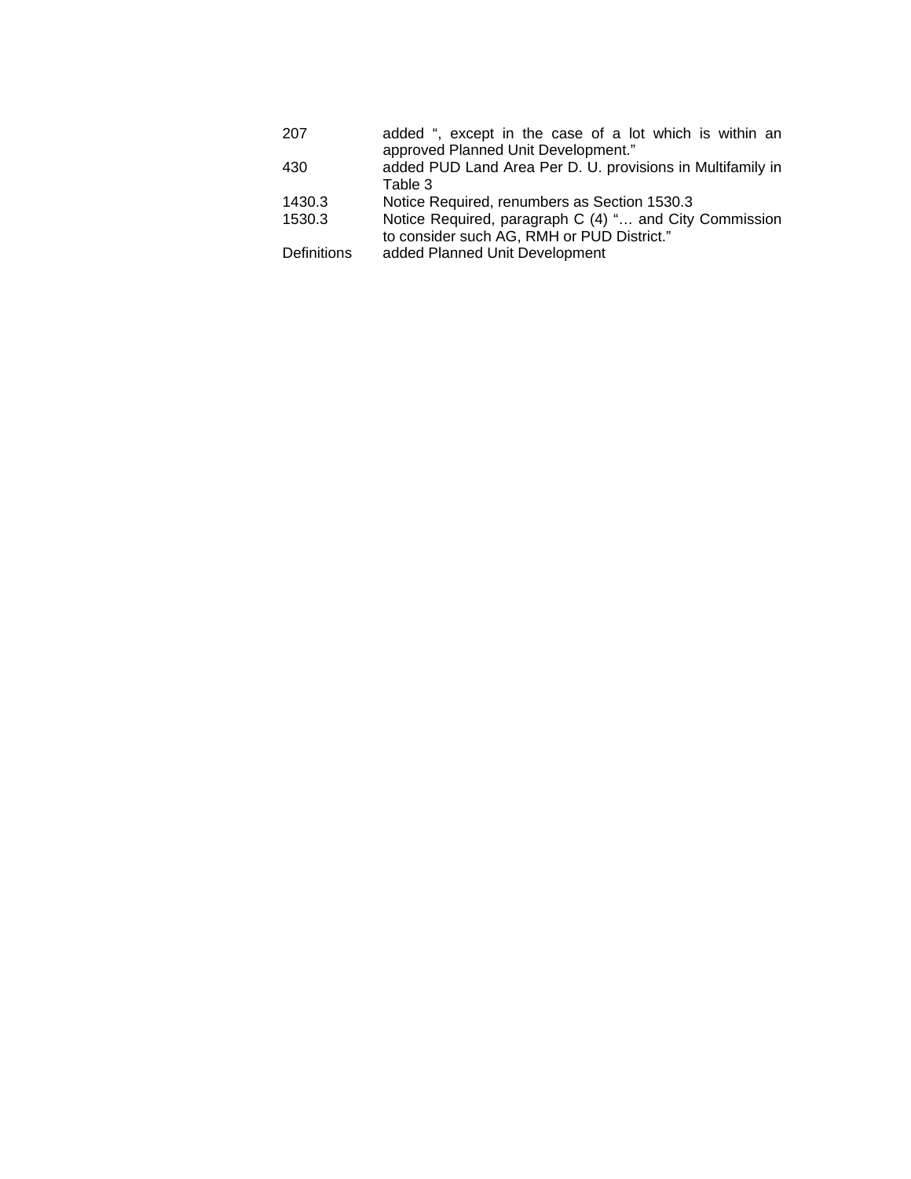| | |
|---|---|
| 207 | added “, except in the case of a lot which is within an approved Planned Unit Development.” |
| 430 | added PUD Land Area Per D. U. provisions in Multifamily in Table 3 |
| 1430.3 | Notice Required, renumbers as Section 1530.3 |
| 1530.3 | Notice Required, paragraph C (4) “… and City Commission to consider such AG, RMH or PUD District.” |
| Definitions | added Planned Unit Development |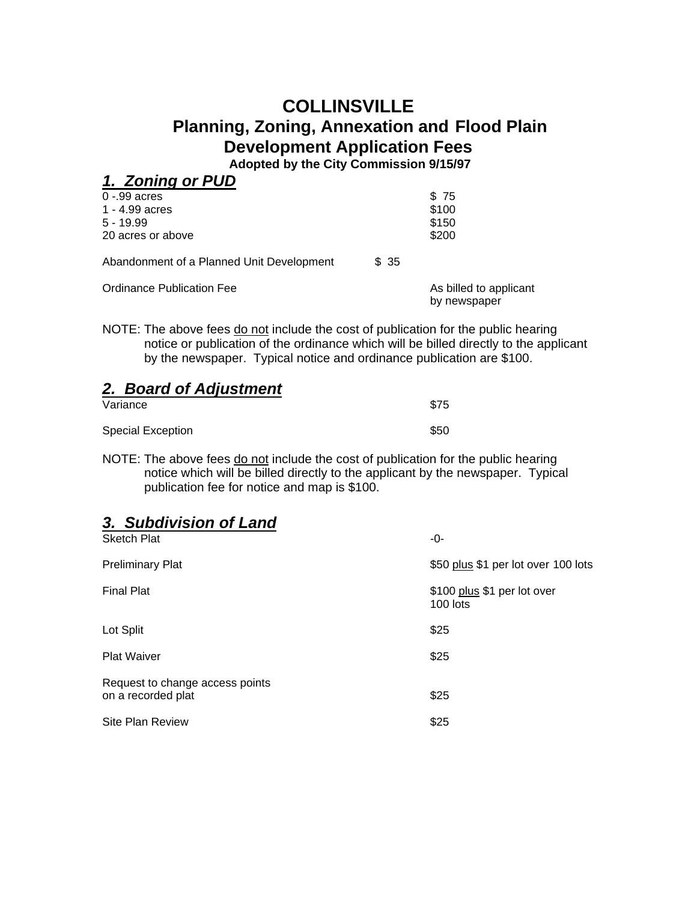# COLLINSVILLE
## Planning, Zoning, Annexation and Flood Plain Development Application Fees

**Adopted by the City Commission 9/15/97**

### ***1. Zoning or PUD***

| | |
|---|---|
| 0 -.99 acres | $ 75 |
| 1 - 4.99 acres | $100 |
| 5 - 19.99 | $150 |
| 20 acres or above | $200 |
| Abandonment of a Planned Unit Development | $ 35 |
| Ordinance Publication Fee | As billed to applicant by newspaper |

NOTE: The above fees <u>do not</u> include the cost of publication for the public hearing notice or publication of the ordinance which will be billed directly to the applicant by the newspaper. Typical notice and ordinance publication are $100.

### ***2. Board of Adjustment***

| | |
|---|---|
| Variance | $75 |
| Special Exception | $50 |

NOTE: The above fees <u>do not</u> include the cost of publication for the public hearing notice which will be billed directly to the applicant by the newspaper. Typical publication fee for notice and map is $100.

### ***3. Subdivision of Land***

| | |
|---|---|
| Sketch Plat | -0- |
| Preliminary Plat | $50 <u>plus</u> $1 per lot over 100 lots |
| Final Plat | $100 <u>plus</u> $1 per lot over 100 lots |
| Lot Split | $25 |
| Plat Waiver | $25 |
| Request to change access points on a recorded plat | $25 |
| Site Plan Review | $25 |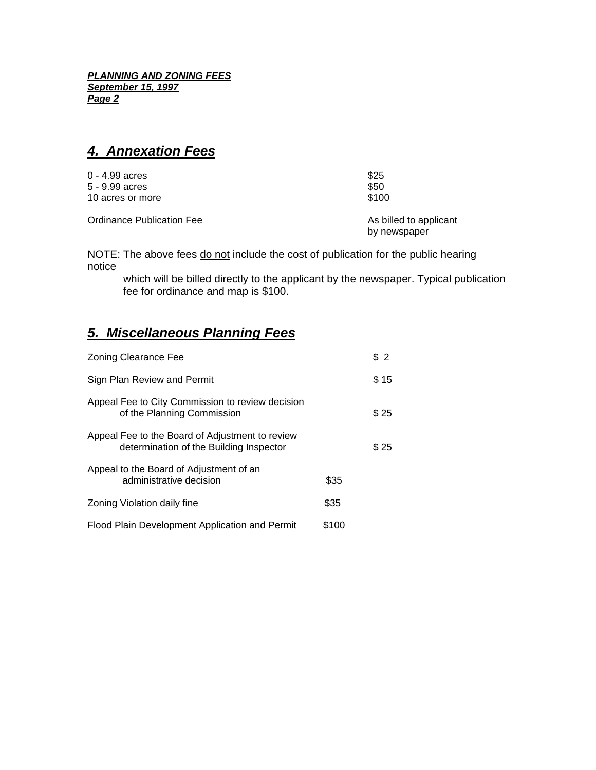## *4. Annexation Fees*

| | |
|---|---|
| 0 - 4.99 acres | $25 |
| 5 - 9.99 acres | $50 |
| 10 acres or more | $100 |
| Ordinance Publication Fee | As billed to applicant by newspaper |

NOTE: The above fees do not include the cost of publication for the public hearing notice which will be billed directly to the applicant by the newspaper. Typical publication fee for ordinance and map is $100.

## *5. Miscellaneous Planning Fees*

| | |
|---|---|
| Zoning Clearance Fee | $ 2 |
| Sign Plan Review and Permit | $ 15 |
| Appeal Fee to City Commission to review decision of the Planning Commission | $ 25 |
| Appeal Fee to the Board of Adjustment to review determination of the Building Inspector | $ 25 |
| Appeal to the Board of Adjustment of an administrative decision | $35 |
| Zoning Violation daily fine | $35 |
| Flood Plain Development Application and Permit | $100 |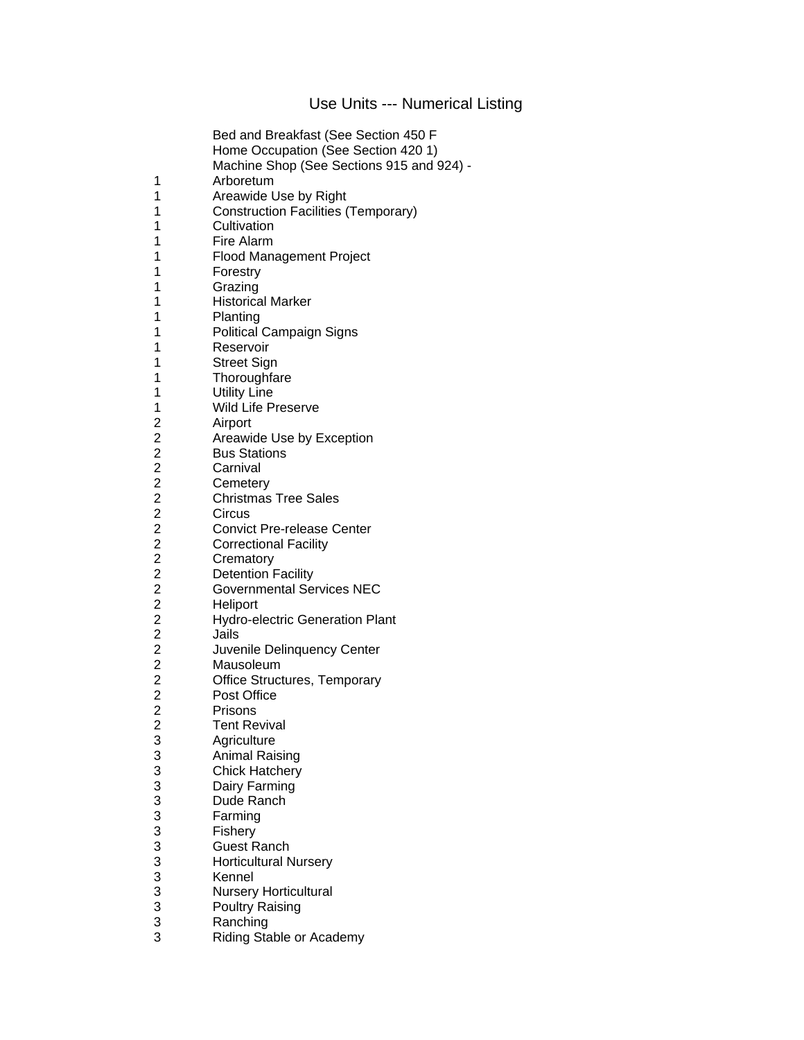# Use Units --- Numerical Listing

| Use Unit | Use |
|---|---|
| | Bed and Breakfast (See Section 450 F |
| | Home Occupation (See Section 420 1) |
| | Machine Shop (See Sections 915 and 924) - |
| 1 | Arboretum |
| 1 | Areawide Use by Right |
| 1 | Construction Facilities (Temporary) |
| 1 | Cultivation |
| 1 | Fire Alarm |
| 1 | Flood Management Project |
| 1 | Forestry |
| 1 | Grazing |
| 1 | Historical Marker |
| 1 | Planting |
| 1 | Political Campaign Signs |
| 1 | Reservoir |
| 1 | Street Sign |
| 1 | Thoroughfare |
| 1 | Utility Line |
| 1 | Wild Life Preserve |
| 2 | Airport |
| 2 | Areawide Use by Exception |
| 2 | Bus Stations |
| 2 | Carnival |
| 2 | Cemetery |
| 2 | Christmas Tree Sales |
| 2 | Circus |
| 2 | Convict Pre-release Center |
| 2 | Correctional Facility |
| 2 | Crematory |
| 2 | Detention Facility |
| 2 | Governmental Services NEC |
| 2 | Heliport |
| 2 | Hydro-electric Generation Plant |
| 2 | Jails |
| 2 | Juvenile Delinquency Center |
| 2 | Mausoleum |
| 2 | Office Structures, Temporary |
| 2 | Post Office |
| 2 | Prisons |
| 2 | Tent Revival |
| 3 | Agriculture |
| 3 | Animal Raising |
| 3 | Chick Hatchery |
| 3 | Dairy Farming |
| 3 | Dude Ranch |
| 3 | Farming |
| 3 | Fishery |
| 3 | Guest Ranch |
| 3 | Horticultural Nursery |
| 3 | Kennel |
| 3 | Nursery Horticultural |
| 3 | Poultry Raising |
| 3 | Ranching |
| 3 | Riding Stable or Academy |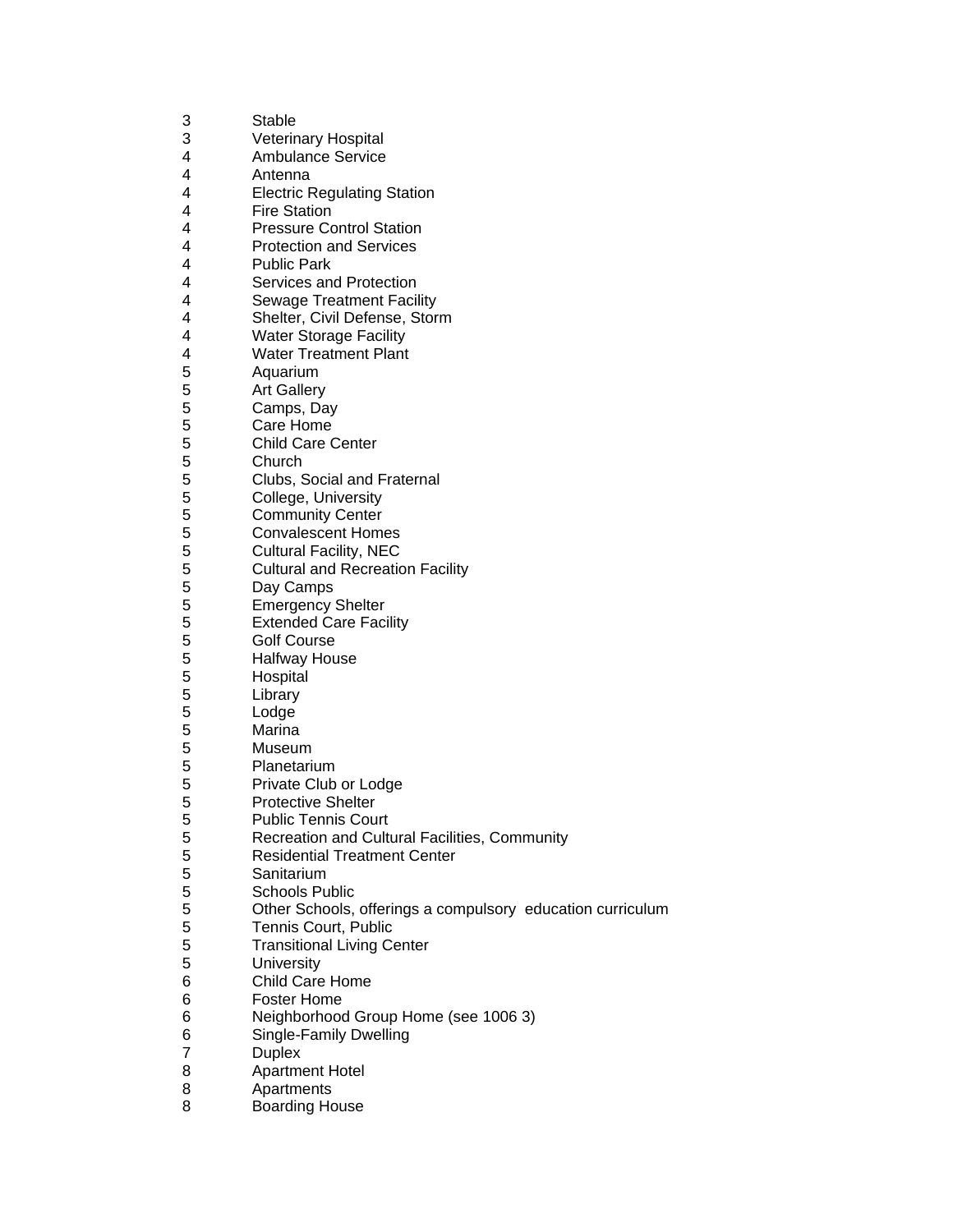| | |
|---|---|
| 3 | Stable |
| 3 | Veterinary Hospital |
| 4 | Ambulance Service |
| 4 | Antenna |
| 4 | Electric Regulating Station |
| 4 | Fire Station |
| 4 | Pressure Control Station |
| 4 | Protection and Services |
| 4 | Public Park |
| 4 | Services and Protection |
| 4 | Sewage Treatment Facility |
| 4 | Shelter, Civil Defense, Storm |
| 4 | Water Storage Facility |
| 4 | Water Treatment Plant |
| 5 | Aquarium |
| 5 | Art Gallery |
| 5 | Camps, Day |
| 5 | Care Home |
| 5 | Child Care Center |
| 5 | Church |
| 5 | Clubs, Social and Fraternal |
| 5 | College, University |
| 5 | Community Center |
| 5 | Convalescent Homes |
| 5 | Cultural Facility, NEC |
| 5 | Cultural and Recreation Facility |
| 5 | Day Camps |
| 5 | Emergency Shelter |
| 5 | Extended Care Facility |
| 5 | Golf Course |
| 5 | Halfway House |
| 5 | Hospital |
| 5 | Library |
| 5 | Lodge |
| 5 | Marina |
| 5 | Museum |
| 5 | Planetarium |
| 5 | Private Club or Lodge |
| 5 | Protective Shelter |
| 5 | Public Tennis Court |
| 5 | Recreation and Cultural Facilities, Community |
| 5 | Residential Treatment Center |
| 5 | Sanitarium |
| 5 | Schools Public |
| 5 | Other Schools, offerings a compulsory education curriculum |
| 5 | Tennis Court, Public |
| 5 | Transitional Living Center |
| 5 | University |
| 6 | Child Care Home |
| 6 | Foster Home |
| 6 | Neighborhood Group Home (see 1006 3) |
| 6 | Single-Family Dwelling |
| 7 | Duplex |
| 8 | Apartment Hotel |
| 8 | Apartments |
| 8 | Boarding House |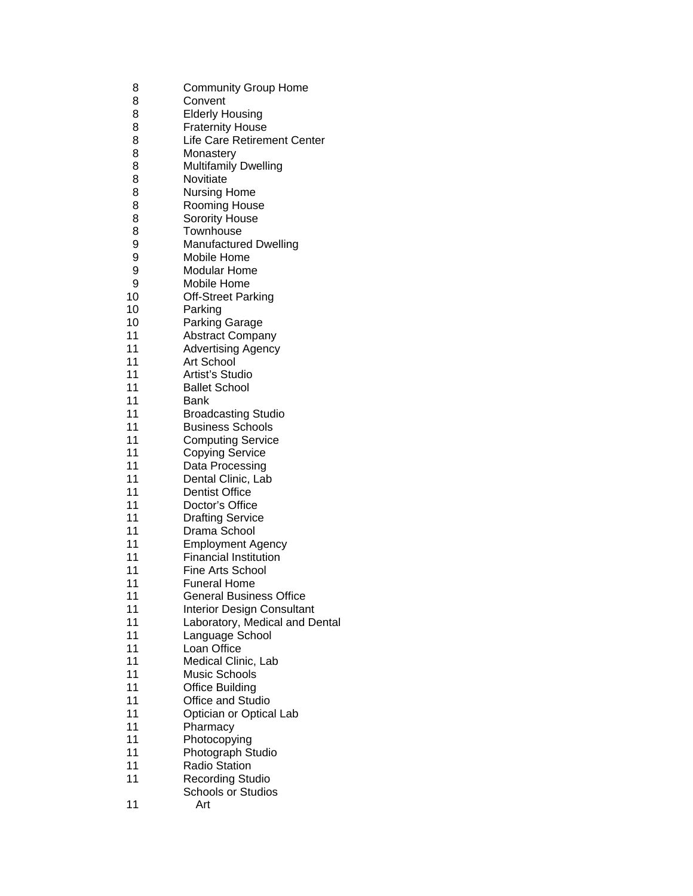| | |
|---|---|
| 8 | Community Group Home |
| 8 | Convent |
| 8 | Elderly Housing |
| 8 | Fraternity House |
| 8 | Life Care Retirement Center |
| 8 | Monastery |
| 8 | Multifamily Dwelling |
| 8 | Novitiate |
| 8 | Nursing Home |
| 8 | Rooming House |
| 8 | Sorority House |
| 8 | Townhouse |
| 9 | Manufactured Dwelling |
| 9 | Mobile Home |
| 9 | Modular Home |
| 9 | Mobile Home |
| 10 | Off-Street Parking |
| 10 | Parking |
| 10 | Parking Garage |
| 11 | Abstract Company |
| 11 | Advertising Agency |
| 11 | Art School |
| 11 | Artist’s Studio |
| 11 | Ballet School |
| 11 | Bank |
| 11 | Broadcasting Studio |
| 11 | Business Schools |
| 11 | Computing Service |
| 11 | Copying Service |
| 11 | Data Processing |
| 11 | Dental Clinic, Lab |
| 11 | Dentist Office |
| 11 | Doctor’s Office |
| 11 | Drafting Service |
| 11 | Drama School |
| 11 | Employment Agency |
| 11 | Financial Institution |
| 11 | Fine Arts School |
| 11 | Funeral Home |
| 11 | General Business Office |
| 11 | Interior Design Consultant |
| 11 | Laboratory, Medical and Dental |
| 11 | Language School |
| 11 | Loan Office |
| 11 | Medical Clinic, Lab |
| 11 | Music Schools |
| 11 | Office Building |
| 11 | Office and Studio |
| 11 | Optician or Optical Lab |
| 11 | Pharmacy |
| 11 | Photocopying |
| 11 | Photograph Studio |
| 11 | Radio Station |
| 11 | Recording Studio |
| | Schools or Studios |
| 11 | Art |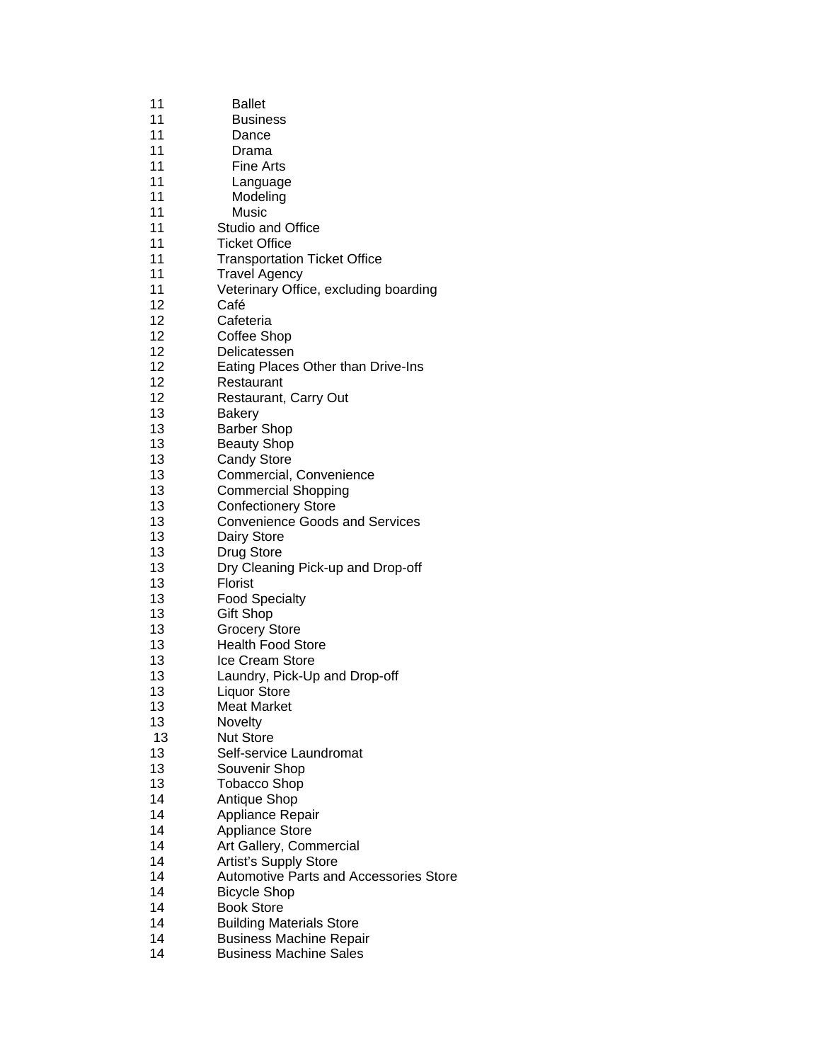| | |
|---|---|
| 11 | Ballet |
| 11 | Business |
| 11 | Dance |
| 11 | Drama |
| 11 | Fine Arts |
| 11 | Language |
| 11 | Modeling |
| 11 | Music |
| 11 | Studio and Office |
| 11 | Ticket Office |
| 11 | Transportation Ticket Office |
| 11 | Travel Agency |
| 11 | Veterinary Office, excluding boarding |
| 12 | Café |
| 12 | Cafeteria |
| 12 | Coffee Shop |
| 12 | Delicatessen |
| 12 | Eating Places Other than Drive-Ins |
| 12 | Restaurant |
| 12 | Restaurant, Carry Out |
| 13 | Bakery |
| 13 | Barber Shop |
| 13 | Beauty Shop |
| 13 | Candy Store |
| 13 | Commercial, Convenience |
| 13 | Commercial Shopping |
| 13 | Confectionery Store |
| 13 | Convenience Goods and Services |
| 13 | Dairy Store |
| 13 | Drug Store |
| 13 | Dry Cleaning Pick-up and Drop-off |
| 13 | Florist |
| 13 | Food Specialty |
| 13 | Gift Shop |
| 13 | Grocery Store |
| 13 | Health Food Store |
| 13 | Ice Cream Store |
| 13 | Laundry, Pick-Up and Drop-off |
| 13 | Liquor Store |
| 13 | Meat Market |
| 13 | Novelty |
| 13 | Nut Store |
| 13 | Self-service Laundromat |
| 13 | Souvenir Shop |
| 13 | Tobacco Shop |
| 14 | Antique Shop |
| 14 | Appliance Repair |
| 14 | Appliance Store |
| 14 | Art Gallery, Commercial |
| 14 | Artist's Supply Store |
| 14 | Automotive Parts and Accessories Store |
| 14 | Bicycle Shop |
| 14 | Book Store |
| 14 | Building Materials Store |
| 14 | Business Machine Repair |
| 14 | Business Machine Sales |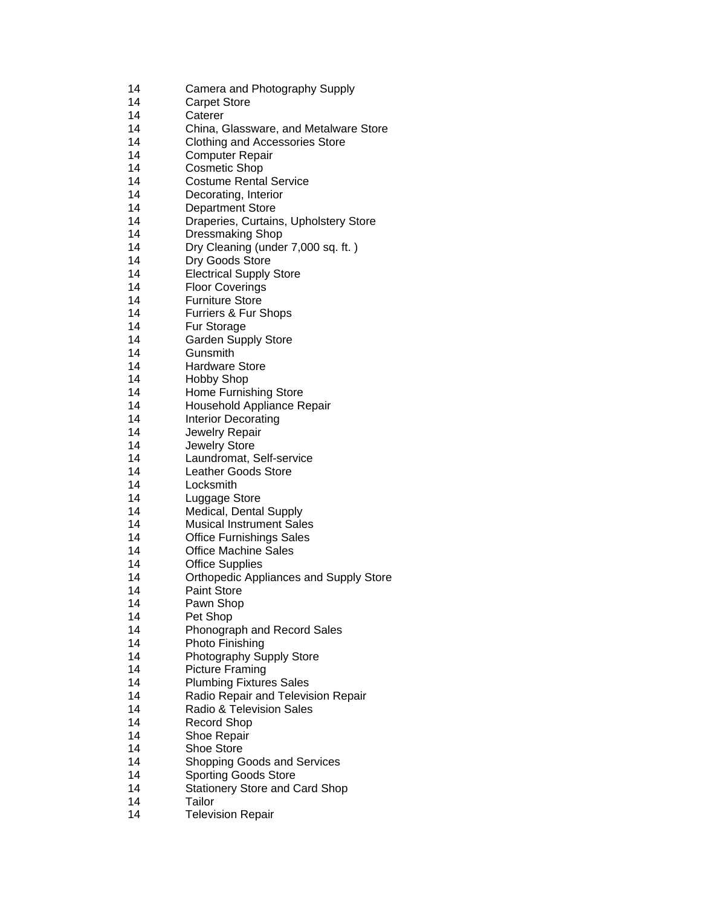| | |
|---|---|
| 14 | Camera and Photography Supply |
| 14 | Carpet Store |
| 14 | Caterer |
| 14 | China, Glassware, and Metalware Store |
| 14 | Clothing and Accessories Store |
| 14 | Computer Repair |
| 14 | Cosmetic Shop |
| 14 | Costume Rental Service |
| 14 | Decorating, Interior |
| 14 | Department Store |
| 14 | Draperies, Curtains, Upholstery Store |
| 14 | Dressmaking Shop |
| 14 | Dry Cleaning (under 7,000 sq. ft. ) |
| 14 | Dry Goods Store |
| 14 | Electrical Supply Store |
| 14 | Floor Coverings |
| 14 | Furniture Store |
| 14 | Furriers & Fur Shops |
| 14 | Fur Storage |
| 14 | Garden Supply Store |
| 14 | Gunsmith |
| 14 | Hardware Store |
| 14 | Hobby Shop |
| 14 | Home Furnishing Store |
| 14 | Household Appliance Repair |
| 14 | Interior Decorating |
| 14 | Jewelry Repair |
| 14 | Jewelry Store |
| 14 | Laundromat, Self-service |
| 14 | Leather Goods Store |
| 14 | Locksmith |
| 14 | Luggage Store |
| 14 | Medical, Dental Supply |
| 14 | Musical Instrument Sales |
| 14 | Office Furnishings Sales |
| 14 | Office Machine Sales |
| 14 | Office Supplies |
| 14 | Orthopedic Appliances and Supply Store |
| 14 | Paint Store |
| 14 | Pawn Shop |
| 14 | Pet Shop |
| 14 | Phonograph and Record Sales |
| 14 | Photo Finishing |
| 14 | Photography Supply Store |
| 14 | Picture Framing |
| 14 | Plumbing Fixtures Sales |
| 14 | Radio Repair and Television Repair |
| 14 | Radio & Television Sales |
| 14 | Record Shop |
| 14 | Shoe Repair |
| 14 | Shoe Store |
| 14 | Shopping Goods and Services |
| 14 | Sporting Goods Store |
| 14 | Stationery Store and Card Shop |
| 14 | Tailor |
| 14 | Television Repair |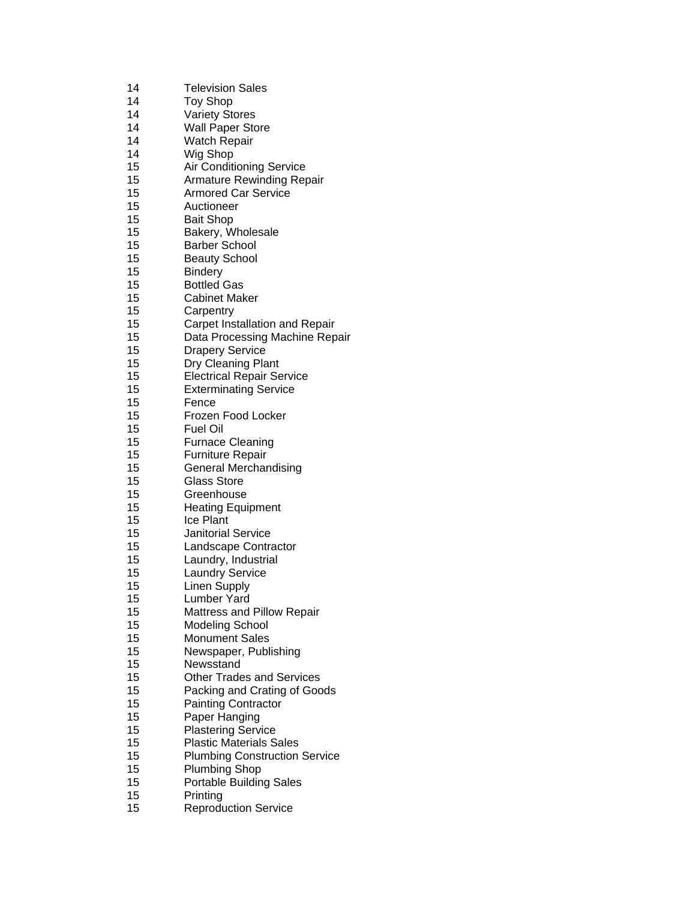| | |
|---|---|
| 14 | Television Sales |
| 14 | Toy Shop |
| 14 | Variety Stores |
| 14 | Wall Paper Store |
| 14 | Watch Repair |
| 14 | Wig Shop |
| 15 | Air Conditioning Service |
| 15 | Armature Rewinding Repair |
| 15 | Armored Car Service |
| 15 | Auctioneer |
| 15 | Bait Shop |
| 15 | Bakery, Wholesale |
| 15 | Barber School |
| 15 | Beauty School |
| 15 | Bindery |
| 15 | Bottled Gas |
| 15 | Cabinet Maker |
| 15 | Carpentry |
| 15 | Carpet Installation and Repair |
| 15 | Data Processing Machine Repair |
| 15 | Drapery Service |
| 15 | Dry Cleaning Plant |
| 15 | Electrical Repair Service |
| 15 | Exterminating Service |
| 15 | Fence |
| 15 | Frozen Food Locker |
| 15 | Fuel Oil |
| 15 | Furnace Cleaning |
| 15 | Furniture Repair |
| 15 | General Merchandising |
| 15 | Glass Store |
| 15 | Greenhouse |
| 15 | Heating Equipment |
| 15 | Ice Plant |
| 15 | Janitorial Service |
| 15 | Landscape Contractor |
| 15 | Laundry, Industrial |
| 15 | Laundry Service |
| 15 | Linen Supply |
| 15 | Lumber Yard |
| 15 | Mattress and Pillow Repair |
| 15 | Modeling School |
| 15 | Monument Sales |
| 15 | Newspaper, Publishing |
| 15 | Newsstand |
| 15 | Other Trades and Services |
| 15 | Packing and Crating of Goods |
| 15 | Painting Contractor |
| 15 | Paper Hanging |
| 15 | Plastering Service |
| 15 | Plastic Materials Sales |
| 15 | Plumbing Construction Service |
| 15 | Plumbing Shop |
| 15 | Portable Building Sales |
| 15 | Printing |
| 15 | Reproduction Service |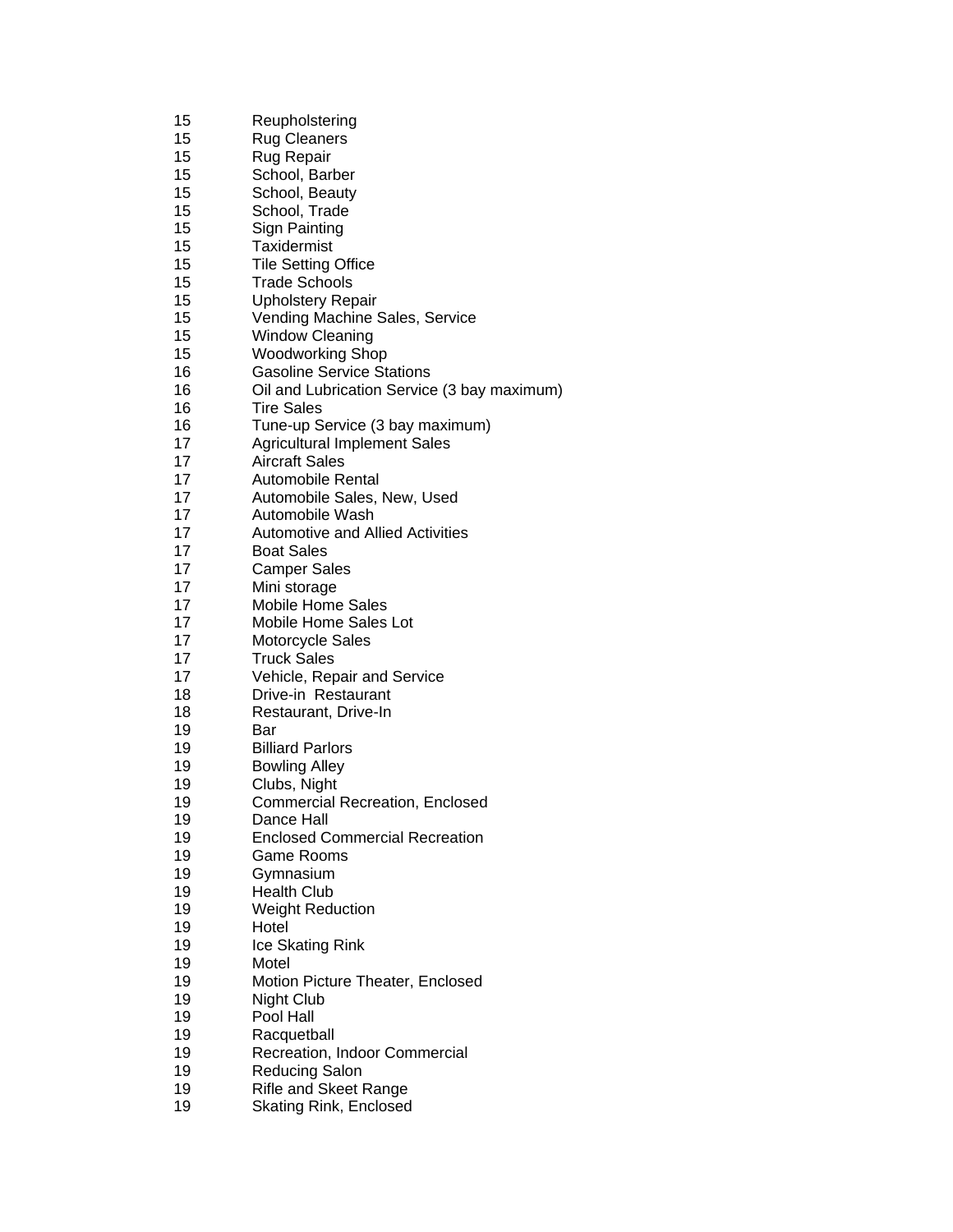| | |
|---|---|
| 15 | Reupholstering |
| 15 | Rug Cleaners |
| 15 | Rug Repair |
| 15 | School, Barber |
| 15 | School, Beauty |
| 15 | School, Trade |
| 15 | Sign Painting |
| 15 | Taxidermist |
| 15 | Tile Setting Office |
| 15 | Trade Schools |
| 15 | Upholstery Repair |
| 15 | Vending Machine Sales, Service |
| 15 | Window Cleaning |
| 15 | Woodworking Shop |
| 16 | Gasoline Service Stations |
| 16 | Oil and Lubrication Service (3 bay maximum) |
| 16 | Tire Sales |
| 16 | Tune-up Service (3 bay maximum) |
| 17 | Agricultural Implement Sales |
| 17 | Aircraft Sales |
| 17 | Automobile Rental |
| 17 | Automobile Sales, New, Used |
| 17 | Automobile Wash |
| 17 | Automotive and Allied Activities |
| 17 | Boat Sales |
| 17 | Camper Sales |
| 17 | Mini storage |
| 17 | Mobile Home Sales |
| 17 | Mobile Home Sales Lot |
| 17 | Motorcycle Sales |
| 17 | Truck Sales |
| 17 | Vehicle, Repair and Service |
| 18 | Drive-in Restaurant |
| 18 | Restaurant, Drive-In |
| 19 | Bar |
| 19 | Billiard Parlors |
| 19 | Bowling Alley |
| 19 | Clubs, Night |
| 19 | Commercial Recreation, Enclosed |
| 19 | Dance Hall |
| 19 | Enclosed Commercial Recreation |
| 19 | Game Rooms |
| 19 | Gymnasium |
| 19 | Health Club |
| 19 | Weight Reduction |
| 19 | Hotel |
| 19 | Ice Skating Rink |
| 19 | Motel |
| 19 | Motion Picture Theater, Enclosed |
| 19 | Night Club |
| 19 | Pool Hall |
| 19 | Racquetball |
| 19 | Recreation, Indoor Commercial |
| 19 | Reducing Salon |
| 19 | Rifle and Skeet Range |
| 19 | Skating Rink, Enclosed |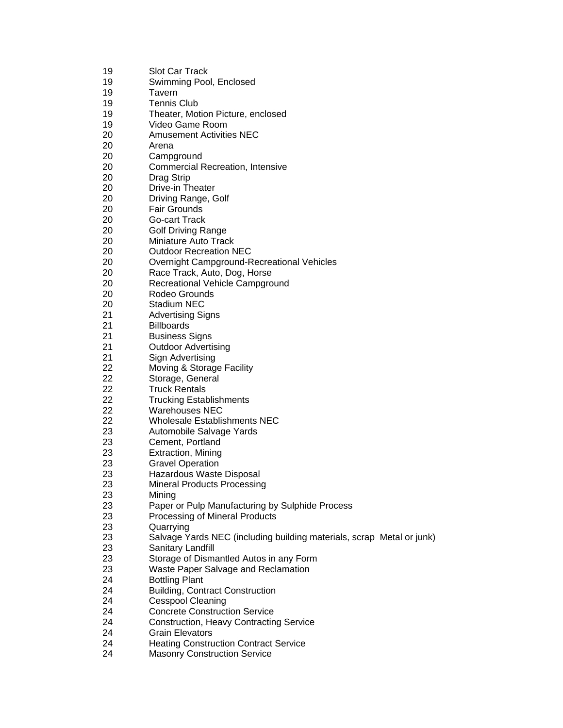| | |
|---|---|
| 19 | Slot Car Track |
| 19 | Swimming Pool, Enclosed |
| 19 | Tavern |
| 19 | Tennis Club |
| 19 | Theater, Motion Picture, enclosed |
| 19 | Video Game Room |
| 20 | Amusement Activities NEC |
| 20 | Arena |
| 20 | Campground |
| 20 | Commercial Recreation, Intensive |
| 20 | Drag Strip |
| 20 | Drive-in Theater |
| 20 | Driving Range, Golf |
| 20 | Fair Grounds |
| 20 | Go-cart Track |
| 20 | Golf Driving Range |
| 20 | Miniature Auto Track |
| 20 | Outdoor Recreation NEC |
| 20 | Overnight Campground-Recreational Vehicles |
| 20 | Race Track, Auto, Dog, Horse |
| 20 | Recreational Vehicle Campground |
| 20 | Rodeo Grounds |
| 20 | Stadium NEC |
| 21 | Advertising Signs |
| 21 | Billboards |
| 21 | Business Signs |
| 21 | Outdoor Advertising |
| 21 | Sign Advertising |
| 22 | Moving & Storage Facility |
| 22 | Storage, General |
| 22 | Truck Rentals |
| 22 | Trucking Establishments |
| 22 | Warehouses NEC |
| 22 | Wholesale Establishments NEC |
| 23 | Automobile Salvage Yards |
| 23 | Cement, Portland |
| 23 | Extraction, Mining |
| 23 | Gravel Operation |
| 23 | Hazardous Waste Disposal |
| 23 | Mineral Products Processing |
| 23 | Mining |
| 23 | Paper or Pulp Manufacturing by Sulphide Process |
| 23 | Processing of Mineral Products |
| 23 | Quarrying |
| 23 | Salvage Yards NEC (including building materials, scrap Metal or junk) |
| 23 | Sanitary Landfill |
| 23 | Storage of Dismantled Autos in any Form |
| 23 | Waste Paper Salvage and Reclamation |
| 24 | Bottling Plant |
| 24 | Building, Contract Construction |
| 24 | Cesspool Cleaning |
| 24 | Concrete Construction Service |
| 24 | Construction, Heavy Contracting Service |
| 24 | Grain Elevators |
| 24 | Heating Construction Contract Service |
| 24 | Masonry Construction Service |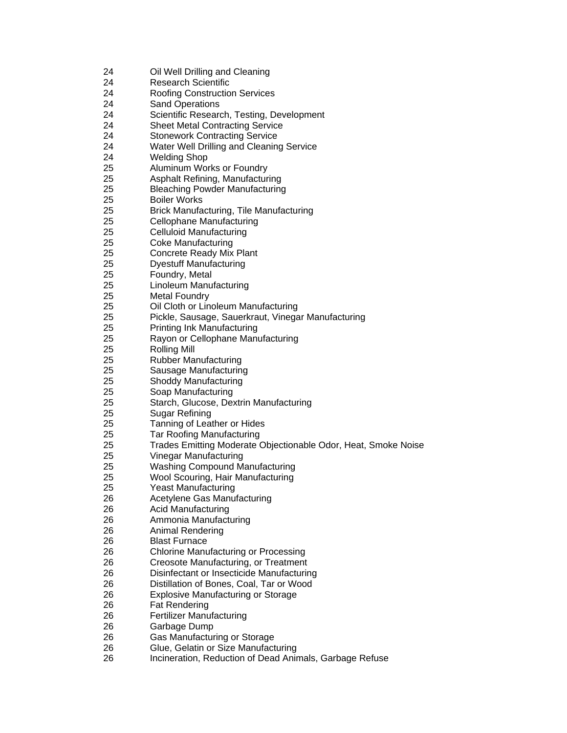| | |
|---|---|
| 24 | Oil Well Drilling and Cleaning |
| 24 | Research Scientific |
| 24 | Roofing Construction Services |
| 24 | Sand Operations |
| 24 | Scientific Research, Testing, Development |
| 24 | Sheet Metal Contracting Service |
| 24 | Stonework Contracting Service |
| 24 | Water Well Drilling and Cleaning Service |
| 24 | Welding Shop |
| 25 | Aluminum Works or Foundry |
| 25 | Asphalt Refining, Manufacturing |
| 25 | Bleaching Powder Manufacturing |
| 25 | Boiler Works |
| 25 | Brick Manufacturing, Tile Manufacturing |
| 25 | Cellophane Manufacturing |
| 25 | Celluloid Manufacturing |
| 25 | Coke Manufacturing |
| 25 | Concrete Ready Mix Plant |
| 25 | Dyestuff Manufacturing |
| 25 | Foundry, Metal |
| 25 | Linoleum Manufacturing |
| 25 | Metal Foundry |
| 25 | Oil Cloth or Linoleum Manufacturing |
| 25 | Pickle, Sausage, Sauerkraut, Vinegar Manufacturing |
| 25 | Printing Ink Manufacturing |
| 25 | Rayon or Cellophane Manufacturing |
| 25 | Rolling Mill |
| 25 | Rubber Manufacturing |
| 25 | Sausage Manufacturing |
| 25 | Shoddy Manufacturing |
| 25 | Soap Manufacturing |
| 25 | Starch, Glucose, Dextrin Manufacturing |
| 25 | Sugar Refining |
| 25 | Tanning of Leather or Hides |
| 25 | Tar Roofing Manufacturing |
| 25 | Trades Emitting Moderate Objectionable Odor, Heat, Smoke Noise |
| 25 | Vinegar Manufacturing |
| 25 | Washing Compound Manufacturing |
| 25 | Wool Scouring, Hair Manufacturing |
| 25 | Yeast Manufacturing |
| 26 | Acetylene Gas Manufacturing |
| 26 | Acid Manufacturing |
| 26 | Ammonia Manufacturing |
| 26 | Animal Rendering |
| 26 | Blast Furnace |
| 26 | Chlorine Manufacturing or Processing |
| 26 | Creosote Manufacturing, or Treatment |
| 26 | Disinfectant or Insecticide Manufacturing |
| 26 | Distillation of Bones, Coal, Tar or Wood |
| 26 | Explosive Manufacturing or Storage |
| 26 | Fat Rendering |
| 26 | Fertilizer Manufacturing |
| 26 | Garbage Dump |
| 26 | Gas Manufacturing or Storage |
| 26 | Glue, Gelatin or Size Manufacturing |
| 26 | Incineration, Reduction of Dead Animals, Garbage Refuse |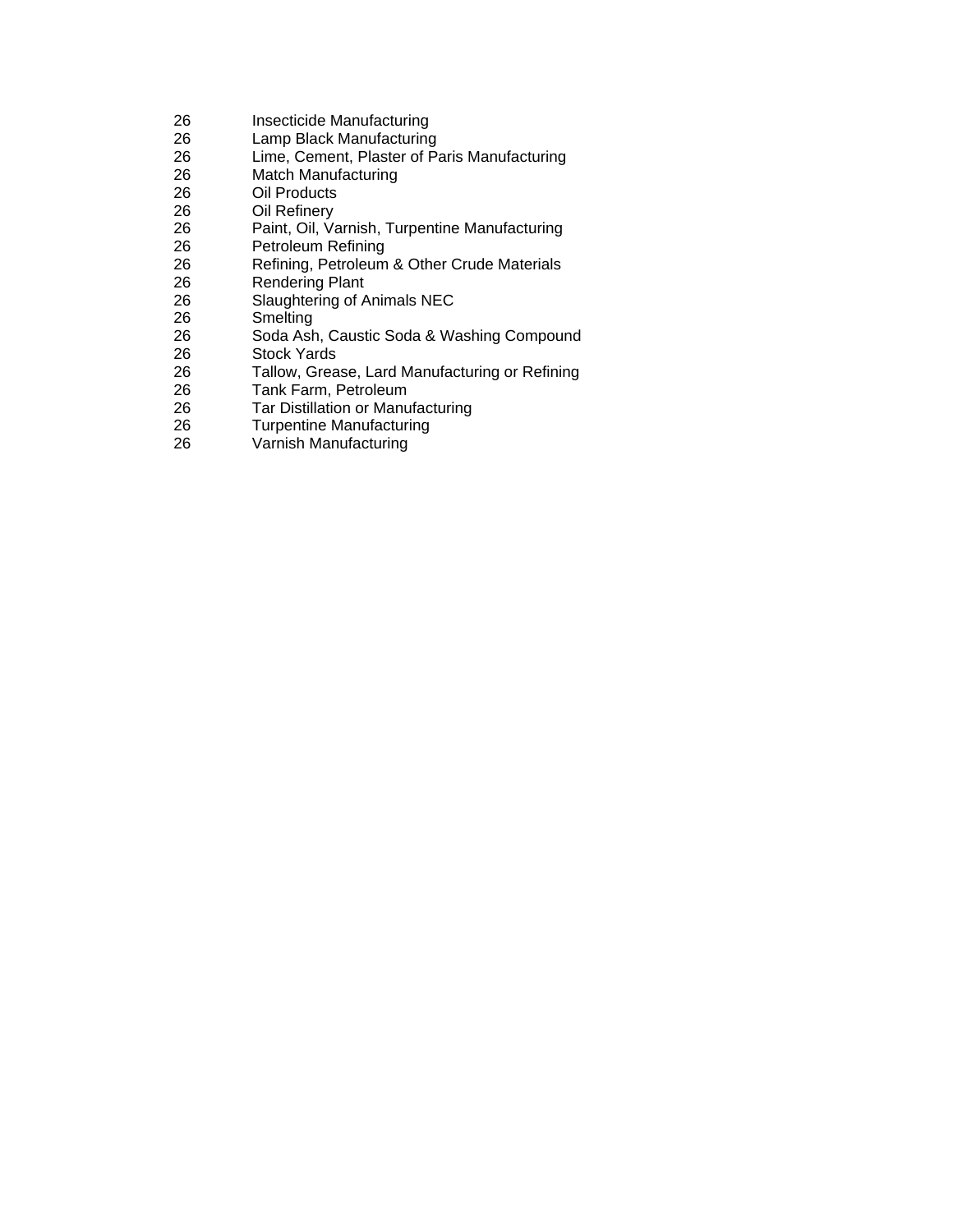| | |
|---|---|
| 26 | Insecticide Manufacturing |
| 26 | Lamp Black Manufacturing |
| 26 | Lime, Cement, Plaster of Paris Manufacturing |
| 26 | Match Manufacturing |
| 26 | Oil Products |
| 26 | Oil Refinery |
| 26 | Paint, Oil, Varnish, Turpentine Manufacturing |
| 26 | Petroleum Refining |
| 26 | Refining, Petroleum & Other Crude Materials |
| 26 | Rendering Plant |
| 26 | Slaughtering of Animals NEC |
| 26 | Smelting |
| 26 | Soda Ash, Caustic Soda & Washing Compound |
| 26 | Stock Yards |
| 26 | Tallow, Grease, Lard Manufacturing or Refining |
| 26 | Tank Farm, Petroleum |
| 26 | Tar Distillation or Manufacturing |
| 26 | Turpentine Manufacturing |
| 26 | Varnish Manufacturing |